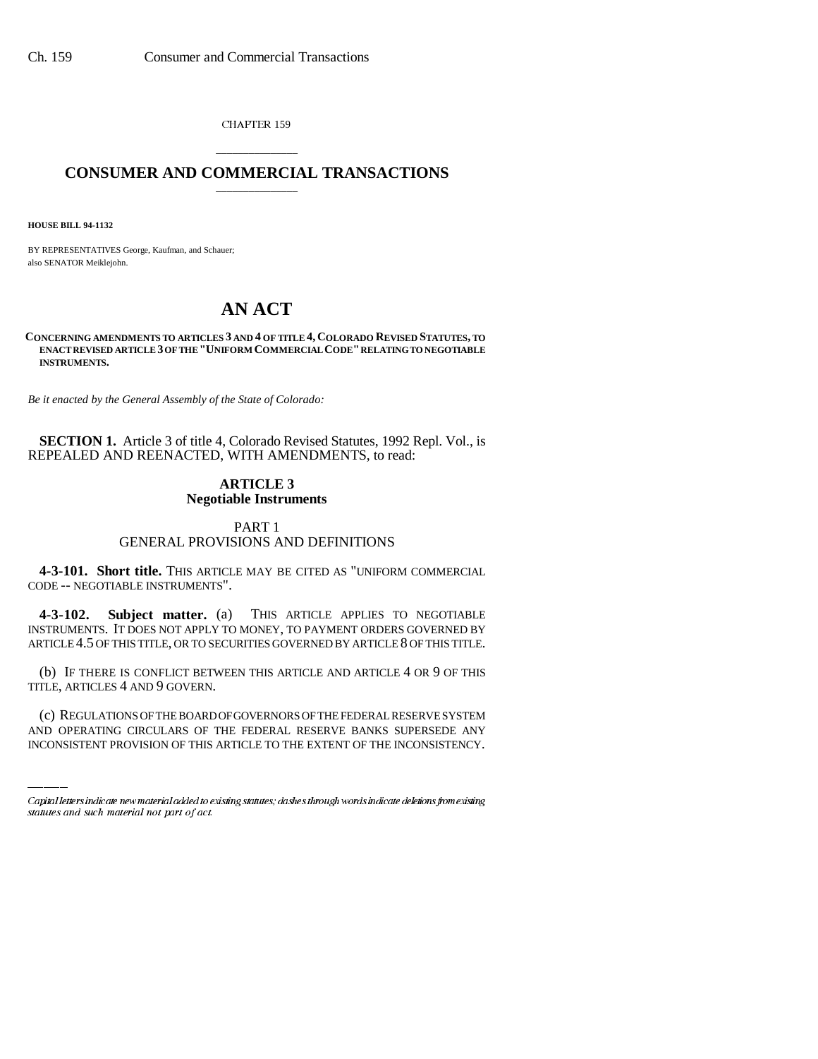CHAPTER 159

# CONSUMER AND COMMERCIAL TRANSACTIONS

**HOUSE BILL 94-1132**

BY REPRESENTATIVES George, Kaufman, and Schauer; also SENATOR Meiklejohn.

# AN ACT

**CONCERNING AMENDMENTS TO ARTICLES 3 AND 4 OF TITLE 4, COLORADO REVISED STATUTES, TO ENACT REVISED ARTICLE 3 OF THE "UNIFORM COMMERCIAL CODE" RELATING TO NEGOTIABLE INSTRUMENTS.**

*Be it enacted by the General Assembly of the State of Colorado:*

**SECTION 1.** Article 3 of title 4, Colorado Revised Statutes, 1992 Repl. Vol., is REPEALED AND REENACTED, WITH AMENDMENTS, to read:

## ARTICLE 3
## Negotiable Instruments

### PART 1
### GENERAL PROVISIONS AND DEFINITIONS

**4-3-101. Short title.** THIS ARTICLE MAY BE CITED AS "UNIFORM COMMERCIAL CODE -- NEGOTIABLE INSTRUMENTS".

**4-3-102. Subject matter.** (a) THIS ARTICLE APPLIES TO NEGOTIABLE INSTRUMENTS. IT DOES NOT APPLY TO MONEY, TO PAYMENT ORDERS GOVERNED BY ARTICLE 4.5 OF THIS TITLE, OR TO SECURITIES GOVERNED BY ARTICLE 8 OF THIS TITLE.

(b) IF THERE IS CONFLICT BETWEEN THIS ARTICLE AND ARTICLE 4 OR 9 OF THIS TITLE, ARTICLES 4 AND 9 GOVERN.

(c) REGULATIONS OF THE BOARD OF GOVERNORS OF THE FEDERAL RESERVE SYSTEM AND OPERATING CIRCULARS OF THE FEDERAL RESERVE BANKS SUPERSEDE ANY INCONSISTENT PROVISION OF THIS ARTICLE TO THE EXTENT OF THE INCONSISTENCY.

*Capital letters indicate new material added to existing statutes; dashes through words indicate deletions from existing statutes and such material not part of act.*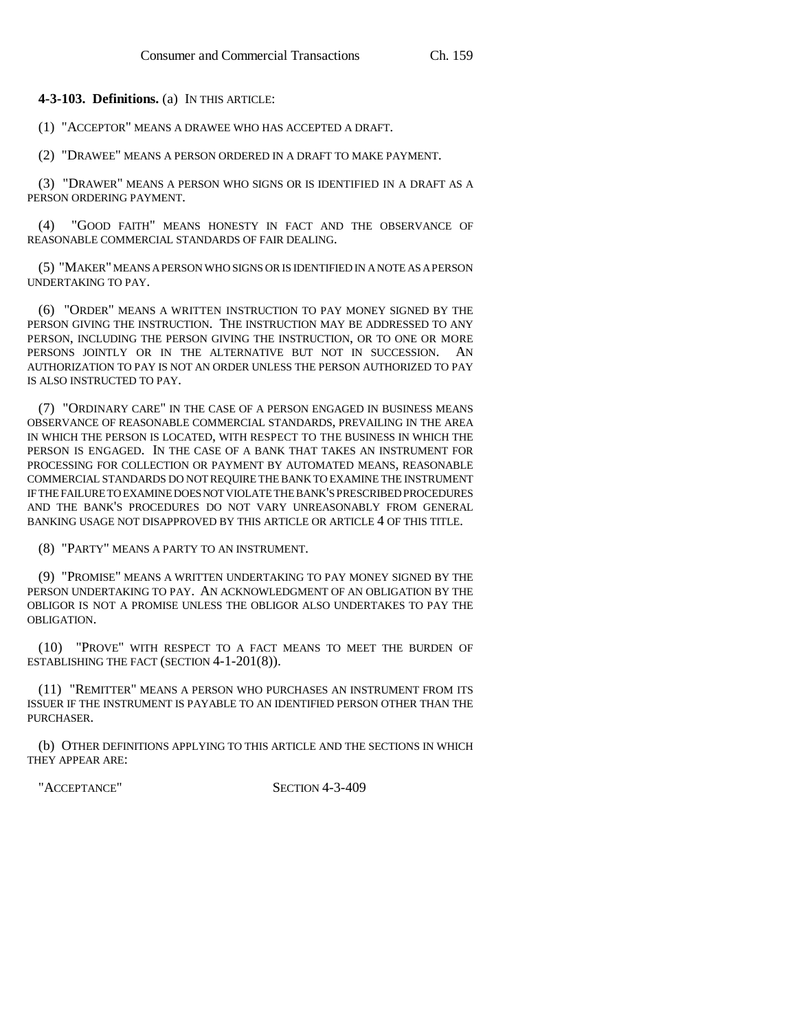**4-3-103. Definitions.** (a) IN THIS ARTICLE:

(1) "ACCEPTOR" MEANS A DRAWEE WHO HAS ACCEPTED A DRAFT.

(2) "DRAWEE" MEANS A PERSON ORDERED IN A DRAFT TO MAKE PAYMENT.

(3) "DRAWER" MEANS A PERSON WHO SIGNS OR IS IDENTIFIED IN A DRAFT AS A PERSON ORDERING PAYMENT.

(4) "GOOD FAITH" MEANS HONESTY IN FACT AND THE OBSERVANCE OF REASONABLE COMMERCIAL STANDARDS OF FAIR DEALING.

(5) "MAKER" MEANS A PERSON WHO SIGNS OR IS IDENTIFIED IN A NOTE AS A PERSON UNDERTAKING TO PAY.

(6) "ORDER" MEANS A WRITTEN INSTRUCTION TO PAY MONEY SIGNED BY THE PERSON GIVING THE INSTRUCTION. THE INSTRUCTION MAY BE ADDRESSED TO ANY PERSON, INCLUDING THE PERSON GIVING THE INSTRUCTION, OR TO ONE OR MORE PERSONS JOINTLY OR IN THE ALTERNATIVE BUT NOT IN SUCCESSION. AN AUTHORIZATION TO PAY IS NOT AN ORDER UNLESS THE PERSON AUTHORIZED TO PAY IS ALSO INSTRUCTED TO PAY.

(7) "ORDINARY CARE" IN THE CASE OF A PERSON ENGAGED IN BUSINESS MEANS OBSERVANCE OF REASONABLE COMMERCIAL STANDARDS, PREVAILING IN THE AREA IN WHICH THE PERSON IS LOCATED, WITH RESPECT TO THE BUSINESS IN WHICH THE PERSON IS ENGAGED. IN THE CASE OF A BANK THAT TAKES AN INSTRUMENT FOR PROCESSING FOR COLLECTION OR PAYMENT BY AUTOMATED MEANS, REASONABLE COMMERCIAL STANDARDS DO NOT REQUIRE THE BANK TO EXAMINE THE INSTRUMENT IF THE FAILURE TO EXAMINE DOES NOT VIOLATE THE BANK'S PRESCRIBED PROCEDURES AND THE BANK'S PROCEDURES DO NOT VARY UNREASONABLY FROM GENERAL BANKING USAGE NOT DISAPPROVED BY THIS ARTICLE OR ARTICLE 4 OF THIS TITLE.

(8) "PARTY" MEANS A PARTY TO AN INSTRUMENT.

(9) "PROMISE" MEANS A WRITTEN UNDERTAKING TO PAY MONEY SIGNED BY THE PERSON UNDERTAKING TO PAY. AN ACKNOWLEDGMENT OF AN OBLIGATION BY THE OBLIGOR IS NOT A PROMISE UNLESS THE OBLIGOR ALSO UNDERTAKES TO PAY THE OBLIGATION.

(10) "PROVE" WITH RESPECT TO A FACT MEANS TO MEET THE BURDEN OF ESTABLISHING THE FACT (SECTION 4-1-201(8)).

(11) "REMITTER" MEANS A PERSON WHO PURCHASES AN INSTRUMENT FROM ITS ISSUER IF THE INSTRUMENT IS PAYABLE TO AN IDENTIFIED PERSON OTHER THAN THE PURCHASER.

(b) OTHER DEFINITIONS APPLYING TO THIS ARTICLE AND THE SECTIONS IN WHICH THEY APPEAR ARE:

| | |
|---|---|
| "ACCEPTANCE" | SECTION 4-3-409 |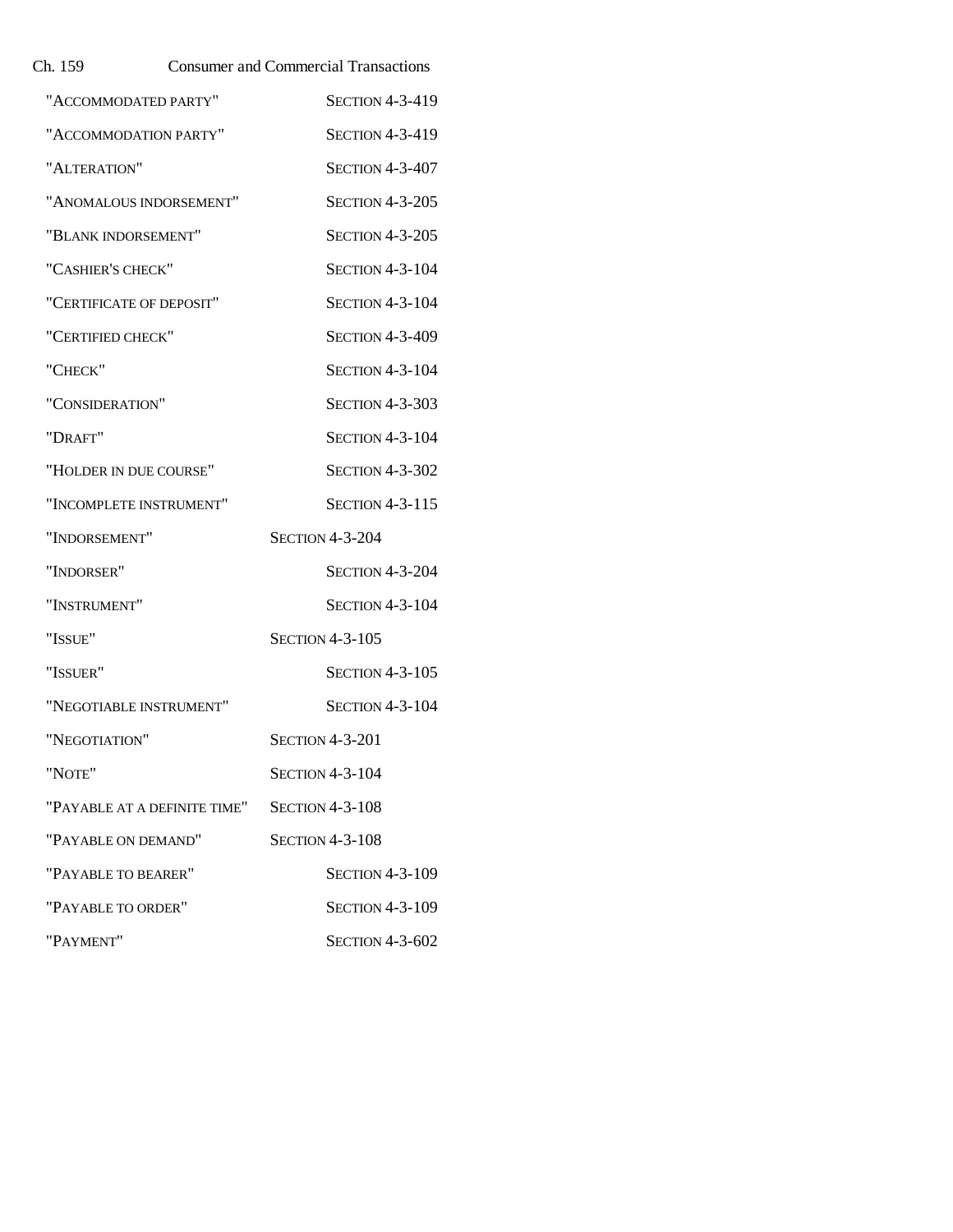| | |
|---|---|
| "ACCOMMODATED PARTY" | SECTION 4-3-419 |
| "ACCOMMODATION PARTY" | SECTION 4-3-419 |
| "ALTERATION" | SECTION 4-3-407 |
| "ANOMALOUS INDORSEMENT" | SECTION 4-3-205 |
| "BLANK INDORSEMENT" | SECTION 4-3-205 |
| "CASHIER'S CHECK" | SECTION 4-3-104 |
| "CERTIFICATE OF DEPOSIT" | SECTION 4-3-104 |
| "CERTIFIED CHECK" | SECTION 4-3-409 |
| "CHECK" | SECTION 4-3-104 |
| "CONSIDERATION" | SECTION 4-3-303 |
| "DRAFT" | SECTION 4-3-104 |
| "HOLDER IN DUE COURSE" | SECTION 4-3-302 |
| "INCOMPLETE INSTRUMENT" | SECTION 4-3-115 |
| "INDORSEMENT" | SECTION 4-3-204 |
| "INDORSER" | SECTION 4-3-204 |
| "INSTRUMENT" | SECTION 4-3-104 |
| "ISSUE" | SECTION 4-3-105 |
| "ISSUER" | SECTION 4-3-105 |
| "NEGOTIABLE INSTRUMENT" | SECTION 4-3-104 |
| "NEGOTIATION" | SECTION 4-3-201 |
| "NOTE" | SECTION 4-3-104 |
| "PAYABLE AT A DEFINITE TIME" | SECTION 4-3-108 |
| "PAYABLE ON DEMAND" | SECTION 4-3-108 |
| "PAYABLE TO BEARER" | SECTION 4-3-109 |
| "PAYABLE TO ORDER" | SECTION 4-3-109 |
| "PAYMENT" | SECTION 4-3-602 |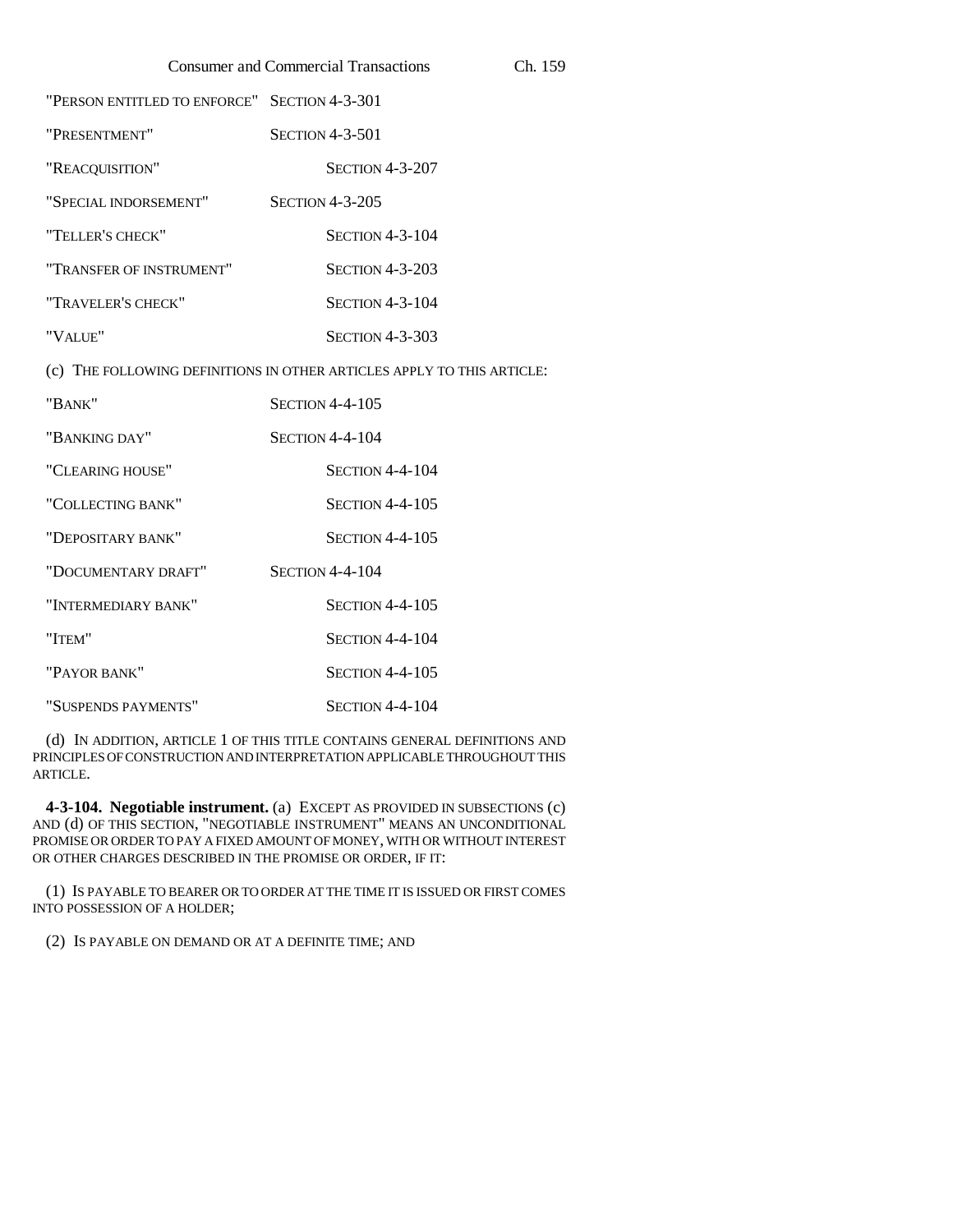| | |
|---|---|
| "PERSON ENTITLED TO ENFORCE" | SECTION 4-3-301 |
| "PRESENTMENT" | SECTION 4-3-501 |
| "REACQUISITION" | SECTION 4-3-207 |
| "SPECIAL INDORSEMENT" | SECTION 4-3-205 |
| "TELLER'S CHECK" | SECTION 4-3-104 |
| "TRANSFER OF INSTRUMENT" | SECTION 4-3-203 |
| "TRAVELER'S CHECK" | SECTION 4-3-104 |
| "VALUE" | SECTION 4-3-303 |

(c) THE FOLLOWING DEFINITIONS IN OTHER ARTICLES APPLY TO THIS ARTICLE:

| | |
|---|---|
| "BANK" | SECTION 4-4-105 |
| "BANKING DAY" | SECTION 4-4-104 |
| "CLEARING HOUSE" | SECTION 4-4-104 |
| "COLLECTING BANK" | SECTION 4-4-105 |
| "DEPOSITARY BANK" | SECTION 4-4-105 |
| "DOCUMENTARY DRAFT" | SECTION 4-4-104 |
| "INTERMEDIARY BANK" | SECTION 4-4-105 |
| "ITEM" | SECTION 4-4-104 |
| "PAYOR BANK" | SECTION 4-4-105 |
| "SUSPENDS PAYMENTS" | SECTION 4-4-104 |

(d) IN ADDITION, ARTICLE 1 OF THIS TITLE CONTAINS GENERAL DEFINITIONS AND PRINCIPLES OF CONSTRUCTION AND INTERPRETATION APPLICABLE THROUGHOUT THIS ARTICLE.

**4-3-104. Negotiable instrument.** (a) EXCEPT AS PROVIDED IN SUBSECTIONS (c) AND (d) OF THIS SECTION, "NEGOTIABLE INSTRUMENT" MEANS AN UNCONDITIONAL PROMISE OR ORDER TO PAY A FIXED AMOUNT OF MONEY, WITH OR WITHOUT INTEREST OR OTHER CHARGES DESCRIBED IN THE PROMISE OR ORDER, IF IT:

(1) IS PAYABLE TO BEARER OR TO ORDER AT THE TIME IT IS ISSUED OR FIRST COMES INTO POSSESSION OF A HOLDER;

(2) IS PAYABLE ON DEMAND OR AT A DEFINITE TIME; AND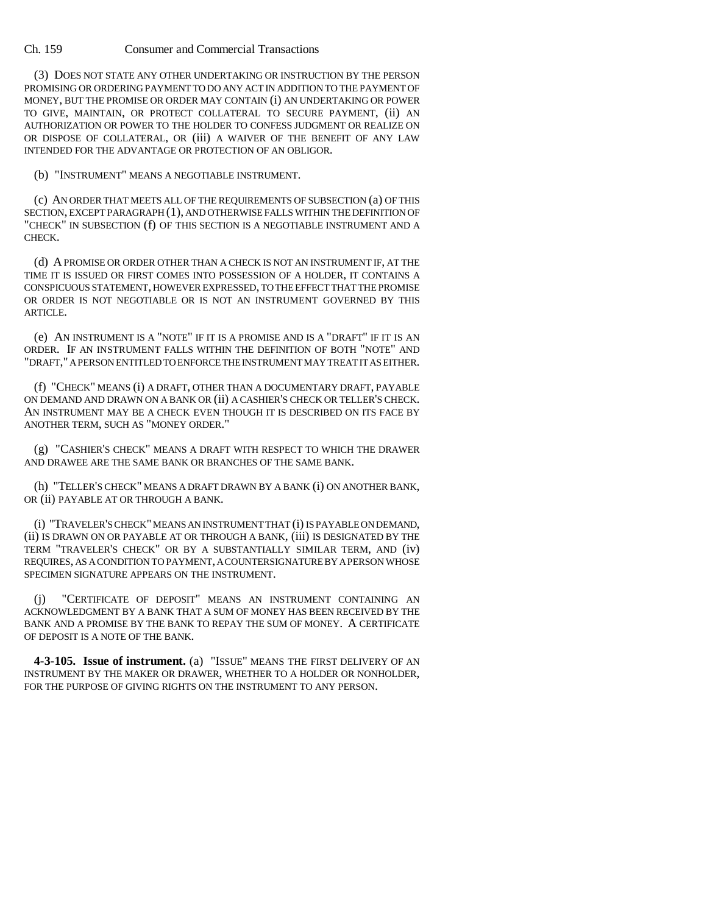(3) DOES NOT STATE ANY OTHER UNDERTAKING OR INSTRUCTION BY THE PERSON PROMISING OR ORDERING PAYMENT TO DO ANY ACT IN ADDITION TO THE PAYMENT OF MONEY, BUT THE PROMISE OR ORDER MAY CONTAIN (i) AN UNDERTAKING OR POWER TO GIVE, MAINTAIN, OR PROTECT COLLATERAL TO SECURE PAYMENT, (ii) AN AUTHORIZATION OR POWER TO THE HOLDER TO CONFESS JUDGMENT OR REALIZE ON OR DISPOSE OF COLLATERAL, OR (iii) A WAIVER OF THE BENEFIT OF ANY LAW INTENDED FOR THE ADVANTAGE OR PROTECTION OF AN OBLIGOR.

(b) "INSTRUMENT" MEANS A NEGOTIABLE INSTRUMENT.

(c) AN ORDER THAT MEETS ALL OF THE REQUIREMENTS OF SUBSECTION (a) OF THIS SECTION, EXCEPT PARAGRAPH (1), AND OTHERWISE FALLS WITHIN THE DEFINITION OF "CHECK" IN SUBSECTION (f) OF THIS SECTION IS A NEGOTIABLE INSTRUMENT AND A CHECK.

(d) A PROMISE OR ORDER OTHER THAN A CHECK IS NOT AN INSTRUMENT IF, AT THE TIME IT IS ISSUED OR FIRST COMES INTO POSSESSION OF A HOLDER, IT CONTAINS A CONSPICUOUS STATEMENT, HOWEVER EXPRESSED, TO THE EFFECT THAT THE PROMISE OR ORDER IS NOT NEGOTIABLE OR IS NOT AN INSTRUMENT GOVERNED BY THIS ARTICLE.

(e) AN INSTRUMENT IS A "NOTE" IF IT IS A PROMISE AND IS A "DRAFT" IF IT IS AN ORDER. IF AN INSTRUMENT FALLS WITHIN THE DEFINITION OF BOTH "NOTE" AND "DRAFT," A PERSON ENTITLED TO ENFORCE THE INSTRUMENT MAY TREAT IT AS EITHER.

(f) "CHECK" MEANS (i) A DRAFT, OTHER THAN A DOCUMENTARY DRAFT, PAYABLE ON DEMAND AND DRAWN ON A BANK OR (ii) A CASHIER'S CHECK OR TELLER'S CHECK. AN INSTRUMENT MAY BE A CHECK EVEN THOUGH IT IS DESCRIBED ON ITS FACE BY ANOTHER TERM, SUCH AS "MONEY ORDER."

(g) "CASHIER'S CHECK" MEANS A DRAFT WITH RESPECT TO WHICH THE DRAWER AND DRAWEE ARE THE SAME BANK OR BRANCHES OF THE SAME BANK.

(h) "TELLER'S CHECK" MEANS A DRAFT DRAWN BY A BANK (i) ON ANOTHER BANK, OR (ii) PAYABLE AT OR THROUGH A BANK.

(i) "TRAVELER'S CHECK" MEANS AN INSTRUMENT THAT (i) IS PAYABLE ON DEMAND, (ii) IS DRAWN ON OR PAYABLE AT OR THROUGH A BANK, (iii) IS DESIGNATED BY THE TERM "TRAVELER'S CHECK" OR BY A SUBSTANTIALLY SIMILAR TERM, AND (iv) REQUIRES, AS A CONDITION TO PAYMENT, A COUNTERSIGNATURE BY A PERSON WHOSE SPECIMEN SIGNATURE APPEARS ON THE INSTRUMENT.

(j) "CERTIFICATE OF DEPOSIT" MEANS AN INSTRUMENT CONTAINING AN ACKNOWLEDGMENT BY A BANK THAT A SUM OF MONEY HAS BEEN RECEIVED BY THE BANK AND A PROMISE BY THE BANK TO REPAY THE SUM OF MONEY. A CERTIFICATE OF DEPOSIT IS A NOTE OF THE BANK.

**4-3-105. Issue of instrument.** (a) "ISSUE" MEANS THE FIRST DELIVERY OF AN INSTRUMENT BY THE MAKER OR DRAWER, WHETHER TO A HOLDER OR NONHOLDER, FOR THE PURPOSE OF GIVING RIGHTS ON THE INSTRUMENT TO ANY PERSON.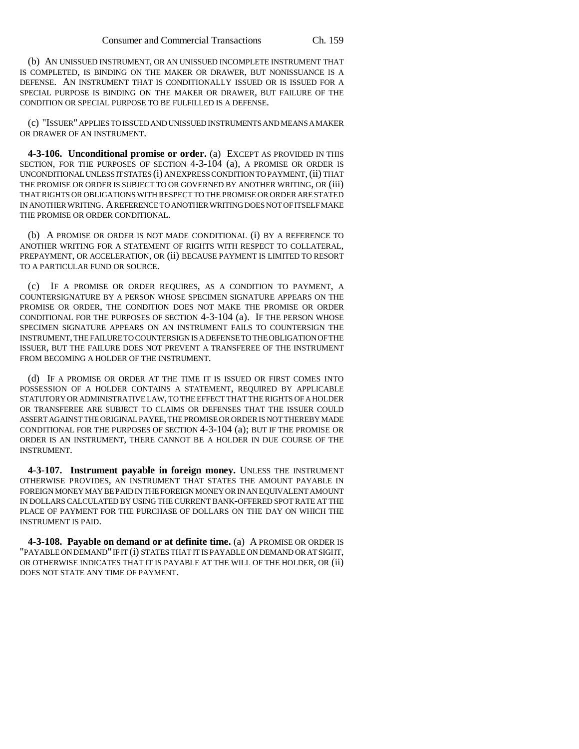(b) AN UNISSUED INSTRUMENT, OR AN UNISSUED INCOMPLETE INSTRUMENT THAT IS COMPLETED, IS BINDING ON THE MAKER OR DRAWER, BUT NONISSUANCE IS A DEFENSE. AN INSTRUMENT THAT IS CONDITIONALLY ISSUED OR IS ISSUED FOR A SPECIAL PURPOSE IS BINDING ON THE MAKER OR DRAWER, BUT FAILURE OF THE CONDITION OR SPECIAL PURPOSE TO BE FULFILLED IS A DEFENSE.

(c) "ISSUER" APPLIES TO ISSUED AND UNISSUED INSTRUMENTS AND MEANS A MAKER OR DRAWER OF AN INSTRUMENT.

**4-3-106. Unconditional promise or order.** (a) EXCEPT AS PROVIDED IN THIS SECTION, FOR THE PURPOSES OF SECTION 4-3-104 (a), A PROMISE OR ORDER IS UNCONDITIONAL UNLESS IT STATES (i) AN EXPRESS CONDITION TO PAYMENT, (ii) THAT THE PROMISE OR ORDER IS SUBJECT TO OR GOVERNED BY ANOTHER WRITING, OR (iii) THAT RIGHTS OR OBLIGATIONS WITH RESPECT TO THE PROMISE OR ORDER ARE STATED IN ANOTHER WRITING. A REFERENCE TO ANOTHER WRITING DOES NOT OF ITSELF MAKE THE PROMISE OR ORDER CONDITIONAL.

(b) A PROMISE OR ORDER IS NOT MADE CONDITIONAL (i) BY A REFERENCE TO ANOTHER WRITING FOR A STATEMENT OF RIGHTS WITH RESPECT TO COLLATERAL, PREPAYMENT, OR ACCELERATION, OR (ii) BECAUSE PAYMENT IS LIMITED TO RESORT TO A PARTICULAR FUND OR SOURCE.

(c) IF A PROMISE OR ORDER REQUIRES, AS A CONDITION TO PAYMENT, A COUNTERSIGNATURE BY A PERSON WHOSE SPECIMEN SIGNATURE APPEARS ON THE PROMISE OR ORDER, THE CONDITION DOES NOT MAKE THE PROMISE OR ORDER CONDITIONAL FOR THE PURPOSES OF SECTION 4-3-104 (a). IF THE PERSON WHOSE SPECIMEN SIGNATURE APPEARS ON AN INSTRUMENT FAILS TO COUNTERSIGN THE INSTRUMENT, THE FAILURE TO COUNTERSIGN IS A DEFENSE TO THE OBLIGATION OF THE ISSUER, BUT THE FAILURE DOES NOT PREVENT A TRANSFEREE OF THE INSTRUMENT FROM BECOMING A HOLDER OF THE INSTRUMENT.

(d) IF A PROMISE OR ORDER AT THE TIME IT IS ISSUED OR FIRST COMES INTO POSSESSION OF A HOLDER CONTAINS A STATEMENT, REQUIRED BY APPLICABLE STATUTORY OR ADMINISTRATIVE LAW, TO THE EFFECT THAT THE RIGHTS OF A HOLDER OR TRANSFEREE ARE SUBJECT TO CLAIMS OR DEFENSES THAT THE ISSUER COULD ASSERT AGAINST THE ORIGINAL PAYEE, THE PROMISE OR ORDER IS NOT THEREBY MADE CONDITIONAL FOR THE PURPOSES OF SECTION 4-3-104 (a); BUT IF THE PROMISE OR ORDER IS AN INSTRUMENT, THERE CANNOT BE A HOLDER IN DUE COURSE OF THE INSTRUMENT.

**4-3-107. Instrument payable in foreign money.** UNLESS THE INSTRUMENT OTHERWISE PROVIDES, AN INSTRUMENT THAT STATES THE AMOUNT PAYABLE IN FOREIGN MONEY MAY BE PAID IN THE FOREIGN MONEY OR IN AN EQUIVALENT AMOUNT IN DOLLARS CALCULATED BY USING THE CURRENT BANK-OFFERED SPOT RATE AT THE PLACE OF PAYMENT FOR THE PURCHASE OF DOLLARS ON THE DAY ON WHICH THE INSTRUMENT IS PAID.

**4-3-108. Payable on demand or at definite time.** (a) A PROMISE OR ORDER IS "PAYABLE ON DEMAND" IF IT (i) STATES THAT IT IS PAYABLE ON DEMAND OR AT SIGHT, OR OTHERWISE INDICATES THAT IT IS PAYABLE AT THE WILL OF THE HOLDER, OR (ii) DOES NOT STATE ANY TIME OF PAYMENT.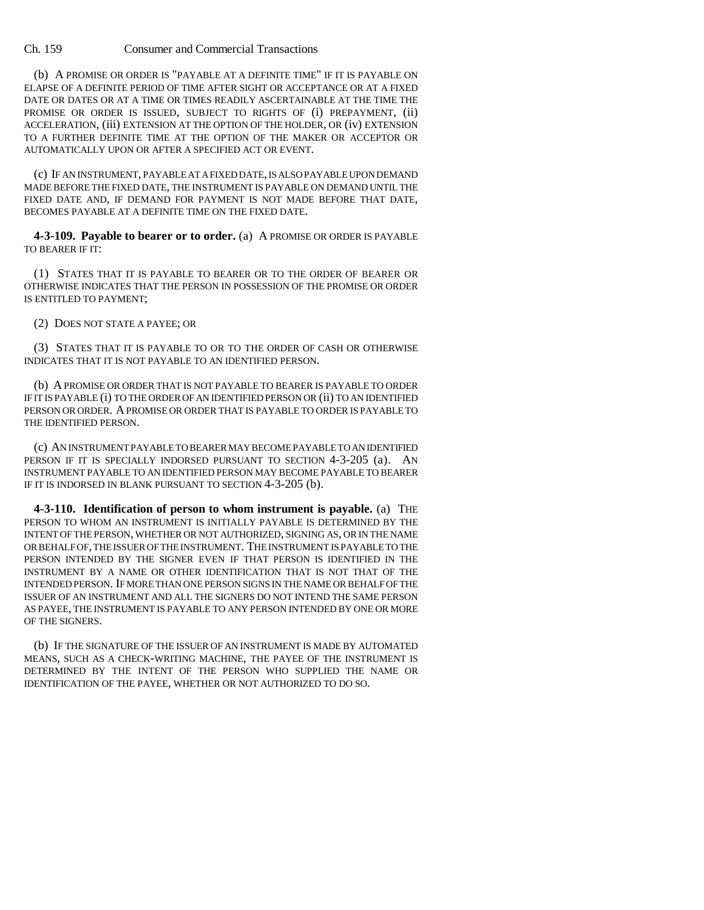(b) A PROMISE OR ORDER IS "PAYABLE AT A DEFINITE TIME" IF IT IS PAYABLE ON ELAPSE OF A DEFINITE PERIOD OF TIME AFTER SIGHT OR ACCEPTANCE OR AT A FIXED DATE OR DATES OR AT A TIME OR TIMES READILY ASCERTAINABLE AT THE TIME THE PROMISE OR ORDER IS ISSUED, SUBJECT TO RIGHTS OF (i) PREPAYMENT, (ii) ACCELERATION, (iii) EXTENSION AT THE OPTION OF THE HOLDER, OR (iv) EXTENSION TO A FURTHER DEFINITE TIME AT THE OPTION OF THE MAKER OR ACCEPTOR OR AUTOMATICALLY UPON OR AFTER A SPECIFIED ACT OR EVENT.

(c) IF AN INSTRUMENT, PAYABLE AT A FIXED DATE, IS ALSO PAYABLE UPON DEMAND MADE BEFORE THE FIXED DATE, THE INSTRUMENT IS PAYABLE ON DEMAND UNTIL THE FIXED DATE AND, IF DEMAND FOR PAYMENT IS NOT MADE BEFORE THAT DATE, BECOMES PAYABLE AT A DEFINITE TIME ON THE FIXED DATE.

**4-3-109. Payable to bearer or to order.** (a) A PROMISE OR ORDER IS PAYABLE TO BEARER IF IT:

(1) STATES THAT IT IS PAYABLE TO BEARER OR TO THE ORDER OF BEARER OR OTHERWISE INDICATES THAT THE PERSON IN POSSESSION OF THE PROMISE OR ORDER IS ENTITLED TO PAYMENT;

(2) DOES NOT STATE A PAYEE; OR

(3) STATES THAT IT IS PAYABLE TO OR TO THE ORDER OF CASH OR OTHERWISE INDICATES THAT IT IS NOT PAYABLE TO AN IDENTIFIED PERSON.

(b) A PROMISE OR ORDER THAT IS NOT PAYABLE TO BEARER IS PAYABLE TO ORDER IF IT IS PAYABLE (i) TO THE ORDER OF AN IDENTIFIED PERSON OR (ii) TO AN IDENTIFIED PERSON OR ORDER. A PROMISE OR ORDER THAT IS PAYABLE TO ORDER IS PAYABLE TO THE IDENTIFIED PERSON.

(c) AN INSTRUMENT PAYABLE TO BEARER MAY BECOME PAYABLE TO AN IDENTIFIED PERSON IF IT IS SPECIALLY INDORSED PURSUANT TO SECTION 4-3-205 (a). AN INSTRUMENT PAYABLE TO AN IDENTIFIED PERSON MAY BECOME PAYABLE TO BEARER IF IT IS INDORSED IN BLANK PURSUANT TO SECTION 4-3-205 (b).

**4-3-110. Identification of person to whom instrument is payable.** (a) THE PERSON TO WHOM AN INSTRUMENT IS INITIALLY PAYABLE IS DETERMINED BY THE INTENT OF THE PERSON, WHETHER OR NOT AUTHORIZED, SIGNING AS, OR IN THE NAME OR BEHALF OF, THE ISSUER OF THE INSTRUMENT. THE INSTRUMENT IS PAYABLE TO THE PERSON INTENDED BY THE SIGNER EVEN IF THAT PERSON IS IDENTIFIED IN THE INSTRUMENT BY A NAME OR OTHER IDENTIFICATION THAT IS NOT THAT OF THE INTENDED PERSON. IF MORE THAN ONE PERSON SIGNS IN THE NAME OR BEHALF OF THE ISSUER OF AN INSTRUMENT AND ALL THE SIGNERS DO NOT INTEND THE SAME PERSON AS PAYEE, THE INSTRUMENT IS PAYABLE TO ANY PERSON INTENDED BY ONE OR MORE OF THE SIGNERS.

(b) IF THE SIGNATURE OF THE ISSUER OF AN INSTRUMENT IS MADE BY AUTOMATED MEANS, SUCH AS A CHECK-WRITING MACHINE, THE PAYEE OF THE INSTRUMENT IS DETERMINED BY THE INTENT OF THE PERSON WHO SUPPLIED THE NAME OR IDENTIFICATION OF THE PAYEE, WHETHER OR NOT AUTHORIZED TO DO SO.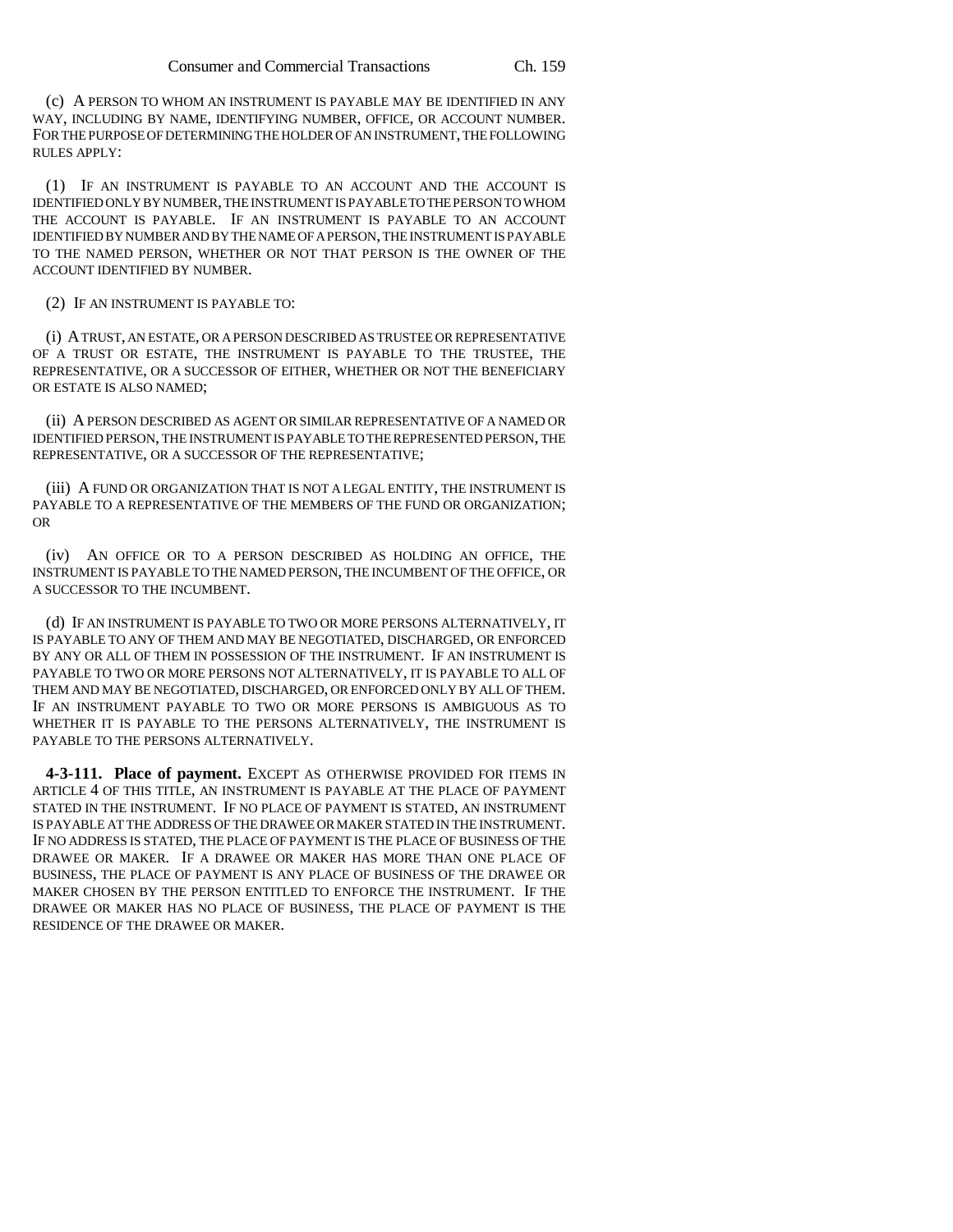(c) A PERSON TO WHOM AN INSTRUMENT IS PAYABLE MAY BE IDENTIFIED IN ANY WAY, INCLUDING BY NAME, IDENTIFYING NUMBER, OFFICE, OR ACCOUNT NUMBER. FOR THE PURPOSE OF DETERMINING THE HOLDER OF AN INSTRUMENT, THE FOLLOWING RULES APPLY:

(1) IF AN INSTRUMENT IS PAYABLE TO AN ACCOUNT AND THE ACCOUNT IS IDENTIFIED ONLY BY NUMBER, THE INSTRUMENT IS PAYABLE TO THE PERSON TO WHOM THE ACCOUNT IS PAYABLE. IF AN INSTRUMENT IS PAYABLE TO AN ACCOUNT IDENTIFIED BY NUMBER AND BY THE NAME OF A PERSON, THE INSTRUMENT IS PAYABLE TO THE NAMED PERSON, WHETHER OR NOT THAT PERSON IS THE OWNER OF THE ACCOUNT IDENTIFIED BY NUMBER.

(2) IF AN INSTRUMENT IS PAYABLE TO:

(i) A TRUST, AN ESTATE, OR A PERSON DESCRIBED AS TRUSTEE OR REPRESENTATIVE OF A TRUST OR ESTATE, THE INSTRUMENT IS PAYABLE TO THE TRUSTEE, THE REPRESENTATIVE, OR A SUCCESSOR OF EITHER, WHETHER OR NOT THE BENEFICIARY OR ESTATE IS ALSO NAMED;

(ii) A PERSON DESCRIBED AS AGENT OR SIMILAR REPRESENTATIVE OF A NAMED OR IDENTIFIED PERSON, THE INSTRUMENT IS PAYABLE TO THE REPRESENTED PERSON, THE REPRESENTATIVE, OR A SUCCESSOR OF THE REPRESENTATIVE;

(iii) A FUND OR ORGANIZATION THAT IS NOT A LEGAL ENTITY, THE INSTRUMENT IS PAYABLE TO A REPRESENTATIVE OF THE MEMBERS OF THE FUND OR ORGANIZATION; OR

(iv) AN OFFICE OR TO A PERSON DESCRIBED AS HOLDING AN OFFICE, THE INSTRUMENT IS PAYABLE TO THE NAMED PERSON, THE INCUMBENT OF THE OFFICE, OR A SUCCESSOR TO THE INCUMBENT.

(d) IF AN INSTRUMENT IS PAYABLE TO TWO OR MORE PERSONS ALTERNATIVELY, IT IS PAYABLE TO ANY OF THEM AND MAY BE NEGOTIATED, DISCHARGED, OR ENFORCED BY ANY OR ALL OF THEM IN POSSESSION OF THE INSTRUMENT. IF AN INSTRUMENT IS PAYABLE TO TWO OR MORE PERSONS NOT ALTERNATIVELY, IT IS PAYABLE TO ALL OF THEM AND MAY BE NEGOTIATED, DISCHARGED, OR ENFORCED ONLY BY ALL OF THEM. IF AN INSTRUMENT PAYABLE TO TWO OR MORE PERSONS IS AMBIGUOUS AS TO WHETHER IT IS PAYABLE TO THE PERSONS ALTERNATIVELY, THE INSTRUMENT IS PAYABLE TO THE PERSONS ALTERNATIVELY.

**4-3-111. Place of payment.** EXCEPT AS OTHERWISE PROVIDED FOR ITEMS IN ARTICLE 4 OF THIS TITLE, AN INSTRUMENT IS PAYABLE AT THE PLACE OF PAYMENT STATED IN THE INSTRUMENT. IF NO PLACE OF PAYMENT IS STATED, AN INSTRUMENT IS PAYABLE AT THE ADDRESS OF THE DRAWEE OR MAKER STATED IN THE INSTRUMENT. IF NO ADDRESS IS STATED, THE PLACE OF PAYMENT IS THE PLACE OF BUSINESS OF THE DRAWEE OR MAKER. IF A DRAWEE OR MAKER HAS MORE THAN ONE PLACE OF BUSINESS, THE PLACE OF PAYMENT IS ANY PLACE OF BUSINESS OF THE DRAWEE OR MAKER CHOSEN BY THE PERSON ENTITLED TO ENFORCE THE INSTRUMENT. IF THE DRAWEE OR MAKER HAS NO PLACE OF BUSINESS, THE PLACE OF PAYMENT IS THE RESIDENCE OF THE DRAWEE OR MAKER.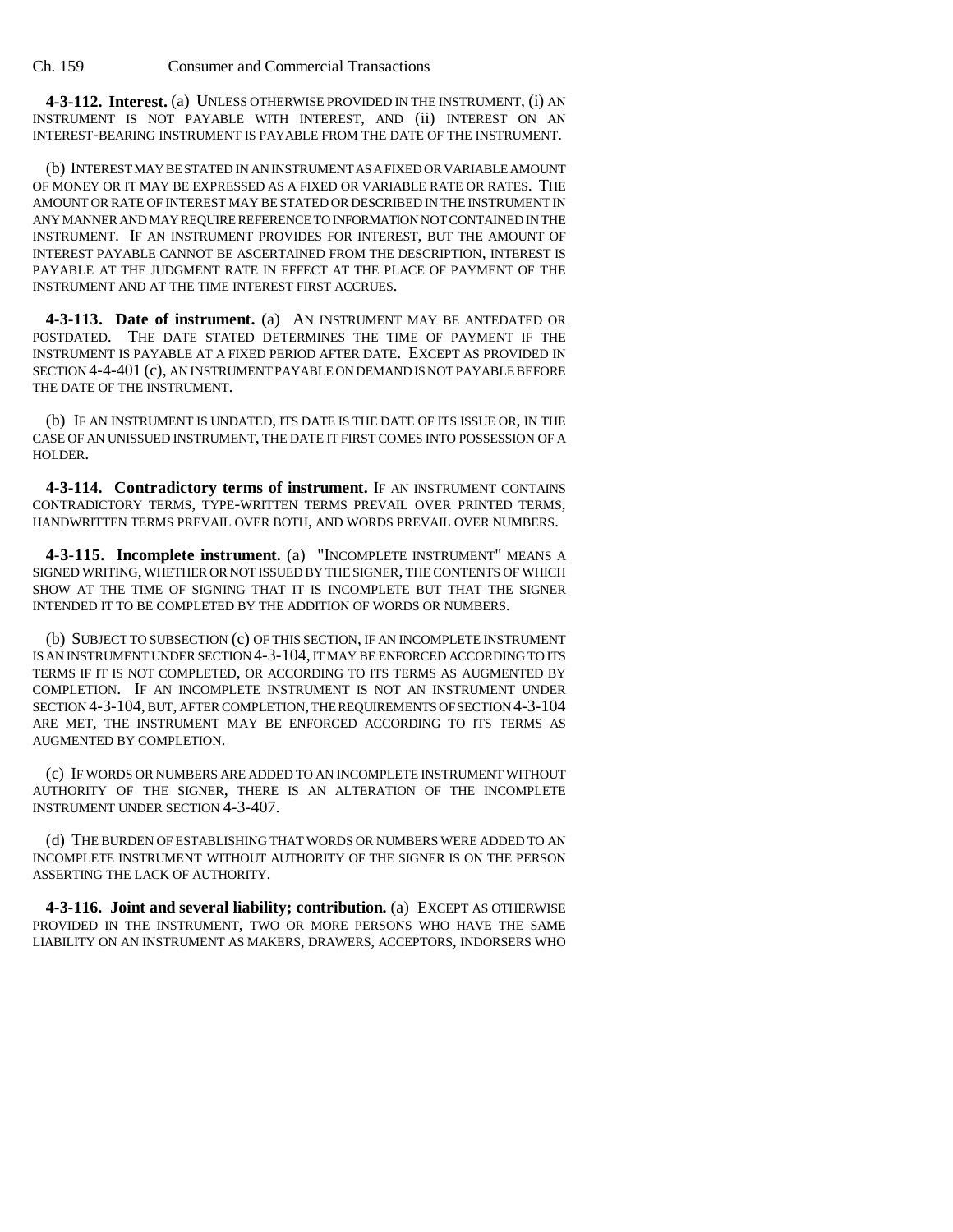**4-3-112. Interest.** (a) UNLESS OTHERWISE PROVIDED IN THE INSTRUMENT, (i) AN INSTRUMENT IS NOT PAYABLE WITH INTEREST, AND (ii) INTEREST ON AN INTEREST-BEARING INSTRUMENT IS PAYABLE FROM THE DATE OF THE INSTRUMENT.

(b) INTEREST MAY BE STATED IN AN INSTRUMENT AS A FIXED OR VARIABLE AMOUNT OF MONEY OR IT MAY BE EXPRESSED AS A FIXED OR VARIABLE RATE OR RATES. THE AMOUNT OR RATE OF INTEREST MAY BE STATED OR DESCRIBED IN THE INSTRUMENT IN ANY MANNER AND MAY REQUIRE REFERENCE TO INFORMATION NOT CONTAINED IN THE INSTRUMENT. IF AN INSTRUMENT PROVIDES FOR INTEREST, BUT THE AMOUNT OF INTEREST PAYABLE CANNOT BE ASCERTAINED FROM THE DESCRIPTION, INTEREST IS PAYABLE AT THE JUDGMENT RATE IN EFFECT AT THE PLACE OF PAYMENT OF THE INSTRUMENT AND AT THE TIME INTEREST FIRST ACCRUES.

**4-3-113. Date of instrument.** (a) AN INSTRUMENT MAY BE ANTEDATED OR POSTDATED. THE DATE STATED DETERMINES THE TIME OF PAYMENT IF THE INSTRUMENT IS PAYABLE AT A FIXED PERIOD AFTER DATE. EXCEPT AS PROVIDED IN SECTION 4-4-401 (c), AN INSTRUMENT PAYABLE ON DEMAND IS NOT PAYABLE BEFORE THE DATE OF THE INSTRUMENT.

(b) IF AN INSTRUMENT IS UNDATED, ITS DATE IS THE DATE OF ITS ISSUE OR, IN THE CASE OF AN UNISSUED INSTRUMENT, THE DATE IT FIRST COMES INTO POSSESSION OF A HOLDER.

**4-3-114. Contradictory terms of instrument.** IF AN INSTRUMENT CONTAINS CONTRADICTORY TERMS, TYPE-WRITTEN TERMS PREVAIL OVER PRINTED TERMS, HANDWRITTEN TERMS PREVAIL OVER BOTH, AND WORDS PREVAIL OVER NUMBERS.

**4-3-115. Incomplete instrument.** (a) "INCOMPLETE INSTRUMENT" MEANS A SIGNED WRITING, WHETHER OR NOT ISSUED BY THE SIGNER, THE CONTENTS OF WHICH SHOW AT THE TIME OF SIGNING THAT IT IS INCOMPLETE BUT THAT THE SIGNER INTENDED IT TO BE COMPLETED BY THE ADDITION OF WORDS OR NUMBERS.

(b) SUBJECT TO SUBSECTION (c) OF THIS SECTION, IF AN INCOMPLETE INSTRUMENT IS AN INSTRUMENT UNDER SECTION 4-3-104, IT MAY BE ENFORCED ACCORDING TO ITS TERMS IF IT IS NOT COMPLETED, OR ACCORDING TO ITS TERMS AS AUGMENTED BY COMPLETION. IF AN INCOMPLETE INSTRUMENT IS NOT AN INSTRUMENT UNDER SECTION 4-3-104, BUT, AFTER COMPLETION, THE REQUIREMENTS OF SECTION 4-3-104 ARE MET, THE INSTRUMENT MAY BE ENFORCED ACCORDING TO ITS TERMS AS AUGMENTED BY COMPLETION.

(c) IF WORDS OR NUMBERS ARE ADDED TO AN INCOMPLETE INSTRUMENT WITHOUT AUTHORITY OF THE SIGNER, THERE IS AN ALTERATION OF THE INCOMPLETE INSTRUMENT UNDER SECTION 4-3-407.

(d) THE BURDEN OF ESTABLISHING THAT WORDS OR NUMBERS WERE ADDED TO AN INCOMPLETE INSTRUMENT WITHOUT AUTHORITY OF THE SIGNER IS ON THE PERSON ASSERTING THE LACK OF AUTHORITY.

**4-3-116. Joint and several liability; contribution.** (a) EXCEPT AS OTHERWISE PROVIDED IN THE INSTRUMENT, TWO OR MORE PERSONS WHO HAVE THE SAME LIABILITY ON AN INSTRUMENT AS MAKERS, DRAWERS, ACCEPTORS, INDORSERS WHO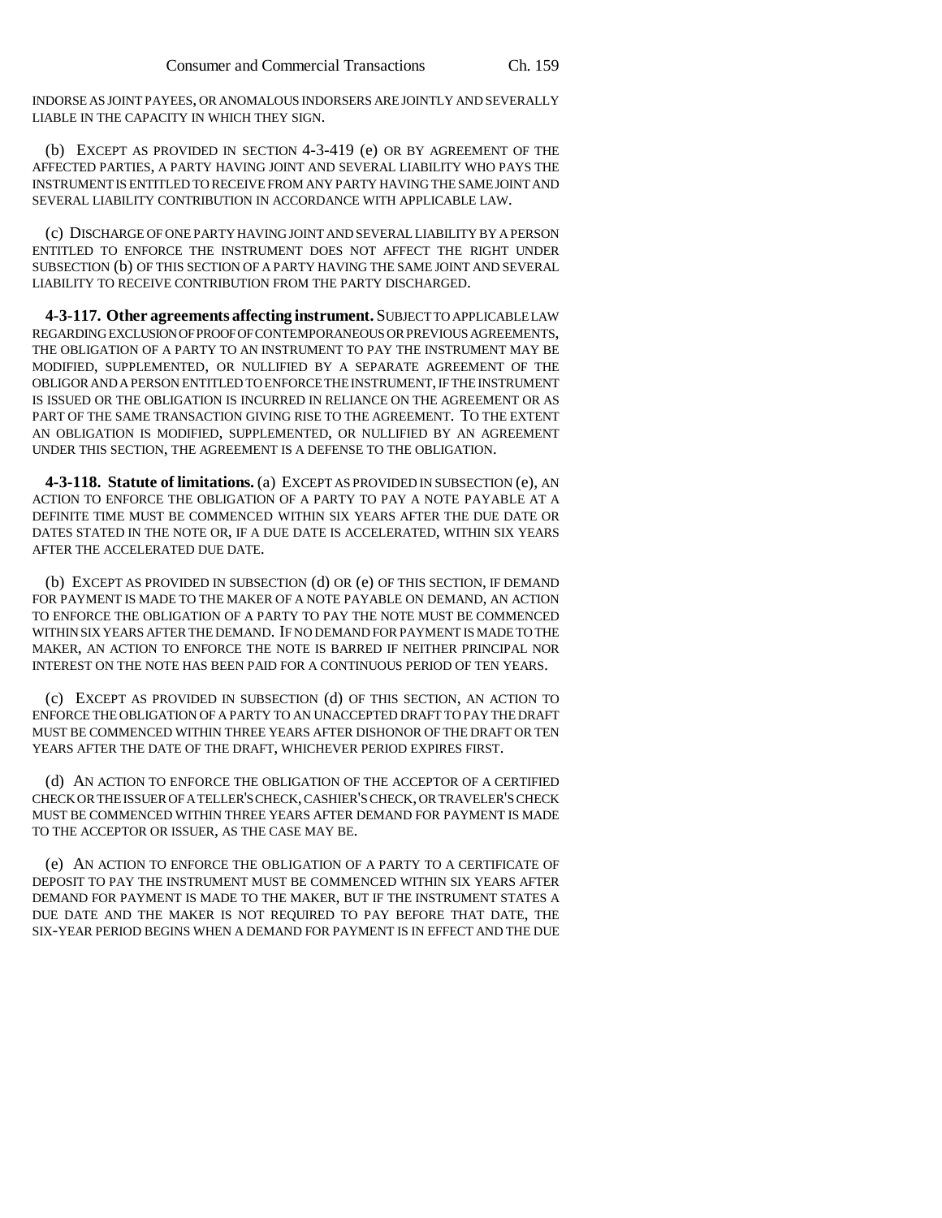INDORSE AS JOINT PAYEES, OR ANOMALOUS INDORSERS ARE JOINTLY AND SEVERALLY LIABLE IN THE CAPACITY IN WHICH THEY SIGN.

(b) EXCEPT AS PROVIDED IN SECTION 4-3-419 (e) OR BY AGREEMENT OF THE AFFECTED PARTIES, A PARTY HAVING JOINT AND SEVERAL LIABILITY WHO PAYS THE INSTRUMENT IS ENTITLED TO RECEIVE FROM ANY PARTY HAVING THE SAME JOINT AND SEVERAL LIABILITY CONTRIBUTION IN ACCORDANCE WITH APPLICABLE LAW.

(c) DISCHARGE OF ONE PARTY HAVING JOINT AND SEVERAL LIABILITY BY A PERSON ENTITLED TO ENFORCE THE INSTRUMENT DOES NOT AFFECT THE RIGHT UNDER SUBSECTION (b) OF THIS SECTION OF A PARTY HAVING THE SAME JOINT AND SEVERAL LIABILITY TO RECEIVE CONTRIBUTION FROM THE PARTY DISCHARGED.

**4-3-117. Other agreements affecting instrument.** SUBJECT TO APPLICABLE LAW REGARDING EXCLUSION OF PROOF OF CONTEMPORANEOUS OR PREVIOUS AGREEMENTS, THE OBLIGATION OF A PARTY TO AN INSTRUMENT TO PAY THE INSTRUMENT MAY BE MODIFIED, SUPPLEMENTED, OR NULLIFIED BY A SEPARATE AGREEMENT OF THE OBLIGOR AND A PERSON ENTITLED TO ENFORCE THE INSTRUMENT, IF THE INSTRUMENT IS ISSUED OR THE OBLIGATION IS INCURRED IN RELIANCE ON THE AGREEMENT OR AS PART OF THE SAME TRANSACTION GIVING RISE TO THE AGREEMENT. TO THE EXTENT AN OBLIGATION IS MODIFIED, SUPPLEMENTED, OR NULLIFIED BY AN AGREEMENT UNDER THIS SECTION, THE AGREEMENT IS A DEFENSE TO THE OBLIGATION.

**4-3-118. Statute of limitations.** (a) EXCEPT AS PROVIDED IN SUBSECTION (e), AN ACTION TO ENFORCE THE OBLIGATION OF A PARTY TO PAY A NOTE PAYABLE AT A DEFINITE TIME MUST BE COMMENCED WITHIN SIX YEARS AFTER THE DUE DATE OR DATES STATED IN THE NOTE OR, IF A DUE DATE IS ACCELERATED, WITHIN SIX YEARS AFTER THE ACCELERATED DUE DATE.

(b) EXCEPT AS PROVIDED IN SUBSECTION (d) OR (e) OF THIS SECTION, IF DEMAND FOR PAYMENT IS MADE TO THE MAKER OF A NOTE PAYABLE ON DEMAND, AN ACTION TO ENFORCE THE OBLIGATION OF A PARTY TO PAY THE NOTE MUST BE COMMENCED WITHIN SIX YEARS AFTER THE DEMAND. IF NO DEMAND FOR PAYMENT IS MADE TO THE MAKER, AN ACTION TO ENFORCE THE NOTE IS BARRED IF NEITHER PRINCIPAL NOR INTEREST ON THE NOTE HAS BEEN PAID FOR A CONTINUOUS PERIOD OF TEN YEARS.

(c) EXCEPT AS PROVIDED IN SUBSECTION (d) OF THIS SECTION, AN ACTION TO ENFORCE THE OBLIGATION OF A PARTY TO AN UNACCEPTED DRAFT TO PAY THE DRAFT MUST BE COMMENCED WITHIN THREE YEARS AFTER DISHONOR OF THE DRAFT OR TEN YEARS AFTER THE DATE OF THE DRAFT, WHICHEVER PERIOD EXPIRES FIRST.

(d) AN ACTION TO ENFORCE THE OBLIGATION OF THE ACCEPTOR OF A CERTIFIED CHECK OR THE ISSUER OF A TELLER'S CHECK, CASHIER'S CHECK, OR TRAVELER'S CHECK MUST BE COMMENCED WITHIN THREE YEARS AFTER DEMAND FOR PAYMENT IS MADE TO THE ACCEPTOR OR ISSUER, AS THE CASE MAY BE.

(e) AN ACTION TO ENFORCE THE OBLIGATION OF A PARTY TO A CERTIFICATE OF DEPOSIT TO PAY THE INSTRUMENT MUST BE COMMENCED WITHIN SIX YEARS AFTER DEMAND FOR PAYMENT IS MADE TO THE MAKER, BUT IF THE INSTRUMENT STATES A DUE DATE AND THE MAKER IS NOT REQUIRED TO PAY BEFORE THAT DATE, THE SIX-YEAR PERIOD BEGINS WHEN A DEMAND FOR PAYMENT IS IN EFFECT AND THE DUE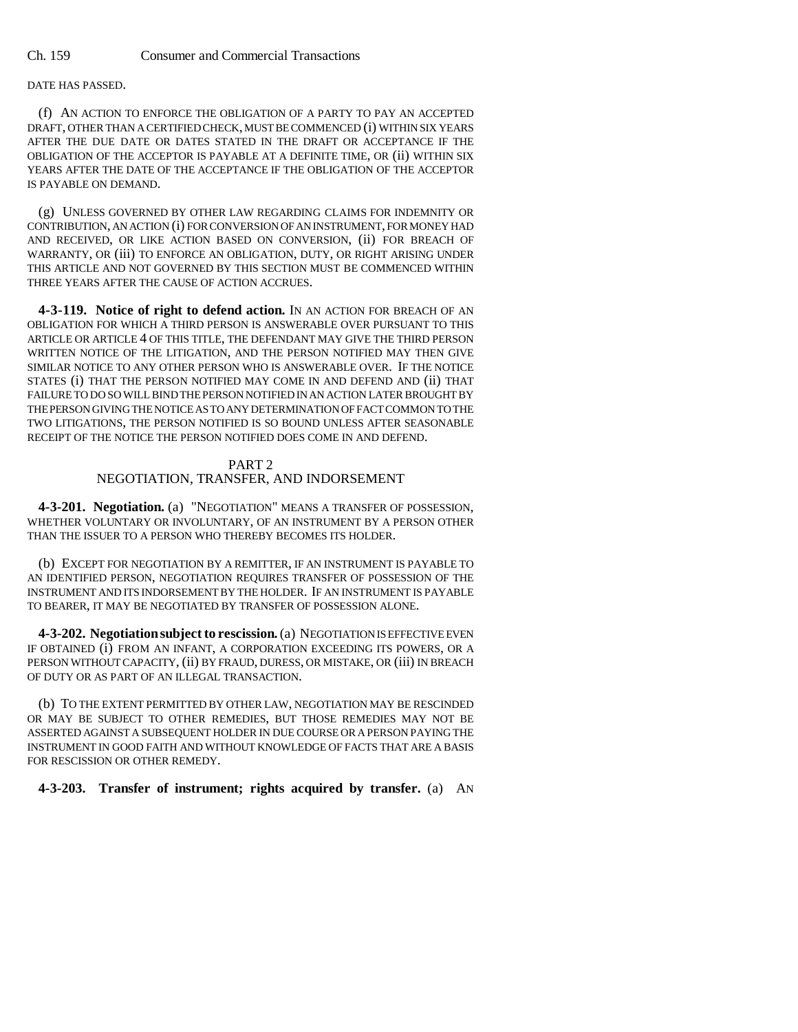DATE HAS PASSED.

(f) AN ACTION TO ENFORCE THE OBLIGATION OF A PARTY TO PAY AN ACCEPTED DRAFT, OTHER THAN A CERTIFIED CHECK, MUST BE COMMENCED (i) WITHIN SIX YEARS AFTER THE DUE DATE OR DATES STATED IN THE DRAFT OR ACCEPTANCE IF THE OBLIGATION OF THE ACCEPTOR IS PAYABLE AT A DEFINITE TIME, OR (ii) WITHIN SIX YEARS AFTER THE DATE OF THE ACCEPTANCE IF THE OBLIGATION OF THE ACCEPTOR IS PAYABLE ON DEMAND.

(g) UNLESS GOVERNED BY OTHER LAW REGARDING CLAIMS FOR INDEMNITY OR CONTRIBUTION, AN ACTION (i) FOR CONVERSION OF AN INSTRUMENT, FOR MONEY HAD AND RECEIVED, OR LIKE ACTION BASED ON CONVERSION, (ii) FOR BREACH OF WARRANTY, OR (iii) TO ENFORCE AN OBLIGATION, DUTY, OR RIGHT ARISING UNDER THIS ARTICLE AND NOT GOVERNED BY THIS SECTION MUST BE COMMENCED WITHIN THREE YEARS AFTER THE CAUSE OF ACTION ACCRUES.

**4-3-119. Notice of right to defend action.** IN AN ACTION FOR BREACH OF AN OBLIGATION FOR WHICH A THIRD PERSON IS ANSWERABLE OVER PURSUANT TO THIS ARTICLE OR ARTICLE 4 OF THIS TITLE, THE DEFENDANT MAY GIVE THE THIRD PERSON WRITTEN NOTICE OF THE LITIGATION, AND THE PERSON NOTIFIED MAY THEN GIVE SIMILAR NOTICE TO ANY OTHER PERSON WHO IS ANSWERABLE OVER. IF THE NOTICE STATES (i) THAT THE PERSON NOTIFIED MAY COME IN AND DEFEND AND (ii) THAT FAILURE TO DO SO WILL BIND THE PERSON NOTIFIED IN AN ACTION LATER BROUGHT BY THE PERSON GIVING THE NOTICE AS TO ANY DETERMINATION OF FACT COMMON TO THE TWO LITIGATIONS, THE PERSON NOTIFIED IS SO BOUND UNLESS AFTER SEASONABLE RECEIPT OF THE NOTICE THE PERSON NOTIFIED DOES COME IN AND DEFEND.

## PART 2
## NEGOTIATION, TRANSFER, AND INDORSEMENT

**4-3-201. Negotiation.** (a) "NEGOTIATION" MEANS A TRANSFER OF POSSESSION, WHETHER VOLUNTARY OR INVOLUNTARY, OF AN INSTRUMENT BY A PERSON OTHER THAN THE ISSUER TO A PERSON WHO THEREBY BECOMES ITS HOLDER.

(b) EXCEPT FOR NEGOTIATION BY A REMITTER, IF AN INSTRUMENT IS PAYABLE TO AN IDENTIFIED PERSON, NEGOTIATION REQUIRES TRANSFER OF POSSESSION OF THE INSTRUMENT AND ITS INDORSEMENT BY THE HOLDER. IF AN INSTRUMENT IS PAYABLE TO BEARER, IT MAY BE NEGOTIATED BY TRANSFER OF POSSESSION ALONE.

**4-3-202. Negotiation subject to rescission.** (a) NEGOTIATION IS EFFECTIVE EVEN IF OBTAINED (i) FROM AN INFANT, A CORPORATION EXCEEDING ITS POWERS, OR A PERSON WITHOUT CAPACITY, (ii) BY FRAUD, DURESS, OR MISTAKE, OR (iii) IN BREACH OF DUTY OR AS PART OF AN ILLEGAL TRANSACTION.

(b) TO THE EXTENT PERMITTED BY OTHER LAW, NEGOTIATION MAY BE RESCINDED OR MAY BE SUBJECT TO OTHER REMEDIES, BUT THOSE REMEDIES MAY NOT BE ASSERTED AGAINST A SUBSEQUENT HOLDER IN DUE COURSE OR A PERSON PAYING THE INSTRUMENT IN GOOD FAITH AND WITHOUT KNOWLEDGE OF FACTS THAT ARE A BASIS FOR RESCISSION OR OTHER REMEDY.

**4-3-203. Transfer of instrument; rights acquired by transfer.** (a) AN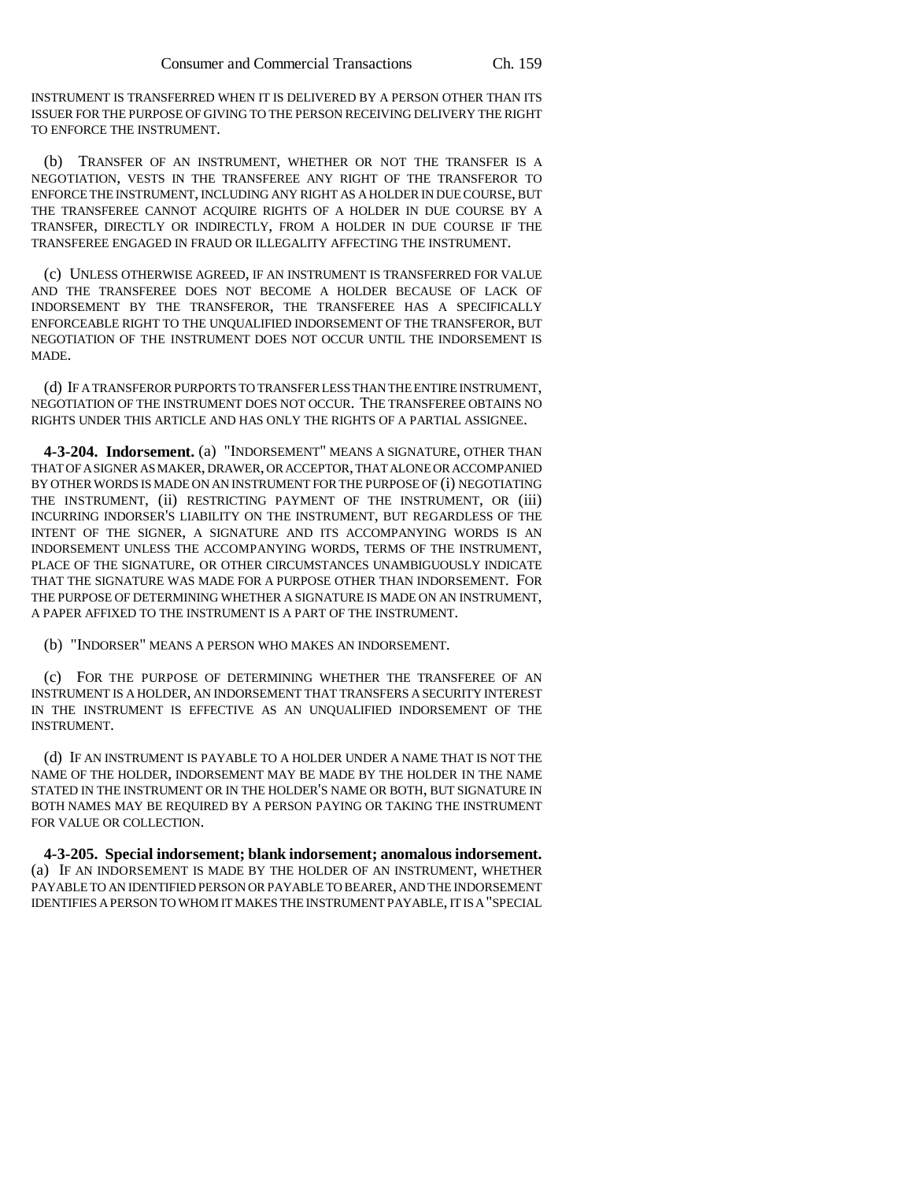INSTRUMENT IS TRANSFERRED WHEN IT IS DELIVERED BY A PERSON OTHER THAN ITS ISSUER FOR THE PURPOSE OF GIVING TO THE PERSON RECEIVING DELIVERY THE RIGHT TO ENFORCE THE INSTRUMENT.

(b) TRANSFER OF AN INSTRUMENT, WHETHER OR NOT THE TRANSFER IS A NEGOTIATION, VESTS IN THE TRANSFEREE ANY RIGHT OF THE TRANSFEROR TO ENFORCE THE INSTRUMENT, INCLUDING ANY RIGHT AS A HOLDER IN DUE COURSE, BUT THE TRANSFEREE CANNOT ACQUIRE RIGHTS OF A HOLDER IN DUE COURSE BY A TRANSFER, DIRECTLY OR INDIRECTLY, FROM A HOLDER IN DUE COURSE IF THE TRANSFEREE ENGAGED IN FRAUD OR ILLEGALITY AFFECTING THE INSTRUMENT.

(c) UNLESS OTHERWISE AGREED, IF AN INSTRUMENT IS TRANSFERRED FOR VALUE AND THE TRANSFEREE DOES NOT BECOME A HOLDER BECAUSE OF LACK OF INDORSEMENT BY THE TRANSFEROR, THE TRANSFEREE HAS A SPECIFICALLY ENFORCEABLE RIGHT TO THE UNQUALIFIED INDORSEMENT OF THE TRANSFEROR, BUT NEGOTIATION OF THE INSTRUMENT DOES NOT OCCUR UNTIL THE INDORSEMENT IS MADE.

(d) IF A TRANSFEROR PURPORTS TO TRANSFER LESS THAN THE ENTIRE INSTRUMENT, NEGOTIATION OF THE INSTRUMENT DOES NOT OCCUR. THE TRANSFEREE OBTAINS NO RIGHTS UNDER THIS ARTICLE AND HAS ONLY THE RIGHTS OF A PARTIAL ASSIGNEE.

**4-3-204. Indorsement.** (a) "INDORSEMENT" MEANS A SIGNATURE, OTHER THAN THAT OF A SIGNER AS MAKER, DRAWER, OR ACCEPTOR, THAT ALONE OR ACCOMPANIED BY OTHER WORDS IS MADE ON AN INSTRUMENT FOR THE PURPOSE OF (i) NEGOTIATING THE INSTRUMENT, (ii) RESTRICTING PAYMENT OF THE INSTRUMENT, OR (iii) INCURRING INDORSER'S LIABILITY ON THE INSTRUMENT, BUT REGARDLESS OF THE INTENT OF THE SIGNER, A SIGNATURE AND ITS ACCOMPANYING WORDS IS AN INDORSEMENT UNLESS THE ACCOMPANYING WORDS, TERMS OF THE INSTRUMENT, PLACE OF THE SIGNATURE, OR OTHER CIRCUMSTANCES UNAMBIGUOUSLY INDICATE THAT THE SIGNATURE WAS MADE FOR A PURPOSE OTHER THAN INDORSEMENT. FOR THE PURPOSE OF DETERMINING WHETHER A SIGNATURE IS MADE ON AN INSTRUMENT, A PAPER AFFIXED TO THE INSTRUMENT IS A PART OF THE INSTRUMENT.

(b) "INDORSER" MEANS A PERSON WHO MAKES AN INDORSEMENT.

(c) FOR THE PURPOSE OF DETERMINING WHETHER THE TRANSFEREE OF AN INSTRUMENT IS A HOLDER, AN INDORSEMENT THAT TRANSFERS A SECURITY INTEREST IN THE INSTRUMENT IS EFFECTIVE AS AN UNQUALIFIED INDORSEMENT OF THE INSTRUMENT.

(d) IF AN INSTRUMENT IS PAYABLE TO A HOLDER UNDER A NAME THAT IS NOT THE NAME OF THE HOLDER, INDORSEMENT MAY BE MADE BY THE HOLDER IN THE NAME STATED IN THE INSTRUMENT OR IN THE HOLDER'S NAME OR BOTH, BUT SIGNATURE IN BOTH NAMES MAY BE REQUIRED BY A PERSON PAYING OR TAKING THE INSTRUMENT FOR VALUE OR COLLECTION.

**4-3-205. Special indorsement; blank indorsement; anomalous indorsement.** (a) IF AN INDORSEMENT IS MADE BY THE HOLDER OF AN INSTRUMENT, WHETHER PAYABLE TO AN IDENTIFIED PERSON OR PAYABLE TO BEARER, AND THE INDORSEMENT IDENTIFIES A PERSON TO WHOM IT MAKES THE INSTRUMENT PAYABLE, IT IS A "SPECIAL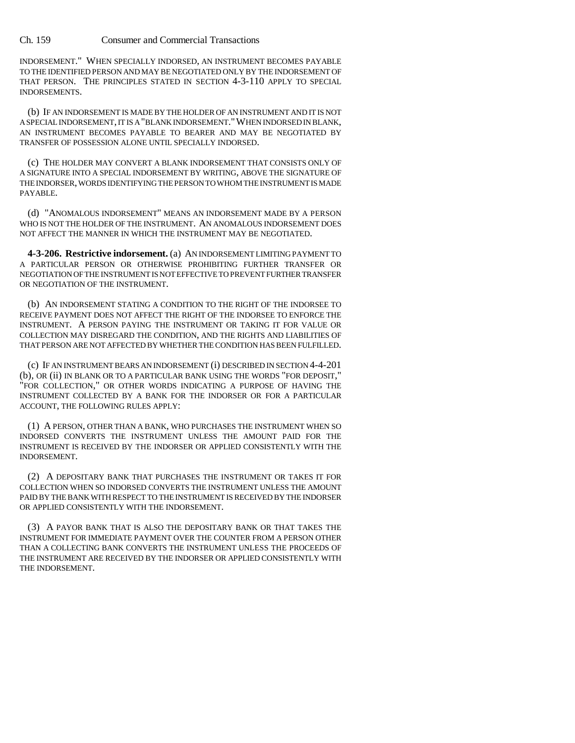INDORSEMENT." WHEN SPECIALLY INDORSED, AN INSTRUMENT BECOMES PAYABLE TO THE IDENTIFIED PERSON AND MAY BE NEGOTIATED ONLY BY THE INDORSEMENT OF THAT PERSON. THE PRINCIPLES STATED IN SECTION 4-3-110 APPLY TO SPECIAL INDORSEMENTS.

(b) IF AN INDORSEMENT IS MADE BY THE HOLDER OF AN INSTRUMENT AND IT IS NOT A SPECIAL INDORSEMENT, IT IS A "BLANK INDORSEMENT." WHEN INDORSED IN BLANK, AN INSTRUMENT BECOMES PAYABLE TO BEARER AND MAY BE NEGOTIATED BY TRANSFER OF POSSESSION ALONE UNTIL SPECIALLY INDORSED.

(c) THE HOLDER MAY CONVERT A BLANK INDORSEMENT THAT CONSISTS ONLY OF A SIGNATURE INTO A SPECIAL INDORSEMENT BY WRITING, ABOVE THE SIGNATURE OF THE INDORSER, WORDS IDENTIFYING THE PERSON TO WHOM THE INSTRUMENT IS MADE PAYABLE.

(d) "ANOMALOUS INDORSEMENT" MEANS AN INDORSEMENT MADE BY A PERSON WHO IS NOT THE HOLDER OF THE INSTRUMENT. AN ANOMALOUS INDORSEMENT DOES NOT AFFECT THE MANNER IN WHICH THE INSTRUMENT MAY BE NEGOTIATED.

**4-3-206. Restrictive indorsement.** (a) AN INDORSEMENT LIMITING PAYMENT TO A PARTICULAR PERSON OR OTHERWISE PROHIBITING FURTHER TRANSFER OR NEGOTIATION OF THE INSTRUMENT IS NOT EFFECTIVE TO PREVENT FURTHER TRANSFER OR NEGOTIATION OF THE INSTRUMENT.

(b) AN INDORSEMENT STATING A CONDITION TO THE RIGHT OF THE INDORSEE TO RECEIVE PAYMENT DOES NOT AFFECT THE RIGHT OF THE INDORSEE TO ENFORCE THE INSTRUMENT. A PERSON PAYING THE INSTRUMENT OR TAKING IT FOR VALUE OR COLLECTION MAY DISREGARD THE CONDITION, AND THE RIGHTS AND LIABILITIES OF THAT PERSON ARE NOT AFFECTED BY WHETHER THE CONDITION HAS BEEN FULFILLED.

(c) IF AN INSTRUMENT BEARS AN INDORSEMENT (i) DESCRIBED IN SECTION 4-4-201 (b), OR (ii) IN BLANK OR TO A PARTICULAR BANK USING THE WORDS "FOR DEPOSIT," "FOR COLLECTION," OR OTHER WORDS INDICATING A PURPOSE OF HAVING THE INSTRUMENT COLLECTED BY A BANK FOR THE INDORSER OR FOR A PARTICULAR ACCOUNT, THE FOLLOWING RULES APPLY:

(1) A PERSON, OTHER THAN A BANK, WHO PURCHASES THE INSTRUMENT WHEN SO INDORSED CONVERTS THE INSTRUMENT UNLESS THE AMOUNT PAID FOR THE INSTRUMENT IS RECEIVED BY THE INDORSER OR APPLIED CONSISTENTLY WITH THE INDORSEMENT.

(2) A DEPOSITARY BANK THAT PURCHASES THE INSTRUMENT OR TAKES IT FOR COLLECTION WHEN SO INDORSED CONVERTS THE INSTRUMENT UNLESS THE AMOUNT PAID BY THE BANK WITH RESPECT TO THE INSTRUMENT IS RECEIVED BY THE INDORSER OR APPLIED CONSISTENTLY WITH THE INDORSEMENT.

(3) A PAYOR BANK THAT IS ALSO THE DEPOSITARY BANK OR THAT TAKES THE INSTRUMENT FOR IMMEDIATE PAYMENT OVER THE COUNTER FROM A PERSON OTHER THAN A COLLECTING BANK CONVERTS THE INSTRUMENT UNLESS THE PROCEEDS OF THE INSTRUMENT ARE RECEIVED BY THE INDORSER OR APPLIED CONSISTENTLY WITH THE INDORSEMENT.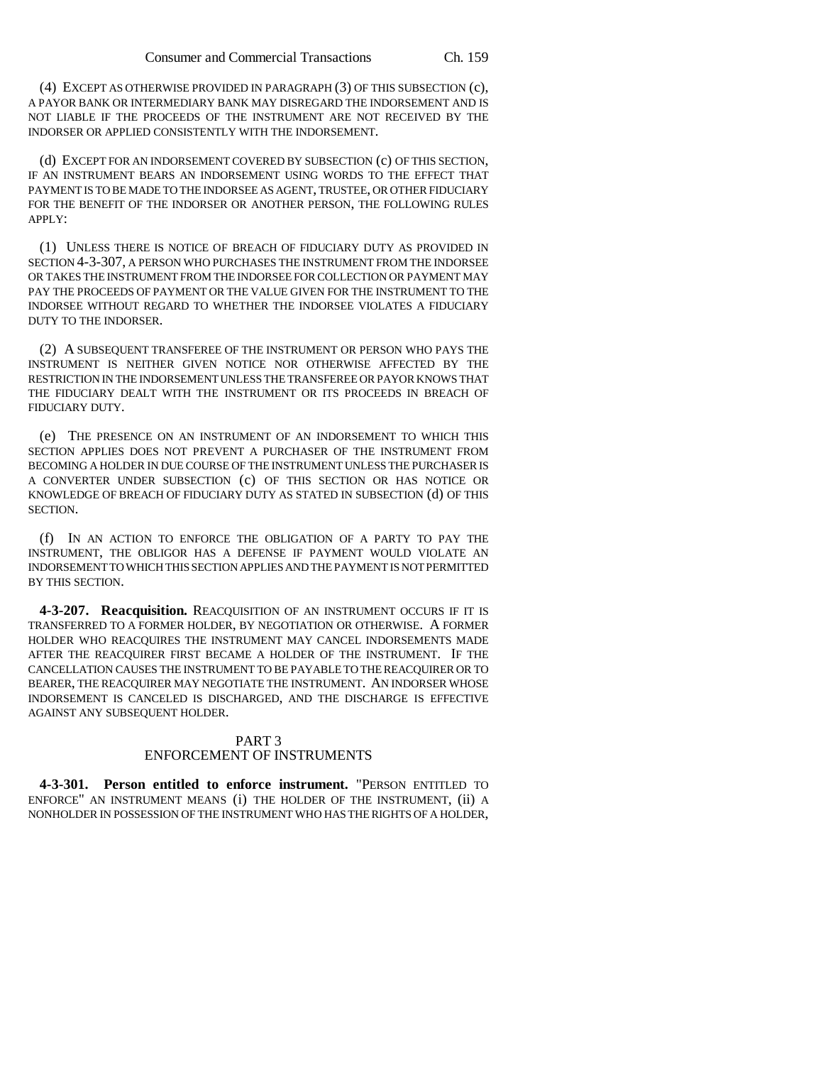(4) EXCEPT AS OTHERWISE PROVIDED IN PARAGRAPH (3) OF THIS SUBSECTION (c), A PAYOR BANK OR INTERMEDIARY BANK MAY DISREGARD THE INDORSEMENT AND IS NOT LIABLE IF THE PROCEEDS OF THE INSTRUMENT ARE NOT RECEIVED BY THE INDORSER OR APPLIED CONSISTENTLY WITH THE INDORSEMENT.

(d) EXCEPT FOR AN INDORSEMENT COVERED BY SUBSECTION (c) OF THIS SECTION, IF AN INSTRUMENT BEARS AN INDORSEMENT USING WORDS TO THE EFFECT THAT PAYMENT IS TO BE MADE TO THE INDORSEE AS AGENT, TRUSTEE, OR OTHER FIDUCIARY FOR THE BENEFIT OF THE INDORSER OR ANOTHER PERSON, THE FOLLOWING RULES APPLY:

(1) UNLESS THERE IS NOTICE OF BREACH OF FIDUCIARY DUTY AS PROVIDED IN SECTION 4-3-307, A PERSON WHO PURCHASES THE INSTRUMENT FROM THE INDORSEE OR TAKES THE INSTRUMENT FROM THE INDORSEE FOR COLLECTION OR PAYMENT MAY PAY THE PROCEEDS OF PAYMENT OR THE VALUE GIVEN FOR THE INSTRUMENT TO THE INDORSEE WITHOUT REGARD TO WHETHER THE INDORSEE VIOLATES A FIDUCIARY DUTY TO THE INDORSER.

(2) A SUBSEQUENT TRANSFEREE OF THE INSTRUMENT OR PERSON WHO PAYS THE INSTRUMENT IS NEITHER GIVEN NOTICE NOR OTHERWISE AFFECTED BY THE RESTRICTION IN THE INDORSEMENT UNLESS THE TRANSFEREE OR PAYOR KNOWS THAT THE FIDUCIARY DEALT WITH THE INSTRUMENT OR ITS PROCEEDS IN BREACH OF FIDUCIARY DUTY.

(e) THE PRESENCE ON AN INSTRUMENT OF AN INDORSEMENT TO WHICH THIS SECTION APPLIES DOES NOT PREVENT A PURCHASER OF THE INSTRUMENT FROM BECOMING A HOLDER IN DUE COURSE OF THE INSTRUMENT UNLESS THE PURCHASER IS A CONVERTER UNDER SUBSECTION (c) OF THIS SECTION OR HAS NOTICE OR KNOWLEDGE OF BREACH OF FIDUCIARY DUTY AS STATED IN SUBSECTION (d) OF THIS SECTION.

(f) IN AN ACTION TO ENFORCE THE OBLIGATION OF A PARTY TO PAY THE INSTRUMENT, THE OBLIGOR HAS A DEFENSE IF PAYMENT WOULD VIOLATE AN INDORSEMENT TO WHICH THIS SECTION APPLIES AND THE PAYMENT IS NOT PERMITTED BY THIS SECTION.

**4-3-207. Reacquisition.** REACQUISITION OF AN INSTRUMENT OCCURS IF IT IS TRANSFERRED TO A FORMER HOLDER, BY NEGOTIATION OR OTHERWISE. A FORMER HOLDER WHO REACQUIRES THE INSTRUMENT MAY CANCEL INDORSEMENTS MADE AFTER THE REACQUIRER FIRST BECAME A HOLDER OF THE INSTRUMENT. IF THE CANCELLATION CAUSES THE INSTRUMENT TO BE PAYABLE TO THE REACQUIRER OR TO BEARER, THE REACQUIRER MAY NEGOTIATE THE INSTRUMENT. AN INDORSER WHOSE INDORSEMENT IS CANCELED IS DISCHARGED, AND THE DISCHARGE IS EFFECTIVE AGAINST ANY SUBSEQUENT HOLDER.

## PART 3
## ENFORCEMENT OF INSTRUMENTS

**4-3-301. Person entitled to enforce instrument.** "PERSON ENTITLED TO ENFORCE" AN INSTRUMENT MEANS (i) THE HOLDER OF THE INSTRUMENT, (ii) A NONHOLDER IN POSSESSION OF THE INSTRUMENT WHO HAS THE RIGHTS OF A HOLDER,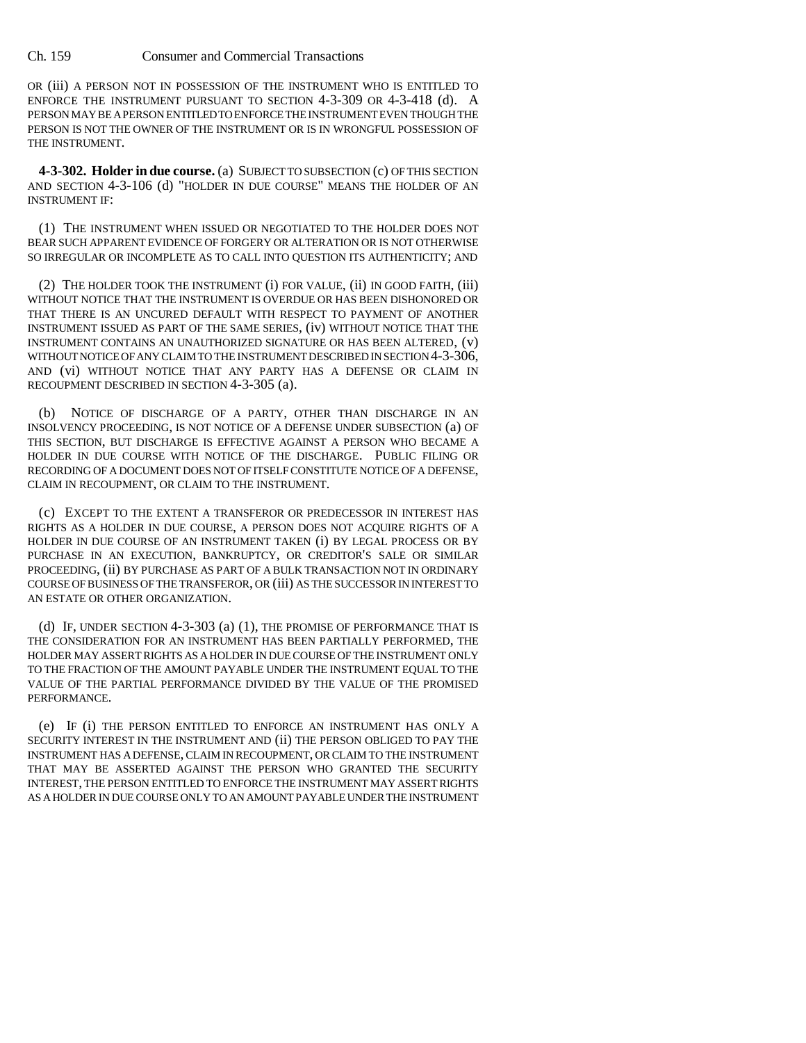OR (iii) A PERSON NOT IN POSSESSION OF THE INSTRUMENT WHO IS ENTITLED TO ENFORCE THE INSTRUMENT PURSUANT TO SECTION 4-3-309 OR 4-3-418 (d). A PERSON MAY BE A PERSON ENTITLED TO ENFORCE THE INSTRUMENT EVEN THOUGH THE PERSON IS NOT THE OWNER OF THE INSTRUMENT OR IS IN WRONGFUL POSSESSION OF THE INSTRUMENT.

**4-3-302. Holder in due course.** (a) SUBJECT TO SUBSECTION (c) OF THIS SECTION AND SECTION 4-3-106 (d) "HOLDER IN DUE COURSE" MEANS THE HOLDER OF AN INSTRUMENT IF:

(1) THE INSTRUMENT WHEN ISSUED OR NEGOTIATED TO THE HOLDER DOES NOT BEAR SUCH APPARENT EVIDENCE OF FORGERY OR ALTERATION OR IS NOT OTHERWISE SO IRREGULAR OR INCOMPLETE AS TO CALL INTO QUESTION ITS AUTHENTICITY; AND

(2) THE HOLDER TOOK THE INSTRUMENT (i) FOR VALUE, (ii) IN GOOD FAITH, (iii) WITHOUT NOTICE THAT THE INSTRUMENT IS OVERDUE OR HAS BEEN DISHONORED OR THAT THERE IS AN UNCURED DEFAULT WITH RESPECT TO PAYMENT OF ANOTHER INSTRUMENT ISSUED AS PART OF THE SAME SERIES, (iv) WITHOUT NOTICE THAT THE INSTRUMENT CONTAINS AN UNAUTHORIZED SIGNATURE OR HAS BEEN ALTERED, (v) WITHOUT NOTICE OF ANY CLAIM TO THE INSTRUMENT DESCRIBED IN SECTION 4-3-306, AND (vi) WITHOUT NOTICE THAT ANY PARTY HAS A DEFENSE OR CLAIM IN RECOUPMENT DESCRIBED IN SECTION 4-3-305 (a).

(b) NOTICE OF DISCHARGE OF A PARTY, OTHER THAN DISCHARGE IN AN INSOLVENCY PROCEEDING, IS NOT NOTICE OF A DEFENSE UNDER SUBSECTION (a) OF THIS SECTION, BUT DISCHARGE IS EFFECTIVE AGAINST A PERSON WHO BECAME A HOLDER IN DUE COURSE WITH NOTICE OF THE DISCHARGE. PUBLIC FILING OR RECORDING OF A DOCUMENT DOES NOT OF ITSELF CONSTITUTE NOTICE OF A DEFENSE, CLAIM IN RECOUPMENT, OR CLAIM TO THE INSTRUMENT.

(c) EXCEPT TO THE EXTENT A TRANSFEROR OR PREDECESSOR IN INTEREST HAS RIGHTS AS A HOLDER IN DUE COURSE, A PERSON DOES NOT ACQUIRE RIGHTS OF A HOLDER IN DUE COURSE OF AN INSTRUMENT TAKEN (i) BY LEGAL PROCESS OR BY PURCHASE IN AN EXECUTION, BANKRUPTCY, OR CREDITOR'S SALE OR SIMILAR PROCEEDING, (ii) BY PURCHASE AS PART OF A BULK TRANSACTION NOT IN ORDINARY COURSE OF BUSINESS OF THE TRANSFEROR, OR (iii) AS THE SUCCESSOR IN INTEREST TO AN ESTATE OR OTHER ORGANIZATION.

(d) IF, UNDER SECTION 4-3-303 (a) (1), THE PROMISE OF PERFORMANCE THAT IS THE CONSIDERATION FOR AN INSTRUMENT HAS BEEN PARTIALLY PERFORMED, THE HOLDER MAY ASSERT RIGHTS AS A HOLDER IN DUE COURSE OF THE INSTRUMENT ONLY TO THE FRACTION OF THE AMOUNT PAYABLE UNDER THE INSTRUMENT EQUAL TO THE VALUE OF THE PARTIAL PERFORMANCE DIVIDED BY THE VALUE OF THE PROMISED PERFORMANCE.

(e) IF (i) THE PERSON ENTITLED TO ENFORCE AN INSTRUMENT HAS ONLY A SECURITY INTEREST IN THE INSTRUMENT AND (ii) THE PERSON OBLIGED TO PAY THE INSTRUMENT HAS A DEFENSE, CLAIM IN RECOUPMENT, OR CLAIM TO THE INSTRUMENT THAT MAY BE ASSERTED AGAINST THE PERSON WHO GRANTED THE SECURITY INTEREST, THE PERSON ENTITLED TO ENFORCE THE INSTRUMENT MAY ASSERT RIGHTS AS A HOLDER IN DUE COURSE ONLY TO AN AMOUNT PAYABLE UNDER THE INSTRUMENT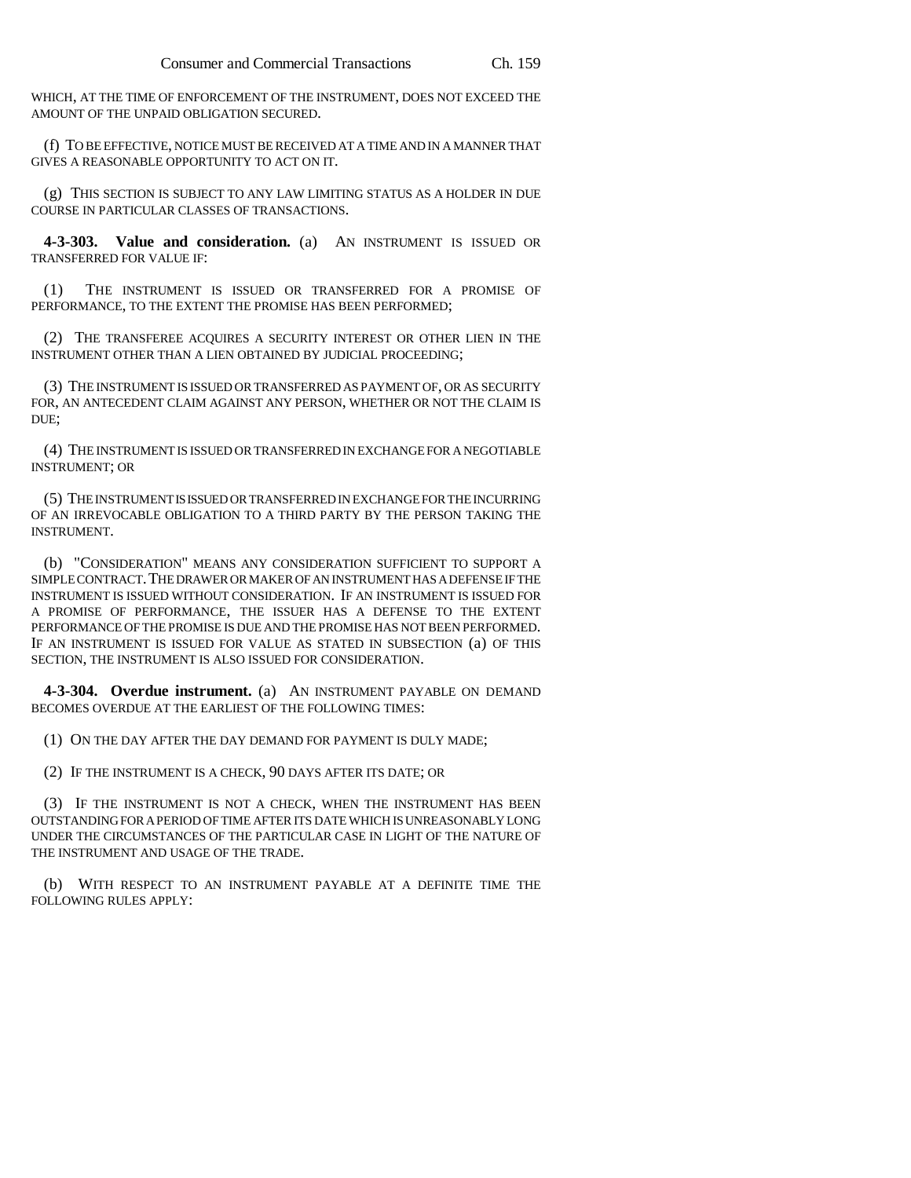WHICH, AT THE TIME OF ENFORCEMENT OF THE INSTRUMENT, DOES NOT EXCEED THE AMOUNT OF THE UNPAID OBLIGATION SECURED.

(f) TO BE EFFECTIVE, NOTICE MUST BE RECEIVED AT A TIME AND IN A MANNER THAT GIVES A REASONABLE OPPORTUNITY TO ACT ON IT.

(g) THIS SECTION IS SUBJECT TO ANY LAW LIMITING STATUS AS A HOLDER IN DUE COURSE IN PARTICULAR CLASSES OF TRANSACTIONS.

**4-3-303. Value and consideration.** (a) AN INSTRUMENT IS ISSUED OR TRANSFERRED FOR VALUE IF:

(1) THE INSTRUMENT IS ISSUED OR TRANSFERRED FOR A PROMISE OF PERFORMANCE, TO THE EXTENT THE PROMISE HAS BEEN PERFORMED;

(2) THE TRANSFEREE ACQUIRES A SECURITY INTEREST OR OTHER LIEN IN THE INSTRUMENT OTHER THAN A LIEN OBTAINED BY JUDICIAL PROCEEDING;

(3) THE INSTRUMENT IS ISSUED OR TRANSFERRED AS PAYMENT OF, OR AS SECURITY FOR, AN ANTECEDENT CLAIM AGAINST ANY PERSON, WHETHER OR NOT THE CLAIM IS DUE;

(4) THE INSTRUMENT IS ISSUED OR TRANSFERRED IN EXCHANGE FOR A NEGOTIABLE INSTRUMENT; OR

(5) THE INSTRUMENT IS ISSUED OR TRANSFERRED IN EXCHANGE FOR THE INCURRING OF AN IRREVOCABLE OBLIGATION TO A THIRD PARTY BY THE PERSON TAKING THE INSTRUMENT.

(b) "CONSIDERATION" MEANS ANY CONSIDERATION SUFFICIENT TO SUPPORT A SIMPLE CONTRACT. THE DRAWER OR MAKER OF AN INSTRUMENT HAS A DEFENSE IF THE INSTRUMENT IS ISSUED WITHOUT CONSIDERATION. IF AN INSTRUMENT IS ISSUED FOR A PROMISE OF PERFORMANCE, THE ISSUER HAS A DEFENSE TO THE EXTENT PERFORMANCE OF THE PROMISE IS DUE AND THE PROMISE HAS NOT BEEN PERFORMED. IF AN INSTRUMENT IS ISSUED FOR VALUE AS STATED IN SUBSECTION (a) OF THIS SECTION, THE INSTRUMENT IS ALSO ISSUED FOR CONSIDERATION.

**4-3-304. Overdue instrument.** (a) AN INSTRUMENT PAYABLE ON DEMAND BECOMES OVERDUE AT THE EARLIEST OF THE FOLLOWING TIMES:

(1) ON THE DAY AFTER THE DAY DEMAND FOR PAYMENT IS DULY MADE;

(2) IF THE INSTRUMENT IS A CHECK, 90 DAYS AFTER ITS DATE; OR

(3) IF THE INSTRUMENT IS NOT A CHECK, WHEN THE INSTRUMENT HAS BEEN OUTSTANDING FOR A PERIOD OF TIME AFTER ITS DATE WHICH IS UNREASONABLY LONG UNDER THE CIRCUMSTANCES OF THE PARTICULAR CASE IN LIGHT OF THE NATURE OF THE INSTRUMENT AND USAGE OF THE TRADE.

(b) WITH RESPECT TO AN INSTRUMENT PAYABLE AT A DEFINITE TIME THE FOLLOWING RULES APPLY: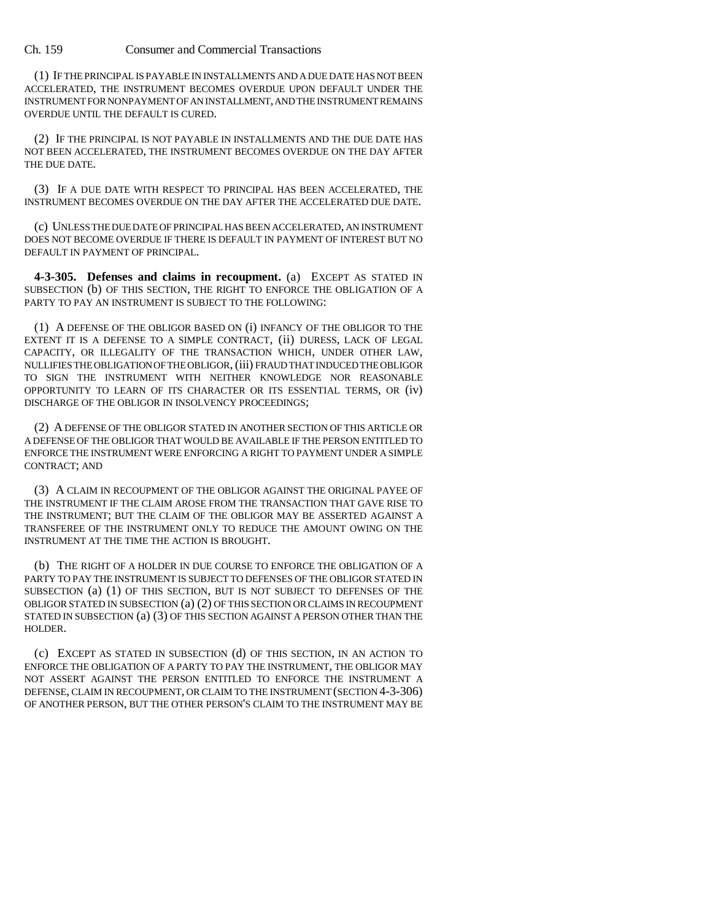(1) IF THE PRINCIPAL IS PAYABLE IN INSTALLMENTS AND A DUE DATE HAS NOT BEEN ACCELERATED, THE INSTRUMENT BECOMES OVERDUE UPON DEFAULT UNDER THE INSTRUMENT FOR NONPAYMENT OF AN INSTALLMENT, AND THE INSTRUMENT REMAINS OVERDUE UNTIL THE DEFAULT IS CURED.

(2) IF THE PRINCIPAL IS NOT PAYABLE IN INSTALLMENTS AND THE DUE DATE HAS NOT BEEN ACCELERATED, THE INSTRUMENT BECOMES OVERDUE ON THE DAY AFTER THE DUE DATE.

(3) IF A DUE DATE WITH RESPECT TO PRINCIPAL HAS BEEN ACCELERATED, THE INSTRUMENT BECOMES OVERDUE ON THE DAY AFTER THE ACCELERATED DUE DATE.

(c) UNLESS THE DUE DATE OF PRINCIPAL HAS BEEN ACCELERATED, AN INSTRUMENT DOES NOT BECOME OVERDUE IF THERE IS DEFAULT IN PAYMENT OF INTEREST BUT NO DEFAULT IN PAYMENT OF PRINCIPAL.

**4-3-305. Defenses and claims in recoupment.** (a) EXCEPT AS STATED IN SUBSECTION (b) OF THIS SECTION, THE RIGHT TO ENFORCE THE OBLIGATION OF A PARTY TO PAY AN INSTRUMENT IS SUBJECT TO THE FOLLOWING:

(1) A DEFENSE OF THE OBLIGOR BASED ON (i) INFANCY OF THE OBLIGOR TO THE EXTENT IT IS A DEFENSE TO A SIMPLE CONTRACT, (ii) DURESS, LACK OF LEGAL CAPACITY, OR ILLEGALITY OF THE TRANSACTION WHICH, UNDER OTHER LAW, NULLIFIES THE OBLIGATION OF THE OBLIGOR, (iii) FRAUD THAT INDUCED THE OBLIGOR TO SIGN THE INSTRUMENT WITH NEITHER KNOWLEDGE NOR REASONABLE OPPORTUNITY TO LEARN OF ITS CHARACTER OR ITS ESSENTIAL TERMS, OR (iv) DISCHARGE OF THE OBLIGOR IN INSOLVENCY PROCEEDINGS;

(2) A DEFENSE OF THE OBLIGOR STATED IN ANOTHER SECTION OF THIS ARTICLE OR A DEFENSE OF THE OBLIGOR THAT WOULD BE AVAILABLE IF THE PERSON ENTITLED TO ENFORCE THE INSTRUMENT WERE ENFORCING A RIGHT TO PAYMENT UNDER A SIMPLE CONTRACT; AND

(3) A CLAIM IN RECOUPMENT OF THE OBLIGOR AGAINST THE ORIGINAL PAYEE OF THE INSTRUMENT IF THE CLAIM AROSE FROM THE TRANSACTION THAT GAVE RISE TO THE INSTRUMENT; BUT THE CLAIM OF THE OBLIGOR MAY BE ASSERTED AGAINST A TRANSFEREE OF THE INSTRUMENT ONLY TO REDUCE THE AMOUNT OWING ON THE INSTRUMENT AT THE TIME THE ACTION IS BROUGHT.

(b) THE RIGHT OF A HOLDER IN DUE COURSE TO ENFORCE THE OBLIGATION OF A PARTY TO PAY THE INSTRUMENT IS SUBJECT TO DEFENSES OF THE OBLIGOR STATED IN SUBSECTION (a) (1) OF THIS SECTION, BUT IS NOT SUBJECT TO DEFENSES OF THE OBLIGOR STATED IN SUBSECTION (a) (2) OF THIS SECTION OR CLAIMS IN RECOUPMENT STATED IN SUBSECTION (a) (3) OF THIS SECTION AGAINST A PERSON OTHER THAN THE HOLDER.

(c) EXCEPT AS STATED IN SUBSECTION (d) OF THIS SECTION, IN AN ACTION TO ENFORCE THE OBLIGATION OF A PARTY TO PAY THE INSTRUMENT, THE OBLIGOR MAY NOT ASSERT AGAINST THE PERSON ENTITLED TO ENFORCE THE INSTRUMENT A DEFENSE, CLAIM IN RECOUPMENT, OR CLAIM TO THE INSTRUMENT (SECTION 4-3-306) OF ANOTHER PERSON, BUT THE OTHER PERSON'S CLAIM TO THE INSTRUMENT MAY BE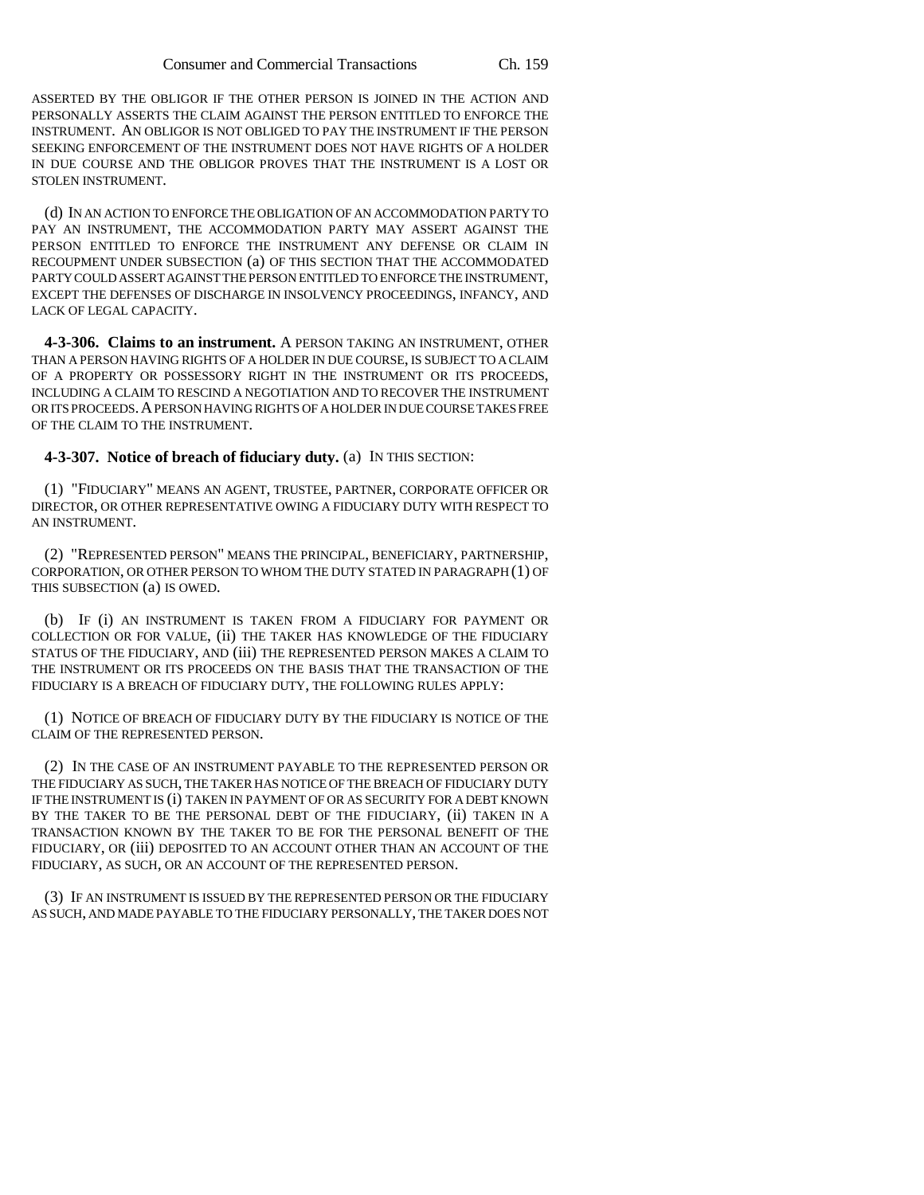ASSERTED BY THE OBLIGOR IF THE OTHER PERSON IS JOINED IN THE ACTION AND PERSONALLY ASSERTS THE CLAIM AGAINST THE PERSON ENTITLED TO ENFORCE THE INSTRUMENT. AN OBLIGOR IS NOT OBLIGED TO PAY THE INSTRUMENT IF THE PERSON SEEKING ENFORCEMENT OF THE INSTRUMENT DOES NOT HAVE RIGHTS OF A HOLDER IN DUE COURSE AND THE OBLIGOR PROVES THAT THE INSTRUMENT IS A LOST OR STOLEN INSTRUMENT.

(d) IN AN ACTION TO ENFORCE THE OBLIGATION OF AN ACCOMMODATION PARTY TO PAY AN INSTRUMENT, THE ACCOMMODATION PARTY MAY ASSERT AGAINST THE PERSON ENTITLED TO ENFORCE THE INSTRUMENT ANY DEFENSE OR CLAIM IN RECOUPMENT UNDER SUBSECTION (a) OF THIS SECTION THAT THE ACCOMMODATED PARTY COULD ASSERT AGAINST THE PERSON ENTITLED TO ENFORCE THE INSTRUMENT, EXCEPT THE DEFENSES OF DISCHARGE IN INSOLVENCY PROCEEDINGS, INFANCY, AND LACK OF LEGAL CAPACITY.

**4-3-306. Claims to an instrument.** A PERSON TAKING AN INSTRUMENT, OTHER THAN A PERSON HAVING RIGHTS OF A HOLDER IN DUE COURSE, IS SUBJECT TO A CLAIM OF A PROPERTY OR POSSESSORY RIGHT IN THE INSTRUMENT OR ITS PROCEEDS, INCLUDING A CLAIM TO RESCIND A NEGOTIATION AND TO RECOVER THE INSTRUMENT OR ITS PROCEEDS. A PERSON HAVING RIGHTS OF A HOLDER IN DUE COURSE TAKES FREE OF THE CLAIM TO THE INSTRUMENT.

**4-3-307. Notice of breach of fiduciary duty.** (a) IN THIS SECTION:

(1) "FIDUCIARY" MEANS AN AGENT, TRUSTEE, PARTNER, CORPORATE OFFICER OR DIRECTOR, OR OTHER REPRESENTATIVE OWING A FIDUCIARY DUTY WITH RESPECT TO AN INSTRUMENT.

(2) "REPRESENTED PERSON" MEANS THE PRINCIPAL, BENEFICIARY, PARTNERSHIP, CORPORATION, OR OTHER PERSON TO WHOM THE DUTY STATED IN PARAGRAPH (1) OF THIS SUBSECTION (a) IS OWED.

(b) IF (i) AN INSTRUMENT IS TAKEN FROM A FIDUCIARY FOR PAYMENT OR COLLECTION OR FOR VALUE, (ii) THE TAKER HAS KNOWLEDGE OF THE FIDUCIARY STATUS OF THE FIDUCIARY, AND (iii) THE REPRESENTED PERSON MAKES A CLAIM TO THE INSTRUMENT OR ITS PROCEEDS ON THE BASIS THAT THE TRANSACTION OF THE FIDUCIARY IS A BREACH OF FIDUCIARY DUTY, THE FOLLOWING RULES APPLY:

(1) NOTICE OF BREACH OF FIDUCIARY DUTY BY THE FIDUCIARY IS NOTICE OF THE CLAIM OF THE REPRESENTED PERSON.

(2) IN THE CASE OF AN INSTRUMENT PAYABLE TO THE REPRESENTED PERSON OR THE FIDUCIARY AS SUCH, THE TAKER HAS NOTICE OF THE BREACH OF FIDUCIARY DUTY IF THE INSTRUMENT IS (i) TAKEN IN PAYMENT OF OR AS SECURITY FOR A DEBT KNOWN BY THE TAKER TO BE THE PERSONAL DEBT OF THE FIDUCIARY, (ii) TAKEN IN A TRANSACTION KNOWN BY THE TAKER TO BE FOR THE PERSONAL BENEFIT OF THE FIDUCIARY, OR (iii) DEPOSITED TO AN ACCOUNT OTHER THAN AN ACCOUNT OF THE FIDUCIARY, AS SUCH, OR AN ACCOUNT OF THE REPRESENTED PERSON.

(3) IF AN INSTRUMENT IS ISSUED BY THE REPRESENTED PERSON OR THE FIDUCIARY AS SUCH, AND MADE PAYABLE TO THE FIDUCIARY PERSONALLY, THE TAKER DOES NOT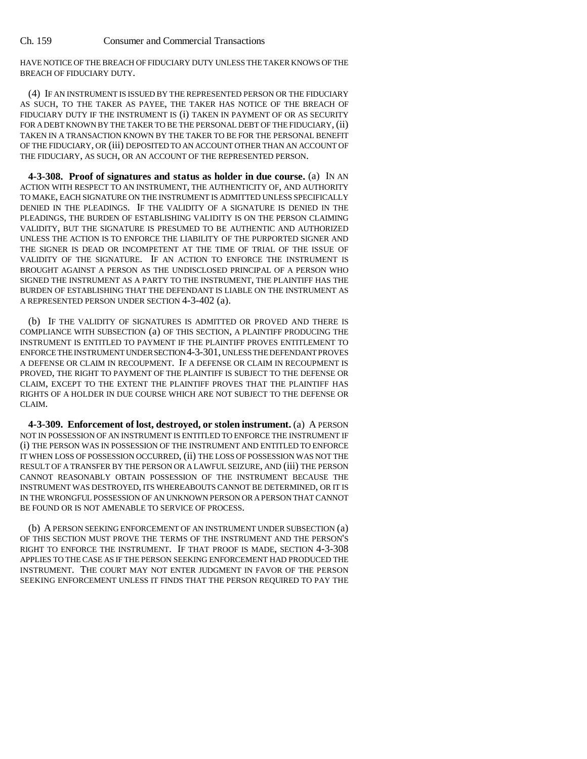HAVE NOTICE OF THE BREACH OF FIDUCIARY DUTY UNLESS THE TAKER KNOWS OF THE BREACH OF FIDUCIARY DUTY.

(4) IF AN INSTRUMENT IS ISSUED BY THE REPRESENTED PERSON OR THE FIDUCIARY AS SUCH, TO THE TAKER AS PAYEE, THE TAKER HAS NOTICE OF THE BREACH OF FIDUCIARY DUTY IF THE INSTRUMENT IS (i) TAKEN IN PAYMENT OF OR AS SECURITY FOR A DEBT KNOWN BY THE TAKER TO BE THE PERSONAL DEBT OF THE FIDUCIARY, (ii) TAKEN IN A TRANSACTION KNOWN BY THE TAKER TO BE FOR THE PERSONAL BENEFIT OF THE FIDUCIARY, OR (iii) DEPOSITED TO AN ACCOUNT OTHER THAN AN ACCOUNT OF THE FIDUCIARY, AS SUCH, OR AN ACCOUNT OF THE REPRESENTED PERSON.

**4-3-308. Proof of signatures and status as holder in due course.** (a) IN AN ACTION WITH RESPECT TO AN INSTRUMENT, THE AUTHENTICITY OF, AND AUTHORITY TO MAKE, EACH SIGNATURE ON THE INSTRUMENT IS ADMITTED UNLESS SPECIFICALLY DENIED IN THE PLEADINGS. IF THE VALIDITY OF A SIGNATURE IS DENIED IN THE PLEADINGS, THE BURDEN OF ESTABLISHING VALIDITY IS ON THE PERSON CLAIMING VALIDITY, BUT THE SIGNATURE IS PRESUMED TO BE AUTHENTIC AND AUTHORIZED UNLESS THE ACTION IS TO ENFORCE THE LIABILITY OF THE PURPORTED SIGNER AND THE SIGNER IS DEAD OR INCOMPETENT AT THE TIME OF TRIAL OF THE ISSUE OF VALIDITY OF THE SIGNATURE. IF AN ACTION TO ENFORCE THE INSTRUMENT IS BROUGHT AGAINST A PERSON AS THE UNDISCLOSED PRINCIPAL OF A PERSON WHO SIGNED THE INSTRUMENT AS A PARTY TO THE INSTRUMENT, THE PLAINTIFF HAS THE BURDEN OF ESTABLISHING THAT THE DEFENDANT IS LIABLE ON THE INSTRUMENT AS A REPRESENTED PERSON UNDER SECTION 4-3-402 (a).

(b) IF THE VALIDITY OF SIGNATURES IS ADMITTED OR PROVED AND THERE IS COMPLIANCE WITH SUBSECTION (a) OF THIS SECTION, A PLAINTIFF PRODUCING THE INSTRUMENT IS ENTITLED TO PAYMENT IF THE PLAINTIFF PROVES ENTITLEMENT TO ENFORCE THE INSTRUMENT UNDER SECTION 4-3-301, UNLESS THE DEFENDANT PROVES A DEFENSE OR CLAIM IN RECOUPMENT. IF A DEFENSE OR CLAIM IN RECOUPMENT IS PROVED, THE RIGHT TO PAYMENT OF THE PLAINTIFF IS SUBJECT TO THE DEFENSE OR CLAIM, EXCEPT TO THE EXTENT THE PLAINTIFF PROVES THAT THE PLAINTIFF HAS RIGHTS OF A HOLDER IN DUE COURSE WHICH ARE NOT SUBJECT TO THE DEFENSE OR CLAIM.

**4-3-309. Enforcement of lost, destroyed, or stolen instrument.** (a) A PERSON NOT IN POSSESSION OF AN INSTRUMENT IS ENTITLED TO ENFORCE THE INSTRUMENT IF (i) THE PERSON WAS IN POSSESSION OF THE INSTRUMENT AND ENTITLED TO ENFORCE IT WHEN LOSS OF POSSESSION OCCURRED, (ii) THE LOSS OF POSSESSION WAS NOT THE RESULT OF A TRANSFER BY THE PERSON OR A LAWFUL SEIZURE, AND (iii) THE PERSON CANNOT REASONABLY OBTAIN POSSESSION OF THE INSTRUMENT BECAUSE THE INSTRUMENT WAS DESTROYED, ITS WHEREABOUTS CANNOT BE DETERMINED, OR IT IS IN THE WRONGFUL POSSESSION OF AN UNKNOWN PERSON OR A PERSON THAT CANNOT BE FOUND OR IS NOT AMENABLE TO SERVICE OF PROCESS.

(b) A PERSON SEEKING ENFORCEMENT OF AN INSTRUMENT UNDER SUBSECTION (a) OF THIS SECTION MUST PROVE THE TERMS OF THE INSTRUMENT AND THE PERSON'S RIGHT TO ENFORCE THE INSTRUMENT. IF THAT PROOF IS MADE, SECTION 4-3-308 APPLIES TO THE CASE AS IF THE PERSON SEEKING ENFORCEMENT HAD PRODUCED THE INSTRUMENT. THE COURT MAY NOT ENTER JUDGMENT IN FAVOR OF THE PERSON SEEKING ENFORCEMENT UNLESS IT FINDS THAT THE PERSON REQUIRED TO PAY THE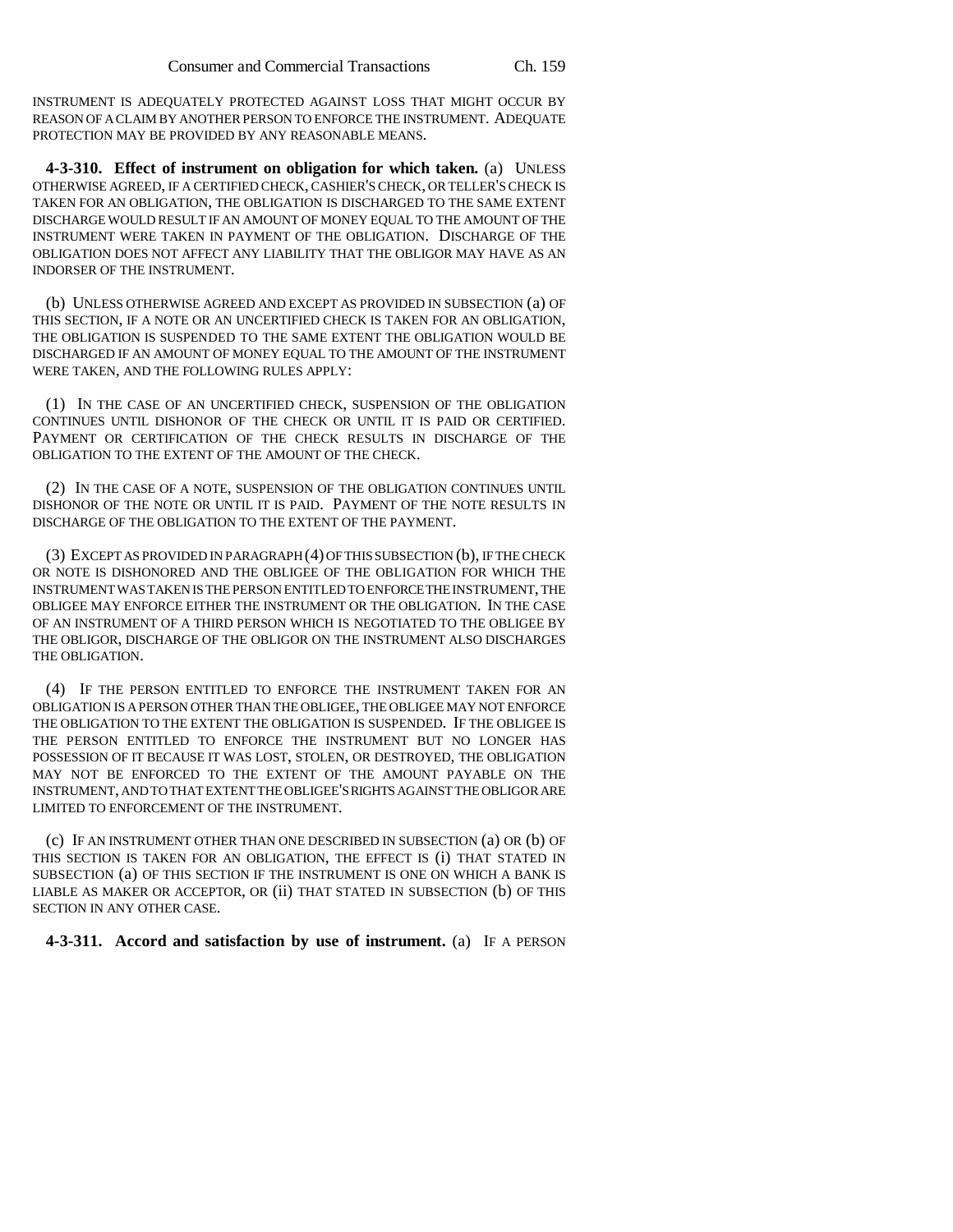INSTRUMENT IS ADEQUATELY PROTECTED AGAINST LOSS THAT MIGHT OCCUR BY REASON OF A CLAIM BY ANOTHER PERSON TO ENFORCE THE INSTRUMENT. ADEQUATE PROTECTION MAY BE PROVIDED BY ANY REASONABLE MEANS.

**4-3-310. Effect of instrument on obligation for which taken.** (a) UNLESS OTHERWISE AGREED, IF A CERTIFIED CHECK, CASHIER'S CHECK, OR TELLER'S CHECK IS TAKEN FOR AN OBLIGATION, THE OBLIGATION IS DISCHARGED TO THE SAME EXTENT DISCHARGE WOULD RESULT IF AN AMOUNT OF MONEY EQUAL TO THE AMOUNT OF THE INSTRUMENT WERE TAKEN IN PAYMENT OF THE OBLIGATION. DISCHARGE OF THE OBLIGATION DOES NOT AFFECT ANY LIABILITY THAT THE OBLIGOR MAY HAVE AS AN INDORSER OF THE INSTRUMENT.

(b) UNLESS OTHERWISE AGREED AND EXCEPT AS PROVIDED IN SUBSECTION (a) OF THIS SECTION, IF A NOTE OR AN UNCERTIFIED CHECK IS TAKEN FOR AN OBLIGATION, THE OBLIGATION IS SUSPENDED TO THE SAME EXTENT THE OBLIGATION WOULD BE DISCHARGED IF AN AMOUNT OF MONEY EQUAL TO THE AMOUNT OF THE INSTRUMENT WERE TAKEN, AND THE FOLLOWING RULES APPLY:

(1) IN THE CASE OF AN UNCERTIFIED CHECK, SUSPENSION OF THE OBLIGATION CONTINUES UNTIL DISHONOR OF THE CHECK OR UNTIL IT IS PAID OR CERTIFIED. PAYMENT OR CERTIFICATION OF THE CHECK RESULTS IN DISCHARGE OF THE OBLIGATION TO THE EXTENT OF THE AMOUNT OF THE CHECK.

(2) IN THE CASE OF A NOTE, SUSPENSION OF THE OBLIGATION CONTINUES UNTIL DISHONOR OF THE NOTE OR UNTIL IT IS PAID. PAYMENT OF THE NOTE RESULTS IN DISCHARGE OF THE OBLIGATION TO THE EXTENT OF THE PAYMENT.

(3) EXCEPT AS PROVIDED IN PARAGRAPH (4) OF THIS SUBSECTION (b), IF THE CHECK OR NOTE IS DISHONORED AND THE OBLIGEE OF THE OBLIGATION FOR WHICH THE INSTRUMENT WAS TAKEN IS THE PERSON ENTITLED TO ENFORCE THE INSTRUMENT, THE OBLIGEE MAY ENFORCE EITHER THE INSTRUMENT OR THE OBLIGATION. IN THE CASE OF AN INSTRUMENT OF A THIRD PERSON WHICH IS NEGOTIATED TO THE OBLIGEE BY THE OBLIGOR, DISCHARGE OF THE OBLIGOR ON THE INSTRUMENT ALSO DISCHARGES THE OBLIGATION.

(4) IF THE PERSON ENTITLED TO ENFORCE THE INSTRUMENT TAKEN FOR AN OBLIGATION IS A PERSON OTHER THAN THE OBLIGEE, THE OBLIGEE MAY NOT ENFORCE THE OBLIGATION TO THE EXTENT THE OBLIGATION IS SUSPENDED. IF THE OBLIGEE IS THE PERSON ENTITLED TO ENFORCE THE INSTRUMENT BUT NO LONGER HAS POSSESSION OF IT BECAUSE IT WAS LOST, STOLEN, OR DESTROYED, THE OBLIGATION MAY NOT BE ENFORCED TO THE EXTENT OF THE AMOUNT PAYABLE ON THE INSTRUMENT, AND TO THAT EXTENT THE OBLIGEE'S RIGHTS AGAINST THE OBLIGOR ARE LIMITED TO ENFORCEMENT OF THE INSTRUMENT.

(c) IF AN INSTRUMENT OTHER THAN ONE DESCRIBED IN SUBSECTION (a) OR (b) OF THIS SECTION IS TAKEN FOR AN OBLIGATION, THE EFFECT IS (i) THAT STATED IN SUBSECTION (a) OF THIS SECTION IF THE INSTRUMENT IS ONE ON WHICH A BANK IS LIABLE AS MAKER OR ACCEPTOR, OR (ii) THAT STATED IN SUBSECTION (b) OF THIS SECTION IN ANY OTHER CASE.

**4-3-311. Accord and satisfaction by use of instrument.** (a) IF A PERSON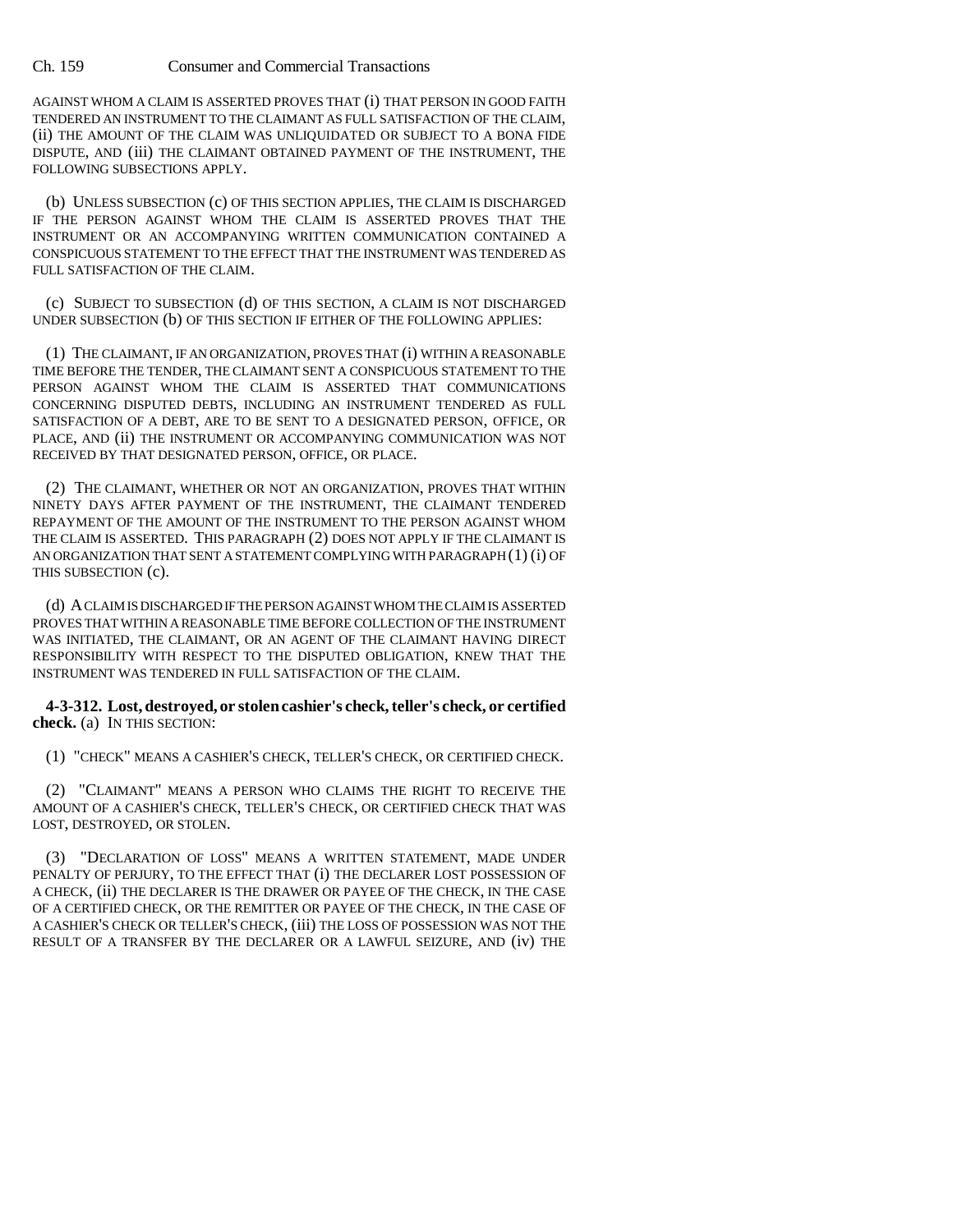AGAINST WHOM A CLAIM IS ASSERTED PROVES THAT (i) THAT PERSON IN GOOD FAITH TENDERED AN INSTRUMENT TO THE CLAIMANT AS FULL SATISFACTION OF THE CLAIM, (ii) THE AMOUNT OF THE CLAIM WAS UNLIQUIDATED OR SUBJECT TO A BONA FIDE DISPUTE, AND (iii) THE CLAIMANT OBTAINED PAYMENT OF THE INSTRUMENT, THE FOLLOWING SUBSECTIONS APPLY.

(b) UNLESS SUBSECTION (c) OF THIS SECTION APPLIES, THE CLAIM IS DISCHARGED IF THE PERSON AGAINST WHOM THE CLAIM IS ASSERTED PROVES THAT THE INSTRUMENT OR AN ACCOMPANYING WRITTEN COMMUNICATION CONTAINED A CONSPICUOUS STATEMENT TO THE EFFECT THAT THE INSTRUMENT WAS TENDERED AS FULL SATISFACTION OF THE CLAIM.

(c) SUBJECT TO SUBSECTION (d) OF THIS SECTION, A CLAIM IS NOT DISCHARGED UNDER SUBSECTION (b) OF THIS SECTION IF EITHER OF THE FOLLOWING APPLIES:

(1) THE CLAIMANT, IF AN ORGANIZATION, PROVES THAT (i) WITHIN A REASONABLE TIME BEFORE THE TENDER, THE CLAIMANT SENT A CONSPICUOUS STATEMENT TO THE PERSON AGAINST WHOM THE CLAIM IS ASSERTED THAT COMMUNICATIONS CONCERNING DISPUTED DEBTS, INCLUDING AN INSTRUMENT TENDERED AS FULL SATISFACTION OF A DEBT, ARE TO BE SENT TO A DESIGNATED PERSON, OFFICE, OR PLACE, AND (ii) THE INSTRUMENT OR ACCOMPANYING COMMUNICATION WAS NOT RECEIVED BY THAT DESIGNATED PERSON, OFFICE, OR PLACE.

(2) THE CLAIMANT, WHETHER OR NOT AN ORGANIZATION, PROVES THAT WITHIN NINETY DAYS AFTER PAYMENT OF THE INSTRUMENT, THE CLAIMANT TENDERED REPAYMENT OF THE AMOUNT OF THE INSTRUMENT TO THE PERSON AGAINST WHOM THE CLAIM IS ASSERTED. THIS PARAGRAPH (2) DOES NOT APPLY IF THE CLAIMANT IS AN ORGANIZATION THAT SENT A STATEMENT COMPLYING WITH PARAGRAPH (1) (i) OF THIS SUBSECTION (c).

(d) A CLAIM IS DISCHARGED IF THE PERSON AGAINST WHOM THE CLAIM IS ASSERTED PROVES THAT WITHIN A REASONABLE TIME BEFORE COLLECTION OF THE INSTRUMENT WAS INITIATED, THE CLAIMANT, OR AN AGENT OF THE CLAIMANT HAVING DIRECT RESPONSIBILITY WITH RESPECT TO THE DISPUTED OBLIGATION, KNEW THAT THE INSTRUMENT WAS TENDERED IN FULL SATISFACTION OF THE CLAIM.

**4-3-312. Lost, destroyed, or stolen cashier's check, teller's check, or certified check.** (a) IN THIS SECTION:

(1) "CHECK" MEANS A CASHIER'S CHECK, TELLER'S CHECK, OR CERTIFIED CHECK.

(2) "CLAIMANT" MEANS A PERSON WHO CLAIMS THE RIGHT TO RECEIVE THE AMOUNT OF A CASHIER'S CHECK, TELLER'S CHECK, OR CERTIFIED CHECK THAT WAS LOST, DESTROYED, OR STOLEN.

(3) "DECLARATION OF LOSS" MEANS A WRITTEN STATEMENT, MADE UNDER PENALTY OF PERJURY, TO THE EFFECT THAT (i) THE DECLARER LOST POSSESSION OF A CHECK, (ii) THE DECLARER IS THE DRAWER OR PAYEE OF THE CHECK, IN THE CASE OF A CERTIFIED CHECK, OR THE REMITTER OR PAYEE OF THE CHECK, IN THE CASE OF A CASHIER'S CHECK OR TELLER'S CHECK, (iii) THE LOSS OF POSSESSION WAS NOT THE RESULT OF A TRANSFER BY THE DECLARER OR A LAWFUL SEIZURE, AND (iv) THE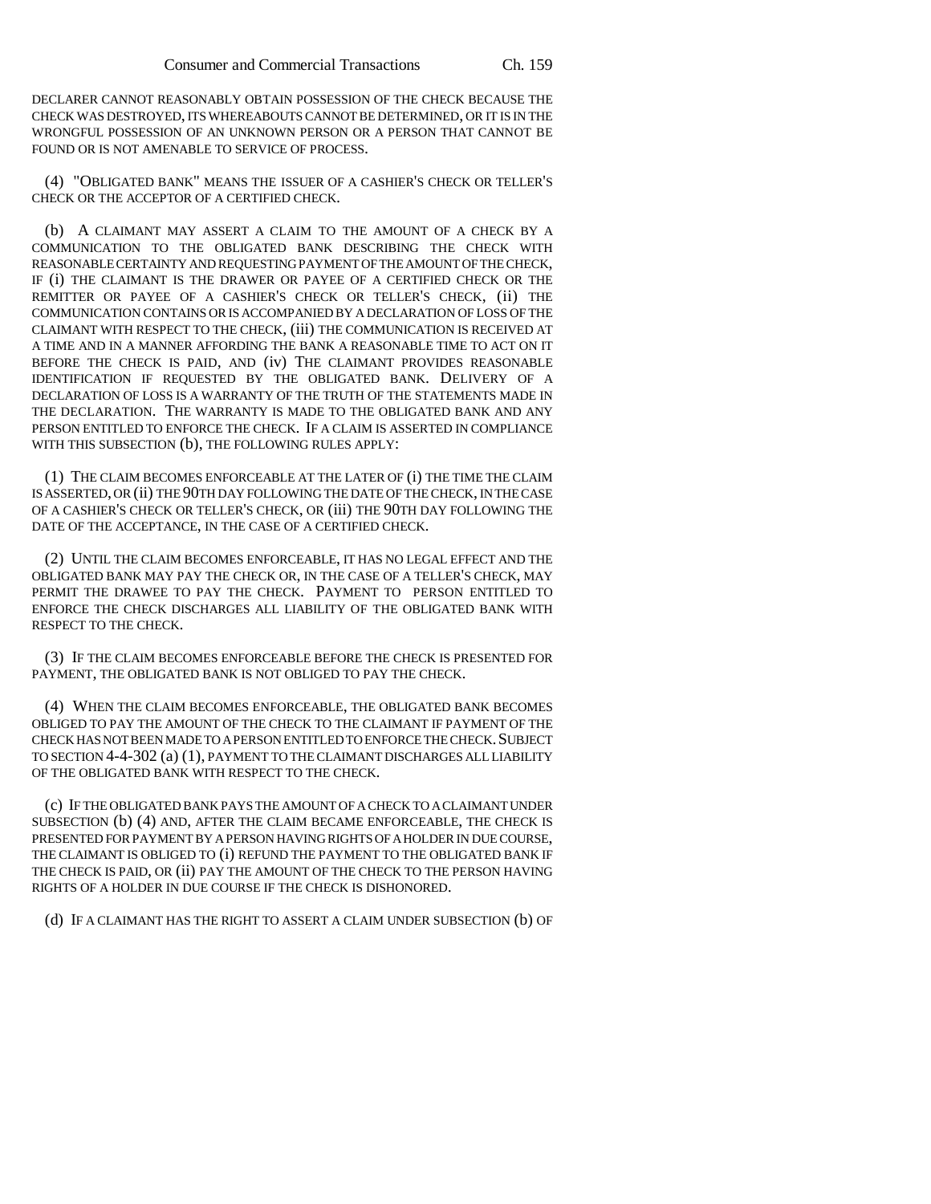DECLARER CANNOT REASONABLY OBTAIN POSSESSION OF THE CHECK BECAUSE THE CHECK WAS DESTROYED, ITS WHEREABOUTS CANNOT BE DETERMINED, OR IT IS IN THE WRONGFUL POSSESSION OF AN UNKNOWN PERSON OR A PERSON THAT CANNOT BE FOUND OR IS NOT AMENABLE TO SERVICE OF PROCESS.

(4) "OBLIGATED BANK" MEANS THE ISSUER OF A CASHIER'S CHECK OR TELLER'S CHECK OR THE ACCEPTOR OF A CERTIFIED CHECK.

(b) A CLAIMANT MAY ASSERT A CLAIM TO THE AMOUNT OF A CHECK BY A COMMUNICATION TO THE OBLIGATED BANK DESCRIBING THE CHECK WITH REASONABLE CERTAINTY AND REQUESTING PAYMENT OF THE AMOUNT OF THE CHECK, IF (i) THE CLAIMANT IS THE DRAWER OR PAYEE OF A CERTIFIED CHECK OR THE REMITTER OR PAYEE OF A CASHIER'S CHECK OR TELLER'S CHECK, (ii) THE COMMUNICATION CONTAINS OR IS ACCOMPANIED BY A DECLARATION OF LOSS OF THE CLAIMANT WITH RESPECT TO THE CHECK, (iii) THE COMMUNICATION IS RECEIVED AT A TIME AND IN A MANNER AFFORDING THE BANK A REASONABLE TIME TO ACT ON IT BEFORE THE CHECK IS PAID, AND (iv) THE CLAIMANT PROVIDES REASONABLE IDENTIFICATION IF REQUESTED BY THE OBLIGATED BANK. DELIVERY OF A DECLARATION OF LOSS IS A WARRANTY OF THE TRUTH OF THE STATEMENTS MADE IN THE DECLARATION. THE WARRANTY IS MADE TO THE OBLIGATED BANK AND ANY PERSON ENTITLED TO ENFORCE THE CHECK. IF A CLAIM IS ASSERTED IN COMPLIANCE WITH THIS SUBSECTION (b), THE FOLLOWING RULES APPLY:

(1) THE CLAIM BECOMES ENFORCEABLE AT THE LATER OF (i) THE TIME THE CLAIM IS ASSERTED, OR (ii) THE 90TH DAY FOLLOWING THE DATE OF THE CHECK, IN THE CASE OF A CASHIER'S CHECK OR TELLER'S CHECK, OR (iii) THE 90TH DAY FOLLOWING THE DATE OF THE ACCEPTANCE, IN THE CASE OF A CERTIFIED CHECK.

(2) UNTIL THE CLAIM BECOMES ENFORCEABLE, IT HAS NO LEGAL EFFECT AND THE OBLIGATED BANK MAY PAY THE CHECK OR, IN THE CASE OF A TELLER'S CHECK, MAY PERMIT THE DRAWEE TO PAY THE CHECK. PAYMENT TO PERSON ENTITLED TO ENFORCE THE CHECK DISCHARGES ALL LIABILITY OF THE OBLIGATED BANK WITH RESPECT TO THE CHECK.

(3) IF THE CLAIM BECOMES ENFORCEABLE BEFORE THE CHECK IS PRESENTED FOR PAYMENT, THE OBLIGATED BANK IS NOT OBLIGED TO PAY THE CHECK.

(4) WHEN THE CLAIM BECOMES ENFORCEABLE, THE OBLIGATED BANK BECOMES OBLIGED TO PAY THE AMOUNT OF THE CHECK TO THE CLAIMANT IF PAYMENT OF THE CHECK HAS NOT BEEN MADE TO A PERSON ENTITLED TO ENFORCE THE CHECK. SUBJECT TO SECTION 4-4-302 (a) (1), PAYMENT TO THE CLAIMANT DISCHARGES ALL LIABILITY OF THE OBLIGATED BANK WITH RESPECT TO THE CHECK.

(c) IF THE OBLIGATED BANK PAYS THE AMOUNT OF A CHECK TO A CLAIMANT UNDER SUBSECTION (b) (4) AND, AFTER THE CLAIM BECAME ENFORCEABLE, THE CHECK IS PRESENTED FOR PAYMENT BY A PERSON HAVING RIGHTS OF A HOLDER IN DUE COURSE, THE CLAIMANT IS OBLIGED TO (i) REFUND THE PAYMENT TO THE OBLIGATED BANK IF THE CHECK IS PAID, OR (ii) PAY THE AMOUNT OF THE CHECK TO THE PERSON HAVING RIGHTS OF A HOLDER IN DUE COURSE IF THE CHECK IS DISHONORED.

(d) IF A CLAIMANT HAS THE RIGHT TO ASSERT A CLAIM UNDER SUBSECTION (b) OF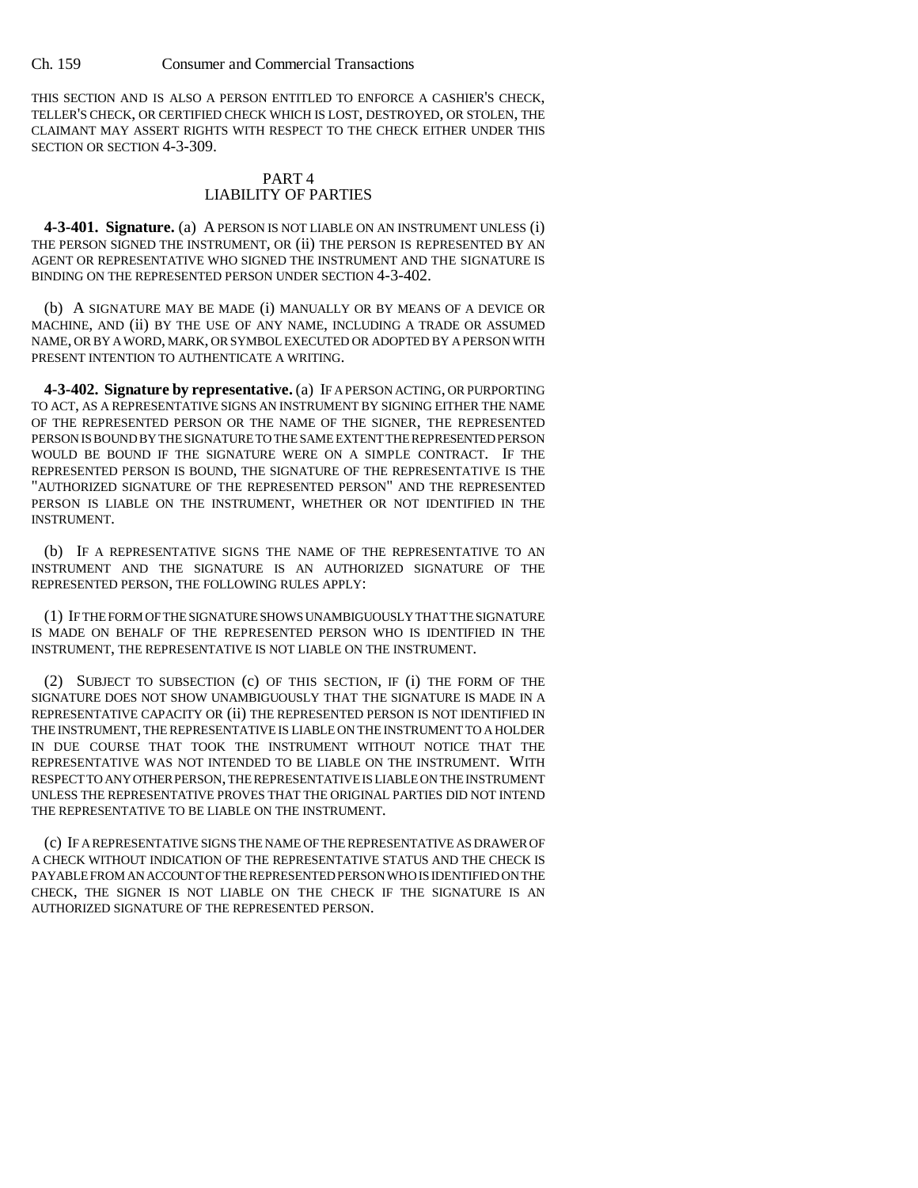THIS SECTION AND IS ALSO A PERSON ENTITLED TO ENFORCE A CASHIER'S CHECK, TELLER'S CHECK, OR CERTIFIED CHECK WHICH IS LOST, DESTROYED, OR STOLEN, THE CLAIMANT MAY ASSERT RIGHTS WITH RESPECT TO THE CHECK EITHER UNDER THIS SECTION OR SECTION 4-3-309.

## PART 4
## LIABILITY OF PARTIES

**4-3-401. Signature.** (a) A PERSON IS NOT LIABLE ON AN INSTRUMENT UNLESS (i) THE PERSON SIGNED THE INSTRUMENT, OR (ii) THE PERSON IS REPRESENTED BY AN AGENT OR REPRESENTATIVE WHO SIGNED THE INSTRUMENT AND THE SIGNATURE IS BINDING ON THE REPRESENTED PERSON UNDER SECTION 4-3-402.

(b) A SIGNATURE MAY BE MADE (i) MANUALLY OR BY MEANS OF A DEVICE OR MACHINE, AND (ii) BY THE USE OF ANY NAME, INCLUDING A TRADE OR ASSUMED NAME, OR BY A WORD, MARK, OR SYMBOL EXECUTED OR ADOPTED BY A PERSON WITH PRESENT INTENTION TO AUTHENTICATE A WRITING.

**4-3-402. Signature by representative.** (a) IF A PERSON ACTING, OR PURPORTING TO ACT, AS A REPRESENTATIVE SIGNS AN INSTRUMENT BY SIGNING EITHER THE NAME OF THE REPRESENTED PERSON OR THE NAME OF THE SIGNER, THE REPRESENTED PERSON IS BOUND BY THE SIGNATURE TO THE SAME EXTENT THE REPRESENTED PERSON WOULD BE BOUND IF THE SIGNATURE WERE ON A SIMPLE CONTRACT. IF THE REPRESENTED PERSON IS BOUND, THE SIGNATURE OF THE REPRESENTATIVE IS THE "AUTHORIZED SIGNATURE OF THE REPRESENTED PERSON" AND THE REPRESENTED PERSON IS LIABLE ON THE INSTRUMENT, WHETHER OR NOT IDENTIFIED IN THE INSTRUMENT.

(b) IF A REPRESENTATIVE SIGNS THE NAME OF THE REPRESENTATIVE TO AN INSTRUMENT AND THE SIGNATURE IS AN AUTHORIZED SIGNATURE OF THE REPRESENTED PERSON, THE FOLLOWING RULES APPLY:

(1) IF THE FORM OF THE SIGNATURE SHOWS UNAMBIGUOUSLY THAT THE SIGNATURE IS MADE ON BEHALF OF THE REPRESENTED PERSON WHO IS IDENTIFIED IN THE INSTRUMENT, THE REPRESENTATIVE IS NOT LIABLE ON THE INSTRUMENT.

(2) SUBJECT TO SUBSECTION (c) OF THIS SECTION, IF (i) THE FORM OF THE SIGNATURE DOES NOT SHOW UNAMBIGUOUSLY THAT THE SIGNATURE IS MADE IN A REPRESENTATIVE CAPACITY OR (ii) THE REPRESENTED PERSON IS NOT IDENTIFIED IN THE INSTRUMENT, THE REPRESENTATIVE IS LIABLE ON THE INSTRUMENT TO A HOLDER IN DUE COURSE THAT TOOK THE INSTRUMENT WITHOUT NOTICE THAT THE REPRESENTATIVE WAS NOT INTENDED TO BE LIABLE ON THE INSTRUMENT. WITH RESPECT TO ANY OTHER PERSON, THE REPRESENTATIVE IS LIABLE ON THE INSTRUMENT UNLESS THE REPRESENTATIVE PROVES THAT THE ORIGINAL PARTIES DID NOT INTEND THE REPRESENTATIVE TO BE LIABLE ON THE INSTRUMENT.

(c) IF A REPRESENTATIVE SIGNS THE NAME OF THE REPRESENTATIVE AS DRAWER OF A CHECK WITHOUT INDICATION OF THE REPRESENTATIVE STATUS AND THE CHECK IS PAYABLE FROM AN ACCOUNT OF THE REPRESENTED PERSON WHO IS IDENTIFIED ON THE CHECK, THE SIGNER IS NOT LIABLE ON THE CHECK IF THE SIGNATURE IS AN AUTHORIZED SIGNATURE OF THE REPRESENTED PERSON.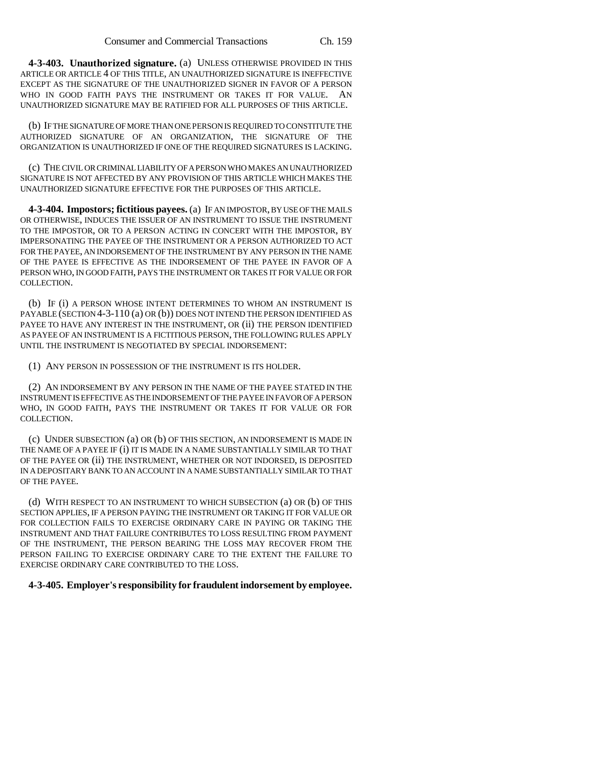**4-3-403. Unauthorized signature.** (a) UNLESS OTHERWISE PROVIDED IN THIS ARTICLE OR ARTICLE 4 OF THIS TITLE, AN UNAUTHORIZED SIGNATURE IS INEFFECTIVE EXCEPT AS THE SIGNATURE OF THE UNAUTHORIZED SIGNER IN FAVOR OF A PERSON WHO IN GOOD FAITH PAYS THE INSTRUMENT OR TAKES IT FOR VALUE. AN UNAUTHORIZED SIGNATURE MAY BE RATIFIED FOR ALL PURPOSES OF THIS ARTICLE.

(b) IF THE SIGNATURE OF MORE THAN ONE PERSON IS REQUIRED TO CONSTITUTE THE AUTHORIZED SIGNATURE OF AN ORGANIZATION, THE SIGNATURE OF THE ORGANIZATION IS UNAUTHORIZED IF ONE OF THE REQUIRED SIGNATURES IS LACKING.

(c) THE CIVIL OR CRIMINAL LIABILITY OF A PERSON WHO MAKES AN UNAUTHORIZED SIGNATURE IS NOT AFFECTED BY ANY PROVISION OF THIS ARTICLE WHICH MAKES THE UNAUTHORIZED SIGNATURE EFFECTIVE FOR THE PURPOSES OF THIS ARTICLE.

**4-3-404. Impostors; fictitious payees.** (a) IF AN IMPOSTOR, BY USE OF THE MAILS OR OTHERWISE, INDUCES THE ISSUER OF AN INSTRUMENT TO ISSUE THE INSTRUMENT TO THE IMPOSTOR, OR TO A PERSON ACTING IN CONCERT WITH THE IMPOSTOR, BY IMPERSONATING THE PAYEE OF THE INSTRUMENT OR A PERSON AUTHORIZED TO ACT FOR THE PAYEE, AN INDORSEMENT OF THE INSTRUMENT BY ANY PERSON IN THE NAME OF THE PAYEE IS EFFECTIVE AS THE INDORSEMENT OF THE PAYEE IN FAVOR OF A PERSON WHO, IN GOOD FAITH, PAYS THE INSTRUMENT OR TAKES IT FOR VALUE OR FOR COLLECTION.

(b) IF (i) A PERSON WHOSE INTENT DETERMINES TO WHOM AN INSTRUMENT IS PAYABLE (SECTION 4-3-110 (a) OR (b)) DOES NOT INTEND THE PERSON IDENTIFIED AS PAYEE TO HAVE ANY INTEREST IN THE INSTRUMENT, OR (ii) THE PERSON IDENTIFIED AS PAYEE OF AN INSTRUMENT IS A FICTITIOUS PERSON, THE FOLLOWING RULES APPLY UNTIL THE INSTRUMENT IS NEGOTIATED BY SPECIAL INDORSEMENT:

(1) ANY PERSON IN POSSESSION OF THE INSTRUMENT IS ITS HOLDER.

(2) AN INDORSEMENT BY ANY PERSON IN THE NAME OF THE PAYEE STATED IN THE INSTRUMENT IS EFFECTIVE AS THE INDORSEMENT OF THE PAYEE IN FAVOR OF A PERSON WHO, IN GOOD FAITH, PAYS THE INSTRUMENT OR TAKES IT FOR VALUE OR FOR COLLECTION.

(c) UNDER SUBSECTION (a) OR (b) OF THIS SECTION, AN INDORSEMENT IS MADE IN THE NAME OF A PAYEE IF (i) IT IS MADE IN A NAME SUBSTANTIALLY SIMILAR TO THAT OF THE PAYEE OR (ii) THE INSTRUMENT, WHETHER OR NOT INDORSED, IS DEPOSITED IN A DEPOSITARY BANK TO AN ACCOUNT IN A NAME SUBSTANTIALLY SIMILAR TO THAT OF THE PAYEE.

(d) WITH RESPECT TO AN INSTRUMENT TO WHICH SUBSECTION (a) OR (b) OF THIS SECTION APPLIES, IF A PERSON PAYING THE INSTRUMENT OR TAKING IT FOR VALUE OR FOR COLLECTION FAILS TO EXERCISE ORDINARY CARE IN PAYING OR TAKING THE INSTRUMENT AND THAT FAILURE CONTRIBUTES TO LOSS RESULTING FROM PAYMENT OF THE INSTRUMENT, THE PERSON BEARING THE LOSS MAY RECOVER FROM THE PERSON FAILING TO EXERCISE ORDINARY CARE TO THE EXTENT THE FAILURE TO EXERCISE ORDINARY CARE CONTRIBUTED TO THE LOSS.

**4-3-405. Employer's responsibility for fraudulent indorsement by employee.**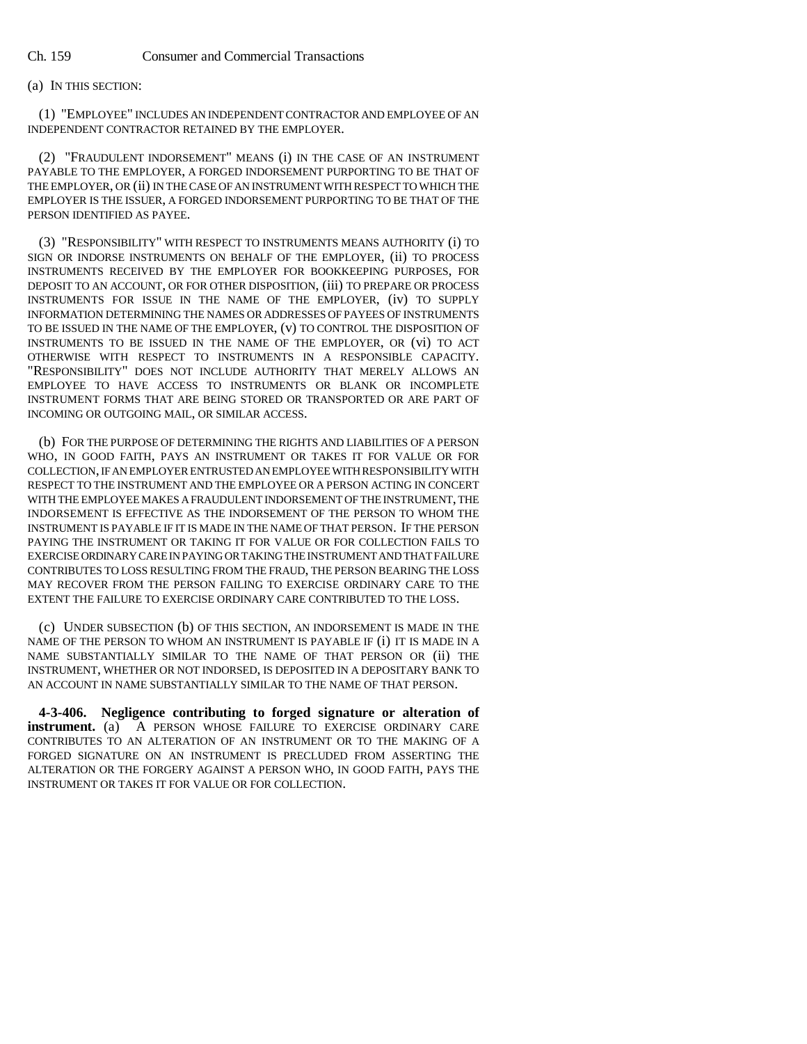(a) IN THIS SECTION:

(1) "EMPLOYEE" INCLUDES AN INDEPENDENT CONTRACTOR AND EMPLOYEE OF AN INDEPENDENT CONTRACTOR RETAINED BY THE EMPLOYER.

(2) "FRAUDULENT INDORSEMENT" MEANS (i) IN THE CASE OF AN INSTRUMENT PAYABLE TO THE EMPLOYER, A FORGED INDORSEMENT PURPORTING TO BE THAT OF THE EMPLOYER, OR (ii) IN THE CASE OF AN INSTRUMENT WITH RESPECT TO WHICH THE EMPLOYER IS THE ISSUER, A FORGED INDORSEMENT PURPORTING TO BE THAT OF THE PERSON IDENTIFIED AS PAYEE.

(3) "RESPONSIBILITY" WITH RESPECT TO INSTRUMENTS MEANS AUTHORITY (i) TO SIGN OR INDORSE INSTRUMENTS ON BEHALF OF THE EMPLOYER, (ii) TO PROCESS INSTRUMENTS RECEIVED BY THE EMPLOYER FOR BOOKKEEPING PURPOSES, FOR DEPOSIT TO AN ACCOUNT, OR FOR OTHER DISPOSITION, (iii) TO PREPARE OR PROCESS INSTRUMENTS FOR ISSUE IN THE NAME OF THE EMPLOYER, (iv) TO SUPPLY INFORMATION DETERMINING THE NAMES OR ADDRESSES OF PAYEES OF INSTRUMENTS TO BE ISSUED IN THE NAME OF THE EMPLOYER, (v) TO CONTROL THE DISPOSITION OF INSTRUMENTS TO BE ISSUED IN THE NAME OF THE EMPLOYER, OR (vi) TO ACT OTHERWISE WITH RESPECT TO INSTRUMENTS IN A RESPONSIBLE CAPACITY. "RESPONSIBILITY" DOES NOT INCLUDE AUTHORITY THAT MERELY ALLOWS AN EMPLOYEE TO HAVE ACCESS TO INSTRUMENTS OR BLANK OR INCOMPLETE INSTRUMENT FORMS THAT ARE BEING STORED OR TRANSPORTED OR ARE PART OF INCOMING OR OUTGOING MAIL, OR SIMILAR ACCESS.

(b) FOR THE PURPOSE OF DETERMINING THE RIGHTS AND LIABILITIES OF A PERSON WHO, IN GOOD FAITH, PAYS AN INSTRUMENT OR TAKES IT FOR VALUE OR FOR COLLECTION, IF AN EMPLOYER ENTRUSTED AN EMPLOYEE WITH RESPONSIBILITY WITH RESPECT TO THE INSTRUMENT AND THE EMPLOYEE OR A PERSON ACTING IN CONCERT WITH THE EMPLOYEE MAKES A FRAUDULENT INDORSEMENT OF THE INSTRUMENT, THE INDORSEMENT IS EFFECTIVE AS THE INDORSEMENT OF THE PERSON TO WHOM THE INSTRUMENT IS PAYABLE IF IT IS MADE IN THE NAME OF THAT PERSON. IF THE PERSON PAYING THE INSTRUMENT OR TAKING IT FOR VALUE OR FOR COLLECTION FAILS TO EXERCISE ORDINARY CARE IN PAYING OR TAKING THE INSTRUMENT AND THAT FAILURE CONTRIBUTES TO LOSS RESULTING FROM THE FRAUD, THE PERSON BEARING THE LOSS MAY RECOVER FROM THE PERSON FAILING TO EXERCISE ORDINARY CARE TO THE EXTENT THE FAILURE TO EXERCISE ORDINARY CARE CONTRIBUTED TO THE LOSS.

(c) UNDER SUBSECTION (b) OF THIS SECTION, AN INDORSEMENT IS MADE IN THE NAME OF THE PERSON TO WHOM AN INSTRUMENT IS PAYABLE IF (i) IT IS MADE IN A NAME SUBSTANTIALLY SIMILAR TO THE NAME OF THAT PERSON OR (ii) THE INSTRUMENT, WHETHER OR NOT INDORSED, IS DEPOSITED IN A DEPOSITARY BANK TO AN ACCOUNT IN NAME SUBSTANTIALLY SIMILAR TO THE NAME OF THAT PERSON.

**4-3-406. Negligence contributing to forged signature or alteration of instrument.** (a) A PERSON WHOSE FAILURE TO EXERCISE ORDINARY CARE CONTRIBUTES TO AN ALTERATION OF AN INSTRUMENT OR TO THE MAKING OF A FORGED SIGNATURE ON AN INSTRUMENT IS PRECLUDED FROM ASSERTING THE ALTERATION OR THE FORGERY AGAINST A PERSON WHO, IN GOOD FAITH, PAYS THE INSTRUMENT OR TAKES IT FOR VALUE OR FOR COLLECTION.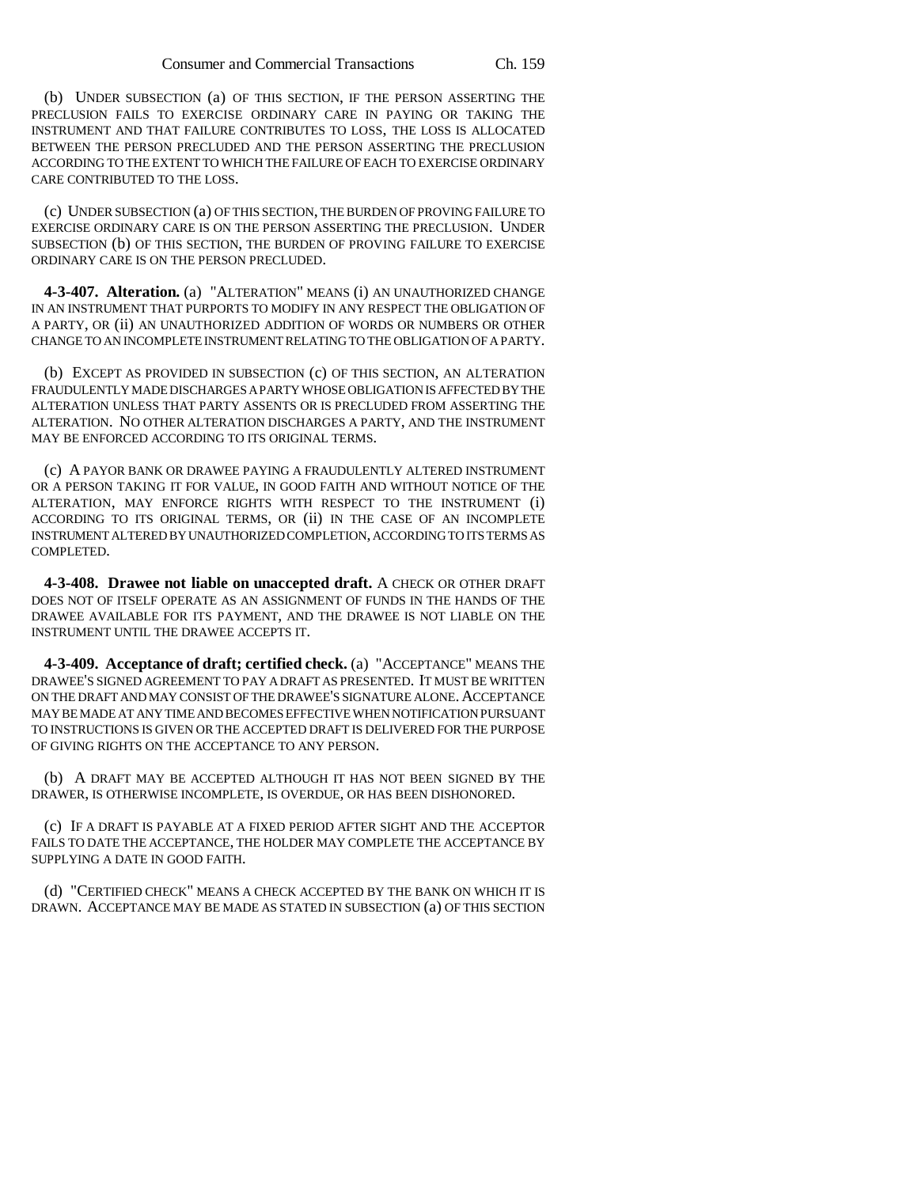(b) UNDER SUBSECTION (a) OF THIS SECTION, IF THE PERSON ASSERTING THE PRECLUSION FAILS TO EXERCISE ORDINARY CARE IN PAYING OR TAKING THE INSTRUMENT AND THAT FAILURE CONTRIBUTES TO LOSS, THE LOSS IS ALLOCATED BETWEEN THE PERSON PRECLUDED AND THE PERSON ASSERTING THE PRECLUSION ACCORDING TO THE EXTENT TO WHICH THE FAILURE OF EACH TO EXERCISE ORDINARY CARE CONTRIBUTED TO THE LOSS.

(c) UNDER SUBSECTION (a) OF THIS SECTION, THE BURDEN OF PROVING FAILURE TO EXERCISE ORDINARY CARE IS ON THE PERSON ASSERTING THE PRECLUSION. UNDER SUBSECTION (b) OF THIS SECTION, THE BURDEN OF PROVING FAILURE TO EXERCISE ORDINARY CARE IS ON THE PERSON PRECLUDED.

**4-3-407. Alteration.** (a) "ALTERATION" MEANS (i) AN UNAUTHORIZED CHANGE IN AN INSTRUMENT THAT PURPORTS TO MODIFY IN ANY RESPECT THE OBLIGATION OF A PARTY, OR (ii) AN UNAUTHORIZED ADDITION OF WORDS OR NUMBERS OR OTHER CHANGE TO AN INCOMPLETE INSTRUMENT RELATING TO THE OBLIGATION OF A PARTY.

(b) EXCEPT AS PROVIDED IN SUBSECTION (c) OF THIS SECTION, AN ALTERATION FRAUDULENTLY MADE DISCHARGES A PARTY WHOSE OBLIGATION IS AFFECTED BY THE ALTERATION UNLESS THAT PARTY ASSENTS OR IS PRECLUDED FROM ASSERTING THE ALTERATION. NO OTHER ALTERATION DISCHARGES A PARTY, AND THE INSTRUMENT MAY BE ENFORCED ACCORDING TO ITS ORIGINAL TERMS.

(c) A PAYOR BANK OR DRAWEE PAYING A FRAUDULENTLY ALTERED INSTRUMENT OR A PERSON TAKING IT FOR VALUE, IN GOOD FAITH AND WITHOUT NOTICE OF THE ALTERATION, MAY ENFORCE RIGHTS WITH RESPECT TO THE INSTRUMENT (i) ACCORDING TO ITS ORIGINAL TERMS, OR (ii) IN THE CASE OF AN INCOMPLETE INSTRUMENT ALTERED BY UNAUTHORIZED COMPLETION, ACCORDING TO ITS TERMS AS COMPLETED.

**4-3-408. Drawee not liable on unaccepted draft.** A CHECK OR OTHER DRAFT DOES NOT OF ITSELF OPERATE AS AN ASSIGNMENT OF FUNDS IN THE HANDS OF THE DRAWEE AVAILABLE FOR ITS PAYMENT, AND THE DRAWEE IS NOT LIABLE ON THE INSTRUMENT UNTIL THE DRAWEE ACCEPTS IT.

**4-3-409. Acceptance of draft; certified check.** (a) "ACCEPTANCE" MEANS THE DRAWEE'S SIGNED AGREEMENT TO PAY A DRAFT AS PRESENTED. IT MUST BE WRITTEN ON THE DRAFT AND MAY CONSIST OF THE DRAWEE'S SIGNATURE ALONE. ACCEPTANCE MAY BE MADE AT ANY TIME AND BECOMES EFFECTIVE WHEN NOTIFICATION PURSUANT TO INSTRUCTIONS IS GIVEN OR THE ACCEPTED DRAFT IS DELIVERED FOR THE PURPOSE OF GIVING RIGHTS ON THE ACCEPTANCE TO ANY PERSON.

(b) A DRAFT MAY BE ACCEPTED ALTHOUGH IT HAS NOT BEEN SIGNED BY THE DRAWER, IS OTHERWISE INCOMPLETE, IS OVERDUE, OR HAS BEEN DISHONORED.

(c) IF A DRAFT IS PAYABLE AT A FIXED PERIOD AFTER SIGHT AND THE ACCEPTOR FAILS TO DATE THE ACCEPTANCE, THE HOLDER MAY COMPLETE THE ACCEPTANCE BY SUPPLYING A DATE IN GOOD FAITH.

(d) "CERTIFIED CHECK" MEANS A CHECK ACCEPTED BY THE BANK ON WHICH IT IS DRAWN. ACCEPTANCE MAY BE MADE AS STATED IN SUBSECTION (a) OF THIS SECTION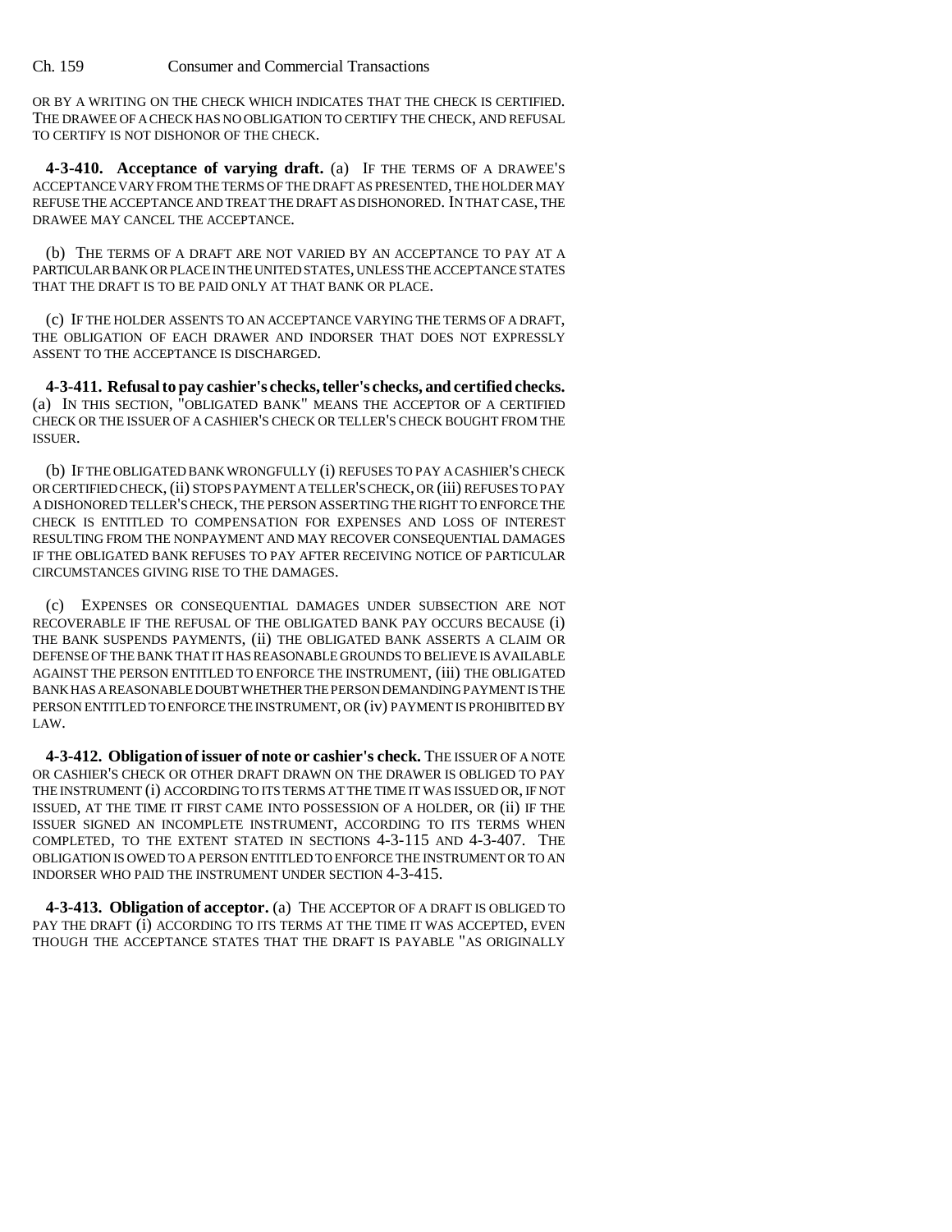OR BY A WRITING ON THE CHECK WHICH INDICATES THAT THE CHECK IS CERTIFIED. THE DRAWEE OF A CHECK HAS NO OBLIGATION TO CERTIFY THE CHECK, AND REFUSAL TO CERTIFY IS NOT DISHONOR OF THE CHECK.

**4-3-410. Acceptance of varying draft.** (a) IF THE TERMS OF A DRAWEE'S ACCEPTANCE VARY FROM THE TERMS OF THE DRAFT AS PRESENTED, THE HOLDER MAY REFUSE THE ACCEPTANCE AND TREAT THE DRAFT AS DISHONORED. IN THAT CASE, THE DRAWEE MAY CANCEL THE ACCEPTANCE.

(b) THE TERMS OF A DRAFT ARE NOT VARIED BY AN ACCEPTANCE TO PAY AT A PARTICULAR BANK OR PLACE IN THE UNITED STATES, UNLESS THE ACCEPTANCE STATES THAT THE DRAFT IS TO BE PAID ONLY AT THAT BANK OR PLACE.

(c) IF THE HOLDER ASSENTS TO AN ACCEPTANCE VARYING THE TERMS OF A DRAFT, THE OBLIGATION OF EACH DRAWER AND INDORSER THAT DOES NOT EXPRESSLY ASSENT TO THE ACCEPTANCE IS DISCHARGED.

**4-3-411. Refusal to pay cashier's checks, teller's checks, and certified checks.** (a) IN THIS SECTION, "OBLIGATED BANK" MEANS THE ACCEPTOR OF A CERTIFIED CHECK OR THE ISSUER OF A CASHIER'S CHECK OR TELLER'S CHECK BOUGHT FROM THE ISSUER.

(b) IF THE OBLIGATED BANK WRONGFULLY (i) REFUSES TO PAY A CASHIER'S CHECK OR CERTIFIED CHECK, (ii) STOPS PAYMENT A TELLER'S CHECK, OR (iii) REFUSES TO PAY A DISHONORED TELLER'S CHECK, THE PERSON ASSERTING THE RIGHT TO ENFORCE THE CHECK IS ENTITLED TO COMPENSATION FOR EXPENSES AND LOSS OF INTEREST RESULTING FROM THE NONPAYMENT AND MAY RECOVER CONSEQUENTIAL DAMAGES IF THE OBLIGATED BANK REFUSES TO PAY AFTER RECEIVING NOTICE OF PARTICULAR CIRCUMSTANCES GIVING RISE TO THE DAMAGES.

(c) EXPENSES OR CONSEQUENTIAL DAMAGES UNDER SUBSECTION ARE NOT RECOVERABLE IF THE REFUSAL OF THE OBLIGATED BANK PAY OCCURS BECAUSE (i) THE BANK SUSPENDS PAYMENTS, (ii) THE OBLIGATED BANK ASSERTS A CLAIM OR DEFENSE OF THE BANK THAT IT HAS REASONABLE GROUNDS TO BELIEVE IS AVAILABLE AGAINST THE PERSON ENTITLED TO ENFORCE THE INSTRUMENT, (iii) THE OBLIGATED BANK HAS A REASONABLE DOUBT WHETHER THE PERSON DEMANDING PAYMENT IS THE PERSON ENTITLED TO ENFORCE THE INSTRUMENT, OR (iv) PAYMENT IS PROHIBITED BY LAW.

**4-3-412. Obligation of issuer of note or cashier's check.** THE ISSUER OF A NOTE OR CASHIER'S CHECK OR OTHER DRAFT DRAWN ON THE DRAWER IS OBLIGED TO PAY THE INSTRUMENT (i) ACCORDING TO ITS TERMS AT THE TIME IT WAS ISSUED OR, IF NOT ISSUED, AT THE TIME IT FIRST CAME INTO POSSESSION OF A HOLDER, OR (ii) IF THE ISSUER SIGNED AN INCOMPLETE INSTRUMENT, ACCORDING TO ITS TERMS WHEN COMPLETED, TO THE EXTENT STATED IN SECTIONS 4-3-115 AND 4-3-407. THE OBLIGATION IS OWED TO A PERSON ENTITLED TO ENFORCE THE INSTRUMENT OR TO AN INDORSER WHO PAID THE INSTRUMENT UNDER SECTION 4-3-415.

**4-3-413. Obligation of acceptor.** (a) THE ACCEPTOR OF A DRAFT IS OBLIGED TO PAY THE DRAFT (i) ACCORDING TO ITS TERMS AT THE TIME IT WAS ACCEPTED, EVEN THOUGH THE ACCEPTANCE STATES THAT THE DRAFT IS PAYABLE "AS ORIGINALLY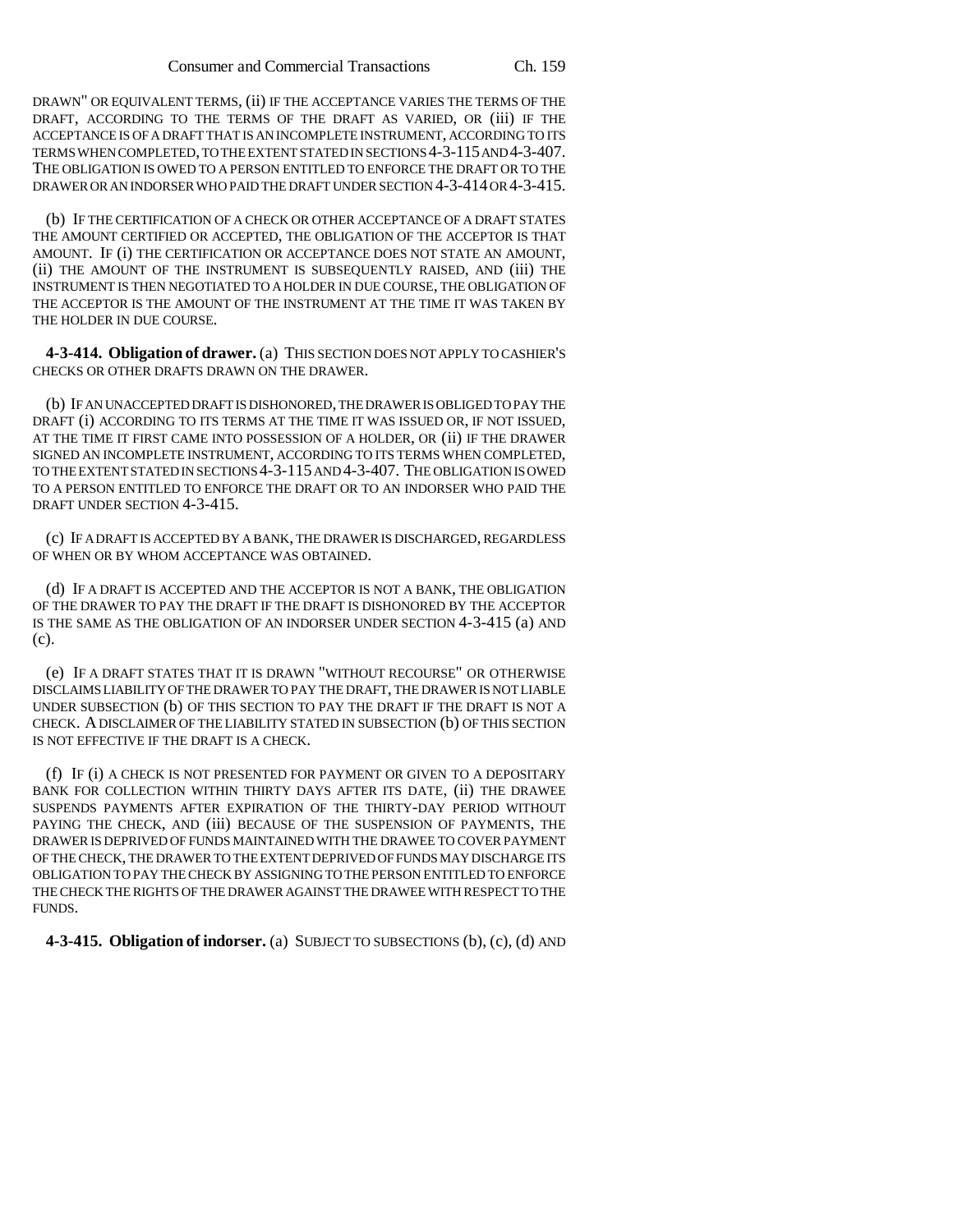DRAWN" OR EQUIVALENT TERMS, (ii) IF THE ACCEPTANCE VARIES THE TERMS OF THE DRAFT, ACCORDING TO THE TERMS OF THE DRAFT AS VARIED, OR (iii) IF THE ACCEPTANCE IS OF A DRAFT THAT IS AN INCOMPLETE INSTRUMENT, ACCORDING TO ITS TERMS WHEN COMPLETED, TO THE EXTENT STATED IN SECTIONS 4-3-115 AND 4-3-407. THE OBLIGATION IS OWED TO A PERSON ENTITLED TO ENFORCE THE DRAFT OR TO THE DRAWER OR AN INDORSER WHO PAID THE DRAFT UNDER SECTION 4-3-414 OR 4-3-415.

(b) IF THE CERTIFICATION OF A CHECK OR OTHER ACCEPTANCE OF A DRAFT STATES THE AMOUNT CERTIFIED OR ACCEPTED, THE OBLIGATION OF THE ACCEPTOR IS THAT AMOUNT. IF (i) THE CERTIFICATION OR ACCEPTANCE DOES NOT STATE AN AMOUNT, (ii) THE AMOUNT OF THE INSTRUMENT IS SUBSEQUENTLY RAISED, AND (iii) THE INSTRUMENT IS THEN NEGOTIATED TO A HOLDER IN DUE COURSE, THE OBLIGATION OF THE ACCEPTOR IS THE AMOUNT OF THE INSTRUMENT AT THE TIME IT WAS TAKEN BY THE HOLDER IN DUE COURSE.

**4-3-414. Obligation of drawer.** (a) THIS SECTION DOES NOT APPLY TO CASHIER'S CHECKS OR OTHER DRAFTS DRAWN ON THE DRAWER.

(b) IF AN UNACCEPTED DRAFT IS DISHONORED, THE DRAWER IS OBLIGED TO PAY THE DRAFT (i) ACCORDING TO ITS TERMS AT THE TIME IT WAS ISSUED OR, IF NOT ISSUED, AT THE TIME IT FIRST CAME INTO POSSESSION OF A HOLDER, OR (ii) IF THE DRAWER SIGNED AN INCOMPLETE INSTRUMENT, ACCORDING TO ITS TERMS WHEN COMPLETED, TO THE EXTENT STATED IN SECTIONS 4-3-115 AND 4-3-407. THE OBLIGATION IS OWED TO A PERSON ENTITLED TO ENFORCE THE DRAFT OR TO AN INDORSER WHO PAID THE DRAFT UNDER SECTION 4-3-415.

(c) IF A DRAFT IS ACCEPTED BY A BANK, THE DRAWER IS DISCHARGED, REGARDLESS OF WHEN OR BY WHOM ACCEPTANCE WAS OBTAINED.

(d) IF A DRAFT IS ACCEPTED AND THE ACCEPTOR IS NOT A BANK, THE OBLIGATION OF THE DRAWER TO PAY THE DRAFT IF THE DRAFT IS DISHONORED BY THE ACCEPTOR IS THE SAME AS THE OBLIGATION OF AN INDORSER UNDER SECTION 4-3-415 (a) AND (c).

(e) IF A DRAFT STATES THAT IT IS DRAWN "WITHOUT RECOURSE" OR OTHERWISE DISCLAIMS LIABILITY OF THE DRAWER TO PAY THE DRAFT, THE DRAWER IS NOT LIABLE UNDER SUBSECTION (b) OF THIS SECTION TO PAY THE DRAFT IF THE DRAFT IS NOT A CHECK. A DISCLAIMER OF THE LIABILITY STATED IN SUBSECTION (b) OF THIS SECTION IS NOT EFFECTIVE IF THE DRAFT IS A CHECK.

(f) IF (i) A CHECK IS NOT PRESENTED FOR PAYMENT OR GIVEN TO A DEPOSITARY BANK FOR COLLECTION WITHIN THIRTY DAYS AFTER ITS DATE, (ii) THE DRAWEE SUSPENDS PAYMENTS AFTER EXPIRATION OF THE THIRTY-DAY PERIOD WITHOUT PAYING THE CHECK, AND (iii) BECAUSE OF THE SUSPENSION OF PAYMENTS, THE DRAWER IS DEPRIVED OF FUNDS MAINTAINED WITH THE DRAWEE TO COVER PAYMENT OF THE CHECK, THE DRAWER TO THE EXTENT DEPRIVED OF FUNDS MAY DISCHARGE ITS OBLIGATION TO PAY THE CHECK BY ASSIGNING TO THE PERSON ENTITLED TO ENFORCE THE CHECK THE RIGHTS OF THE DRAWER AGAINST THE DRAWEE WITH RESPECT TO THE FUNDS.

**4-3-415. Obligation of indorser.** (a) SUBJECT TO SUBSECTIONS (b), (c), (d) AND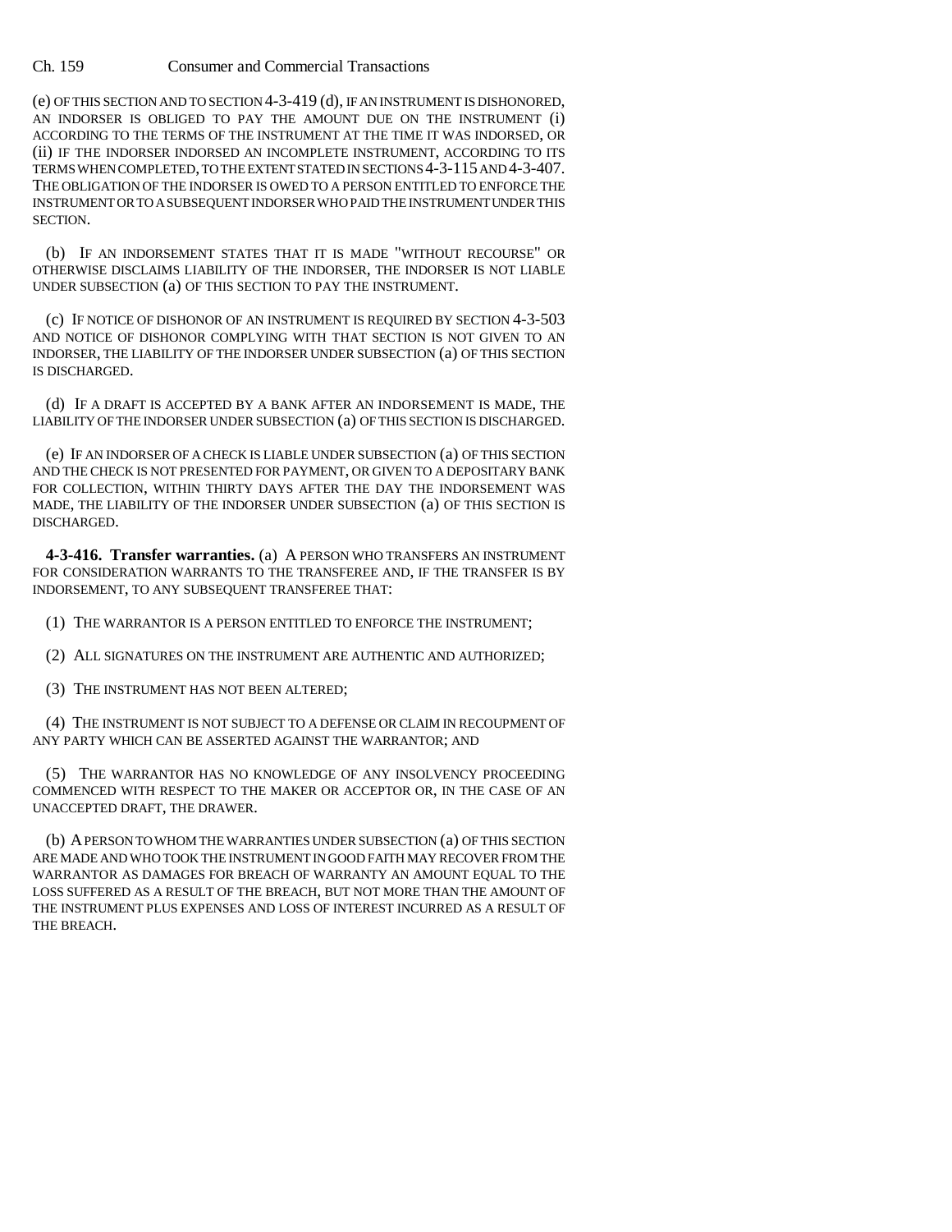(e) OF THIS SECTION AND TO SECTION 4-3-419 (d), IF AN INSTRUMENT IS DISHONORED, AN INDORSER IS OBLIGED TO PAY THE AMOUNT DUE ON THE INSTRUMENT (i) ACCORDING TO THE TERMS OF THE INSTRUMENT AT THE TIME IT WAS INDORSED, OR (ii) IF THE INDORSER INDORSED AN INCOMPLETE INSTRUMENT, ACCORDING TO ITS TERMS WHEN COMPLETED, TO THE EXTENT STATED IN SECTIONS 4-3-115 AND 4-3-407. THE OBLIGATION OF THE INDORSER IS OWED TO A PERSON ENTITLED TO ENFORCE THE INSTRUMENT OR TO A SUBSEQUENT INDORSER WHO PAID THE INSTRUMENT UNDER THIS SECTION.

(b) IF AN INDORSEMENT STATES THAT IT IS MADE "WITHOUT RECOURSE" OR OTHERWISE DISCLAIMS LIABILITY OF THE INDORSER, THE INDORSER IS NOT LIABLE UNDER SUBSECTION (a) OF THIS SECTION TO PAY THE INSTRUMENT.

(c) IF NOTICE OF DISHONOR OF AN INSTRUMENT IS REQUIRED BY SECTION 4-3-503 AND NOTICE OF DISHONOR COMPLYING WITH THAT SECTION IS NOT GIVEN TO AN INDORSER, THE LIABILITY OF THE INDORSER UNDER SUBSECTION (a) OF THIS SECTION IS DISCHARGED.

(d) IF A DRAFT IS ACCEPTED BY A BANK AFTER AN INDORSEMENT IS MADE, THE LIABILITY OF THE INDORSER UNDER SUBSECTION (a) OF THIS SECTION IS DISCHARGED.

(e) IF AN INDORSER OF A CHECK IS LIABLE UNDER SUBSECTION (a) OF THIS SECTION AND THE CHECK IS NOT PRESENTED FOR PAYMENT, OR GIVEN TO A DEPOSITARY BANK FOR COLLECTION, WITHIN THIRTY DAYS AFTER THE DAY THE INDORSEMENT WAS MADE, THE LIABILITY OF THE INDORSER UNDER SUBSECTION (a) OF THIS SECTION IS DISCHARGED.

**4-3-416. Transfer warranties.** (a) A PERSON WHO TRANSFERS AN INSTRUMENT FOR CONSIDERATION WARRANTS TO THE TRANSFEREE AND, IF THE TRANSFER IS BY INDORSEMENT, TO ANY SUBSEQUENT TRANSFEREE THAT:

(1) THE WARRANTOR IS A PERSON ENTITLED TO ENFORCE THE INSTRUMENT;

(2) ALL SIGNATURES ON THE INSTRUMENT ARE AUTHENTIC AND AUTHORIZED;

(3) THE INSTRUMENT HAS NOT BEEN ALTERED;

(4) THE INSTRUMENT IS NOT SUBJECT TO A DEFENSE OR CLAIM IN RECOUPMENT OF ANY PARTY WHICH CAN BE ASSERTED AGAINST THE WARRANTOR; AND

(5) THE WARRANTOR HAS NO KNOWLEDGE OF ANY INSOLVENCY PROCEEDING COMMENCED WITH RESPECT TO THE MAKER OR ACCEPTOR OR, IN THE CASE OF AN UNACCEPTED DRAFT, THE DRAWER.

(b) A PERSON TO WHOM THE WARRANTIES UNDER SUBSECTION (a) OF THIS SECTION ARE MADE AND WHO TOOK THE INSTRUMENT IN GOOD FAITH MAY RECOVER FROM THE WARRANTOR AS DAMAGES FOR BREACH OF WARRANTY AN AMOUNT EQUAL TO THE LOSS SUFFERED AS A RESULT OF THE BREACH, BUT NOT MORE THAN THE AMOUNT OF THE INSTRUMENT PLUS EXPENSES AND LOSS OF INTEREST INCURRED AS A RESULT OF THE BREACH.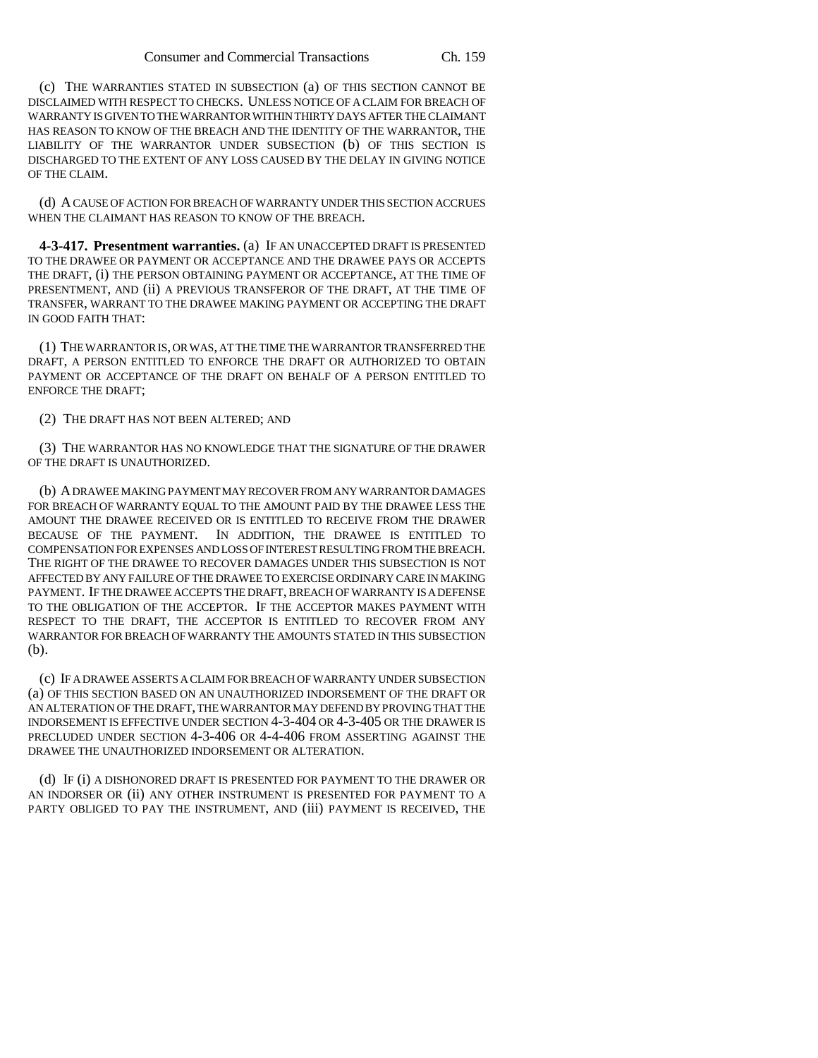(c) THE WARRANTIES STATED IN SUBSECTION (a) OF THIS SECTION CANNOT BE DISCLAIMED WITH RESPECT TO CHECKS. UNLESS NOTICE OF A CLAIM FOR BREACH OF WARRANTY IS GIVEN TO THE WARRANTOR WITHIN THIRTY DAYS AFTER THE CLAIMANT HAS REASON TO KNOW OF THE BREACH AND THE IDENTITY OF THE WARRANTOR, THE LIABILITY OF THE WARRANTOR UNDER SUBSECTION (b) OF THIS SECTION IS DISCHARGED TO THE EXTENT OF ANY LOSS CAUSED BY THE DELAY IN GIVING NOTICE OF THE CLAIM.

(d) A CAUSE OF ACTION FOR BREACH OF WARRANTY UNDER THIS SECTION ACCRUES WHEN THE CLAIMANT HAS REASON TO KNOW OF THE BREACH.

**4-3-417. Presentment warranties.** (a) IF AN UNACCEPTED DRAFT IS PRESENTED TO THE DRAWEE OR PAYMENT OR ACCEPTANCE AND THE DRAWEE PAYS OR ACCEPTS THE DRAFT, (i) THE PERSON OBTAINING PAYMENT OR ACCEPTANCE, AT THE TIME OF PRESENTMENT, AND (ii) A PREVIOUS TRANSFEROR OF THE DRAFT, AT THE TIME OF TRANSFER, WARRANT TO THE DRAWEE MAKING PAYMENT OR ACCEPTING THE DRAFT IN GOOD FAITH THAT:

(1) THE WARRANTOR IS, OR WAS, AT THE TIME THE WARRANTOR TRANSFERRED THE DRAFT, A PERSON ENTITLED TO ENFORCE THE DRAFT OR AUTHORIZED TO OBTAIN PAYMENT OR ACCEPTANCE OF THE DRAFT ON BEHALF OF A PERSON ENTITLED TO ENFORCE THE DRAFT;

(2) THE DRAFT HAS NOT BEEN ALTERED; AND

(3) THE WARRANTOR HAS NO KNOWLEDGE THAT THE SIGNATURE OF THE DRAWER OF THE DRAFT IS UNAUTHORIZED.

(b) A DRAWEE MAKING PAYMENT MAY RECOVER FROM ANY WARRANTOR DAMAGES FOR BREACH OF WARRANTY EQUAL TO THE AMOUNT PAID BY THE DRAWEE LESS THE AMOUNT THE DRAWEE RECEIVED OR IS ENTITLED TO RECEIVE FROM THE DRAWER BECAUSE OF THE PAYMENT. IN ADDITION, THE DRAWEE IS ENTITLED TO COMPENSATION FOR EXPENSES AND LOSS OF INTEREST RESULTING FROM THE BREACH. THE RIGHT OF THE DRAWEE TO RECOVER DAMAGES UNDER THIS SUBSECTION IS NOT AFFECTED BY ANY FAILURE OF THE DRAWEE TO EXERCISE ORDINARY CARE IN MAKING PAYMENT. IF THE DRAWEE ACCEPTS THE DRAFT, BREACH OF WARRANTY IS A DEFENSE TO THE OBLIGATION OF THE ACCEPTOR. IF THE ACCEPTOR MAKES PAYMENT WITH RESPECT TO THE DRAFT, THE ACCEPTOR IS ENTITLED TO RECOVER FROM ANY WARRANTOR FOR BREACH OF WARRANTY THE AMOUNTS STATED IN THIS SUBSECTION (b).

(c) IF A DRAWEE ASSERTS A CLAIM FOR BREACH OF WARRANTY UNDER SUBSECTION (a) OF THIS SECTION BASED ON AN UNAUTHORIZED INDORSEMENT OF THE DRAFT OR AN ALTERATION OF THE DRAFT, THE WARRANTOR MAY DEFEND BY PROVING THAT THE INDORSEMENT IS EFFECTIVE UNDER SECTION 4-3-404 OR 4-3-405 OR THE DRAWER IS PRECLUDED UNDER SECTION 4-3-406 OR 4-4-406 FROM ASSERTING AGAINST THE DRAWEE THE UNAUTHORIZED INDORSEMENT OR ALTERATION.

(d) IF (i) A DISHONORED DRAFT IS PRESENTED FOR PAYMENT TO THE DRAWER OR AN INDORSER OR (ii) ANY OTHER INSTRUMENT IS PRESENTED FOR PAYMENT TO A PARTY OBLIGED TO PAY THE INSTRUMENT, AND (iii) PAYMENT IS RECEIVED, THE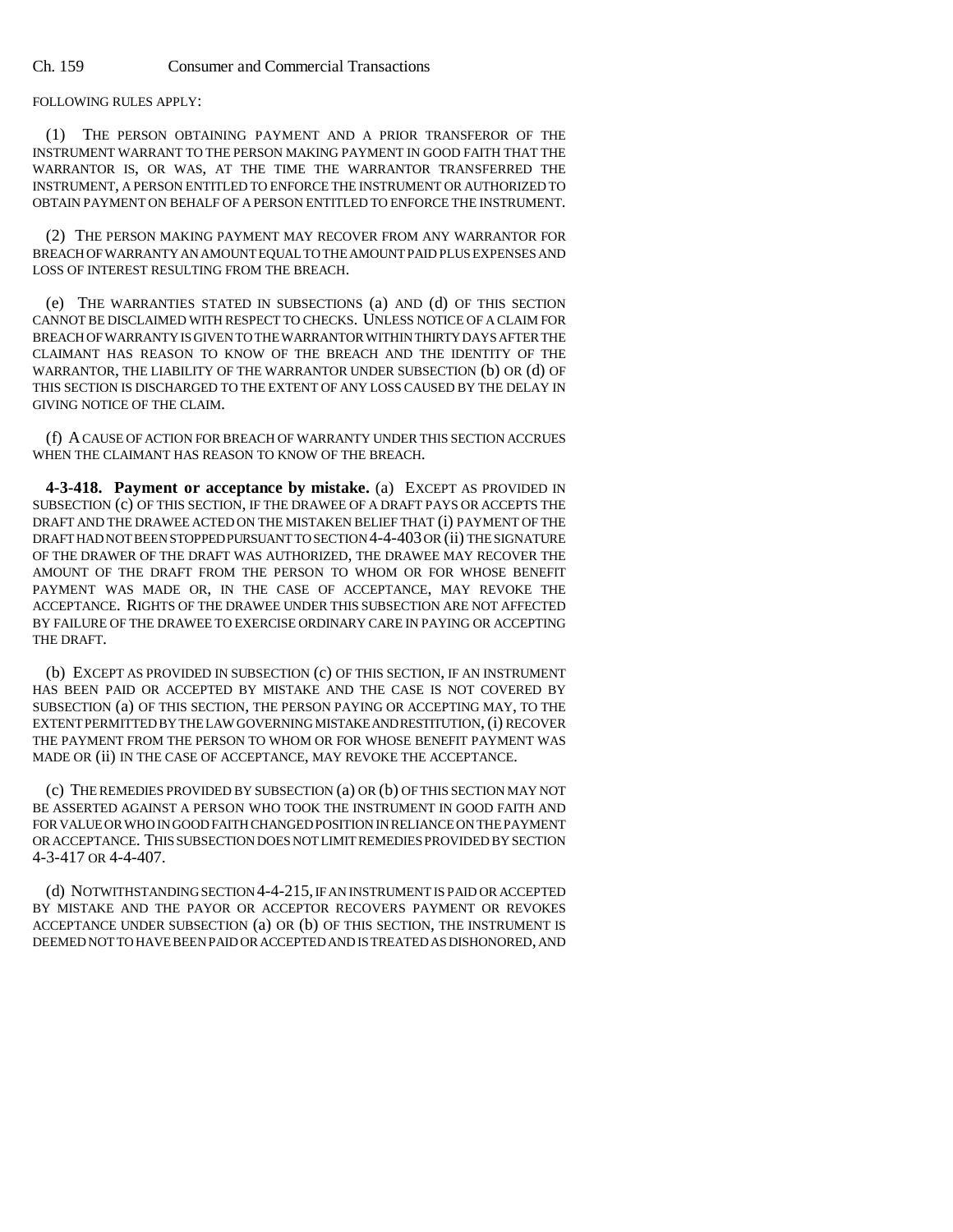FOLLOWING RULES APPLY:

(1) THE PERSON OBTAINING PAYMENT AND A PRIOR TRANSFEROR OF THE INSTRUMENT WARRANT TO THE PERSON MAKING PAYMENT IN GOOD FAITH THAT THE WARRANTOR IS, OR WAS, AT THE TIME THE WARRANTOR TRANSFERRED THE INSTRUMENT, A PERSON ENTITLED TO ENFORCE THE INSTRUMENT OR AUTHORIZED TO OBTAIN PAYMENT ON BEHALF OF A PERSON ENTITLED TO ENFORCE THE INSTRUMENT.

(2) THE PERSON MAKING PAYMENT MAY RECOVER FROM ANY WARRANTOR FOR BREACH OF WARRANTY AN AMOUNT EQUAL TO THE AMOUNT PAID PLUS EXPENSES AND LOSS OF INTEREST RESULTING FROM THE BREACH.

(e) THE WARRANTIES STATED IN SUBSECTIONS (a) AND (d) OF THIS SECTION CANNOT BE DISCLAIMED WITH RESPECT TO CHECKS. UNLESS NOTICE OF A CLAIM FOR BREACH OF WARRANTY IS GIVEN TO THE WARRANTOR WITHIN THIRTY DAYS AFTER THE CLAIMANT HAS REASON TO KNOW OF THE BREACH AND THE IDENTITY OF THE WARRANTOR, THE LIABILITY OF THE WARRANTOR UNDER SUBSECTION (b) OR (d) OF THIS SECTION IS DISCHARGED TO THE EXTENT OF ANY LOSS CAUSED BY THE DELAY IN GIVING NOTICE OF THE CLAIM.

(f) A CAUSE OF ACTION FOR BREACH OF WARRANTY UNDER THIS SECTION ACCRUES WHEN THE CLAIMANT HAS REASON TO KNOW OF THE BREACH.

**4-3-418. Payment or acceptance by mistake.** (a) EXCEPT AS PROVIDED IN SUBSECTION (c) OF THIS SECTION, IF THE DRAWEE OF A DRAFT PAYS OR ACCEPTS THE DRAFT AND THE DRAWEE ACTED ON THE MISTAKEN BELIEF THAT (i) PAYMENT OF THE DRAFT HAD NOT BEEN STOPPED PURSUANT TO SECTION 4-4-403 OR (ii) THE SIGNATURE OF THE DRAWER OF THE DRAFT WAS AUTHORIZED, THE DRAWEE MAY RECOVER THE AMOUNT OF THE DRAFT FROM THE PERSON TO WHOM OR FOR WHOSE BENEFIT PAYMENT WAS MADE OR, IN THE CASE OF ACCEPTANCE, MAY REVOKE THE ACCEPTANCE. RIGHTS OF THE DRAWEE UNDER THIS SUBSECTION ARE NOT AFFECTED BY FAILURE OF THE DRAWEE TO EXERCISE ORDINARY CARE IN PAYING OR ACCEPTING THE DRAFT.

(b) EXCEPT AS PROVIDED IN SUBSECTION (c) OF THIS SECTION, IF AN INSTRUMENT HAS BEEN PAID OR ACCEPTED BY MISTAKE AND THE CASE IS NOT COVERED BY SUBSECTION (a) OF THIS SECTION, THE PERSON PAYING OR ACCEPTING MAY, TO THE EXTENT PERMITTED BY THE LAW GOVERNING MISTAKE AND RESTITUTION, (i) RECOVER THE PAYMENT FROM THE PERSON TO WHOM OR FOR WHOSE BENEFIT PAYMENT WAS MADE OR (ii) IN THE CASE OF ACCEPTANCE, MAY REVOKE THE ACCEPTANCE.

(c) THE REMEDIES PROVIDED BY SUBSECTION (a) OR (b) OF THIS SECTION MAY NOT BE ASSERTED AGAINST A PERSON WHO TOOK THE INSTRUMENT IN GOOD FAITH AND FOR VALUE OR WHO IN GOOD FAITH CHANGED POSITION IN RELIANCE ON THE PAYMENT OR ACCEPTANCE. THIS SUBSECTION DOES NOT LIMIT REMEDIES PROVIDED BY SECTION 4-3-417 OR 4-4-407.

(d) NOTWITHSTANDING SECTION 4-4-215, IF AN INSTRUMENT IS PAID OR ACCEPTED BY MISTAKE AND THE PAYOR OR ACCEPTOR RECOVERS PAYMENT OR REVOKES ACCEPTANCE UNDER SUBSECTION (a) OR (b) OF THIS SECTION, THE INSTRUMENT IS DEEMED NOT TO HAVE BEEN PAID OR ACCEPTED AND IS TREATED AS DISHONORED, AND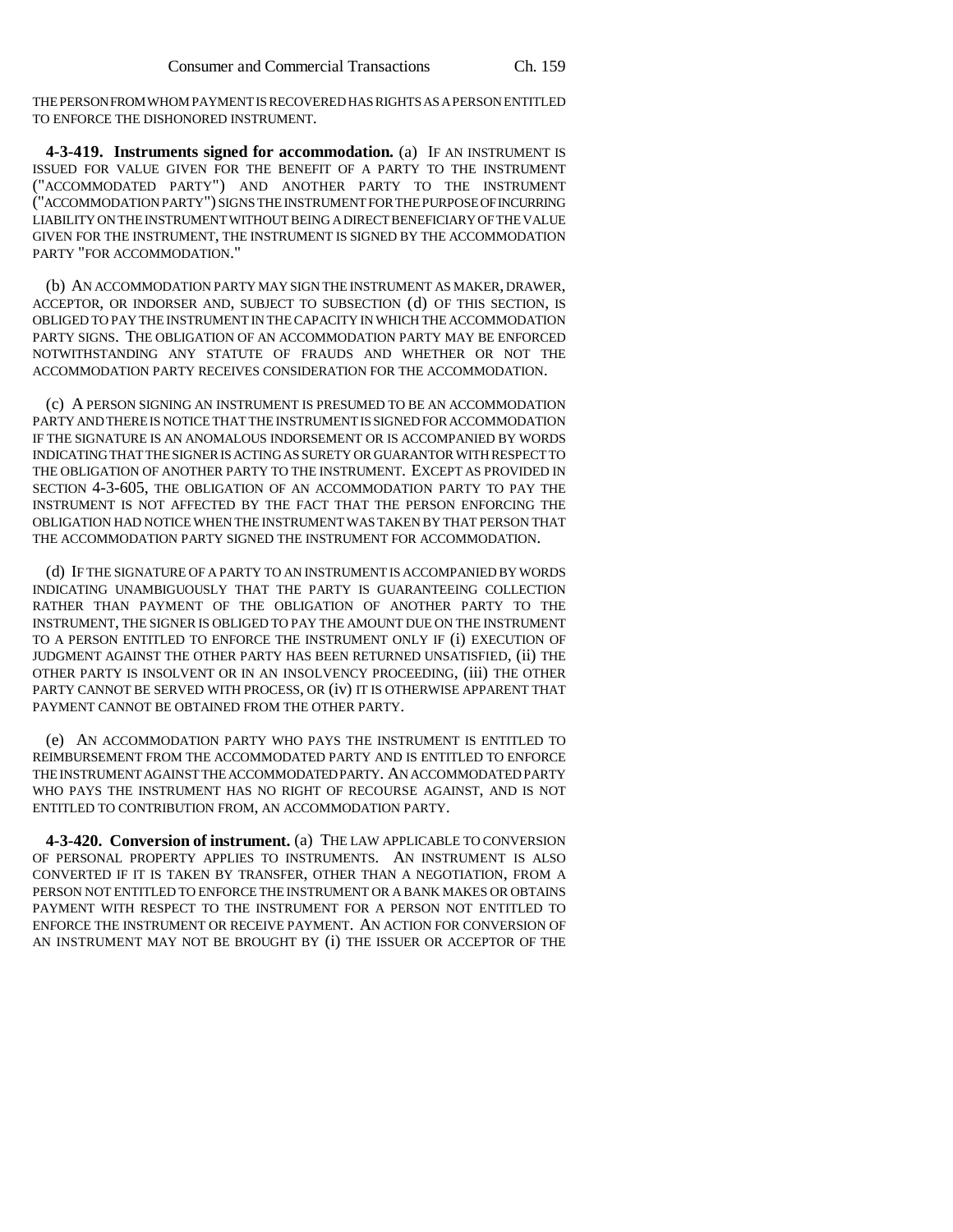THE PERSON FROM WHOM PAYMENT IS RECOVERED HAS RIGHTS AS A PERSON ENTITLED TO ENFORCE THE DISHONORED INSTRUMENT.

**4-3-419. Instruments signed for accommodation.** (a) IF AN INSTRUMENT IS ISSUED FOR VALUE GIVEN FOR THE BENEFIT OF A PARTY TO THE INSTRUMENT ("ACCOMMODATED PARTY") AND ANOTHER PARTY TO THE INSTRUMENT ("ACCOMMODATION PARTY") SIGNS THE INSTRUMENT FOR THE PURPOSE OF INCURRING LIABILITY ON THE INSTRUMENT WITHOUT BEING A DIRECT BENEFICIARY OF THE VALUE GIVEN FOR THE INSTRUMENT, THE INSTRUMENT IS SIGNED BY THE ACCOMMODATION PARTY "FOR ACCOMMODATION."

(b) AN ACCOMMODATION PARTY MAY SIGN THE INSTRUMENT AS MAKER, DRAWER, ACCEPTOR, OR INDORSER AND, SUBJECT TO SUBSECTION (d) OF THIS SECTION, IS OBLIGED TO PAY THE INSTRUMENT IN THE CAPACITY IN WHICH THE ACCOMMODATION PARTY SIGNS. THE OBLIGATION OF AN ACCOMMODATION PARTY MAY BE ENFORCED NOTWITHSTANDING ANY STATUTE OF FRAUDS AND WHETHER OR NOT THE ACCOMMODATION PARTY RECEIVES CONSIDERATION FOR THE ACCOMMODATION.

(c) A PERSON SIGNING AN INSTRUMENT IS PRESUMED TO BE AN ACCOMMODATION PARTY AND THERE IS NOTICE THAT THE INSTRUMENT IS SIGNED FOR ACCOMMODATION IF THE SIGNATURE IS AN ANOMALOUS INDORSEMENT OR IS ACCOMPANIED BY WORDS INDICATING THAT THE SIGNER IS ACTING AS SURETY OR GUARANTOR WITH RESPECT TO THE OBLIGATION OF ANOTHER PARTY TO THE INSTRUMENT. EXCEPT AS PROVIDED IN SECTION 4-3-605, THE OBLIGATION OF AN ACCOMMODATION PARTY TO PAY THE INSTRUMENT IS NOT AFFECTED BY THE FACT THAT THE PERSON ENFORCING THE OBLIGATION HAD NOTICE WHEN THE INSTRUMENT WAS TAKEN BY THAT PERSON THAT THE ACCOMMODATION PARTY SIGNED THE INSTRUMENT FOR ACCOMMODATION.

(d) IF THE SIGNATURE OF A PARTY TO AN INSTRUMENT IS ACCOMPANIED BY WORDS INDICATING UNAMBIGUOUSLY THAT THE PARTY IS GUARANTEEING COLLECTION RATHER THAN PAYMENT OF THE OBLIGATION OF ANOTHER PARTY TO THE INSTRUMENT, THE SIGNER IS OBLIGED TO PAY THE AMOUNT DUE ON THE INSTRUMENT TO A PERSON ENTITLED TO ENFORCE THE INSTRUMENT ONLY IF (i) EXECUTION OF JUDGMENT AGAINST THE OTHER PARTY HAS BEEN RETURNED UNSATISFIED, (ii) THE OTHER PARTY IS INSOLVENT OR IN AN INSOLVENCY PROCEEDING, (iii) THE OTHER PARTY CANNOT BE SERVED WITH PROCESS, OR (iv) IT IS OTHERWISE APPARENT THAT PAYMENT CANNOT BE OBTAINED FROM THE OTHER PARTY.

(e) AN ACCOMMODATION PARTY WHO PAYS THE INSTRUMENT IS ENTITLED TO REIMBURSEMENT FROM THE ACCOMMODATED PARTY AND IS ENTITLED TO ENFORCE THE INSTRUMENT AGAINST THE ACCOMMODATED PARTY. AN ACCOMMODATED PARTY WHO PAYS THE INSTRUMENT HAS NO RIGHT OF RECOURSE AGAINST, AND IS NOT ENTITLED TO CONTRIBUTION FROM, AN ACCOMMODATION PARTY.

**4-3-420. Conversion of instrument.** (a) THE LAW APPLICABLE TO CONVERSION OF PERSONAL PROPERTY APPLIES TO INSTRUMENTS. AN INSTRUMENT IS ALSO CONVERTED IF IT IS TAKEN BY TRANSFER, OTHER THAN A NEGOTIATION, FROM A PERSON NOT ENTITLED TO ENFORCE THE INSTRUMENT OR A BANK MAKES OR OBTAINS PAYMENT WITH RESPECT TO THE INSTRUMENT FOR A PERSON NOT ENTITLED TO ENFORCE THE INSTRUMENT OR RECEIVE PAYMENT. AN ACTION FOR CONVERSION OF AN INSTRUMENT MAY NOT BE BROUGHT BY (i) THE ISSUER OR ACCEPTOR OF THE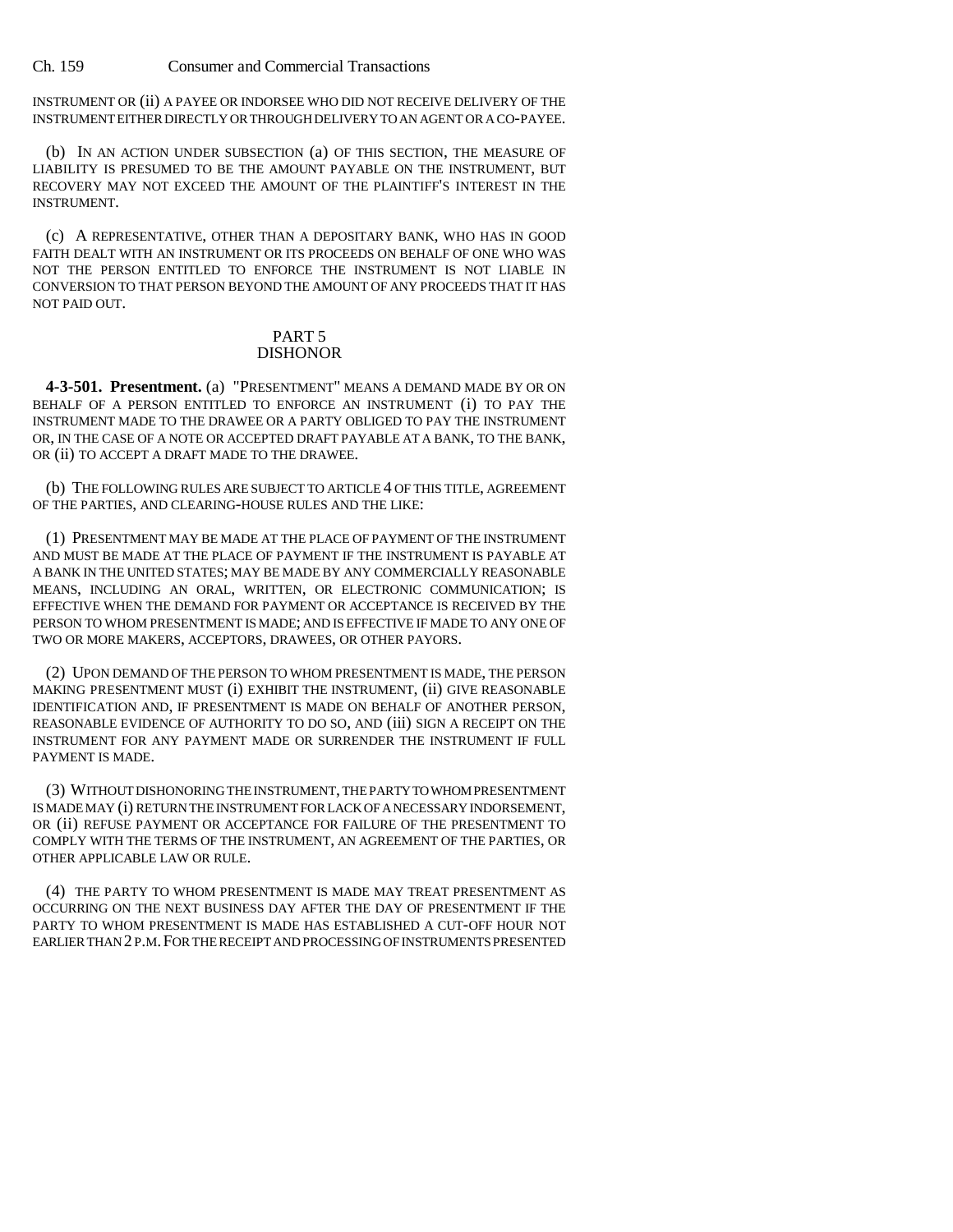INSTRUMENT OR (ii) A PAYEE OR INDORSEE WHO DID NOT RECEIVE DELIVERY OF THE INSTRUMENT EITHER DIRECTLY OR THROUGH DELIVERY TO AN AGENT OR A CO-PAYEE.

(b) IN AN ACTION UNDER SUBSECTION (a) OF THIS SECTION, THE MEASURE OF LIABILITY IS PRESUMED TO BE THE AMOUNT PAYABLE ON THE INSTRUMENT, BUT RECOVERY MAY NOT EXCEED THE AMOUNT OF THE PLAINTIFF'S INTEREST IN THE INSTRUMENT.

(c) A REPRESENTATIVE, OTHER THAN A DEPOSITARY BANK, WHO HAS IN GOOD FAITH DEALT WITH AN INSTRUMENT OR ITS PROCEEDS ON BEHALF OF ONE WHO WAS NOT THE PERSON ENTITLED TO ENFORCE THE INSTRUMENT IS NOT LIABLE IN CONVERSION TO THAT PERSON BEYOND THE AMOUNT OF ANY PROCEEDS THAT IT HAS NOT PAID OUT.

## PART 5
## DISHONOR

**4-3-501. Presentment.** (a) "PRESENTMENT" MEANS A DEMAND MADE BY OR ON BEHALF OF A PERSON ENTITLED TO ENFORCE AN INSTRUMENT (i) TO PAY THE INSTRUMENT MADE TO THE DRAWEE OR A PARTY OBLIGED TO PAY THE INSTRUMENT OR, IN THE CASE OF A NOTE OR ACCEPTED DRAFT PAYABLE AT A BANK, TO THE BANK, OR (ii) TO ACCEPT A DRAFT MADE TO THE DRAWEE.

(b) THE FOLLOWING RULES ARE SUBJECT TO ARTICLE 4 OF THIS TITLE, AGREEMENT OF THE PARTIES, AND CLEARING-HOUSE RULES AND THE LIKE:

(1) PRESENTMENT MAY BE MADE AT THE PLACE OF PAYMENT OF THE INSTRUMENT AND MUST BE MADE AT THE PLACE OF PAYMENT IF THE INSTRUMENT IS PAYABLE AT A BANK IN THE UNITED STATES; MAY BE MADE BY ANY COMMERCIALLY REASONABLE MEANS, INCLUDING AN ORAL, WRITTEN, OR ELECTRONIC COMMUNICATION; IS EFFECTIVE WHEN THE DEMAND FOR PAYMENT OR ACCEPTANCE IS RECEIVED BY THE PERSON TO WHOM PRESENTMENT IS MADE; AND IS EFFECTIVE IF MADE TO ANY ONE OF TWO OR MORE MAKERS, ACCEPTORS, DRAWEES, OR OTHER PAYORS.

(2) UPON DEMAND OF THE PERSON TO WHOM PRESENTMENT IS MADE, THE PERSON MAKING PRESENTMENT MUST (i) EXHIBIT THE INSTRUMENT, (ii) GIVE REASONABLE IDENTIFICATION AND, IF PRESENTMENT IS MADE ON BEHALF OF ANOTHER PERSON, REASONABLE EVIDENCE OF AUTHORITY TO DO SO, AND (iii) SIGN A RECEIPT ON THE INSTRUMENT FOR ANY PAYMENT MADE OR SURRENDER THE INSTRUMENT IF FULL PAYMENT IS MADE.

(3) WITHOUT DISHONORING THE INSTRUMENT, THE PARTY TO WHOM PRESENTMENT IS MADE MAY (i) RETURN THE INSTRUMENT FOR LACK OF A NECESSARY INDORSEMENT, OR (ii) REFUSE PAYMENT OR ACCEPTANCE FOR FAILURE OF THE PRESENTMENT TO COMPLY WITH THE TERMS OF THE INSTRUMENT, AN AGREEMENT OF THE PARTIES, OR OTHER APPLICABLE LAW OR RULE.

(4) THE PARTY TO WHOM PRESENTMENT IS MADE MAY TREAT PRESENTMENT AS OCCURRING ON THE NEXT BUSINESS DAY AFTER THE DAY OF PRESENTMENT IF THE PARTY TO WHOM PRESENTMENT IS MADE HAS ESTABLISHED A CUT-OFF HOUR NOT EARLIER THAN 2 P.M. FOR THE RECEIPT AND PROCESSING OF INSTRUMENTS PRESENTED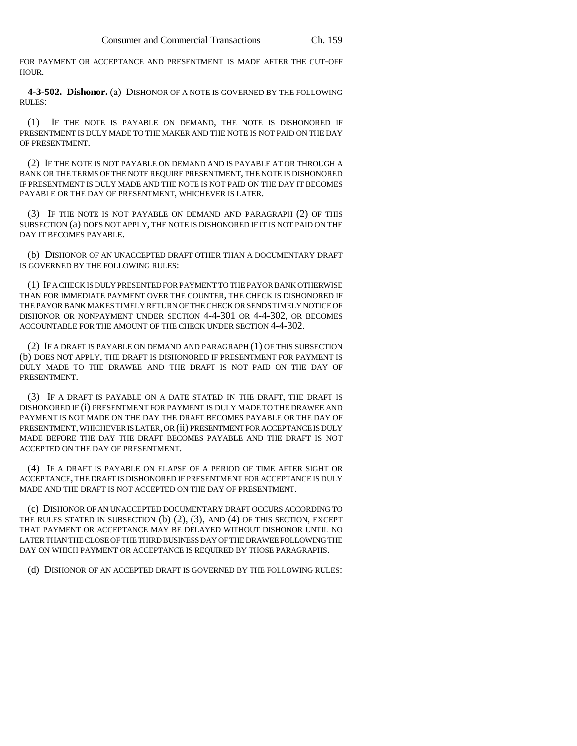FOR PAYMENT OR ACCEPTANCE AND PRESENTMENT IS MADE AFTER THE CUT-OFF HOUR.

**4-3-502. Dishonor.** (a) DISHONOR OF A NOTE IS GOVERNED BY THE FOLLOWING RULES:

(1) IF THE NOTE IS PAYABLE ON DEMAND, THE NOTE IS DISHONORED IF PRESENTMENT IS DULY MADE TO THE MAKER AND THE NOTE IS NOT PAID ON THE DAY OF PRESENTMENT.

(2) IF THE NOTE IS NOT PAYABLE ON DEMAND AND IS PAYABLE AT OR THROUGH A BANK OR THE TERMS OF THE NOTE REQUIRE PRESENTMENT, THE NOTE IS DISHONORED IF PRESENTMENT IS DULY MADE AND THE NOTE IS NOT PAID ON THE DAY IT BECOMES PAYABLE OR THE DAY OF PRESENTMENT, WHICHEVER IS LATER.

(3) IF THE NOTE IS NOT PAYABLE ON DEMAND AND PARAGRAPH (2) OF THIS SUBSECTION (a) DOES NOT APPLY, THE NOTE IS DISHONORED IF IT IS NOT PAID ON THE DAY IT BECOMES PAYABLE.

(b) DISHONOR OF AN UNACCEPTED DRAFT OTHER THAN A DOCUMENTARY DRAFT IS GOVERNED BY THE FOLLOWING RULES:

(1) IF A CHECK IS DULY PRESENTED FOR PAYMENT TO THE PAYOR BANK OTHERWISE THAN FOR IMMEDIATE PAYMENT OVER THE COUNTER, THE CHECK IS DISHONORED IF THE PAYOR BANK MAKES TIMELY RETURN OF THE CHECK OR SENDS TIMELY NOTICE OF DISHONOR OR NONPAYMENT UNDER SECTION 4-4-301 OR 4-4-302, OR BECOMES ACCOUNTABLE FOR THE AMOUNT OF THE CHECK UNDER SECTION 4-4-302.

(2) IF A DRAFT IS PAYABLE ON DEMAND AND PARAGRAPH (1) OF THIS SUBSECTION (b) DOES NOT APPLY, THE DRAFT IS DISHONORED IF PRESENTMENT FOR PAYMENT IS DULY MADE TO THE DRAWEE AND THE DRAFT IS NOT PAID ON THE DAY OF PRESENTMENT.

(3) IF A DRAFT IS PAYABLE ON A DATE STATED IN THE DRAFT, THE DRAFT IS DISHONORED IF (i) PRESENTMENT FOR PAYMENT IS DULY MADE TO THE DRAWEE AND PAYMENT IS NOT MADE ON THE DAY THE DRAFT BECOMES PAYABLE OR THE DAY OF PRESENTMENT, WHICHEVER IS LATER, OR (ii) PRESENTMENT FOR ACCEPTANCE IS DULY MADE BEFORE THE DAY THE DRAFT BECOMES PAYABLE AND THE DRAFT IS NOT ACCEPTED ON THE DAY OF PRESENTMENT.

(4) IF A DRAFT IS PAYABLE ON ELAPSE OF A PERIOD OF TIME AFTER SIGHT OR ACCEPTANCE, THE DRAFT IS DISHONORED IF PRESENTMENT FOR ACCEPTANCE IS DULY MADE AND THE DRAFT IS NOT ACCEPTED ON THE DAY OF PRESENTMENT.

(c) DISHONOR OF AN UNACCEPTED DOCUMENTARY DRAFT OCCURS ACCORDING TO THE RULES STATED IN SUBSECTION (b) (2), (3), AND (4) OF THIS SECTION, EXCEPT THAT PAYMENT OR ACCEPTANCE MAY BE DELAYED WITHOUT DISHONOR UNTIL NO LATER THAN THE CLOSE OF THE THIRD BUSINESS DAY OF THE DRAWEE FOLLOWING THE DAY ON WHICH PAYMENT OR ACCEPTANCE IS REQUIRED BY THOSE PARAGRAPHS.

(d) DISHONOR OF AN ACCEPTED DRAFT IS GOVERNED BY THE FOLLOWING RULES: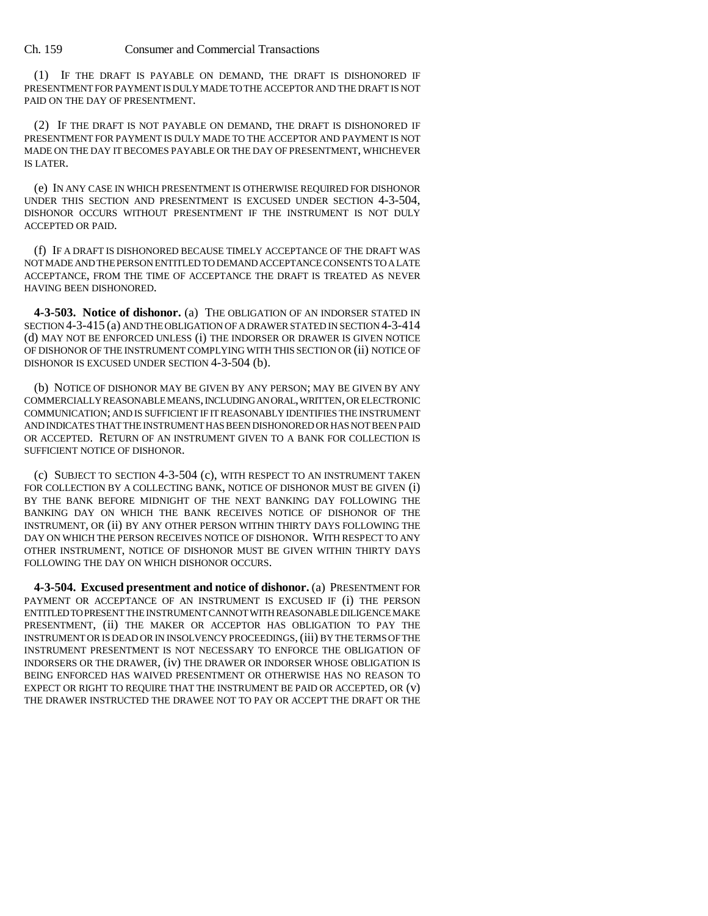(1) IF THE DRAFT IS PAYABLE ON DEMAND, THE DRAFT IS DISHONORED IF PRESENTMENT FOR PAYMENT IS DULY MADE TO THE ACCEPTOR AND THE DRAFT IS NOT PAID ON THE DAY OF PRESENTMENT.

(2) IF THE DRAFT IS NOT PAYABLE ON DEMAND, THE DRAFT IS DISHONORED IF PRESENTMENT FOR PAYMENT IS DULY MADE TO THE ACCEPTOR AND PAYMENT IS NOT MADE ON THE DAY IT BECOMES PAYABLE OR THE DAY OF PRESENTMENT, WHICHEVER IS LATER.

(e) IN ANY CASE IN WHICH PRESENTMENT IS OTHERWISE REQUIRED FOR DISHONOR UNDER THIS SECTION AND PRESENTMENT IS EXCUSED UNDER SECTION 4-3-504, DISHONOR OCCURS WITHOUT PRESENTMENT IF THE INSTRUMENT IS NOT DULY ACCEPTED OR PAID.

(f) IF A DRAFT IS DISHONORED BECAUSE TIMELY ACCEPTANCE OF THE DRAFT WAS NOT MADE AND THE PERSON ENTITLED TO DEMAND ACCEPTANCE CONSENTS TO A LATE ACCEPTANCE, FROM THE TIME OF ACCEPTANCE THE DRAFT IS TREATED AS NEVER HAVING BEEN DISHONORED.

**4-3-503. Notice of dishonor.** (a) THE OBLIGATION OF AN INDORSER STATED IN SECTION 4-3-415 (a) AND THE OBLIGATION OF A DRAWER STATED IN SECTION 4-3-414 (d) MAY NOT BE ENFORCED UNLESS (i) THE INDORSER OR DRAWER IS GIVEN NOTICE OF DISHONOR OF THE INSTRUMENT COMPLYING WITH THIS SECTION OR (ii) NOTICE OF DISHONOR IS EXCUSED UNDER SECTION 4-3-504 (b).

(b) NOTICE OF DISHONOR MAY BE GIVEN BY ANY PERSON; MAY BE GIVEN BY ANY COMMERCIALLY REASONABLE MEANS, INCLUDING AN ORAL, WRITTEN, OR ELECTRONIC COMMUNICATION; AND IS SUFFICIENT IF IT REASONABLY IDENTIFIES THE INSTRUMENT AND INDICATES THAT THE INSTRUMENT HAS BEEN DISHONORED OR HAS NOT BEEN PAID OR ACCEPTED. RETURN OF AN INSTRUMENT GIVEN TO A BANK FOR COLLECTION IS SUFFICIENT NOTICE OF DISHONOR.

(c) SUBJECT TO SECTION 4-3-504 (c), WITH RESPECT TO AN INSTRUMENT TAKEN FOR COLLECTION BY A COLLECTING BANK, NOTICE OF DISHONOR MUST BE GIVEN (i) BY THE BANK BEFORE MIDNIGHT OF THE NEXT BANKING DAY FOLLOWING THE BANKING DAY ON WHICH THE BANK RECEIVES NOTICE OF DISHONOR OF THE INSTRUMENT, OR (ii) BY ANY OTHER PERSON WITHIN THIRTY DAYS FOLLOWING THE DAY ON WHICH THE PERSON RECEIVES NOTICE OF DISHONOR. WITH RESPECT TO ANY OTHER INSTRUMENT, NOTICE OF DISHONOR MUST BE GIVEN WITHIN THIRTY DAYS FOLLOWING THE DAY ON WHICH DISHONOR OCCURS.

**4-3-504. Excused presentment and notice of dishonor.** (a) PRESENTMENT FOR PAYMENT OR ACCEPTANCE OF AN INSTRUMENT IS EXCUSED IF (i) THE PERSON ENTITLED TO PRESENT THE INSTRUMENT CANNOT WITH REASONABLE DILIGENCE MAKE PRESENTMENT, (ii) THE MAKER OR ACCEPTOR HAS OBLIGATION TO PAY THE INSTRUMENT OR IS DEAD OR IN INSOLVENCY PROCEEDINGS, (iii) BY THE TERMS OF THE INSTRUMENT PRESENTMENT IS NOT NECESSARY TO ENFORCE THE OBLIGATION OF INDORSERS OR THE DRAWER, (iv) THE DRAWER OR INDORSER WHOSE OBLIGATION IS BEING ENFORCED HAS WAIVED PRESENTMENT OR OTHERWISE HAS NO REASON TO EXPECT OR RIGHT TO REQUIRE THAT THE INSTRUMENT BE PAID OR ACCEPTED, OR (v) THE DRAWER INSTRUCTED THE DRAWEE NOT TO PAY OR ACCEPT THE DRAFT OR THE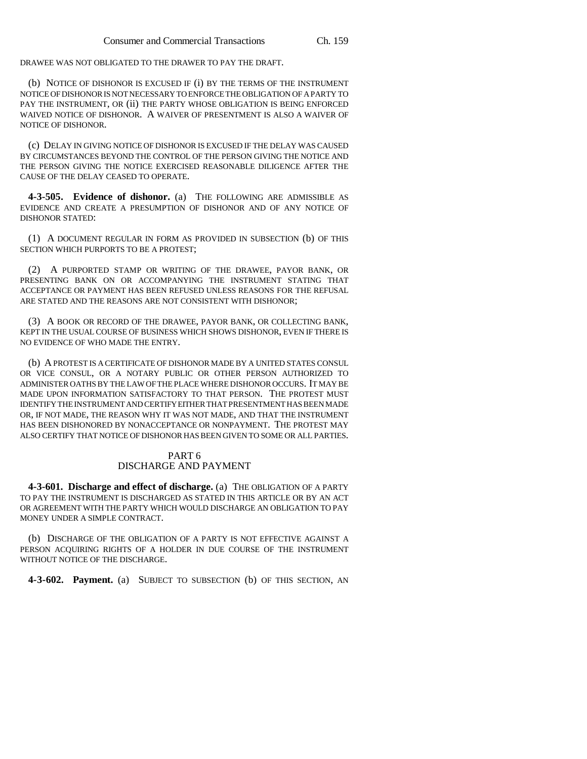DRAWEE WAS NOT OBLIGATED TO THE DRAWER TO PAY THE DRAFT.

(b) NOTICE OF DISHONOR IS EXCUSED IF (i) BY THE TERMS OF THE INSTRUMENT NOTICE OF DISHONOR IS NOT NECESSARY TO ENFORCE THE OBLIGATION OF A PARTY TO PAY THE INSTRUMENT, OR (ii) THE PARTY WHOSE OBLIGATION IS BEING ENFORCED WAIVED NOTICE OF DISHONOR. A WAIVER OF PRESENTMENT IS ALSO A WAIVER OF NOTICE OF DISHONOR.

(c) DELAY IN GIVING NOTICE OF DISHONOR IS EXCUSED IF THE DELAY WAS CAUSED BY CIRCUMSTANCES BEYOND THE CONTROL OF THE PERSON GIVING THE NOTICE AND THE PERSON GIVING THE NOTICE EXERCISED REASONABLE DILIGENCE AFTER THE CAUSE OF THE DELAY CEASED TO OPERATE.

**4-3-505. Evidence of dishonor.** (a) THE FOLLOWING ARE ADMISSIBLE AS EVIDENCE AND CREATE A PRESUMPTION OF DISHONOR AND OF ANY NOTICE OF DISHONOR STATED:

(1) A DOCUMENT REGULAR IN FORM AS PROVIDED IN SUBSECTION (b) OF THIS SECTION WHICH PURPORTS TO BE A PROTEST;

(2) A PURPORTED STAMP OR WRITING OF THE DRAWEE, PAYOR BANK, OR PRESENTING BANK ON OR ACCOMPANYING THE INSTRUMENT STATING THAT ACCEPTANCE OR PAYMENT HAS BEEN REFUSED UNLESS REASONS FOR THE REFUSAL ARE STATED AND THE REASONS ARE NOT CONSISTENT WITH DISHONOR;

(3) A BOOK OR RECORD OF THE DRAWEE, PAYOR BANK, OR COLLECTING BANK, KEPT IN THE USUAL COURSE OF BUSINESS WHICH SHOWS DISHONOR, EVEN IF THERE IS NO EVIDENCE OF WHO MADE THE ENTRY.

(b) A PROTEST IS A CERTIFICATE OF DISHONOR MADE BY A UNITED STATES CONSUL OR VICE CONSUL, OR A NOTARY PUBLIC OR OTHER PERSON AUTHORIZED TO ADMINISTER OATHS BY THE LAW OF THE PLACE WHERE DISHONOR OCCURS. IT MAY BE MADE UPON INFORMATION SATISFACTORY TO THAT PERSON. THE PROTEST MUST IDENTIFY THE INSTRUMENT AND CERTIFY EITHER THAT PRESENTMENT HAS BEEN MADE OR, IF NOT MADE, THE REASON WHY IT WAS NOT MADE, AND THAT THE INSTRUMENT HAS BEEN DISHONORED BY NONACCEPTANCE OR NONPAYMENT. THE PROTEST MAY ALSO CERTIFY THAT NOTICE OF DISHONOR HAS BEEN GIVEN TO SOME OR ALL PARTIES.

## PART 6
## DISCHARGE AND PAYMENT

**4-3-601. Discharge and effect of discharge.** (a) THE OBLIGATION OF A PARTY TO PAY THE INSTRUMENT IS DISCHARGED AS STATED IN THIS ARTICLE OR BY AN ACT OR AGREEMENT WITH THE PARTY WHICH WOULD DISCHARGE AN OBLIGATION TO PAY MONEY UNDER A SIMPLE CONTRACT.

(b) DISCHARGE OF THE OBLIGATION OF A PARTY IS NOT EFFECTIVE AGAINST A PERSON ACQUIRING RIGHTS OF A HOLDER IN DUE COURSE OF THE INSTRUMENT WITHOUT NOTICE OF THE DISCHARGE.

**4-3-602. Payment.** (a) SUBJECT TO SUBSECTION (b) OF THIS SECTION, AN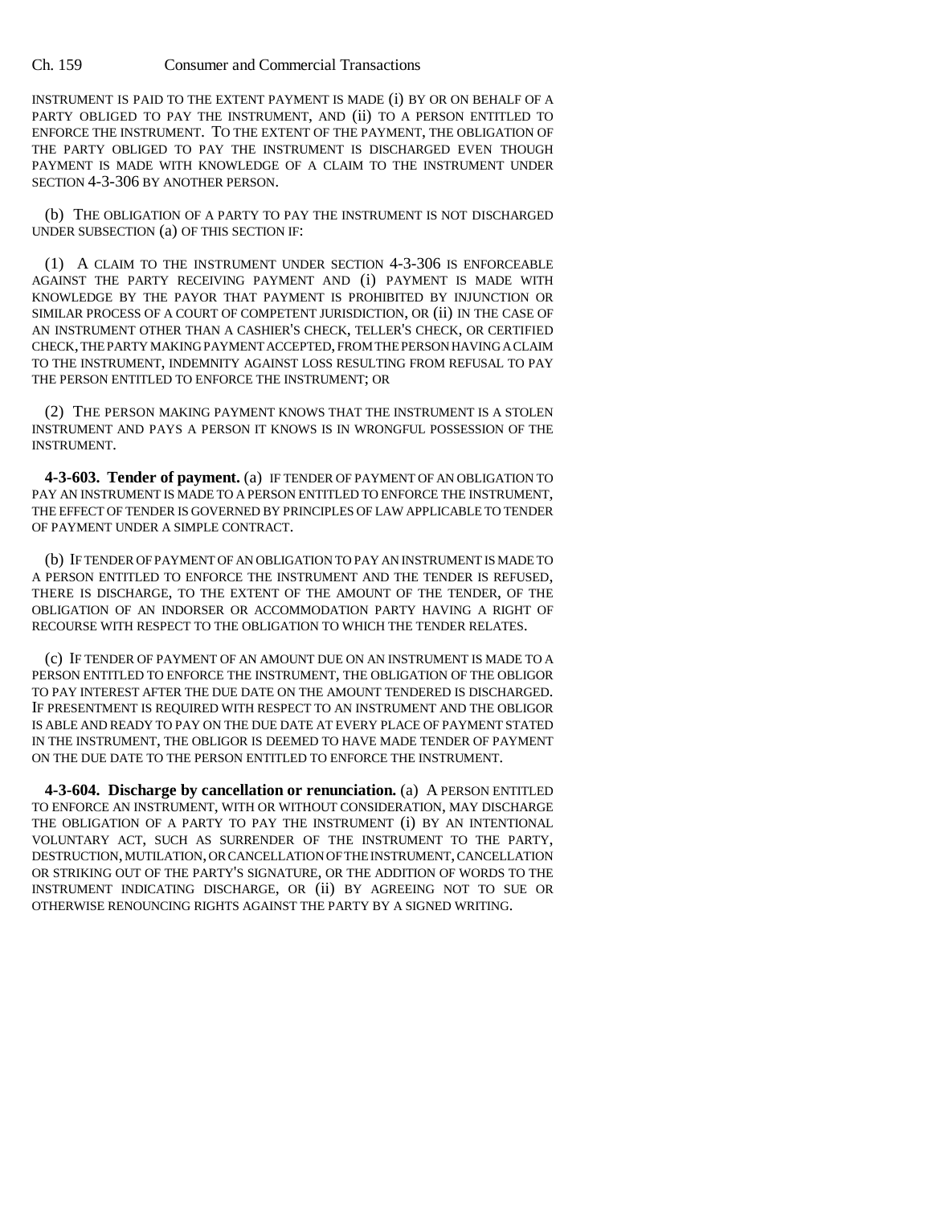INSTRUMENT IS PAID TO THE EXTENT PAYMENT IS MADE (i) BY OR ON BEHALF OF A PARTY OBLIGED TO PAY THE INSTRUMENT, AND (ii) TO A PERSON ENTITLED TO ENFORCE THE INSTRUMENT. TO THE EXTENT OF THE PAYMENT, THE OBLIGATION OF THE PARTY OBLIGED TO PAY THE INSTRUMENT IS DISCHARGED EVEN THOUGH PAYMENT IS MADE WITH KNOWLEDGE OF A CLAIM TO THE INSTRUMENT UNDER SECTION 4-3-306 BY ANOTHER PERSON.

(b) THE OBLIGATION OF A PARTY TO PAY THE INSTRUMENT IS NOT DISCHARGED UNDER SUBSECTION (a) OF THIS SECTION IF:

(1) A CLAIM TO THE INSTRUMENT UNDER SECTION 4-3-306 IS ENFORCEABLE AGAINST THE PARTY RECEIVING PAYMENT AND (i) PAYMENT IS MADE WITH KNOWLEDGE BY THE PAYOR THAT PAYMENT IS PROHIBITED BY INJUNCTION OR SIMILAR PROCESS OF A COURT OF COMPETENT JURISDICTION, OR (ii) IN THE CASE OF AN INSTRUMENT OTHER THAN A CASHIER'S CHECK, TELLER'S CHECK, OR CERTIFIED CHECK, THE PARTY MAKING PAYMENT ACCEPTED, FROM THE PERSON HAVING A CLAIM TO THE INSTRUMENT, INDEMNITY AGAINST LOSS RESULTING FROM REFUSAL TO PAY THE PERSON ENTITLED TO ENFORCE THE INSTRUMENT; OR

(2) THE PERSON MAKING PAYMENT KNOWS THAT THE INSTRUMENT IS A STOLEN INSTRUMENT AND PAYS A PERSON IT KNOWS IS IN WRONGFUL POSSESSION OF THE INSTRUMENT.

**4-3-603. Tender of payment.** (a) IF TENDER OF PAYMENT OF AN OBLIGATION TO PAY AN INSTRUMENT IS MADE TO A PERSON ENTITLED TO ENFORCE THE INSTRUMENT, THE EFFECT OF TENDER IS GOVERNED BY PRINCIPLES OF LAW APPLICABLE TO TENDER OF PAYMENT UNDER A SIMPLE CONTRACT.

(b) IF TENDER OF PAYMENT OF AN OBLIGATION TO PAY AN INSTRUMENT IS MADE TO A PERSON ENTITLED TO ENFORCE THE INSTRUMENT AND THE TENDER IS REFUSED, THERE IS DISCHARGE, TO THE EXTENT OF THE AMOUNT OF THE TENDER, OF THE OBLIGATION OF AN INDORSER OR ACCOMMODATION PARTY HAVING A RIGHT OF RECOURSE WITH RESPECT TO THE OBLIGATION TO WHICH THE TENDER RELATES.

(c) IF TENDER OF PAYMENT OF AN AMOUNT DUE ON AN INSTRUMENT IS MADE TO A PERSON ENTITLED TO ENFORCE THE INSTRUMENT, THE OBLIGATION OF THE OBLIGOR TO PAY INTEREST AFTER THE DUE DATE ON THE AMOUNT TENDERED IS DISCHARGED. IF PRESENTMENT IS REQUIRED WITH RESPECT TO AN INSTRUMENT AND THE OBLIGOR IS ABLE AND READY TO PAY ON THE DUE DATE AT EVERY PLACE OF PAYMENT STATED IN THE INSTRUMENT, THE OBLIGOR IS DEEMED TO HAVE MADE TENDER OF PAYMENT ON THE DUE DATE TO THE PERSON ENTITLED TO ENFORCE THE INSTRUMENT.

**4-3-604. Discharge by cancellation or renunciation.** (a) A PERSON ENTITLED TO ENFORCE AN INSTRUMENT, WITH OR WITHOUT CONSIDERATION, MAY DISCHARGE THE OBLIGATION OF A PARTY TO PAY THE INSTRUMENT (i) BY AN INTENTIONAL VOLUNTARY ACT, SUCH AS SURRENDER OF THE INSTRUMENT TO THE PARTY, DESTRUCTION, MUTILATION, OR CANCELLATION OF THE INSTRUMENT, CANCELLATION OR STRIKING OUT OF THE PARTY'S SIGNATURE, OR THE ADDITION OF WORDS TO THE INSTRUMENT INDICATING DISCHARGE, OR (ii) BY AGREEING NOT TO SUE OR OTHERWISE RENOUNCING RIGHTS AGAINST THE PARTY BY A SIGNED WRITING.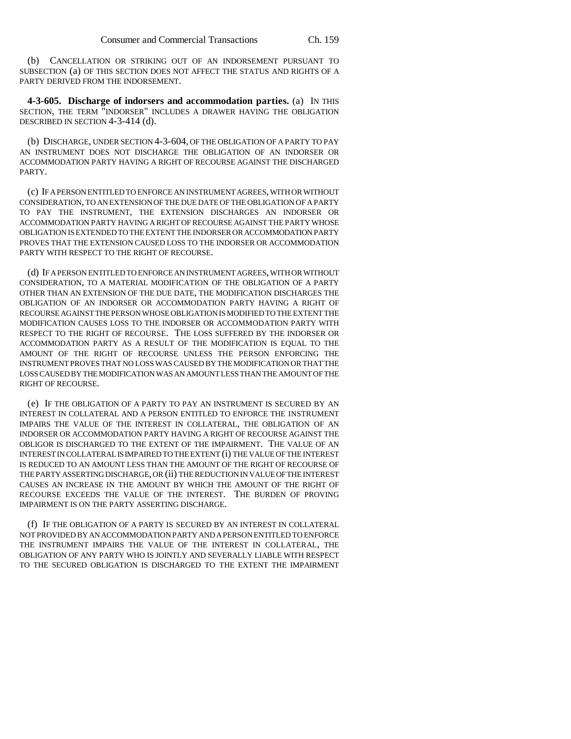(b) CANCELLATION OR STRIKING OUT OF AN INDORSEMENT PURSUANT TO SUBSECTION (a) OF THIS SECTION DOES NOT AFFECT THE STATUS AND RIGHTS OF A PARTY DERIVED FROM THE INDORSEMENT.

**4-3-605. Discharge of indorsers and accommodation parties.** (a) IN THIS SECTION, THE TERM "INDORSER" INCLUDES A DRAWER HAVING THE OBLIGATION DESCRIBED IN SECTION 4-3-414 (d).

(b) DISCHARGE, UNDER SECTION 4-3-604, OF THE OBLIGATION OF A PARTY TO PAY AN INSTRUMENT DOES NOT DISCHARGE THE OBLIGATION OF AN INDORSER OR ACCOMMODATION PARTY HAVING A RIGHT OF RECOURSE AGAINST THE DISCHARGED PARTY.

(c) IF A PERSON ENTITLED TO ENFORCE AN INSTRUMENT AGREES, WITH OR WITHOUT CONSIDERATION, TO AN EXTENSION OF THE DUE DATE OF THE OBLIGATION OF A PARTY TO PAY THE INSTRUMENT, THE EXTENSION DISCHARGES AN INDORSER OR ACCOMMODATION PARTY HAVING A RIGHT OF RECOURSE AGAINST THE PARTY WHOSE OBLIGATION IS EXTENDED TO THE EXTENT THE INDORSER OR ACCOMMODATION PARTY PROVES THAT THE EXTENSION CAUSED LOSS TO THE INDORSER OR ACCOMMODATION PARTY WITH RESPECT TO THE RIGHT OF RECOURSE.

(d) IF A PERSON ENTITLED TO ENFORCE AN INSTRUMENT AGREES, WITH OR WITHOUT CONSIDERATION, TO A MATERIAL MODIFICATION OF THE OBLIGATION OF A PARTY OTHER THAN AN EXTENSION OF THE DUE DATE, THE MODIFICATION DISCHARGES THE OBLIGATION OF AN INDORSER OR ACCOMMODATION PARTY HAVING A RIGHT OF RECOURSE AGAINST THE PERSON WHOSE OBLIGATION IS MODIFIED TO THE EXTENT THE MODIFICATION CAUSES LOSS TO THE INDORSER OR ACCOMMODATION PARTY WITH RESPECT TO THE RIGHT OF RECOURSE. THE LOSS SUFFERED BY THE INDORSER OR ACCOMMODATION PARTY AS A RESULT OF THE MODIFICATION IS EQUAL TO THE AMOUNT OF THE RIGHT OF RECOURSE UNLESS THE PERSON ENFORCING THE INSTRUMENT PROVES THAT NO LOSS WAS CAUSED BY THE MODIFICATION OR THAT THE LOSS CAUSED BY THE MODIFICATION WAS AN AMOUNT LESS THAN THE AMOUNT OF THE RIGHT OF RECOURSE.

(e) IF THE OBLIGATION OF A PARTY TO PAY AN INSTRUMENT IS SECURED BY AN INTEREST IN COLLATERAL AND A PERSON ENTITLED TO ENFORCE THE INSTRUMENT IMPAIRS THE VALUE OF THE INTEREST IN COLLATERAL, THE OBLIGATION OF AN INDORSER OR ACCOMMODATION PARTY HAVING A RIGHT OF RECOURSE AGAINST THE OBLIGOR IS DISCHARGED TO THE EXTENT OF THE IMPAIRMENT. THE VALUE OF AN INTEREST IN COLLATERAL IS IMPAIRED TO THE EXTENT (i) THE VALUE OF THE INTEREST IS REDUCED TO AN AMOUNT LESS THAN THE AMOUNT OF THE RIGHT OF RECOURSE OF THE PARTY ASSERTING DISCHARGE, OR (ii) THE REDUCTION IN VALUE OF THE INTEREST CAUSES AN INCREASE IN THE AMOUNT BY WHICH THE AMOUNT OF THE RIGHT OF RECOURSE EXCEEDS THE VALUE OF THE INTEREST. THE BURDEN OF PROVING IMPAIRMENT IS ON THE PARTY ASSERTING DISCHARGE.

(f) IF THE OBLIGATION OF A PARTY IS SECURED BY AN INTEREST IN COLLATERAL NOT PROVIDED BY AN ACCOMMODATION PARTY AND A PERSON ENTITLED TO ENFORCE THE INSTRUMENT IMPAIRS THE VALUE OF THE INTEREST IN COLLATERAL, THE OBLIGATION OF ANY PARTY WHO IS JOINTLY AND SEVERALLY LIABLE WITH RESPECT TO THE SECURED OBLIGATION IS DISCHARGED TO THE EXTENT THE IMPAIRMENT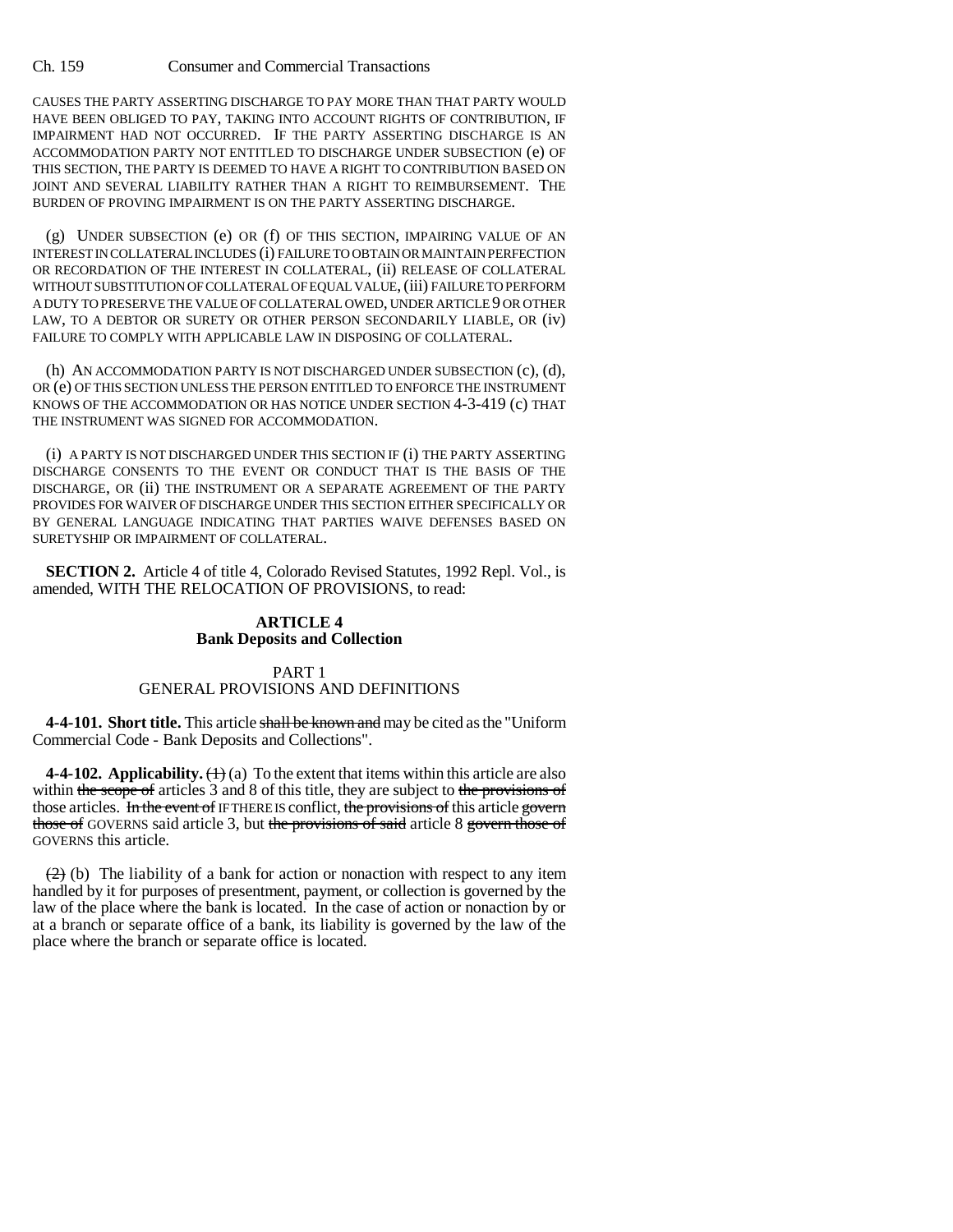CAUSES THE PARTY ASSERTING DISCHARGE TO PAY MORE THAN THAT PARTY WOULD HAVE BEEN OBLIGED TO PAY, TAKING INTO ACCOUNT RIGHTS OF CONTRIBUTION, IF IMPAIRMENT HAD NOT OCCURRED. IF THE PARTY ASSERTING DISCHARGE IS AN ACCOMMODATION PARTY NOT ENTITLED TO DISCHARGE UNDER SUBSECTION (e) OF THIS SECTION, THE PARTY IS DEEMED TO HAVE A RIGHT TO CONTRIBUTION BASED ON JOINT AND SEVERAL LIABILITY RATHER THAN A RIGHT TO REIMBURSEMENT. THE BURDEN OF PROVING IMPAIRMENT IS ON THE PARTY ASSERTING DISCHARGE.

(g) UNDER SUBSECTION (e) OR (f) OF THIS SECTION, IMPAIRING VALUE OF AN INTEREST IN COLLATERAL INCLUDES (i) FAILURE TO OBTAIN OR MAINTAIN PERFECTION OR RECORDATION OF THE INTEREST IN COLLATERAL, (ii) RELEASE OF COLLATERAL WITHOUT SUBSTITUTION OF COLLATERAL OF EQUAL VALUE, (iii) FAILURE TO PERFORM A DUTY TO PRESERVE THE VALUE OF COLLATERAL OWED, UNDER ARTICLE 9 OR OTHER LAW, TO A DEBTOR OR SURETY OR OTHER PERSON SECONDARILY LIABLE, OR (iv) FAILURE TO COMPLY WITH APPLICABLE LAW IN DISPOSING OF COLLATERAL.

(h) AN ACCOMMODATION PARTY IS NOT DISCHARGED UNDER SUBSECTION (c), (d), OR (e) OF THIS SECTION UNLESS THE PERSON ENTITLED TO ENFORCE THE INSTRUMENT KNOWS OF THE ACCOMMODATION OR HAS NOTICE UNDER SECTION 4-3-419 (c) THAT THE INSTRUMENT WAS SIGNED FOR ACCOMMODATION.

(i) A PARTY IS NOT DISCHARGED UNDER THIS SECTION IF (i) THE PARTY ASSERTING DISCHARGE CONSENTS TO THE EVENT OR CONDUCT THAT IS THE BASIS OF THE DISCHARGE, OR (ii) THE INSTRUMENT OR A SEPARATE AGREEMENT OF THE PARTY PROVIDES FOR WAIVER OF DISCHARGE UNDER THIS SECTION EITHER SPECIFICALLY OR BY GENERAL LANGUAGE INDICATING THAT PARTIES WAIVE DEFENSES BASED ON SURETYSHIP OR IMPAIRMENT OF COLLATERAL.

**SECTION 2.** Article 4 of title 4, Colorado Revised Statutes, 1992 Repl. Vol., is amended, WITH THE RELOCATION OF PROVISIONS, to read:

## ARTICLE 4
## Bank Deposits and Collection

### PART 1
### GENERAL PROVISIONS AND DEFINITIONS

**4-4-101. Short title.** This article ~~shall be known and~~ may be cited as the "Uniform Commercial Code - Bank Deposits and Collections".

**4-4-102. Applicability.** ~~(1)~~ (a) To the extent that items within this article are also within ~~the scope of~~ articles 3 and 8 of this title, they are subject to ~~the provisions of~~ those articles. ~~In the event of~~ IF THERE IS conflict, ~~the provisions of~~ this article ~~govern those of~~ GOVERNS said article 3, but ~~the provisions of said~~ article 8 ~~govern those of~~ GOVERNS this article.

~~(2)~~ (b) The liability of a bank for action or nonaction with respect to any item handled by it for purposes of presentment, payment, or collection is governed by the law of the place where the bank is located. In the case of action or nonaction by or at a branch or separate office of a bank, its liability is governed by the law of the place where the branch or separate office is located.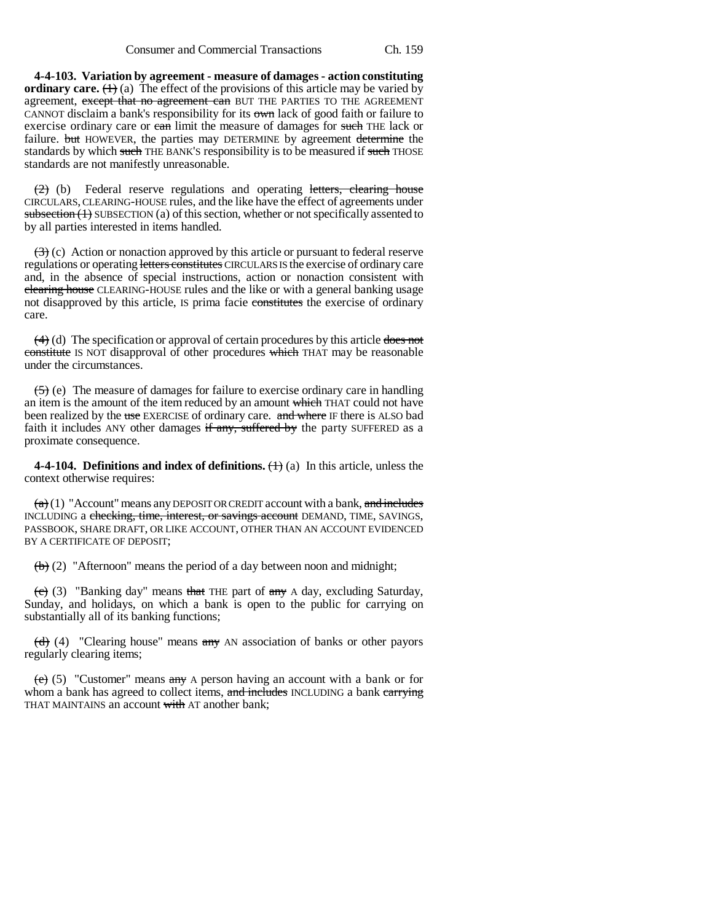**4-4-103. Variation by agreement - measure of damages - action constituting ordinary care.** ~~(1)~~ (a) The effect of the provisions of this article may be varied by agreement, ~~except that no agreement can~~ BUT THE PARTIES TO THE AGREEMENT CANNOT disclaim a bank's responsibility for its ~~own~~ lack of good faith or failure to exercise ordinary care or ~~can~~ limit the measure of damages for ~~such~~ THE lack or failure. ~~but~~ HOWEVER, the parties may DETERMINE by agreement ~~determine~~ the standards by which ~~such~~ THE BANK'S responsibility is to be measured if ~~such~~ THOSE standards are not manifestly unreasonable.

~~(2)~~ (b) Federal reserve regulations and operating ~~letters, clearing house~~ CIRCULARS, CLEARING-HOUSE rules, and the like have the effect of agreements under ~~subsection (1)~~ SUBSECTION (a) of this section, whether or not specifically assented to by all parties interested in items handled.

~~(3)~~ (c) Action or nonaction approved by this article or pursuant to federal reserve regulations or operating ~~letters constitutes~~ CIRCULARS IS the exercise of ordinary care and, in the absence of special instructions, action or nonaction consistent with ~~clearing house~~ CLEARING-HOUSE rules and the like or with a general banking usage not disapproved by this article, IS prima facie ~~constitutes~~ the exercise of ordinary care.

~~(4)~~ (d) The specification or approval of certain procedures by this article ~~does not constitute~~ IS NOT disapproval of other procedures ~~which~~ THAT may be reasonable under the circumstances.

~~(5)~~ (e) The measure of damages for failure to exercise ordinary care in handling an item is the amount of the item reduced by an amount ~~which~~ THAT could not have been realized by the ~~use~~ EXERCISE of ordinary care. ~~and where~~ IF there is ALSO bad faith it includes ANY other damages ~~if any, suffered by~~ the party SUFFERED as a proximate consequence.

**4-4-104. Definitions and index of definitions.** ~~(1)~~ (a) In this article, unless the context otherwise requires:

~~(a)~~ (1) "Account" means any DEPOSIT OR CREDIT account with a bank, ~~and includes~~ INCLUDING a ~~checking, time, interest, or savings account~~ DEMAND, TIME, SAVINGS, PASSBOOK, SHARE DRAFT, OR LIKE ACCOUNT, OTHER THAN AN ACCOUNT EVIDENCED BY A CERTIFICATE OF DEPOSIT;

~~(b)~~ (2) "Afternoon" means the period of a day between noon and midnight;

~~(c)~~ (3) "Banking day" means ~~that~~ THE part of ~~any~~ A day, excluding Saturday, Sunday, and holidays, on which a bank is open to the public for carrying on substantially all of its banking functions;

~~(d)~~ (4) "Clearing house" means ~~any~~ AN association of banks or other payors regularly clearing items;

~~(e)~~ (5) "Customer" means ~~any~~ A person having an account with a bank or for whom a bank has agreed to collect items, ~~and includes~~ INCLUDING a bank ~~carrying~~ THAT MAINTAINS an account ~~with~~ AT another bank;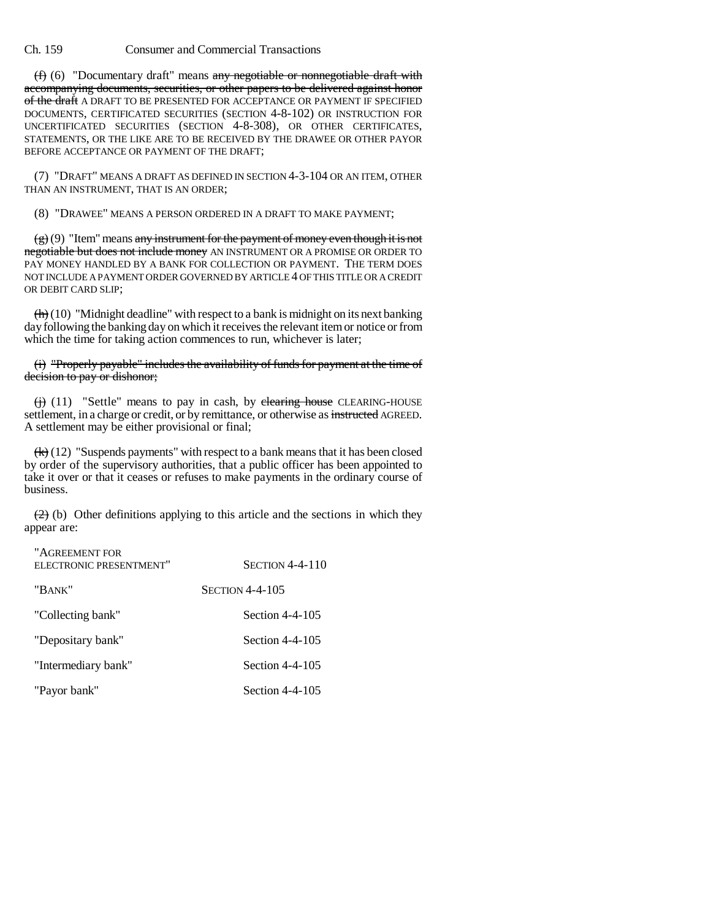~~(f)~~ (6) "Documentary draft" means ~~any negotiable or nonnegotiable draft with accompanying documents, securities, or other papers to be delivered against honor of the draft~~ A DRAFT TO BE PRESENTED FOR ACCEPTANCE OR PAYMENT IF SPECIFIED DOCUMENTS, CERTIFICATED SECURITIES (SECTION 4-8-102) OR INSTRUCTION FOR UNCERTIFICATED SECURITIES (SECTION 4-8-308), OR OTHER CERTIFICATES, STATEMENTS, OR THE LIKE ARE TO BE RECEIVED BY THE DRAWEE OR OTHER PAYOR BEFORE ACCEPTANCE OR PAYMENT OF THE DRAFT;

(7) "DRAFT" MEANS A DRAFT AS DEFINED IN SECTION 4-3-104 OR AN ITEM, OTHER THAN AN INSTRUMENT, THAT IS AN ORDER;

(8) "DRAWEE" MEANS A PERSON ORDERED IN A DRAFT TO MAKE PAYMENT;

~~(g)~~ (9) "Item" means ~~any instrument for the payment of money even though it is not negotiable but does not include money~~ AN INSTRUMENT OR A PROMISE OR ORDER TO PAY MONEY HANDLED BY A BANK FOR COLLECTION OR PAYMENT. THE TERM DOES NOT INCLUDE A PAYMENT ORDER GOVERNED BY ARTICLE 4 OF THIS TITLE OR A CREDIT OR DEBIT CARD SLIP;

~~(h)~~ (10) "Midnight deadline" with respect to a bank is midnight on its next banking day following the banking day on which it receives the relevant item or notice or from which the time for taking action commences to run, whichever is later;

~~(i) "Properly payable" includes the availability of funds for payment at the time of decision to pay or dishonor;~~

~~(j)~~ (11) "Settle" means to pay in cash, by ~~clearing house~~ CLEARING-HOUSE settlement, in a charge or credit, or by remittance, or otherwise as ~~instructed~~ AGREED. A settlement may be either provisional or final;

~~(k)~~ (12) "Suspends payments" with respect to a bank means that it has been closed by order of the supervisory authorities, that a public officer has been appointed to take it over or that it ceases or refuses to make payments in the ordinary course of business.

~~(2)~~ (b) Other definitions applying to this article and the sections in which they appear are:

| | |
|---|---|
| "AGREEMENT FOR ELECTRONIC PRESENTMENT" | SECTION 4-4-110 |
| "BANK" | SECTION 4-4-105 |
| "Collecting bank" | Section 4-4-105 |
| "Depositary bank" | Section 4-4-105 |
| "Intermediary bank" | Section 4-4-105 |
| "Payor bank" | Section 4-4-105 |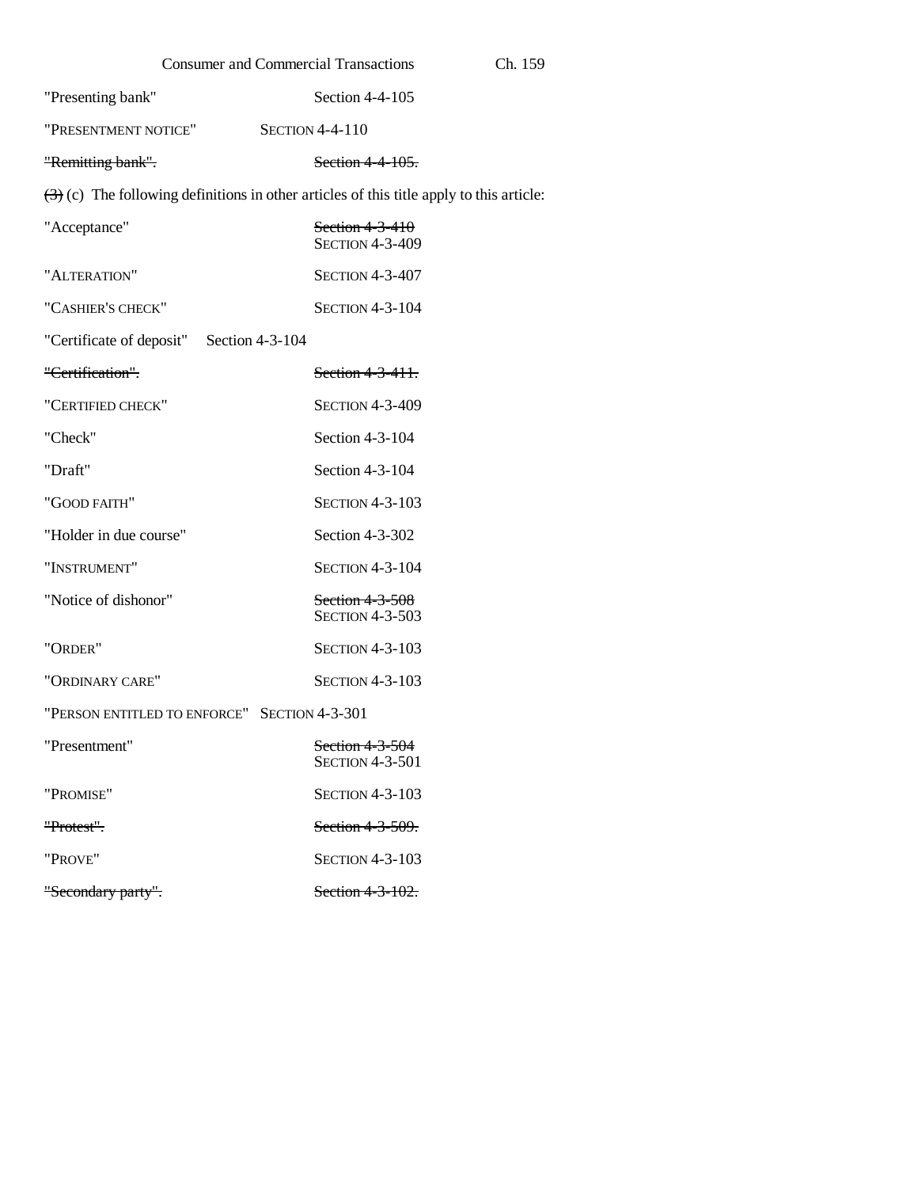"Presenting bank" Section 4-4-105

"PRESENTMENT NOTICE" SECTION 4-4-110

~~"Remitting bank". Section 4-4-105.~~

~~(3)~~ (c) The following definitions in other articles of this title apply to this article:

"Acceptance" ~~Section 4-3-410~~ SECTION 4-3-409

"ALTERATION" SECTION 4-3-407

"CASHIER'S CHECK" SECTION 4-3-104

"Certificate of deposit" Section 4-3-104

~~"Certification". Section 4-3-411.~~

"CERTIFIED CHECK" SECTION 4-3-409

"Check" Section 4-3-104

"Draft" Section 4-3-104

"GOOD FAITH" SECTION 4-3-103

"Holder in due course" Section 4-3-302

"INSTRUMENT" SECTION 4-3-104

"Notice of dishonor" ~~Section 4-3-508~~ SECTION 4-3-503

"ORDER" SECTION 4-3-103

"ORDINARY CARE" SECTION 4-3-103

"PERSON ENTITLED TO ENFORCE" SECTION 4-3-301

"Presentment" ~~Section 4-3-504~~ SECTION 4-3-501

"PROMISE" SECTION 4-3-103

~~"Protest". Section 4-3-509.~~

"PROVE" SECTION 4-3-103

~~"Secondary party". Section 4-3-102.~~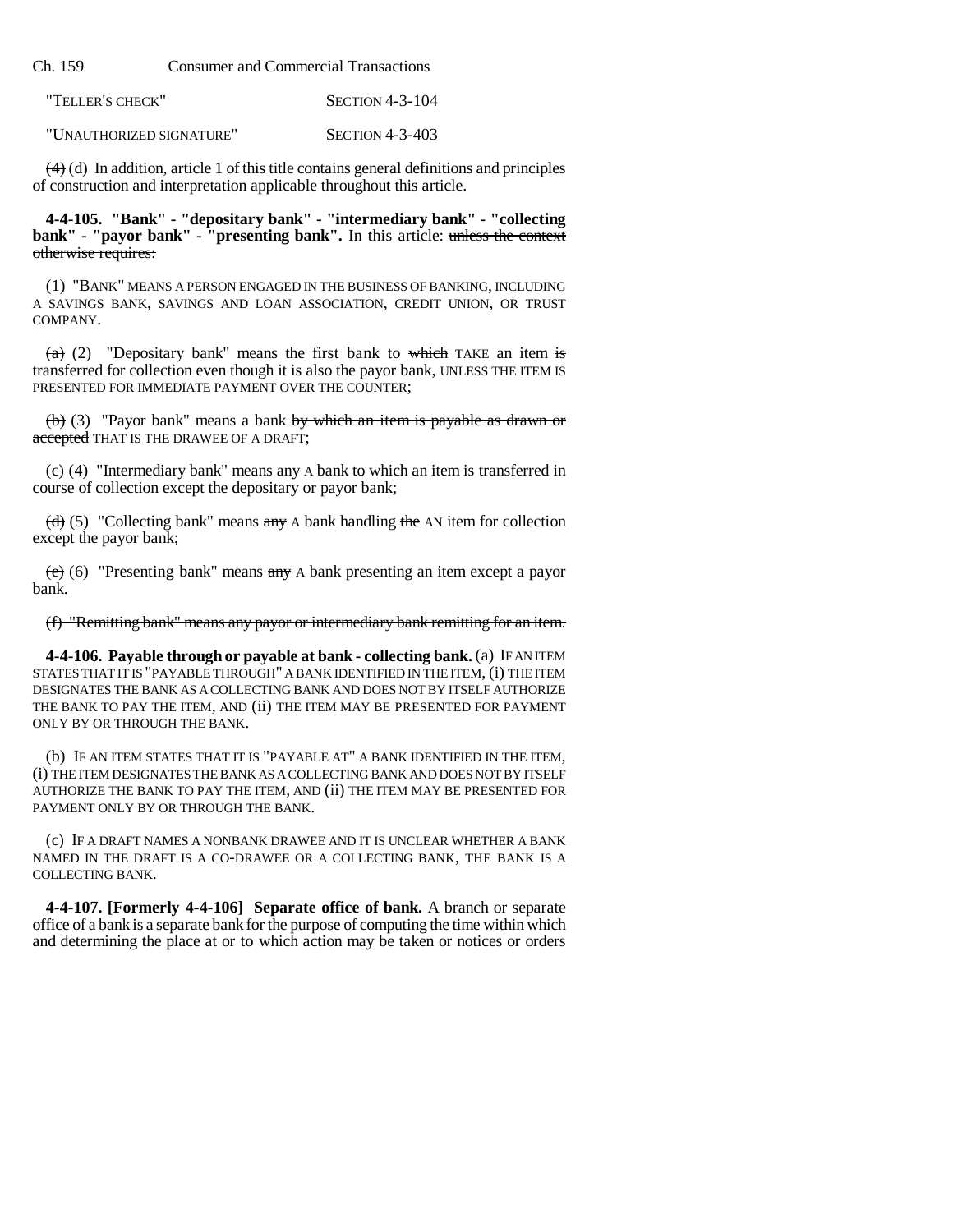| "TELLER'S CHECK" | SECTION 4-3-104 |
|---|---|
| "UNAUTHORIZED SIGNATURE" | SECTION 4-3-403 |

~~(4)~~ (d) In addition, article 1 of this title contains general definitions and principles of construction and interpretation applicable throughout this article.

**4-4-105. "Bank" - "depositary bank" - "intermediary bank" - "collecting bank" - "payor bank" - "presenting bank".** In this article: ~~unless the context otherwise requires:~~

(1) "BANK" MEANS A PERSON ENGAGED IN THE BUSINESS OF BANKING, INCLUDING A SAVINGS BANK, SAVINGS AND LOAN ASSOCIATION, CREDIT UNION, OR TRUST COMPANY.

~~(a)~~ (2) "Depositary bank" means the first bank to ~~which~~ TAKE an item ~~is transferred for collection~~ even though it is also the payor bank, UNLESS THE ITEM IS PRESENTED FOR IMMEDIATE PAYMENT OVER THE COUNTER;

~~(b)~~ (3) "Payor bank" means a bank ~~by which an item is payable as drawn or accepted~~ THAT IS THE DRAWEE OF A DRAFT;

~~(c)~~ (4) "Intermediary bank" means ~~any~~ A bank to which an item is transferred in course of collection except the depositary or payor bank;

~~(d)~~ (5) "Collecting bank" means ~~any~~ A bank handling ~~the~~ AN item for collection except the payor bank;

~~(e)~~ (6) "Presenting bank" means ~~any~~ A bank presenting an item except a payor bank.

~~(f) "Remitting bank" means any payor or intermediary bank remitting for an item.~~

**4-4-106. Payable through or payable at bank - collecting bank.** (a) IF AN ITEM STATES THAT IT IS "PAYABLE THROUGH" A BANK IDENTIFIED IN THE ITEM, (i) THE ITEM DESIGNATES THE BANK AS A COLLECTING BANK AND DOES NOT BY ITSELF AUTHORIZE THE BANK TO PAY THE ITEM, AND (ii) THE ITEM MAY BE PRESENTED FOR PAYMENT ONLY BY OR THROUGH THE BANK.

(b) IF AN ITEM STATES THAT IT IS "PAYABLE AT" A BANK IDENTIFIED IN THE ITEM, (i) THE ITEM DESIGNATES THE BANK AS A COLLECTING BANK AND DOES NOT BY ITSELF AUTHORIZE THE BANK TO PAY THE ITEM, AND (ii) THE ITEM MAY BE PRESENTED FOR PAYMENT ONLY BY OR THROUGH THE BANK.

(c) IF A DRAFT NAMES A NONBANK DRAWEE AND IT IS UNCLEAR WHETHER A BANK NAMED IN THE DRAFT IS A CO-DRAWEE OR A COLLECTING BANK, THE BANK IS A COLLECTING BANK.

**4-4-107. [Formerly 4-4-106] Separate office of bank.** A branch or separate office of a bank is a separate bank for the purpose of computing the time within which and determining the place at or to which action may be taken or notices or orders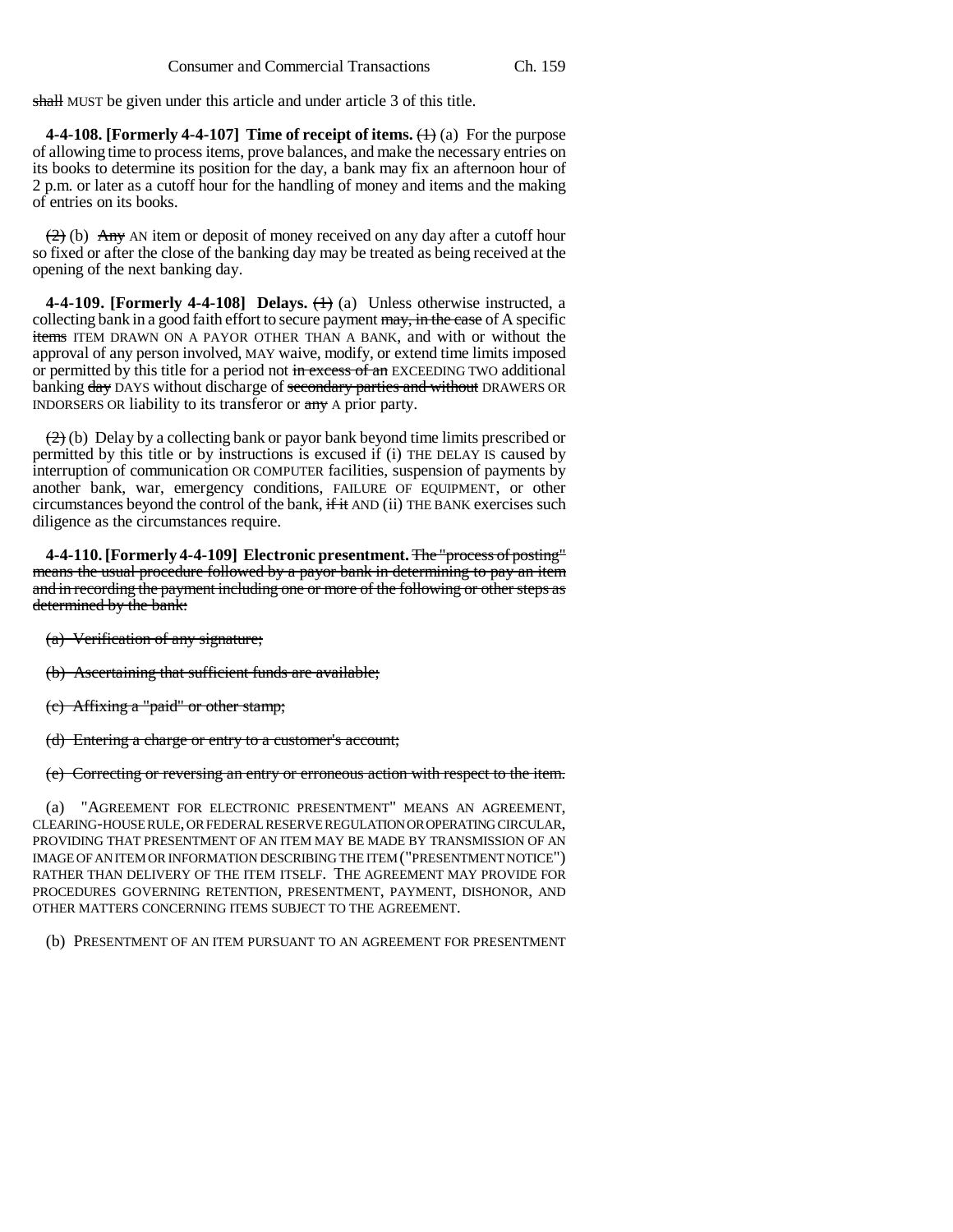~~shall~~ MUST be given under this article and under article 3 of this title.

**4-4-108. [Formerly 4-4-107] Time of receipt of items.** ~~(1)~~ (a) For the purpose of allowing time to process items, prove balances, and make the necessary entries on its books to determine its position for the day, a bank may fix an afternoon hour of 2 p.m. or later as a cutoff hour for the handling of money and items and the making of entries on its books.

~~(2)~~ (b) ~~Any~~ AN item or deposit of money received on any day after a cutoff hour so fixed or after the close of the banking day may be treated as being received at the opening of the next banking day.

**4-4-109. [Formerly 4-4-108] Delays.** ~~(1)~~ (a) Unless otherwise instructed, a collecting bank in a good faith effort to secure payment ~~may, in the case~~ of A specific ~~items~~ ITEM DRAWN ON A PAYOR OTHER THAN A BANK, and with or without the approval of any person involved, MAY waive, modify, or extend time limits imposed or permitted by this title for a period not ~~in excess of an~~ EXCEEDING TWO additional banking ~~day~~ DAYS without discharge of ~~secondary parties and without~~ DRAWERS OR INDORSERS OR liability to its transferor or ~~any~~ A prior party.

~~(2)~~ (b) Delay by a collecting bank or payor bank beyond time limits prescribed or permitted by this title or by instructions is excused if (i) THE DELAY IS caused by interruption of communication OR COMPUTER facilities, suspension of payments by another bank, war, emergency conditions, FAILURE OF EQUIPMENT, or other circumstances beyond the control of the bank, ~~if it~~ AND (ii) THE BANK exercises such diligence as the circumstances require.

**4-4-110. [Formerly 4-4-109] Electronic presentment.** ~~The "process of posting" means the usual procedure followed by a payor bank in determining to pay an item and in recording the payment including one or more of the following or other steps as determined by the bank:~~

~~(a) Verification of any signature;~~

~~(b) Ascertaining that sufficient funds are available;~~

~~(c) Affixing a "paid" or other stamp;~~

~~(d) Entering a charge or entry to a customer's account;~~

~~(e) Correcting or reversing an entry or erroneous action with respect to the item.~~

(a) "AGREEMENT FOR ELECTRONIC PRESENTMENT" MEANS AN AGREEMENT, CLEARING-HOUSE RULE, OR FEDERAL RESERVE REGULATION OR OPERATING CIRCULAR, PROVIDING THAT PRESENTMENT OF AN ITEM MAY BE MADE BY TRANSMISSION OF AN IMAGE OF AN ITEM OR INFORMATION DESCRIBING THE ITEM ("PRESENTMENT NOTICE") RATHER THAN DELIVERY OF THE ITEM ITSELF. THE AGREEMENT MAY PROVIDE FOR PROCEDURES GOVERNING RETENTION, PRESENTMENT, PAYMENT, DISHONOR, AND OTHER MATTERS CONCERNING ITEMS SUBJECT TO THE AGREEMENT.

(b) PRESENTMENT OF AN ITEM PURSUANT TO AN AGREEMENT FOR PRESENTMENT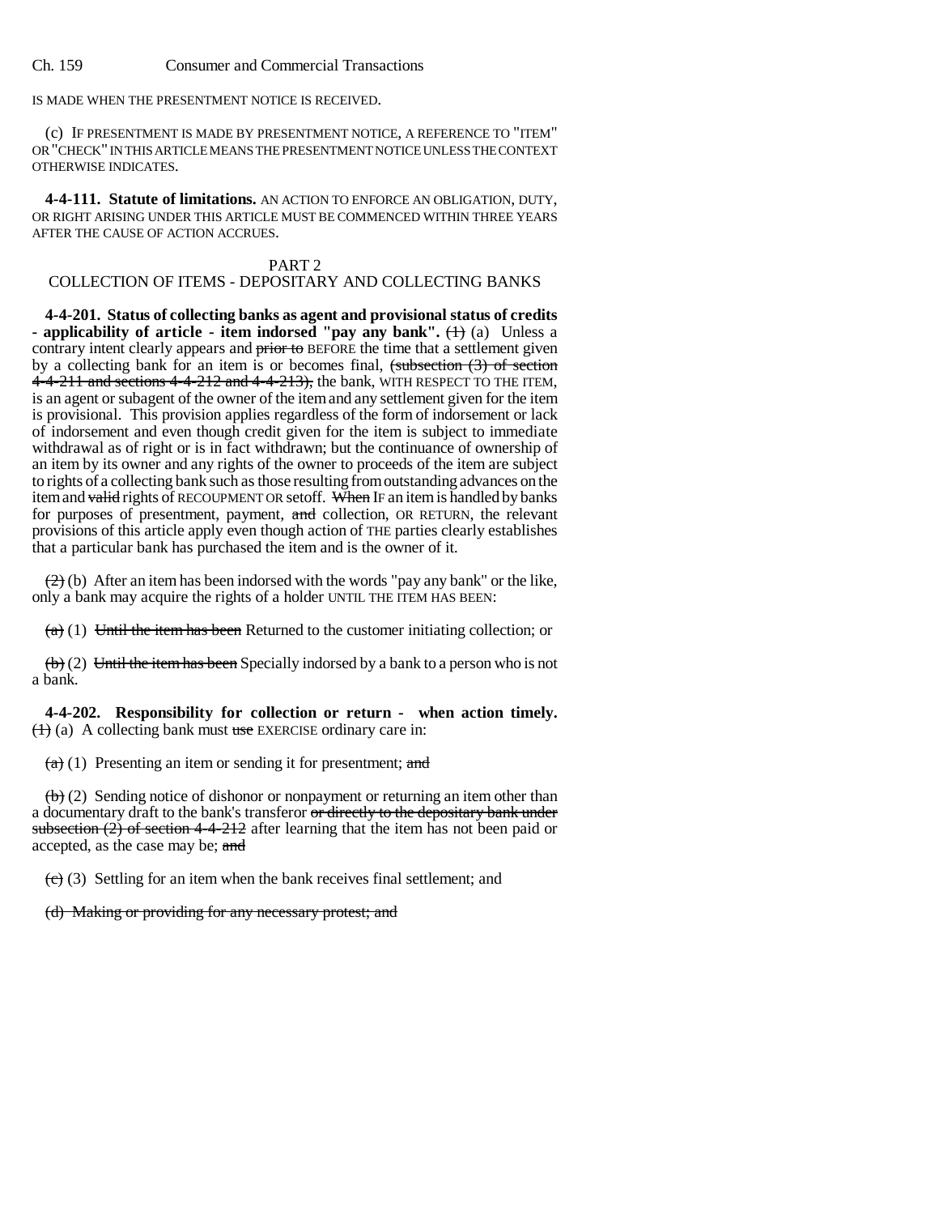IS MADE WHEN THE PRESENTMENT NOTICE IS RECEIVED.

(c) IF PRESENTMENT IS MADE BY PRESENTMENT NOTICE, A REFERENCE TO "ITEM" OR "CHECK" IN THIS ARTICLE MEANS THE PRESENTMENT NOTICE UNLESS THE CONTEXT OTHERWISE INDICATES.

**4-4-111. Statute of limitations.** AN ACTION TO ENFORCE AN OBLIGATION, DUTY, OR RIGHT ARISING UNDER THIS ARTICLE MUST BE COMMENCED WITHIN THREE YEARS AFTER THE CAUSE OF ACTION ACCRUES.

PART 2
COLLECTION OF ITEMS - DEPOSITARY AND COLLECTING BANKS

**4-4-201. Status of collecting banks as agent and provisional status of credits - applicability of article - item indorsed "pay any bank".** ~~(1)~~ (a) Unless a contrary intent clearly appears and ~~prior to~~ BEFORE the time that a settlement given by a collecting bank for an item is or becomes final, ~~(subsection (3) of section 4-4-211 and sections 4-4-212 and 4-4-213),~~ the bank, WITH RESPECT TO THE ITEM, is an agent or subagent of the owner of the item and any settlement given for the item is provisional. This provision applies regardless of the form of indorsement or lack of indorsement and even though credit given for the item is subject to immediate withdrawal as of right or is in fact withdrawn; but the continuance of ownership of an item by its owner and any rights of the owner to proceeds of the item are subject to rights of a collecting bank such as those resulting from outstanding advances on the item and ~~valid~~ rights of RECOUPMENT OR setoff. ~~When~~ IF an item is handled by banks for purposes of presentment, payment, ~~and~~ collection, OR RETURN, the relevant provisions of this article apply even though action of THE parties clearly establishes that a particular bank has purchased the item and is the owner of it.

~~(2)~~ (b) After an item has been indorsed with the words "pay any bank" or the like, only a bank may acquire the rights of a holder UNTIL THE ITEM HAS BEEN:

~~(a)~~ (1) ~~Until the item has been~~ Returned to the customer initiating collection; or

~~(b)~~ (2) ~~Until the item has been~~ Specially indorsed by a bank to a person who is not a bank.

**4-4-202. Responsibility for collection or return - when action timely.** ~~(1)~~ (a) A collecting bank must ~~use~~ EXERCISE ordinary care in:

~~(a)~~ (1) Presenting an item or sending it for presentment; ~~and~~

~~(b)~~ (2) Sending notice of dishonor or nonpayment or returning an item other than a documentary draft to the bank's transferor ~~or directly to the depositary bank under subsection (2) of section 4-4-212~~ after learning that the item has not been paid or accepted, as the case may be; ~~and~~

~~(c)~~ (3) Settling for an item when the bank receives final settlement; and

~~(d) Making or providing for any necessary protest; and~~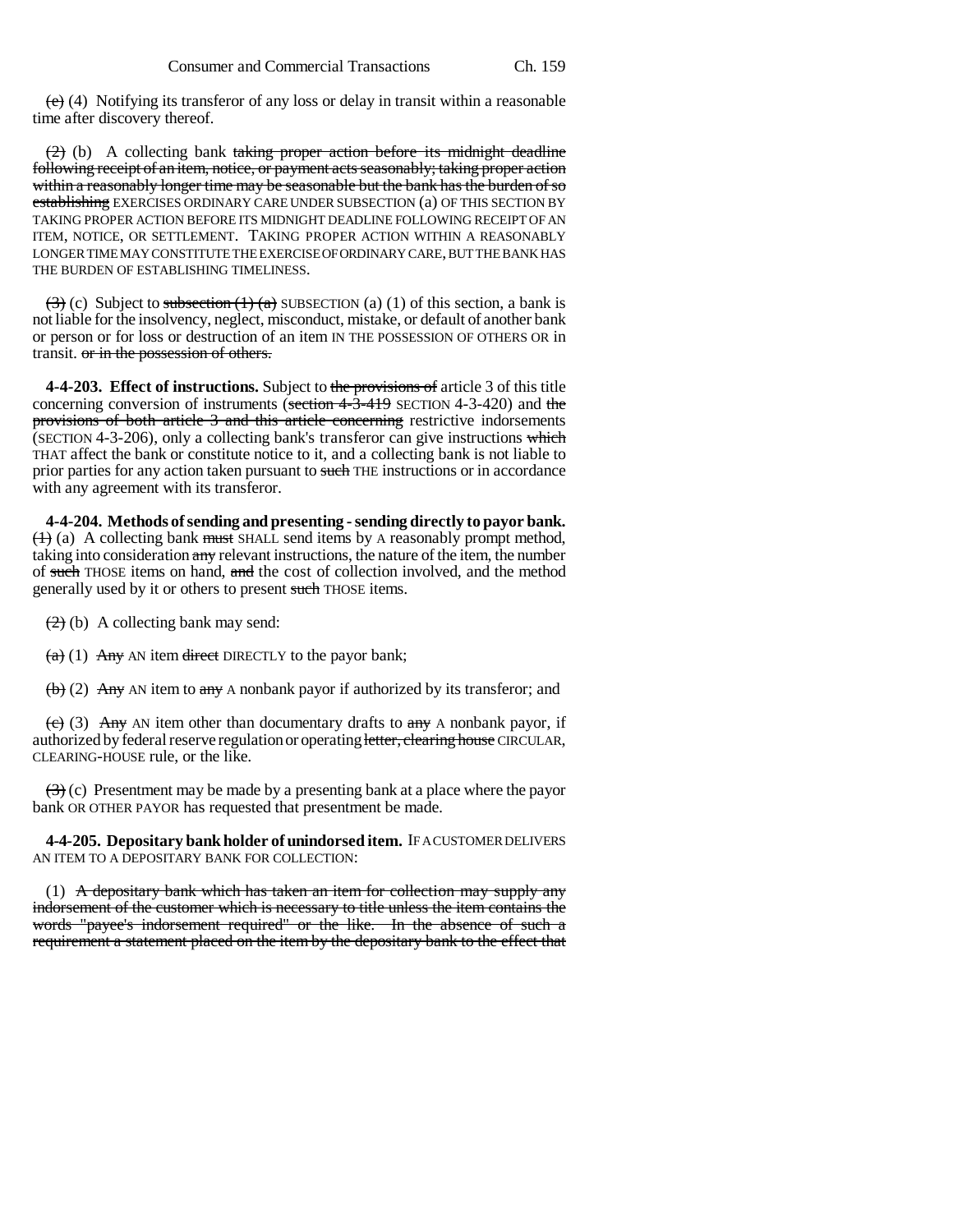~~(c)~~ (4) Notifying its transferor of any loss or delay in transit within a reasonable time after discovery thereof.

~~(2)~~ (b) A collecting bank ~~taking proper action before its midnight deadline following receipt of an item, notice, or payment acts seasonably; taking proper action within a reasonably longer time may be seasonable but the bank has the burden of so establishing~~ EXERCISES ORDINARY CARE UNDER SUBSECTION (a) OF THIS SECTION BY TAKING PROPER ACTION BEFORE ITS MIDNIGHT DEADLINE FOLLOWING RECEIPT OF AN ITEM, NOTICE, OR SETTLEMENT. TAKING PROPER ACTION WITHIN A REASONABLY LONGER TIME MAY CONSTITUTE THE EXERCISE OF ORDINARY CARE, BUT THE BANK HAS THE BURDEN OF ESTABLISHING TIMELINESS.

~~(3)~~ (c) Subject to ~~subsection (1) (a)~~ SUBSECTION (a) (1) of this section, a bank is not liable for the insolvency, neglect, misconduct, mistake, or default of another bank or person or for loss or destruction of an item IN THE POSSESSION OF OTHERS OR in transit. ~~or in the possession of others.~~

**4-4-203. Effect of instructions.** Subject to ~~the provisions of~~ article 3 of this title concerning conversion of instruments (~~section 4-3-419~~ SECTION 4-3-420) and ~~the provisions of both article 3 and this article concerning~~ restrictive indorsements (SECTION 4-3-206), only a collecting bank's transferor can give instructions ~~which~~ THAT affect the bank or constitute notice to it, and a collecting bank is not liable to prior parties for any action taken pursuant to ~~such~~ THE instructions or in accordance with any agreement with its transferor.

**4-4-204. Methods of sending and presenting - sending directly to payor bank.** ~~(1)~~ (a) A collecting bank ~~must~~ SHALL send items by A reasonably prompt method, taking into consideration ~~any~~ relevant instructions, the nature of the item, the number of ~~such~~ THOSE items on hand, ~~and~~ the cost of collection involved, and the method generally used by it or others to present ~~such~~ THOSE items.

~~(2)~~ (b) A collecting bank may send:

~~(a)~~ (1) ~~Any~~ AN item ~~direct~~ DIRECTLY to the payor bank;

~~(b)~~ (2) ~~Any~~ AN item to ~~any~~ A nonbank payor if authorized by its transferor; and

~~(c)~~ (3) ~~Any~~ AN item other than documentary drafts to ~~any~~ A nonbank payor, if authorized by federal reserve regulation or operating ~~letter, clearing house~~ CIRCULAR, CLEARING-HOUSE rule, or the like.

~~(3)~~ (c) Presentment may be made by a presenting bank at a place where the payor bank OR OTHER PAYOR has requested that presentment be made.

**4-4-205. Depositary bank holder of unindorsed item.** IF A CUSTOMER DELIVERS AN ITEM TO A DEPOSITARY BANK FOR COLLECTION:

(1) ~~A depositary bank which has taken an item for collection may supply any indorsement of the customer which is necessary to title unless the item contains the words "payee's indorsement required" or the like. In the absence of such a requirement a statement placed on the item by the depositary bank to the effect that~~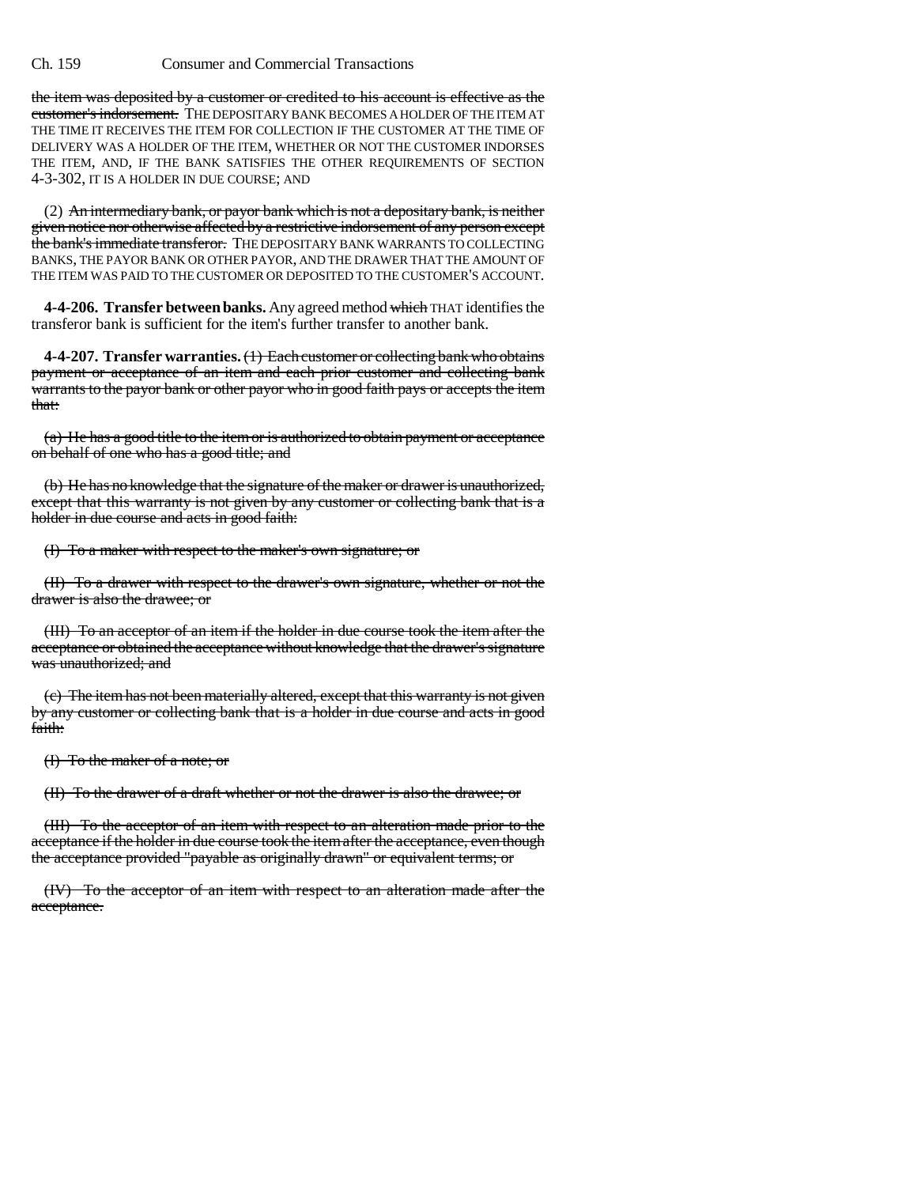the item was deposited by a customer or credited to his account is effective as the customer's indorsement. THE DEPOSITARY BANK BECOMES A HOLDER OF THE ITEM AT THE TIME IT RECEIVES THE ITEM FOR COLLECTION IF THE CUSTOMER AT THE TIME OF DELIVERY WAS A HOLDER OF THE ITEM, WHETHER OR NOT THE CUSTOMER INDORSES THE ITEM, AND, IF THE BANK SATISFIES THE OTHER REQUIREMENTS OF SECTION 4-3-302, IT IS A HOLDER IN DUE COURSE; AND

(2) An intermediary bank, or payor bank which is not a depositary bank, is neither given notice nor otherwise affected by a restrictive indorsement of any person except the bank's immediate transferor. THE DEPOSITARY BANK WARRANTS TO COLLECTING BANKS, THE PAYOR BANK OR OTHER PAYOR, AND THE DRAWER THAT THE AMOUNT OF THE ITEM WAS PAID TO THE CUSTOMER OR DEPOSITED TO THE CUSTOMER'S ACCOUNT.

**4-4-206. Transfer between banks.** Any agreed method which THAT identifies the transferor bank is sufficient for the item's further transfer to another bank.

**4-4-207. Transfer warranties.** (1) Each customer or collecting bank who obtains payment or acceptance of an item and each prior customer and collecting bank warrants to the payor bank or other payor who in good faith pays or accepts the item that:

(a) He has a good title to the item or is authorized to obtain payment or acceptance on behalf of one who has a good title; and

(b) He has no knowledge that the signature of the maker or drawer is unauthorized, except that this warranty is not given by any customer or collecting bank that is a holder in due course and acts in good faith:

(I) To a maker with respect to the maker's own signature; or

(II) To a drawer with respect to the drawer's own signature, whether or not the drawer is also the drawee; or

(III) To an acceptor of an item if the holder in due course took the item after the acceptance or obtained the acceptance without knowledge that the drawer's signature was unauthorized; and

(c) The item has not been materially altered, except that this warranty is not given by any customer or collecting bank that is a holder in due course and acts in good faith:

(I) To the maker of a note; or

(II) To the drawer of a draft whether or not the drawer is also the drawee; or

(III) To the acceptor of an item with respect to an alteration made prior to the acceptance if the holder in due course took the item after the acceptance, even though the acceptance provided "payable as originally drawn" or equivalent terms; or

(IV) To the acceptor of an item with respect to an alteration made after the acceptance.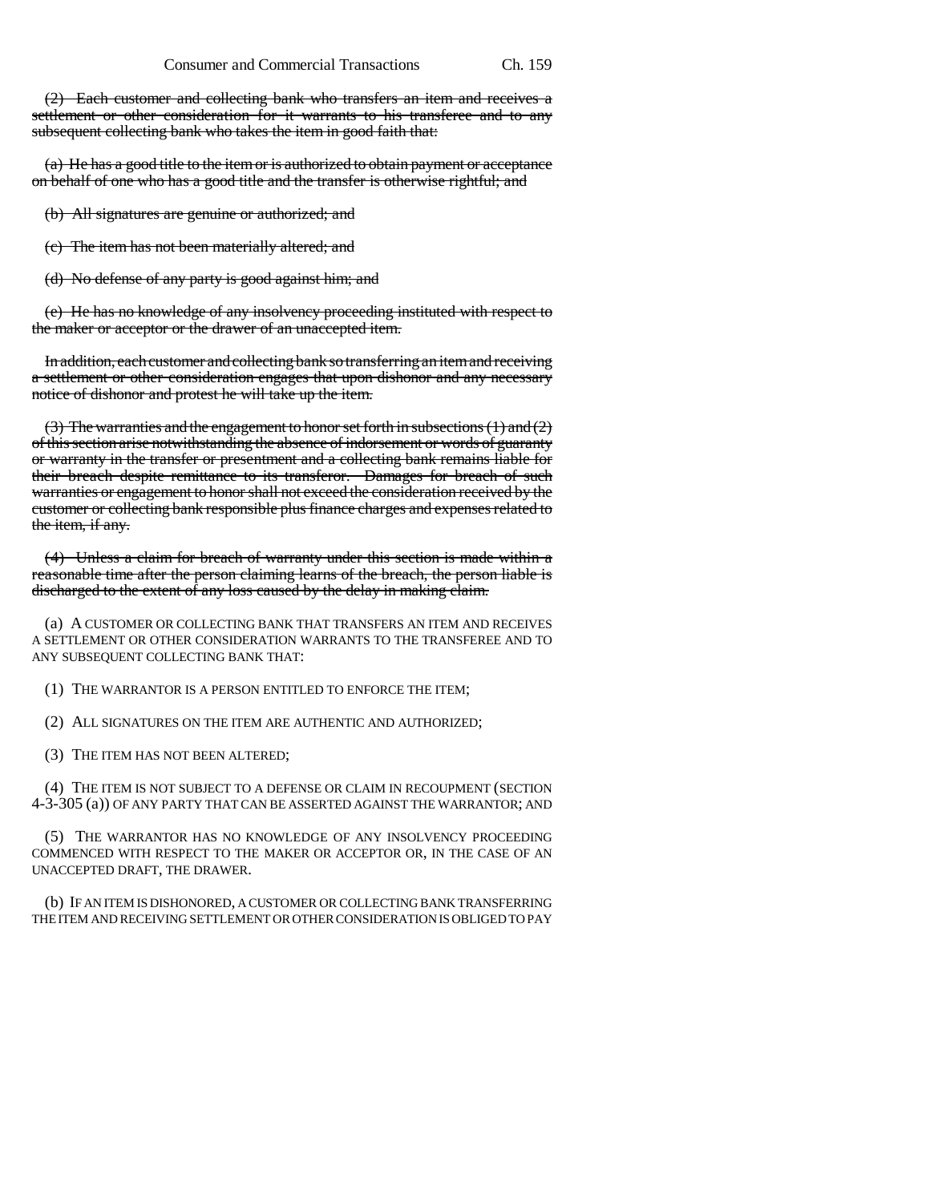~~(2) Each customer and collecting bank who transfers an item and receives a settlement or other consideration for it warrants to his transferee and to any subsequent collecting bank who takes the item in good faith that:~~

~~(a) He has a good title to the item or is authorized to obtain payment or acceptance on behalf of one who has a good title and the transfer is otherwise rightful; and~~

~~(b) All signatures are genuine or authorized; and~~

~~(c) The item has not been materially altered; and~~

~~(d) No defense of any party is good against him; and~~

~~(e) He has no knowledge of any insolvency proceeding instituted with respect to the maker or acceptor or the drawer of an unaccepted item.~~

~~In addition, each customer and collecting bank so transferring an item and receiving a settlement or other consideration engages that upon dishonor and any necessary notice of dishonor and protest he will take up the item.~~

~~(3) The warranties and the engagement to honor set forth in subsections (1) and (2) of this section arise notwithstanding the absence of indorsement or words of guaranty or warranty in the transfer or presentment and a collecting bank remains liable for their breach despite remittance to its transferor. Damages for breach of such warranties or engagement to honor shall not exceed the consideration received by the customer or collecting bank responsible plus finance charges and expenses related to the item, if any.~~

~~(4) Unless a claim for breach of warranty under this section is made within a reasonable time after the person claiming learns of the breach, the person liable is discharged to the extent of any loss caused by the delay in making claim.~~

(a) A CUSTOMER OR COLLECTING BANK THAT TRANSFERS AN ITEM AND RECEIVES A SETTLEMENT OR OTHER CONSIDERATION WARRANTS TO THE TRANSFEREE AND TO ANY SUBSEQUENT COLLECTING BANK THAT:

(1) THE WARRANTOR IS A PERSON ENTITLED TO ENFORCE THE ITEM;

(2) ALL SIGNATURES ON THE ITEM ARE AUTHENTIC AND AUTHORIZED;

(3) THE ITEM HAS NOT BEEN ALTERED;

(4) THE ITEM IS NOT SUBJECT TO A DEFENSE OR CLAIM IN RECOUPMENT (SECTION 4-3-305 (a)) OF ANY PARTY THAT CAN BE ASSERTED AGAINST THE WARRANTOR; AND

(5) THE WARRANTOR HAS NO KNOWLEDGE OF ANY INSOLVENCY PROCEEDING COMMENCED WITH RESPECT TO THE MAKER OR ACCEPTOR OR, IN THE CASE OF AN UNACCEPTED DRAFT, THE DRAWER.

(b) IF AN ITEM IS DISHONORED, A CUSTOMER OR COLLECTING BANK TRANSFERRING THE ITEM AND RECEIVING SETTLEMENT OR OTHER CONSIDERATION IS OBLIGED TO PAY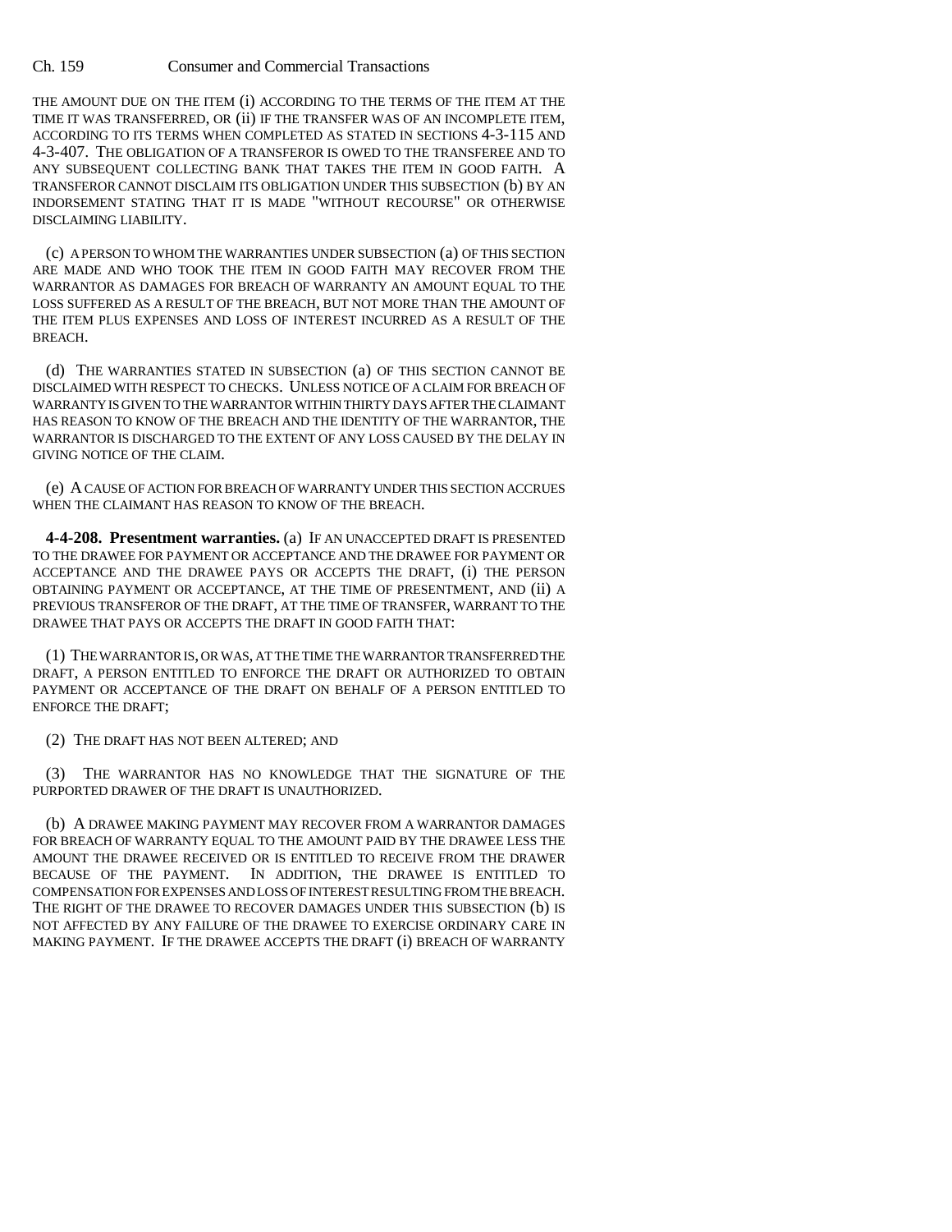THE AMOUNT DUE ON THE ITEM (i) ACCORDING TO THE TERMS OF THE ITEM AT THE TIME IT WAS TRANSFERRED, OR (ii) IF THE TRANSFER WAS OF AN INCOMPLETE ITEM, ACCORDING TO ITS TERMS WHEN COMPLETED AS STATED IN SECTIONS 4-3-115 AND 4-3-407. THE OBLIGATION OF A TRANSFEROR IS OWED TO THE TRANSFEREE AND TO ANY SUBSEQUENT COLLECTING BANK THAT TAKES THE ITEM IN GOOD FAITH. A TRANSFEROR CANNOT DISCLAIM ITS OBLIGATION UNDER THIS SUBSECTION (b) BY AN INDORSEMENT STATING THAT IT IS MADE "WITHOUT RECOURSE" OR OTHERWISE DISCLAIMING LIABILITY.

(c) A PERSON TO WHOM THE WARRANTIES UNDER SUBSECTION (a) OF THIS SECTION ARE MADE AND WHO TOOK THE ITEM IN GOOD FAITH MAY RECOVER FROM THE WARRANTOR AS DAMAGES FOR BREACH OF WARRANTY AN AMOUNT EQUAL TO THE LOSS SUFFERED AS A RESULT OF THE BREACH, BUT NOT MORE THAN THE AMOUNT OF THE ITEM PLUS EXPENSES AND LOSS OF INTEREST INCURRED AS A RESULT OF THE BREACH.

(d) THE WARRANTIES STATED IN SUBSECTION (a) OF THIS SECTION CANNOT BE DISCLAIMED WITH RESPECT TO CHECKS. UNLESS NOTICE OF A CLAIM FOR BREACH OF WARRANTY IS GIVEN TO THE WARRANTOR WITHIN THIRTY DAYS AFTER THE CLAIMANT HAS REASON TO KNOW OF THE BREACH AND THE IDENTITY OF THE WARRANTOR, THE WARRANTOR IS DISCHARGED TO THE EXTENT OF ANY LOSS CAUSED BY THE DELAY IN GIVING NOTICE OF THE CLAIM.

(e) A CAUSE OF ACTION FOR BREACH OF WARRANTY UNDER THIS SECTION ACCRUES WHEN THE CLAIMANT HAS REASON TO KNOW OF THE BREACH.

**4-4-208. Presentment warranties.** (a) IF AN UNACCEPTED DRAFT IS PRESENTED TO THE DRAWEE FOR PAYMENT OR ACCEPTANCE AND THE DRAWEE FOR PAYMENT OR ACCEPTANCE AND THE DRAWEE PAYS OR ACCEPTS THE DRAFT, (i) THE PERSON OBTAINING PAYMENT OR ACCEPTANCE, AT THE TIME OF PRESENTMENT, AND (ii) A PREVIOUS TRANSFEROR OF THE DRAFT, AT THE TIME OF TRANSFER, WARRANT TO THE DRAWEE THAT PAYS OR ACCEPTS THE DRAFT IN GOOD FAITH THAT:

(1) THE WARRANTOR IS, OR WAS, AT THE TIME THE WARRANTOR TRANSFERRED THE DRAFT, A PERSON ENTITLED TO ENFORCE THE DRAFT OR AUTHORIZED TO OBTAIN PAYMENT OR ACCEPTANCE OF THE DRAFT ON BEHALF OF A PERSON ENTITLED TO ENFORCE THE DRAFT;

(2) THE DRAFT HAS NOT BEEN ALTERED; AND

(3) THE WARRANTOR HAS NO KNOWLEDGE THAT THE SIGNATURE OF THE PURPORTED DRAWER OF THE DRAFT IS UNAUTHORIZED.

(b) A DRAWEE MAKING PAYMENT MAY RECOVER FROM A WARRANTOR DAMAGES FOR BREACH OF WARRANTY EQUAL TO THE AMOUNT PAID BY THE DRAWEE LESS THE AMOUNT THE DRAWEE RECEIVED OR IS ENTITLED TO RECEIVE FROM THE DRAWER BECAUSE OF THE PAYMENT. IN ADDITION, THE DRAWEE IS ENTITLED TO COMPENSATION FOR EXPENSES AND LOSS OF INTEREST RESULTING FROM THE BREACH. THE RIGHT OF THE DRAWEE TO RECOVER DAMAGES UNDER THIS SUBSECTION (b) IS NOT AFFECTED BY ANY FAILURE OF THE DRAWEE TO EXERCISE ORDINARY CARE IN MAKING PAYMENT. IF THE DRAWEE ACCEPTS THE DRAFT (i) BREACH OF WARRANTY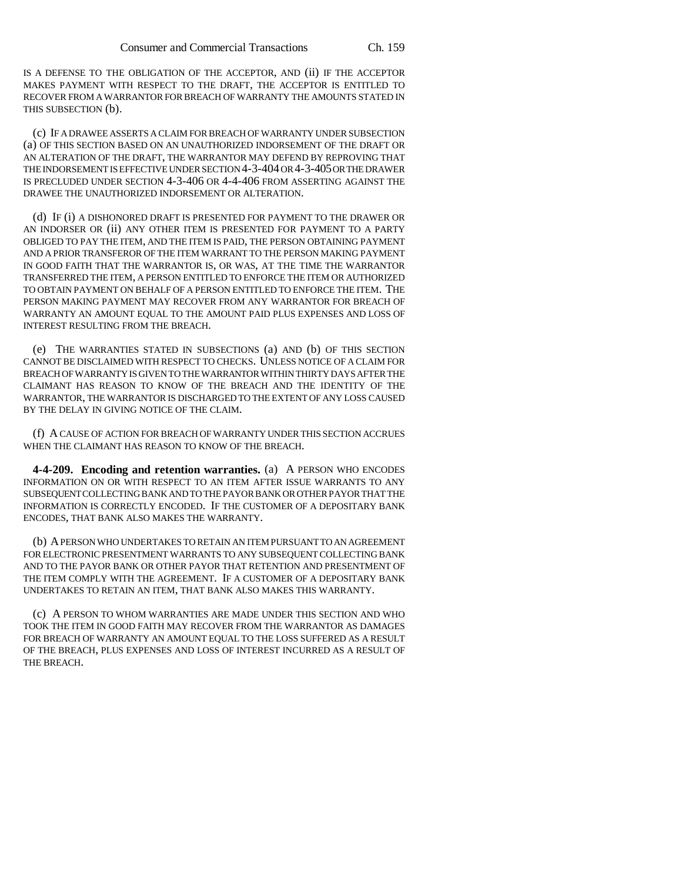IS A DEFENSE TO THE OBLIGATION OF THE ACCEPTOR, AND (ii) IF THE ACCEPTOR MAKES PAYMENT WITH RESPECT TO THE DRAFT, THE ACCEPTOR IS ENTITLED TO RECOVER FROM A WARRANTOR FOR BREACH OF WARRANTY THE AMOUNTS STATED IN THIS SUBSECTION (b).

(c) IF A DRAWEE ASSERTS A CLAIM FOR BREACH OF WARRANTY UNDER SUBSECTION (a) OF THIS SECTION BASED ON AN UNAUTHORIZED INDORSEMENT OF THE DRAFT OR AN ALTERATION OF THE DRAFT, THE WARRANTOR MAY DEFEND BY REPROVING THAT THE INDORSEMENT IS EFFECTIVE UNDER SECTION 4-3-404 OR 4-3-405 OR THE DRAWER IS PRECLUDED UNDER SECTION 4-3-406 OR 4-4-406 FROM ASSERTING AGAINST THE DRAWEE THE UNAUTHORIZED INDORSEMENT OR ALTERATION.

(d) IF (i) A DISHONORED DRAFT IS PRESENTED FOR PAYMENT TO THE DRAWER OR AN INDORSER OR (ii) ANY OTHER ITEM IS PRESENTED FOR PAYMENT TO A PARTY OBLIGED TO PAY THE ITEM, AND THE ITEM IS PAID, THE PERSON OBTAINING PAYMENT AND A PRIOR TRANSFEROR OF THE ITEM WARRANT TO THE PERSON MAKING PAYMENT IN GOOD FAITH THAT THE WARRANTOR IS, OR WAS, AT THE TIME THE WARRANTOR TRANSFERRED THE ITEM, A PERSON ENTITLED TO ENFORCE THE ITEM OR AUTHORIZED TO OBTAIN PAYMENT ON BEHALF OF A PERSON ENTITLED TO ENFORCE THE ITEM. THE PERSON MAKING PAYMENT MAY RECOVER FROM ANY WARRANTOR FOR BREACH OF WARRANTY AN AMOUNT EQUAL TO THE AMOUNT PAID PLUS EXPENSES AND LOSS OF INTEREST RESULTING FROM THE BREACH.

(e) THE WARRANTIES STATED IN SUBSECTIONS (a) AND (b) OF THIS SECTION CANNOT BE DISCLAIMED WITH RESPECT TO CHECKS. UNLESS NOTICE OF A CLAIM FOR BREACH OF WARRANTY IS GIVEN TO THE WARRANTOR WITHIN THIRTY DAYS AFTER THE CLAIMANT HAS REASON TO KNOW OF THE BREACH AND THE IDENTITY OF THE WARRANTOR, THE WARRANTOR IS DISCHARGED TO THE EXTENT OF ANY LOSS CAUSED BY THE DELAY IN GIVING NOTICE OF THE CLAIM.

(f) A CAUSE OF ACTION FOR BREACH OF WARRANTY UNDER THIS SECTION ACCRUES WHEN THE CLAIMANT HAS REASON TO KNOW OF THE BREACH.

**4-4-209. Encoding and retention warranties.** (a) A PERSON WHO ENCODES INFORMATION ON OR WITH RESPECT TO AN ITEM AFTER ISSUE WARRANTS TO ANY SUBSEQUENT COLLECTING BANK AND TO THE PAYOR BANK OR OTHER PAYOR THAT THE INFORMATION IS CORRECTLY ENCODED. IF THE CUSTOMER OF A DEPOSITARY BANK ENCODES, THAT BANK ALSO MAKES THE WARRANTY.

(b) A PERSON WHO UNDERTAKES TO RETAIN AN ITEM PURSUANT TO AN AGREEMENT FOR ELECTRONIC PRESENTMENT WARRANTS TO ANY SUBSEQUENT COLLECTING BANK AND TO THE PAYOR BANK OR OTHER PAYOR THAT RETENTION AND PRESENTMENT OF THE ITEM COMPLY WITH THE AGREEMENT. IF A CUSTOMER OF A DEPOSITARY BANK UNDERTAKES TO RETAIN AN ITEM, THAT BANK ALSO MAKES THIS WARRANTY.

(c) A PERSON TO WHOM WARRANTIES ARE MADE UNDER THIS SECTION AND WHO TOOK THE ITEM IN GOOD FAITH MAY RECOVER FROM THE WARRANTOR AS DAMAGES FOR BREACH OF WARRANTY AN AMOUNT EQUAL TO THE LOSS SUFFERED AS A RESULT OF THE BREACH, PLUS EXPENSES AND LOSS OF INTEREST INCURRED AS A RESULT OF THE BREACH.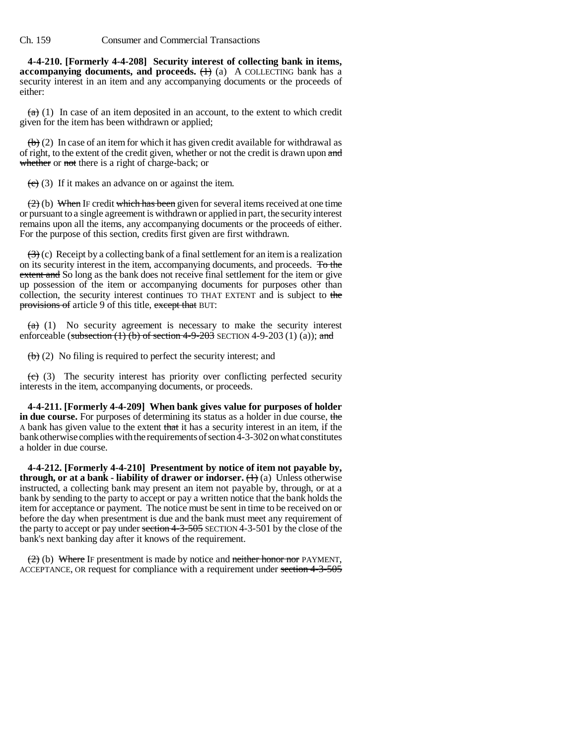**4-4-210. [Formerly 4-4-208] Security interest of collecting bank in items, accompanying documents, and proceeds.** ~~(1)~~ (a) A COLLECTING bank has a security interest in an item and any accompanying documents or the proceeds of either:

~~(a)~~ (1) In case of an item deposited in an account, to the extent to which credit given for the item has been withdrawn or applied;

~~(b)~~ (2) In case of an item for which it has given credit available for withdrawal as of right, to the extent of the credit given, whether or not the credit is drawn upon ~~and whether~~ or ~~not~~ there is a right of charge-back; or

~~(c)~~ (3) If it makes an advance on or against the item.

~~(2)~~ (b) ~~When~~ IF credit ~~which has been~~ given for several items received at one time or pursuant to a single agreement is withdrawn or applied in part, the security interest remains upon all the items, any accompanying documents or the proceeds of either. For the purpose of this section, credits first given are first withdrawn.

~~(3)~~ (c) Receipt by a collecting bank of a final settlement for an item is a realization on its security interest in the item, accompanying documents, and proceeds. ~~To the extent and~~ So long as the bank does not receive final settlement for the item or give up possession of the item or accompanying documents for purposes other than collection, the security interest continues TO THAT EXTENT and is subject to ~~the provisions of~~ article 9 of this title, ~~except that~~ BUT:

~~(a)~~ (1) No security agreement is necessary to make the security interest enforceable (~~subsection (1) (b) of section 4-9-203~~ SECTION 4-9-203 (1) (a)); ~~and~~

~~(b)~~ (2) No filing is required to perfect the security interest; and

~~(c)~~ (3) The security interest has priority over conflicting perfected security interests in the item, accompanying documents, or proceeds.

**4-4-211. [Formerly 4-4-209] When bank gives value for purposes of holder in due course.** For purposes of determining its status as a holder in due course, ~~the~~ A bank has given value to the extent ~~that~~ it has a security interest in an item, if the bank otherwise complies with the requirements of section 4-3-302 on what constitutes a holder in due course.

**4-4-212. [Formerly 4-4-210] Presentment by notice of item not payable by, through, or at a bank - liability of drawer or indorser.** ~~(1)~~ (a) Unless otherwise instructed, a collecting bank may present an item not payable by, through, or at a bank by sending to the party to accept or pay a written notice that the bank holds the item for acceptance or payment. The notice must be sent in time to be received on or before the day when presentment is due and the bank must meet any requirement of the party to accept or pay under ~~section 4-3-505~~ SECTION 4-3-501 by the close of the bank's next banking day after it knows of the requirement.

~~(2)~~ (b) ~~Where~~ IF presentment is made by notice and ~~neither honor nor~~ PAYMENT, ACCEPTANCE, OR request for compliance with a requirement under ~~section 4-3-505~~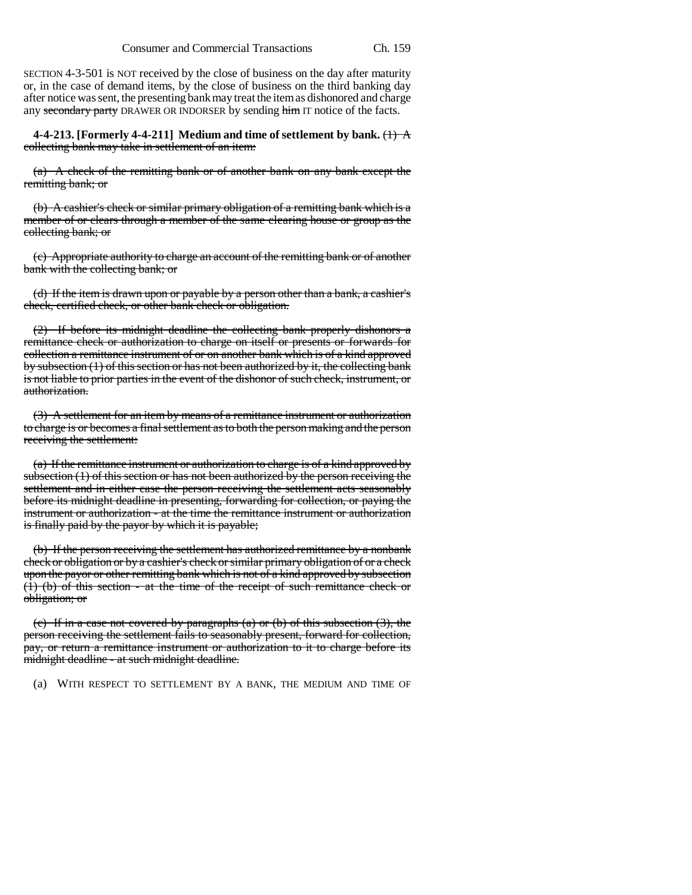SECTION 4-3-501 is NOT received by the close of business on the day after maturity or, in the case of demand items, by the close of business on the third banking day after notice was sent, the presenting bank may treat the item as dishonored and charge any ~~secondary party~~ DRAWER OR INDORSER by sending ~~him~~ IT notice of the facts.

**4-4-213. [Formerly 4-4-211] Medium and time of settlement by bank.** ~~(1) A collecting bank may take in settlement of an item:~~

~~(a) A check of the remitting bank or of another bank on any bank except the remitting bank; or~~

~~(b) A cashier's check or similar primary obligation of a remitting bank which is a member of or clears through a member of the same clearing house or group as the collecting bank; or~~

~~(c) Appropriate authority to charge an account of the remitting bank or of another bank with the collecting bank; or~~

~~(d) If the item is drawn upon or payable by a person other than a bank, a cashier's check, certified check, or other bank check or obligation.~~

~~(2) If before its midnight deadline the collecting bank properly dishonors a remittance check or authorization to charge on itself or presents or forwards for collection a remittance instrument of or on another bank which is of a kind approved by subsection (1) of this section or has not been authorized by it, the collecting bank is not liable to prior parties in the event of the dishonor of such check, instrument, or authorization.~~

~~(3) A settlement for an item by means of a remittance instrument or authorization to charge is or becomes a final settlement as to both the person making and the person receiving the settlement:~~

~~(a) If the remittance instrument or authorization to charge is of a kind approved by subsection (1) of this section or has not been authorized by the person receiving the settlement and in either case the person receiving the settlement acts seasonably before its midnight deadline in presenting, forwarding for collection, or paying the instrument or authorization - at the time the remittance instrument or authorization is finally paid by the payor by which it is payable;~~

~~(b) If the person receiving the settlement has authorized remittance by a nonbank check or obligation or by a cashier's check or similar primary obligation of or a check upon the payor or other remitting bank which is not of a kind approved by subsection (1) (b) of this section - at the time of the receipt of such remittance check or obligation; or~~

~~(c) If in a case not covered by paragraphs (a) or (b) of this subsection (3), the person receiving the settlement fails to seasonably present, forward for collection, pay, or return a remittance instrument or authorization to it to charge before its midnight deadline - at such midnight deadline.~~

(a) WITH RESPECT TO SETTLEMENT BY A BANK, THE MEDIUM AND TIME OF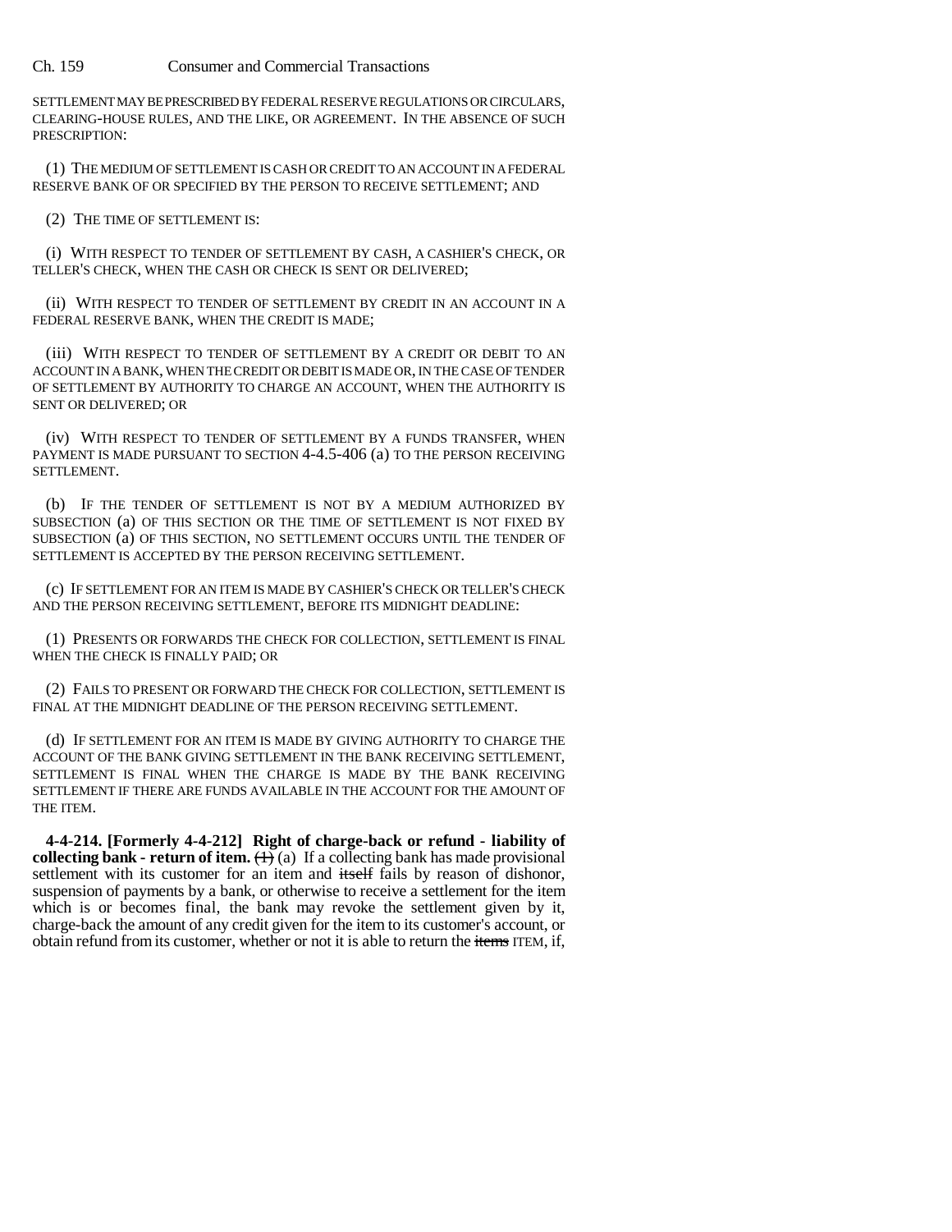SETTLEMENT MAY BE PRESCRIBED BY FEDERAL RESERVE REGULATIONS OR CIRCULARS, CLEARING-HOUSE RULES, AND THE LIKE, OR AGREEMENT. IN THE ABSENCE OF SUCH PRESCRIPTION:

(1) THE MEDIUM OF SETTLEMENT IS CASH OR CREDIT TO AN ACCOUNT IN A FEDERAL RESERVE BANK OF OR SPECIFIED BY THE PERSON TO RECEIVE SETTLEMENT; AND

(2) THE TIME OF SETTLEMENT IS:

(i) WITH RESPECT TO TENDER OF SETTLEMENT BY CASH, A CASHIER'S CHECK, OR TELLER'S CHECK, WHEN THE CASH OR CHECK IS SENT OR DELIVERED;

(ii) WITH RESPECT TO TENDER OF SETTLEMENT BY CREDIT IN AN ACCOUNT IN A FEDERAL RESERVE BANK, WHEN THE CREDIT IS MADE;

(iii) WITH RESPECT TO TENDER OF SETTLEMENT BY A CREDIT OR DEBIT TO AN ACCOUNT IN A BANK, WHEN THE CREDIT OR DEBIT IS MADE OR, IN THE CASE OF TENDER OF SETTLEMENT BY AUTHORITY TO CHARGE AN ACCOUNT, WHEN THE AUTHORITY IS SENT OR DELIVERED; OR

(iv) WITH RESPECT TO TENDER OF SETTLEMENT BY A FUNDS TRANSFER, WHEN PAYMENT IS MADE PURSUANT TO SECTION 4-4.5-406 (a) TO THE PERSON RECEIVING SETTLEMENT.

(b) IF THE TENDER OF SETTLEMENT IS NOT BY A MEDIUM AUTHORIZED BY SUBSECTION (a) OF THIS SECTION OR THE TIME OF SETTLEMENT IS NOT FIXED BY SUBSECTION (a) OF THIS SECTION, NO SETTLEMENT OCCURS UNTIL THE TENDER OF SETTLEMENT IS ACCEPTED BY THE PERSON RECEIVING SETTLEMENT.

(c) IF SETTLEMENT FOR AN ITEM IS MADE BY CASHIER'S CHECK OR TELLER'S CHECK AND THE PERSON RECEIVING SETTLEMENT, BEFORE ITS MIDNIGHT DEADLINE:

(1) PRESENTS OR FORWARDS THE CHECK FOR COLLECTION, SETTLEMENT IS FINAL WHEN THE CHECK IS FINALLY PAID; OR

(2) FAILS TO PRESENT OR FORWARD THE CHECK FOR COLLECTION, SETTLEMENT IS FINAL AT THE MIDNIGHT DEADLINE OF THE PERSON RECEIVING SETTLEMENT.

(d) IF SETTLEMENT FOR AN ITEM IS MADE BY GIVING AUTHORITY TO CHARGE THE ACCOUNT OF THE BANK GIVING SETTLEMENT IN THE BANK RECEIVING SETTLEMENT, SETTLEMENT IS FINAL WHEN THE CHARGE IS MADE BY THE BANK RECEIVING SETTLEMENT IF THERE ARE FUNDS AVAILABLE IN THE ACCOUNT FOR THE AMOUNT OF THE ITEM.

**4-4-214. [Formerly 4-4-212] Right of charge-back or refund - liability of collecting bank - return of item.** ~~(1)~~ (a) If a collecting bank has made provisional settlement with its customer for an item and ~~itself~~ fails by reason of dishonor, suspension of payments by a bank, or otherwise to receive a settlement for the item which is or becomes final, the bank may revoke the settlement given by it, charge-back the amount of any credit given for the item to its customer's account, or obtain refund from its customer, whether or not it is able to return the ~~items~~ ITEM, if,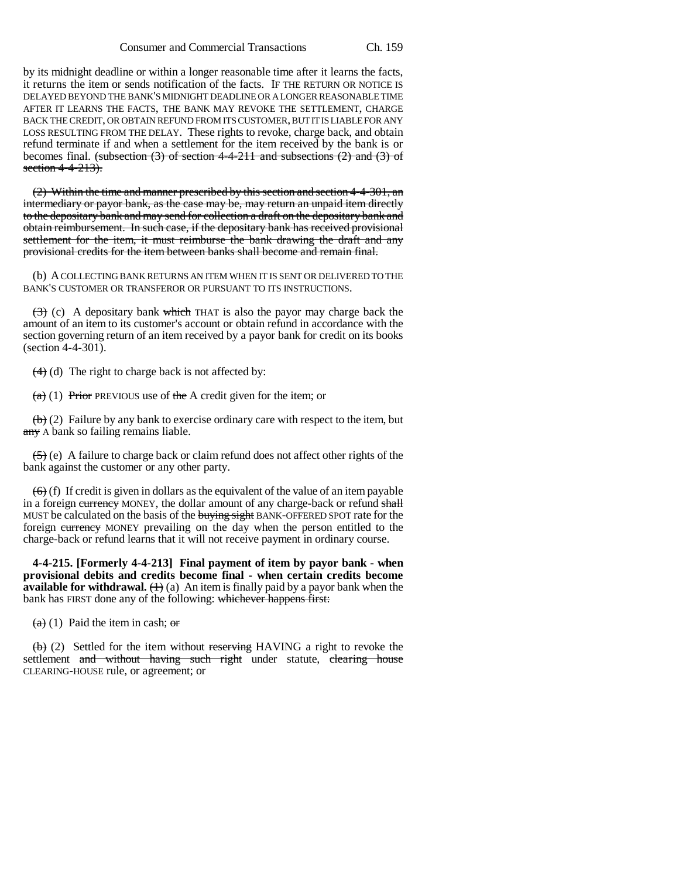by its midnight deadline or within a longer reasonable time after it learns the facts, it returns the item or sends notification of the facts. IF THE RETURN OR NOTICE IS DELAYED BEYOND THE BANK'S MIDNIGHT DEADLINE OR A LONGER REASONABLE TIME AFTER IT LEARNS THE FACTS, THE BANK MAY REVOKE THE SETTLEMENT, CHARGE BACK THE CREDIT, OR OBTAIN REFUND FROM ITS CUSTOMER, BUT IT IS LIABLE FOR ANY LOSS RESULTING FROM THE DELAY. These rights to revoke, charge back, and obtain refund terminate if and when a settlement for the item received by the bank is or becomes final. ~~(subsection (3) of section 4-4-211 and subsections (2) and (3) of section 4-4-213).~~

~~(2) Within the time and manner prescribed by this section and section 4-4-301, an intermediary or payor bank, as the case may be, may return an unpaid item directly to the depositary bank and may send for collection a draft on the depositary bank and obtain reimbursement. In such case, if the depositary bank has received provisional settlement for the item, it must reimburse the bank drawing the draft and any provisional credits for the item between banks shall become and remain final.~~

(b) A COLLECTING BANK RETURNS AN ITEM WHEN IT IS SENT OR DELIVERED TO THE BANK'S CUSTOMER OR TRANSFEROR OR PURSUANT TO ITS INSTRUCTIONS.

~~(3)~~ (c) A depositary bank ~~which~~ THAT is also the payor may charge back the amount of an item to its customer's account or obtain refund in accordance with the section governing return of an item received by a payor bank for credit on its books (section 4-4-301).

~~(4)~~ (d) The right to charge back is not affected by:

~~(a)~~ (1) ~~Prior~~ PREVIOUS use of ~~the~~ A credit given for the item; or

~~(b)~~ (2) Failure by any bank to exercise ordinary care with respect to the item, but ~~any~~ A bank so failing remains liable.

~~(5)~~ (e) A failure to charge back or claim refund does not affect other rights of the bank against the customer or any other party.

~~(6)~~ (f) If credit is given in dollars as the equivalent of the value of an item payable in a foreign ~~currency~~ MONEY, the dollar amount of any charge-back or refund ~~shall~~ MUST be calculated on the basis of the ~~buying sight~~ BANK-OFFERED SPOT rate for the foreign ~~currency~~ MONEY prevailing on the day when the person entitled to the charge-back or refund learns that it will not receive payment in ordinary course.

**4-4-215. [Formerly 4-4-213] Final payment of item by payor bank - when provisional debits and credits become final - when certain credits become available for withdrawal.** ~~(1)~~ (a) An item is finally paid by a payor bank when the bank has FIRST done any of the following: ~~whichever happens first:~~

~~(a)~~ (1) Paid the item in cash; ~~or~~

~~(b)~~ (2) Settled for the item without ~~reserving~~ HAVING a right to revoke the settlement ~~and without having such right~~ under statute, ~~clearing house~~ CLEARING-HOUSE rule, or agreement; or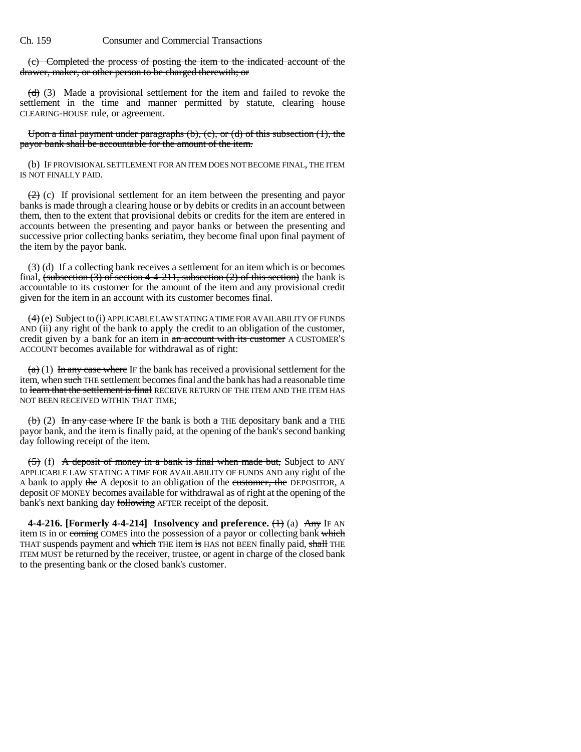(c) Completed the process of posting the item to the indicated account of the drawer, maker, or other person to be charged therewith; or

(d) (3) Made a provisional settlement for the item and failed to revoke the settlement in the time and manner permitted by statute, clearing house CLEARING-HOUSE rule, or agreement.

Upon a final payment under paragraphs (b), (c), or (d) of this subsection (1), the payor bank shall be accountable for the amount of the item.

(b) IF PROVISIONAL SETTLEMENT FOR AN ITEM DOES NOT BECOME FINAL, THE ITEM IS NOT FINALLY PAID.

(2) (c) If provisional settlement for an item between the presenting and payor banks is made through a clearing house or by debits or credits in an account between them, then to the extent that provisional debits or credits for the item are entered in accounts between the presenting and payor banks or between the presenting and successive prior collecting banks seriatim, they become final upon final payment of the item by the payor bank.

(3) (d) If a collecting bank receives a settlement for an item which is or becomes final, (subsection (3) of section 4-4-211, subsection (2) of this section) the bank is accountable to its customer for the amount of the item and any provisional credit given for the item in an account with its customer becomes final.

(4) (e) Subject to (i) APPLICABLE LAW STATING A TIME FOR AVAILABILITY OF FUNDS AND (ii) any right of the bank to apply the credit to an obligation of the customer, credit given by a bank for an item in an account with its customer A CUSTOMER'S ACCOUNT becomes available for withdrawal as of right:

(a) (1) In any case where IF the bank has received a provisional settlement for the item, when such THE settlement becomes final and the bank has had a reasonable time to learn that the settlement is final RECEIVE RETURN OF THE ITEM AND THE ITEM HAS NOT BEEN RECEIVED WITHIN THAT TIME;

(b) (2) In any case where IF the bank is both a THE depositary bank and a THE payor bank, and the item is finally paid, at the opening of the bank's second banking day following receipt of the item.

(5) (f) A deposit of money in a bank is final when made but, Subject to ANY APPLICABLE LAW STATING A TIME FOR AVAILABILITY OF FUNDS AND any right of the A bank to apply the A deposit to an obligation of the customer, the DEPOSITOR, A deposit OF MONEY becomes available for withdrawal as of right at the opening of the bank's next banking day following AFTER receipt of the deposit.

**4-4-216. [Formerly 4-4-214] Insolvency and preference.** (1) (a) Any IF AN item IS in or coming COMES into the possession of a payor or collecting bank which THAT suspends payment and which THE item is HAS not BEEN finally paid, shall THE ITEM MUST be returned by the receiver, trustee, or agent in charge of the closed bank to the presenting bank or the closed bank's customer.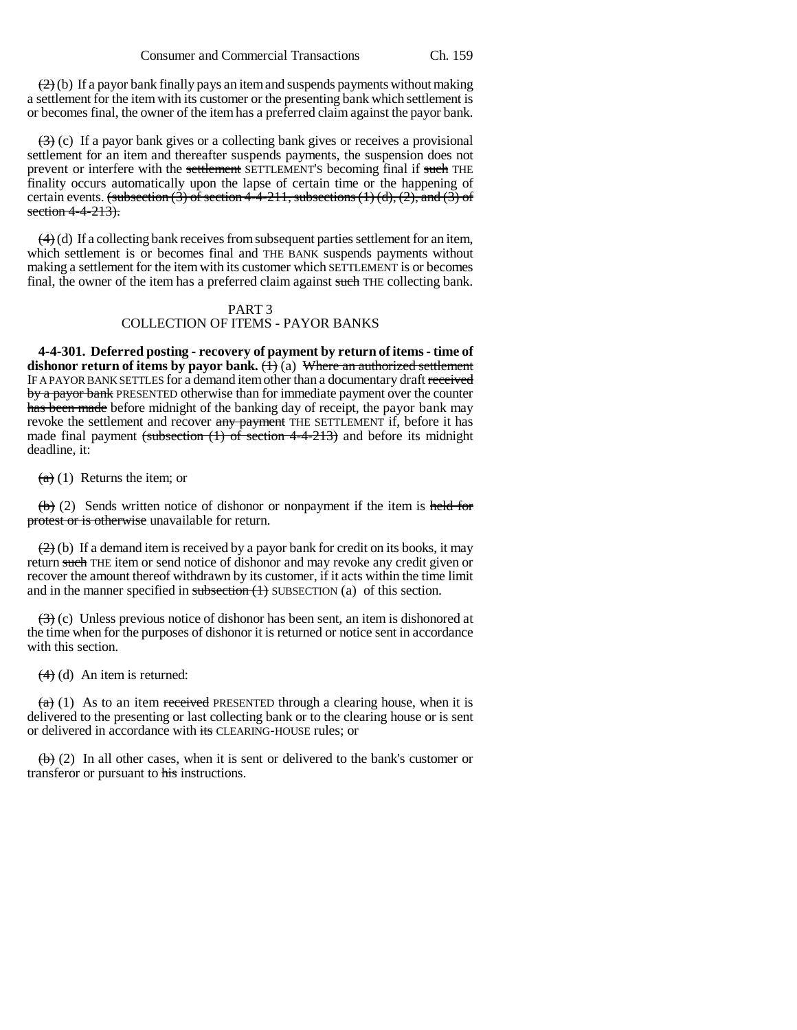~~(2)~~ (b) If a payor bank finally pays an item and suspends payments without making a settlement for the item with its customer or the presenting bank which settlement is or becomes final, the owner of the item has a preferred claim against the payor bank.

~~(3)~~ (c) If a payor bank gives or a collecting bank gives or receives a provisional settlement for an item and thereafter suspends payments, the suspension does not prevent or interfere with the ~~settlement~~ SETTLEMENT'S becoming final if ~~such~~ THE finality occurs automatically upon the lapse of certain time or the happening of certain events. ~~(subsection (3) of section 4-4-211, subsections (1) (d), (2), and (3) of section 4-4-213).~~

~~(4)~~ (d) If a collecting bank receives from subsequent parties settlement for an item, which settlement is or becomes final and THE BANK suspends payments without making a settlement for the item with its customer which SETTLEMENT is or becomes final, the owner of the item has a preferred claim against ~~such~~ THE collecting bank.

PART 3
COLLECTION OF ITEMS - PAYOR BANKS

**4-4-301. Deferred posting - recovery of payment by return of items - time of dishonor return of items by payor bank.** ~~(1)~~ (a) ~~Where an authorized settlement~~ IF A PAYOR BANK SETTLES for a demand item other than a documentary draft ~~received by a payor bank~~ PRESENTED otherwise than for immediate payment over the counter ~~has been made~~ before midnight of the banking day of receipt, the payor bank may revoke the settlement and recover ~~any payment~~ THE SETTLEMENT if, before it has made final payment ~~(subsection (1) of section 4-4-213)~~ and before its midnight deadline, it:

~~(a)~~ (1) Returns the item; or

~~(b)~~ (2) Sends written notice of dishonor or nonpayment if the item is ~~held for protest or is otherwise~~ unavailable for return.

~~(2)~~ (b) If a demand item is received by a payor bank for credit on its books, it may return ~~such~~ THE item or send notice of dishonor and may revoke any credit given or recover the amount thereof withdrawn by its customer, if it acts within the time limit and in the manner specified in ~~subsection (1)~~ SUBSECTION (a) of this section.

~~(3)~~ (c) Unless previous notice of dishonor has been sent, an item is dishonored at the time when for the purposes of dishonor it is returned or notice sent in accordance with this section.

~~(4)~~ (d) An item is returned:

~~(a)~~ (1) As to an item ~~received~~ PRESENTED through a clearing house, when it is delivered to the presenting or last collecting bank or to the clearing house or is sent or delivered in accordance with ~~its~~ CLEARING-HOUSE rules; or

~~(b)~~ (2) In all other cases, when it is sent or delivered to the bank's customer or transferor or pursuant to ~~his~~ instructions.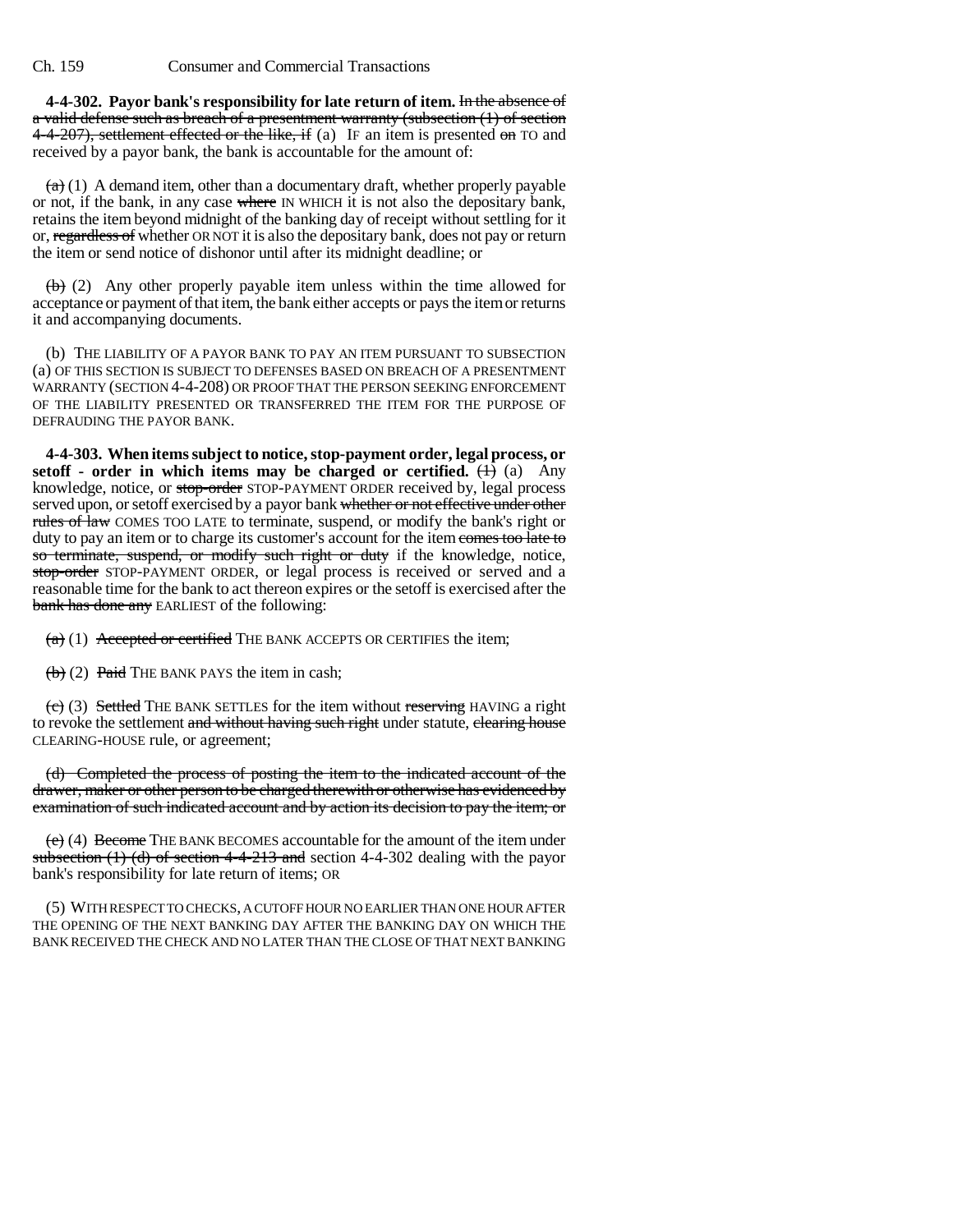**4-4-302. Payor bank's responsibility for late return of item.** ~~In the absence of a valid defense such as breach of a presentment warranty (subsection (1) of section 4-4-207), settlement effected or the like, if~~ (a) IF an item is presented ~~on~~ TO and received by a payor bank, the bank is accountable for the amount of:

~~(a)~~ (1) A demand item, other than a documentary draft, whether properly payable or not, if the bank, in any case ~~where~~ IN WHICH it is not also the depositary bank, retains the item beyond midnight of the banking day of receipt without settling for it or, ~~regardless of~~ whether OR NOT it is also the depositary bank, does not pay or return the item or send notice of dishonor until after its midnight deadline; or

~~(b)~~ (2) Any other properly payable item unless within the time allowed for acceptance or payment of that item, the bank either accepts or pays the item or returns it and accompanying documents.

(b) THE LIABILITY OF A PAYOR BANK TO PAY AN ITEM PURSUANT TO SUBSECTION (a) OF THIS SECTION IS SUBJECT TO DEFENSES BASED ON BREACH OF A PRESENTMENT WARRANTY (SECTION 4-4-208) OR PROOF THAT THE PERSON SEEKING ENFORCEMENT OF THE LIABILITY PRESENTED OR TRANSFERRED THE ITEM FOR THE PURPOSE OF DEFRAUDING THE PAYOR BANK.

**4-4-303. When items subject to notice, stop-payment order, legal process, or setoff - order in which items may be charged or certified.** ~~(1)~~ (a) Any knowledge, notice, or ~~stop-order~~ STOP-PAYMENT ORDER received by, legal process served upon, or setoff exercised by a payor bank ~~whether or not effective under other rules of law~~ COMES TOO LATE to terminate, suspend, or modify the bank's right or duty to pay an item or to charge its customer's account for the item ~~comes too late to so terminate, suspend, or modify such right or duty~~ if the knowledge, notice, ~~stop-order~~ STOP-PAYMENT ORDER, or legal process is received or served and a reasonable time for the bank to act thereon expires or the setoff is exercised after the ~~bank has done any~~ EARLIEST of the following:

~~(a)~~ (1) ~~Accepted or certified~~ THE BANK ACCEPTS OR CERTIFIES the item;

~~(b)~~ (2) ~~Paid~~ THE BANK PAYS the item in cash;

~~(c)~~ (3) ~~Settled~~ THE BANK SETTLES for the item without ~~reserving~~ HAVING a right to revoke the settlement ~~and without having such right~~ under statute, ~~clearing house~~ CLEARING-HOUSE rule, or agreement;

~~(d) Completed the process of posting the item to the indicated account of the drawer, maker or other person to be charged therewith or otherwise has evidenced by examination of such indicated account and by action its decision to pay the item; or~~

~~(e)~~ (4) ~~Become~~ THE BANK BECOMES accountable for the amount of the item under ~~subsection (1) (d) of section 4-4-213 and~~ section 4-4-302 dealing with the payor bank's responsibility for late return of items; OR

(5) WITH RESPECT TO CHECKS, A CUTOFF HOUR NO EARLIER THAN ONE HOUR AFTER THE OPENING OF THE NEXT BANKING DAY AFTER THE BANKING DAY ON WHICH THE BANK RECEIVED THE CHECK AND NO LATER THAN THE CLOSE OF THAT NEXT BANKING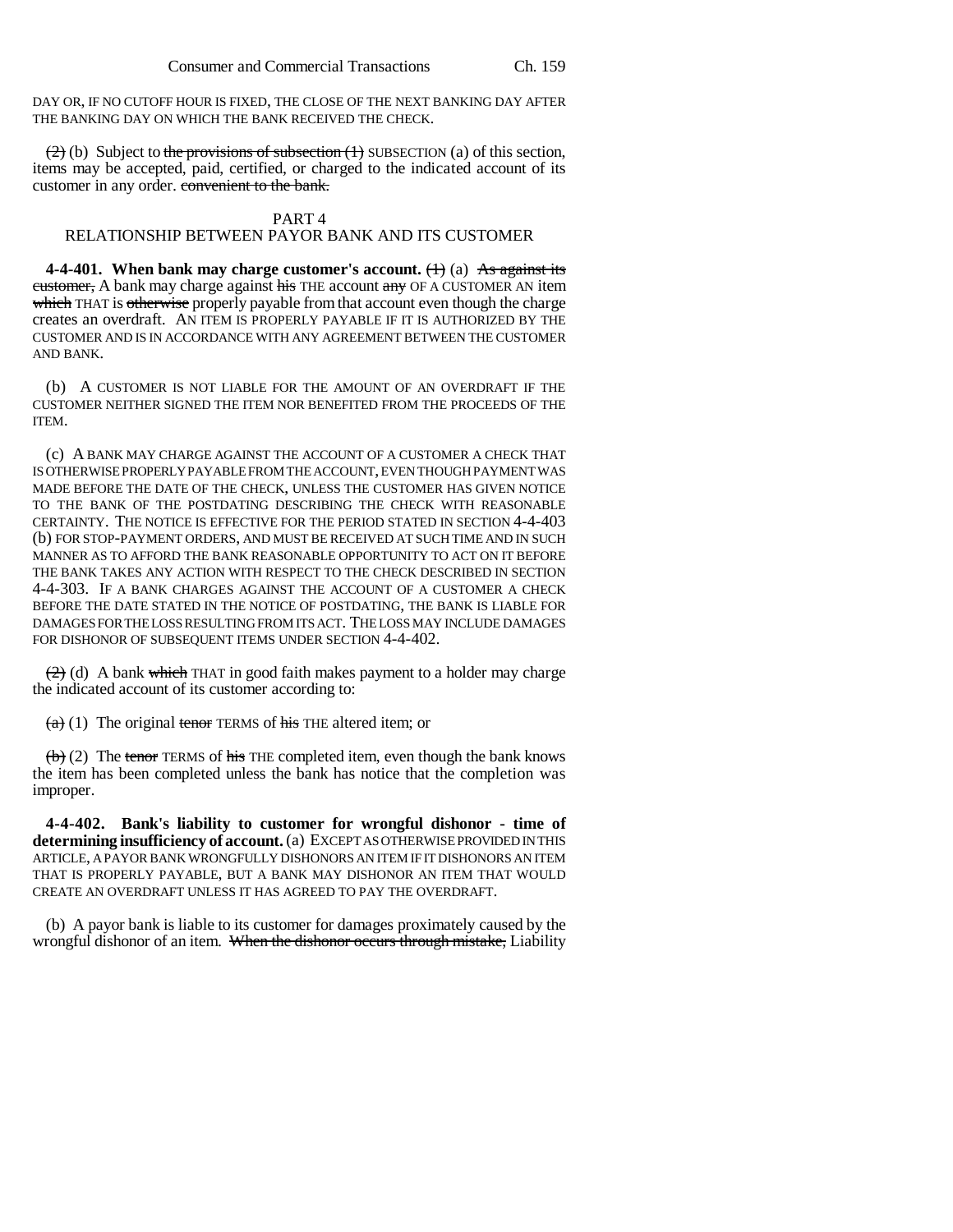DAY OR, IF NO CUTOFF HOUR IS FIXED, THE CLOSE OF THE NEXT BANKING DAY AFTER THE BANKING DAY ON WHICH THE BANK RECEIVED THE CHECK.

~~(2)~~ (b) Subject to ~~the provisions of subsection (1)~~ SUBSECTION (a) of this section, items may be accepted, paid, certified, or charged to the indicated account of its customer in any order. ~~convenient to the bank.~~

## PART 4
## RELATIONSHIP BETWEEN PAYOR BANK AND ITS CUSTOMER

**4-4-401. When bank may charge customer's account.** ~~(1)~~ (a) ~~As against its customer,~~ A bank may charge against ~~his~~ THE account ~~any~~ OF A CUSTOMER AN item ~~which~~ THAT is ~~otherwise~~ properly payable from that account even though the charge creates an overdraft. AN ITEM IS PROPERLY PAYABLE IF IT IS AUTHORIZED BY THE CUSTOMER AND IS IN ACCORDANCE WITH ANY AGREEMENT BETWEEN THE CUSTOMER AND BANK.

(b) A CUSTOMER IS NOT LIABLE FOR THE AMOUNT OF AN OVERDRAFT IF THE CUSTOMER NEITHER SIGNED THE ITEM NOR BENEFITED FROM THE PROCEEDS OF THE ITEM.

(c) A BANK MAY CHARGE AGAINST THE ACCOUNT OF A CUSTOMER A CHECK THAT IS OTHERWISE PROPERLY PAYABLE FROM THE ACCOUNT, EVEN THOUGH PAYMENT WAS MADE BEFORE THE DATE OF THE CHECK, UNLESS THE CUSTOMER HAS GIVEN NOTICE TO THE BANK OF THE POSTDATING DESCRIBING THE CHECK WITH REASONABLE CERTAINTY. THE NOTICE IS EFFECTIVE FOR THE PERIOD STATED IN SECTION 4-4-403 (b) FOR STOP-PAYMENT ORDERS, AND MUST BE RECEIVED AT SUCH TIME AND IN SUCH MANNER AS TO AFFORD THE BANK REASONABLE OPPORTUNITY TO ACT ON IT BEFORE THE BANK TAKES ANY ACTION WITH RESPECT TO THE CHECK DESCRIBED IN SECTION 4-4-303. IF A BANK CHARGES AGAINST THE ACCOUNT OF A CUSTOMER A CHECK BEFORE THE DATE STATED IN THE NOTICE OF POSTDATING, THE BANK IS LIABLE FOR DAMAGES FOR THE LOSS RESULTING FROM ITS ACT. THE LOSS MAY INCLUDE DAMAGES FOR DISHONOR OF SUBSEQUENT ITEMS UNDER SECTION 4-4-402.

~~(2)~~ (d) A bank ~~which~~ THAT in good faith makes payment to a holder may charge the indicated account of its customer according to:

~~(a)~~ (1) The original ~~tenor~~ TERMS of ~~his~~ THE altered item; or

~~(b)~~ (2) The ~~tenor~~ TERMS of ~~his~~ THE completed item, even though the bank knows the item has been completed unless the bank has notice that the completion was improper.

**4-4-402. Bank's liability to customer for wrongful dishonor - time of determining insufficiency of account.** (a) EXCEPT AS OTHERWISE PROVIDED IN THIS ARTICLE, A PAYOR BANK WRONGFULLY DISHONORS AN ITEM IF IT DISHONORS AN ITEM THAT IS PROPERLY PAYABLE, BUT A BANK MAY DISHONOR AN ITEM THAT WOULD CREATE AN OVERDRAFT UNLESS IT HAS AGREED TO PAY THE OVERDRAFT.

(b) A payor bank is liable to its customer for damages proximately caused by the wrongful dishonor of an item. ~~When the dishonor occurs through mistake,~~ Liability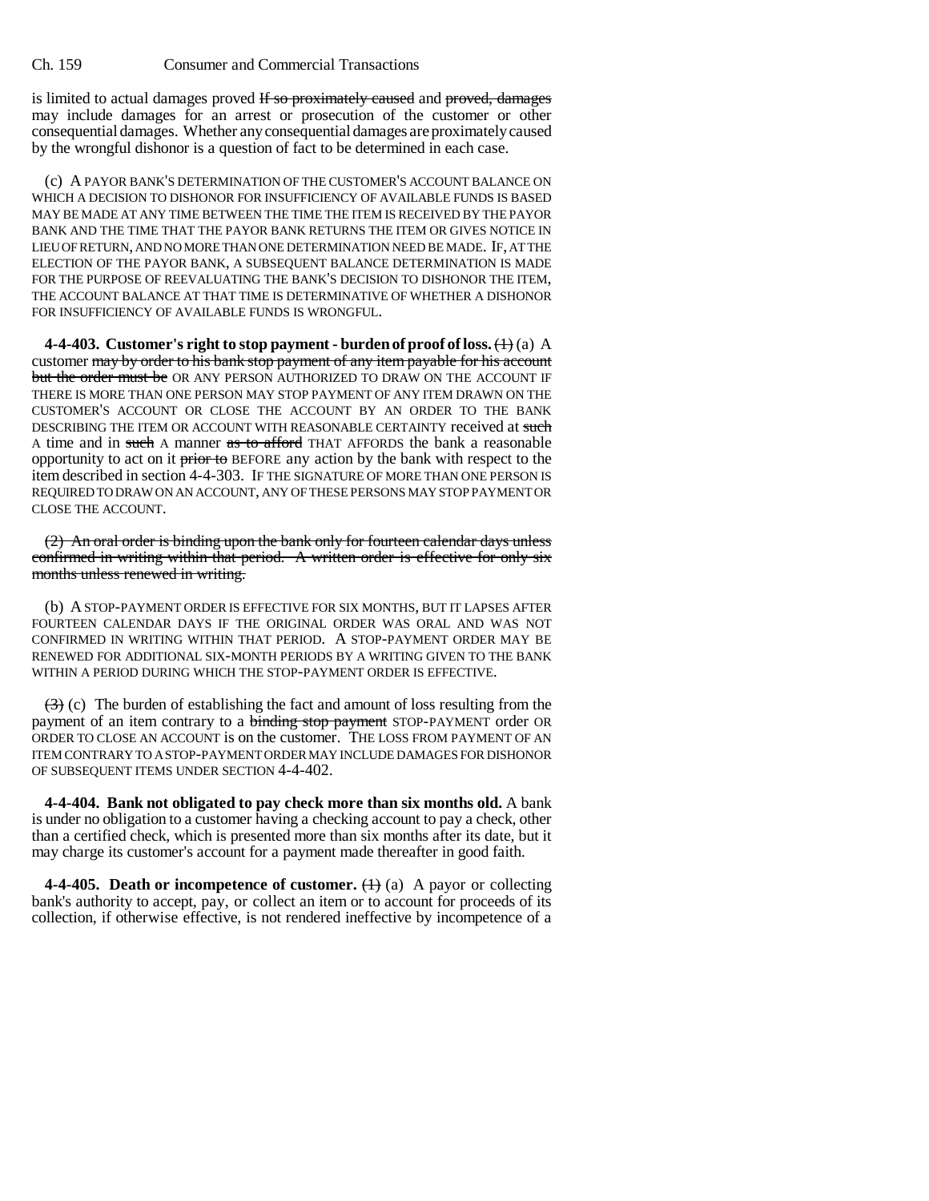is limited to actual damages proved ~~If so proximately caused~~ and ~~proved, damages~~ may include damages for an arrest or prosecution of the customer or other consequential damages. Whether any consequential damages are proximately caused by the wrongful dishonor is a question of fact to be determined in each case.

(c) A PAYOR BANK'S DETERMINATION OF THE CUSTOMER'S ACCOUNT BALANCE ON WHICH A DECISION TO DISHONOR FOR INSUFFICIENCY OF AVAILABLE FUNDS IS BASED MAY BE MADE AT ANY TIME BETWEEN THE TIME THE ITEM IS RECEIVED BY THE PAYOR BANK AND THE TIME THAT THE PAYOR BANK RETURNS THE ITEM OR GIVES NOTICE IN LIEU OF RETURN, AND NO MORE THAN ONE DETERMINATION NEED BE MADE. IF, AT THE ELECTION OF THE PAYOR BANK, A SUBSEQUENT BALANCE DETERMINATION IS MADE FOR THE PURPOSE OF REEVALUATING THE BANK'S DECISION TO DISHONOR THE ITEM, THE ACCOUNT BALANCE AT THAT TIME IS DETERMINATIVE OF WHETHER A DISHONOR FOR INSUFFICIENCY OF AVAILABLE FUNDS IS WRONGFUL.

**4-4-403. Customer's right to stop payment - burden of proof of loss.** ~~(1)~~ (a) A customer ~~may by order to his bank stop payment of any item payable for his account but the order must be~~ OR ANY PERSON AUTHORIZED TO DRAW ON THE ACCOUNT IF THERE IS MORE THAN ONE PERSON MAY STOP PAYMENT OF ANY ITEM DRAWN ON THE CUSTOMER'S ACCOUNT OR CLOSE THE ACCOUNT BY AN ORDER TO THE BANK DESCRIBING THE ITEM OR ACCOUNT WITH REASONABLE CERTAINTY received at ~~such~~ A time and in ~~such~~ A manner ~~as to afford~~ THAT AFFORDS the bank a reasonable opportunity to act on it ~~prior to~~ BEFORE any action by the bank with respect to the item described in section 4-4-303. IF THE SIGNATURE OF MORE THAN ONE PERSON IS REQUIRED TO DRAW ON AN ACCOUNT, ANY OF THESE PERSONS MAY STOP PAYMENT OR CLOSE THE ACCOUNT.

~~(2) An oral order is binding upon the bank only for fourteen calendar days unless confirmed in writing within that period. A written order is effective for only six months unless renewed in writing.~~

(b) A STOP-PAYMENT ORDER IS EFFECTIVE FOR SIX MONTHS, BUT IT LAPSES AFTER FOURTEEN CALENDAR DAYS IF THE ORIGINAL ORDER WAS ORAL AND WAS NOT CONFIRMED IN WRITING WITHIN THAT PERIOD. A STOP-PAYMENT ORDER MAY BE RENEWED FOR ADDITIONAL SIX-MONTH PERIODS BY A WRITING GIVEN TO THE BANK WITHIN A PERIOD DURING WHICH THE STOP-PAYMENT ORDER IS EFFECTIVE.

~~(3)~~ (c) The burden of establishing the fact and amount of loss resulting from the payment of an item contrary to a ~~binding stop payment~~ STOP-PAYMENT order OR ORDER TO CLOSE AN ACCOUNT is on the customer. THE LOSS FROM PAYMENT OF AN ITEM CONTRARY TO A STOP-PAYMENT ORDER MAY INCLUDE DAMAGES FOR DISHONOR OF SUBSEQUENT ITEMS UNDER SECTION 4-4-402.

**4-4-404. Bank not obligated to pay check more than six months old.** A bank is under no obligation to a customer having a checking account to pay a check, other than a certified check, which is presented more than six months after its date, but it may charge its customer's account for a payment made thereafter in good faith.

**4-4-405. Death or incompetence of customer.** ~~(1)~~ (a) A payor or collecting bank's authority to accept, pay, or collect an item or to account for proceeds of its collection, if otherwise effective, is not rendered ineffective by incompetence of a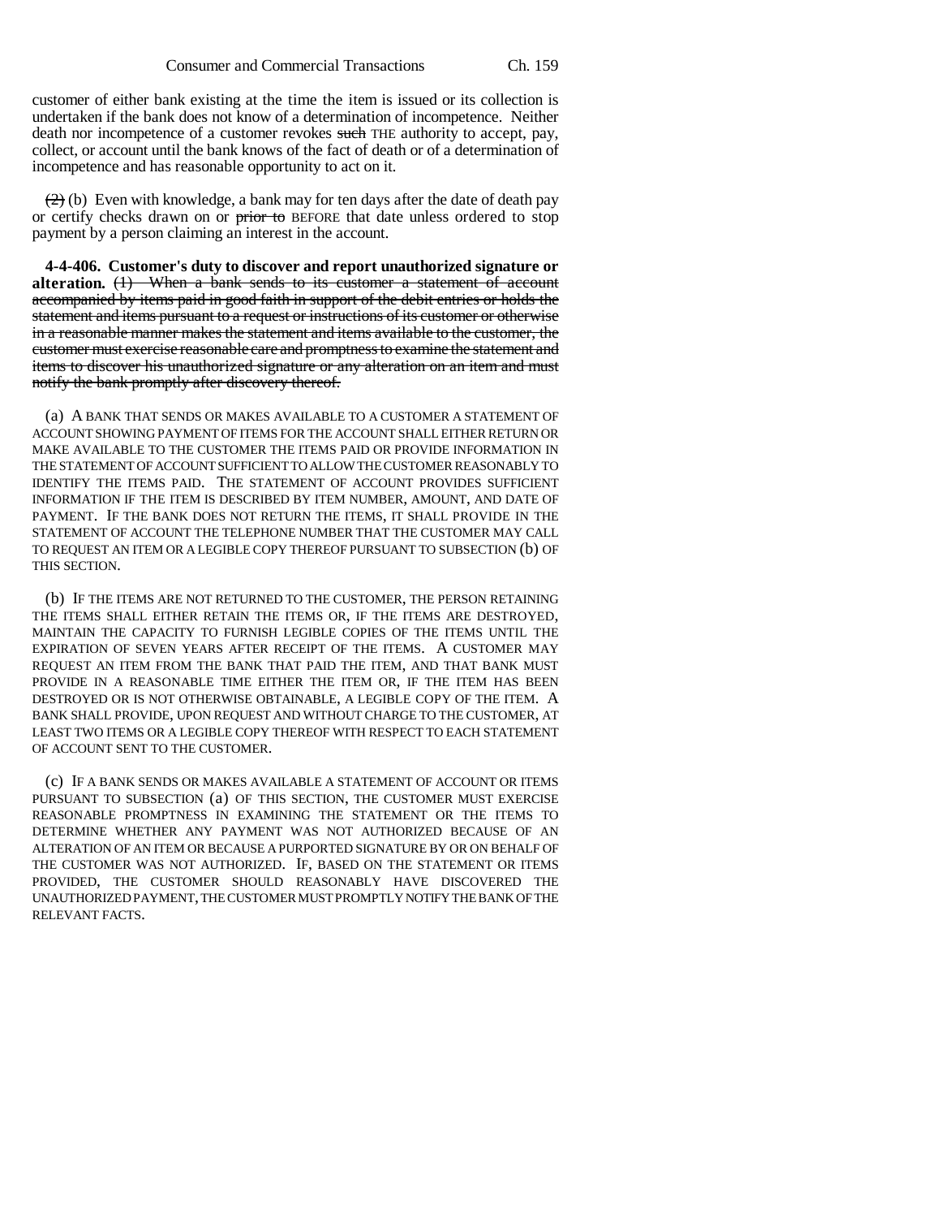customer of either bank existing at the time the item is issued or its collection is undertaken if the bank does not know of a determination of incompetence. Neither death nor incompetence of a customer revokes ~~such~~ THE authority to accept, pay, collect, or account until the bank knows of the fact of death or of a determination of incompetence and has reasonable opportunity to act on it.

~~(2)~~ (b) Even with knowledge, a bank may for ten days after the date of death pay or certify checks drawn on or ~~prior to~~ BEFORE that date unless ordered to stop payment by a person claiming an interest in the account.

**4-4-406. Customer's duty to discover and report unauthorized signature or alteration.** ~~(1) When a bank sends to its customer a statement of account accompanied by items paid in good faith in support of the debit entries or holds the statement and items pursuant to a request or instructions of its customer or otherwise in a reasonable manner makes the statement and items available to the customer, the customer must exercise reasonable care and promptness to examine the statement and items to discover his unauthorized signature or any alteration on an item and must notify the bank promptly after discovery thereof.~~

(a) A BANK THAT SENDS OR MAKES AVAILABLE TO A CUSTOMER A STATEMENT OF ACCOUNT SHOWING PAYMENT OF ITEMS FOR THE ACCOUNT SHALL EITHER RETURN OR MAKE AVAILABLE TO THE CUSTOMER THE ITEMS PAID OR PROVIDE INFORMATION IN THE STATEMENT OF ACCOUNT SUFFICIENT TO ALLOW THE CUSTOMER REASONABLY TO IDENTIFY THE ITEMS PAID. THE STATEMENT OF ACCOUNT PROVIDES SUFFICIENT INFORMATION IF THE ITEM IS DESCRIBED BY ITEM NUMBER, AMOUNT, AND DATE OF PAYMENT. IF THE BANK DOES NOT RETURN THE ITEMS, IT SHALL PROVIDE IN THE STATEMENT OF ACCOUNT THE TELEPHONE NUMBER THAT THE CUSTOMER MAY CALL TO REQUEST AN ITEM OR A LEGIBLE COPY THEREOF PURSUANT TO SUBSECTION (b) OF THIS SECTION.

(b) IF THE ITEMS ARE NOT RETURNED TO THE CUSTOMER, THE PERSON RETAINING THE ITEMS SHALL EITHER RETAIN THE ITEMS OR, IF THE ITEMS ARE DESTROYED, MAINTAIN THE CAPACITY TO FURNISH LEGIBLE COPIES OF THE ITEMS UNTIL THE EXPIRATION OF SEVEN YEARS AFTER RECEIPT OF THE ITEMS. A CUSTOMER MAY REQUEST AN ITEM FROM THE BANK THAT PAID THE ITEM, AND THAT BANK MUST PROVIDE IN A REASONABLE TIME EITHER THE ITEM OR, IF THE ITEM HAS BEEN DESTROYED OR IS NOT OTHERWISE OBTAINABLE, A LEGIBLE COPY OF THE ITEM. A BANK SHALL PROVIDE, UPON REQUEST AND WITHOUT CHARGE TO THE CUSTOMER, AT LEAST TWO ITEMS OR A LEGIBLE COPY THEREOF WITH RESPECT TO EACH STATEMENT OF ACCOUNT SENT TO THE CUSTOMER.

(c) IF A BANK SENDS OR MAKES AVAILABLE A STATEMENT OF ACCOUNT OR ITEMS PURSUANT TO SUBSECTION (a) OF THIS SECTION, THE CUSTOMER MUST EXERCISE REASONABLE PROMPTNESS IN EXAMINING THE STATEMENT OR THE ITEMS TO DETERMINE WHETHER ANY PAYMENT WAS NOT AUTHORIZED BECAUSE OF AN ALTERATION OF AN ITEM OR BECAUSE A PURPORTED SIGNATURE BY OR ON BEHALF OF THE CUSTOMER WAS NOT AUTHORIZED. IF, BASED ON THE STATEMENT OR ITEMS PROVIDED, THE CUSTOMER SHOULD REASONABLY HAVE DISCOVERED THE UNAUTHORIZED PAYMENT, THE CUSTOMER MUST PROMPTLY NOTIFY THE BANK OF THE RELEVANT FACTS.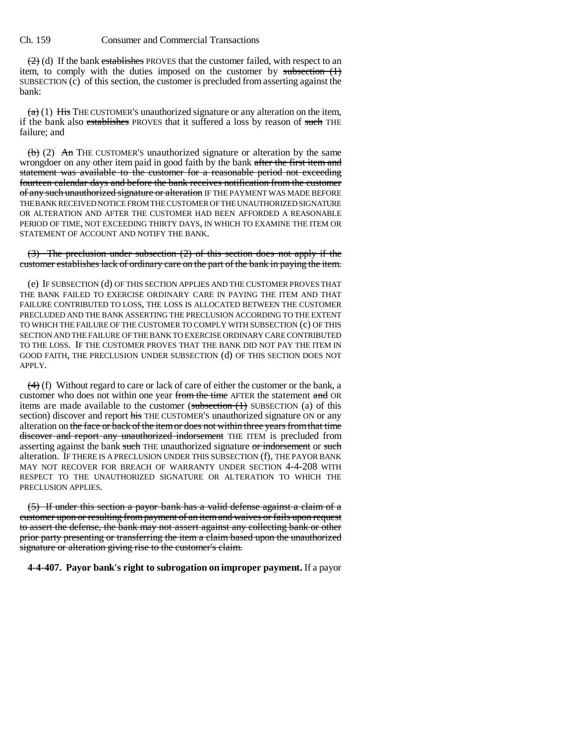(2) (d) If the bank establishes PROVES that the customer failed, with respect to an item, to comply with the duties imposed on the customer by subsection (1) SUBSECTION (c) of this section, the customer is precluded from asserting against the bank:

(a) (1) His THE CUSTOMER'S unauthorized signature or any alteration on the item, if the bank also establishes PROVES that it suffered a loss by reason of such THE failure; and

(b) (2) An THE CUSTOMER'S unauthorized signature or alteration by the same wrongdoer on any other item paid in good faith by the bank after the first item and statement was available to the customer for a reasonable period not exceeding fourteen calendar days and before the bank receives notification from the customer of any such unauthorized signature or alteration IF THE PAYMENT WAS MADE BEFORE THE BANK RECEIVED NOTICE FROM THE CUSTOMER OF THE UNAUTHORIZED SIGNATURE OR ALTERATION AND AFTER THE CUSTOMER HAD BEEN AFFORDED A REASONABLE PERIOD OF TIME, NOT EXCEEDING THIRTY DAYS, IN WHICH TO EXAMINE THE ITEM OR STATEMENT OF ACCOUNT AND NOTIFY THE BANK.

(3) The preclusion under subsection (2) of this section does not apply if the customer establishes lack of ordinary care on the part of the bank in paying the item.

(e) IF SUBSECTION (d) OF THIS SECTION APPLIES AND THE CUSTOMER PROVES THAT THE BANK FAILED TO EXERCISE ORDINARY CARE IN PAYING THE ITEM AND THAT FAILURE CONTRIBUTED TO LOSS, THE LOSS IS ALLOCATED BETWEEN THE CUSTOMER PRECLUDED AND THE BANK ASSERTING THE PRECLUSION ACCORDING TO THE EXTENT TO WHICH THE FAILURE OF THE CUSTOMER TO COMPLY WITH SUBSECTION (c) OF THIS SECTION AND THE FAILURE OF THE BANK TO EXERCISE ORDINARY CARE CONTRIBUTED TO THE LOSS. IF THE CUSTOMER PROVES THAT THE BANK DID NOT PAY THE ITEM IN GOOD FAITH, THE PRECLUSION UNDER SUBSECTION (d) OF THIS SECTION DOES NOT APPLY.

(4) (f) Without regard to care or lack of care of either the customer or the bank, a customer who does not within one year from the time AFTER the statement and OR items are made available to the customer (subsection (1) SUBSECTION (a) of this section) discover and report his THE CUSTOMER'S unauthorized signature ON or any alteration on the face or back of the item or does not within three years from that time discover and report any unauthorized indorsement THE ITEM is precluded from asserting against the bank such THE unauthorized signature or indorsement or such alteration. IF THERE IS A PRECLUSION UNDER THIS SUBSECTION (f), THE PAYOR BANK MAY NOT RECOVER FOR BREACH OF WARRANTY UNDER SECTION 4-4-208 WITH RESPECT TO THE UNAUTHORIZED SIGNATURE OR ALTERATION TO WHICH THE PRECLUSION APPLIES.

(5) If under this section a payor bank has a valid defense against a claim of a customer upon or resulting from payment of an item and waives or fails upon request to assert the defense, the bank may not assert against any collecting bank or other prior party presenting or transferring the item a claim based upon the unauthorized signature or alteration giving rise to the customer's claim.

**4-4-407. Payor bank's right to subrogation on improper payment.** If a payor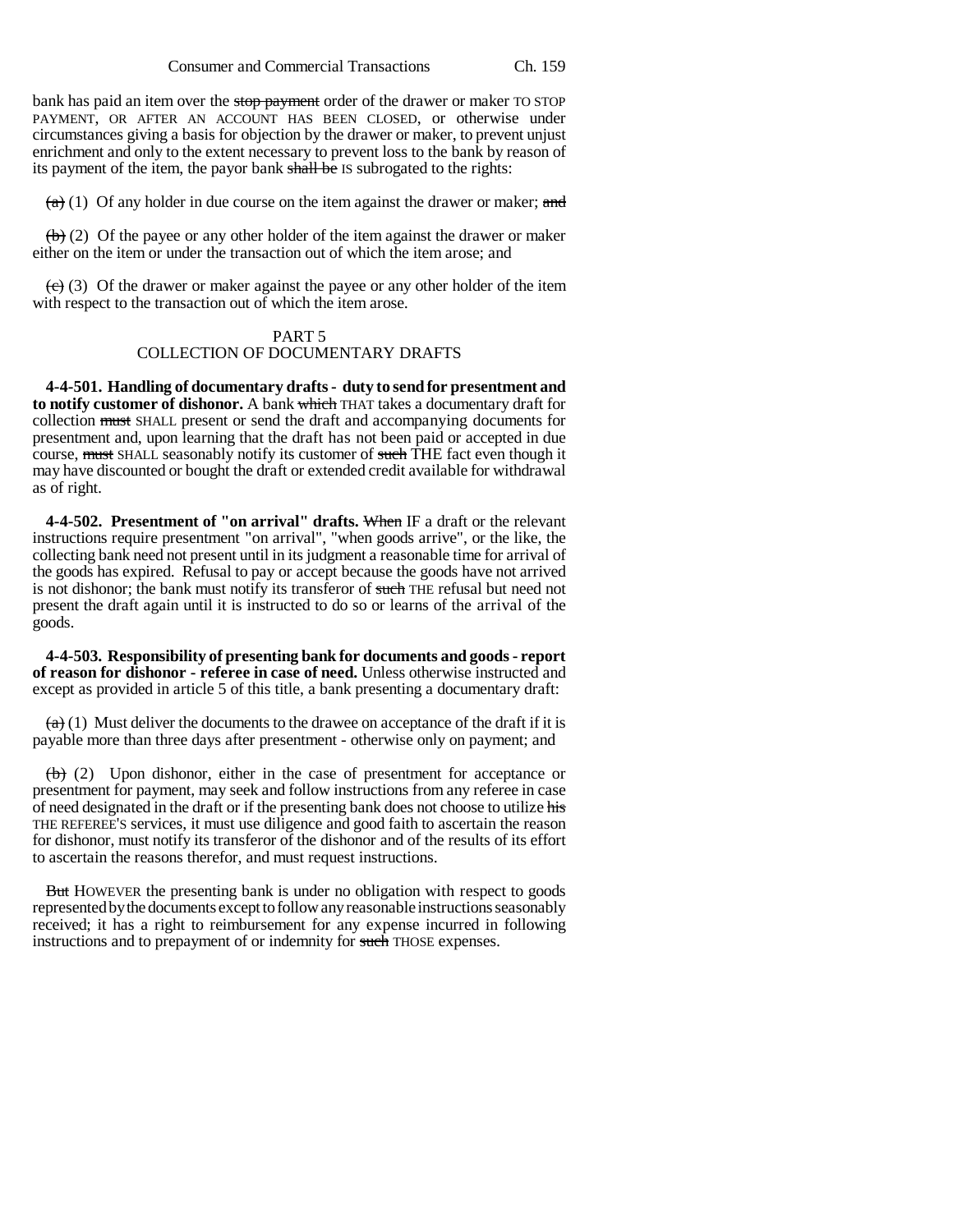bank has paid an item over the ~~stop payment~~ order of the drawer or maker TO STOP PAYMENT, OR AFTER AN ACCOUNT HAS BEEN CLOSED, or otherwise under circumstances giving a basis for objection by the drawer or maker, to prevent unjust enrichment and only to the extent necessary to prevent loss to the bank by reason of its payment of the item, the payor bank ~~shall be~~ IS subrogated to the rights:

~~(a)~~ (1) Of any holder in due course on the item against the drawer or maker; ~~and~~

~~(b)~~ (2) Of the payee or any other holder of the item against the drawer or maker either on the item or under the transaction out of which the item arose; and

~~(c)~~ (3) Of the drawer or maker against the payee or any other holder of the item with respect to the transaction out of which the item arose.

PART 5
COLLECTION OF DOCUMENTARY DRAFTS

**4-4-501. Handling of documentary drafts - duty to send for presentment and to notify customer of dishonor.** A bank ~~which~~ THAT takes a documentary draft for collection ~~must~~ SHALL present or send the draft and accompanying documents for presentment and, upon learning that the draft has not been paid or accepted in due course, ~~must~~ SHALL seasonably notify its customer of ~~such~~ THE fact even though it may have discounted or bought the draft or extended credit available for withdrawal as of right.

**4-4-502. Presentment of "on arrival" drafts.** ~~When~~ IF a draft or the relevant instructions require presentment "on arrival", "when goods arrive", or the like, the collecting bank need not present until in its judgment a reasonable time for arrival of the goods has expired. Refusal to pay or accept because the goods have not arrived is not dishonor; the bank must notify its transferor of ~~such~~ THE refusal but need not present the draft again until it is instructed to do so or learns of the arrival of the goods.

**4-4-503. Responsibility of presenting bank for documents and goods - report of reason for dishonor - referee in case of need.** Unless otherwise instructed and except as provided in article 5 of this title, a bank presenting a documentary draft:

~~(a)~~ (1) Must deliver the documents to the drawee on acceptance of the draft if it is payable more than three days after presentment - otherwise only on payment; and

~~(b)~~ (2) Upon dishonor, either in the case of presentment for acceptance or presentment for payment, may seek and follow instructions from any referee in case of need designated in the draft or if the presenting bank does not choose to utilize ~~his~~ THE REFEREE'S services, it must use diligence and good faith to ascertain the reason for dishonor, must notify its transferor of the dishonor and of the results of its effort to ascertain the reasons therefor, and must request instructions.

~~But~~ HOWEVER the presenting bank is under no obligation with respect to goods represented by the documents except to follow any reasonable instructions seasonably received; it has a right to reimbursement for any expense incurred in following instructions and to prepayment of or indemnity for ~~such~~ THOSE expenses.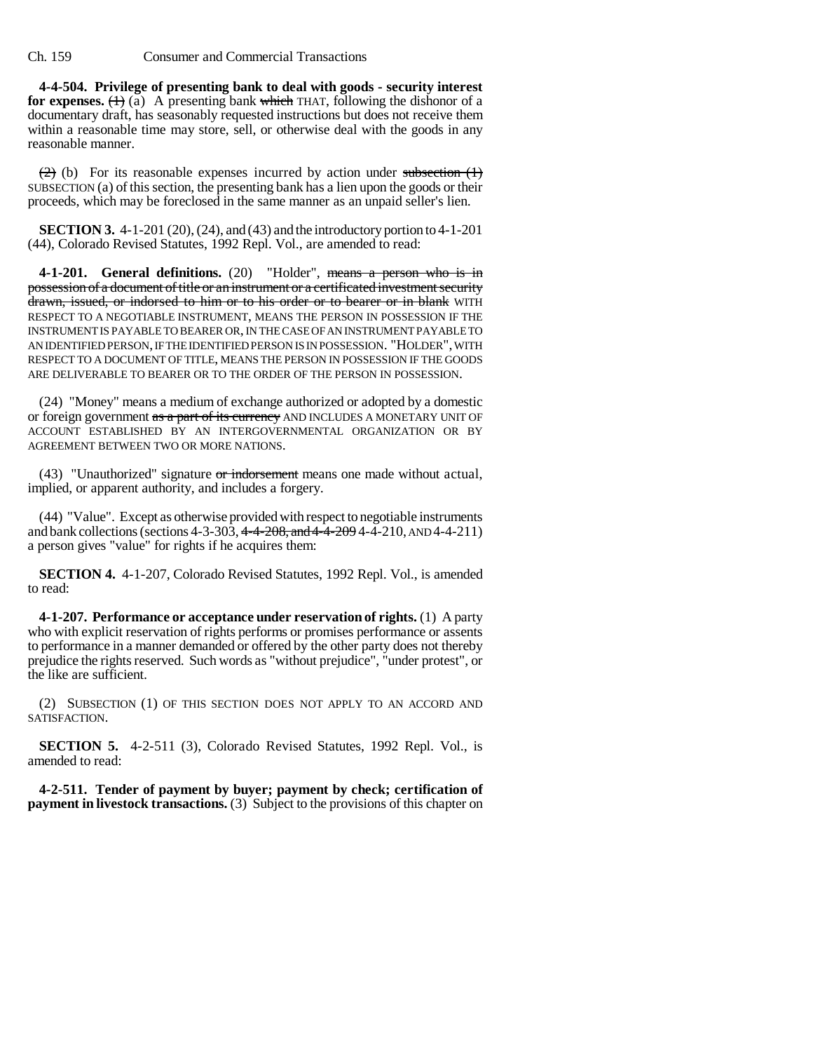**4-4-504. Privilege of presenting bank to deal with goods - security interest for expenses.** ~~(1)~~ (a) A presenting bank ~~which~~ THAT, following the dishonor of a documentary draft, has seasonably requested instructions but does not receive them within a reasonable time may store, sell, or otherwise deal with the goods in any reasonable manner.

~~(2)~~ (b) For its reasonable expenses incurred by action under ~~subsection (1)~~ SUBSECTION (a) of this section, the presenting bank has a lien upon the goods or their proceeds, which may be foreclosed in the same manner as an unpaid seller's lien.

**SECTION 3.** 4-1-201 (20), (24), and (43) and the introductory portion to 4-1-201 (44), Colorado Revised Statutes, 1992 Repl. Vol., are amended to read:

**4-1-201. General definitions.** (20) "Holder", ~~means a person who is in possession of a document of title or an instrument or a certificated investment security drawn, issued, or indorsed to him or to his order or to bearer or in blank~~ WITH RESPECT TO A NEGOTIABLE INSTRUMENT, MEANS THE PERSON IN POSSESSION IF THE INSTRUMENT IS PAYABLE TO BEARER OR, IN THE CASE OF AN INSTRUMENT PAYABLE TO AN IDENTIFIED PERSON, IF THE IDENTIFIED PERSON IS IN POSSESSION. "HOLDER", WITH RESPECT TO A DOCUMENT OF TITLE, MEANS THE PERSON IN POSSESSION IF THE GOODS ARE DELIVERABLE TO BEARER OR TO THE ORDER OF THE PERSON IN POSSESSION.

(24) "Money" means a medium of exchange authorized or adopted by a domestic or foreign government ~~as a part of its currency~~ AND INCLUDES A MONETARY UNIT OF ACCOUNT ESTABLISHED BY AN INTERGOVERNMENTAL ORGANIZATION OR BY AGREEMENT BETWEEN TWO OR MORE NATIONS.

(43) "Unauthorized" signature ~~or indorsement~~ means one made without actual, implied, or apparent authority, and includes a forgery.

(44) "Value". Except as otherwise provided with respect to negotiable instruments and bank collections (sections 4-3-303, ~~4-4-208, and 4-4-209~~ 4-4-210, AND 4-4-211) a person gives "value" for rights if he acquires them:

**SECTION 4.** 4-1-207, Colorado Revised Statutes, 1992 Repl. Vol., is amended to read:

**4-1-207. Performance or acceptance under reservation of rights.** (1) A party who with explicit reservation of rights performs or promises performance or assents to performance in a manner demanded or offered by the other party does not thereby prejudice the rights reserved. Such words as "without prejudice", "under protest", or the like are sufficient.

(2) SUBSECTION (1) OF THIS SECTION DOES NOT APPLY TO AN ACCORD AND SATISFACTION.

**SECTION 5.** 4-2-511 (3), Colorado Revised Statutes, 1992 Repl. Vol., is amended to read:

**4-2-511. Tender of payment by buyer; payment by check; certification of payment in livestock transactions.** (3) Subject to the provisions of this chapter on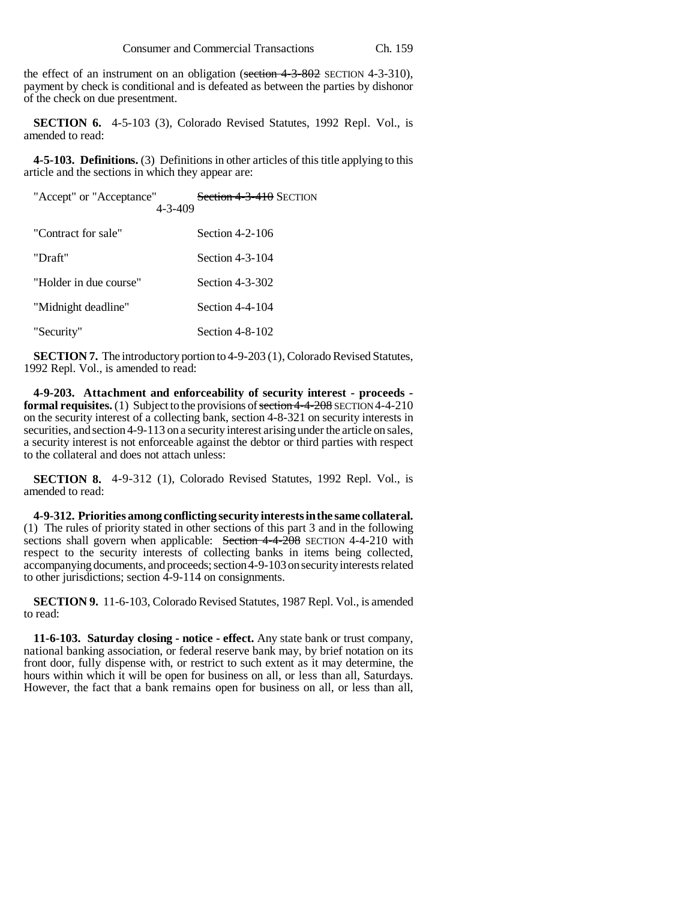the effect of an instrument on an obligation (~~section 4-3-802~~ SECTION 4-3-310), payment by check is conditional and is defeated as between the parties by dishonor of the check on due presentment.

**SECTION 6.** 4-5-103 (3), Colorado Revised Statutes, 1992 Repl. Vol., is amended to read:

**4-5-103. Definitions.** (3) Definitions in other articles of this title applying to this article and the sections in which they appear are:

| | |
|---|---|
| "Accept" or "Acceptance" | ~~Section 4-3-410~~ SECTION 4-3-409 |
| "Contract for sale" | Section 4-2-106 |
| "Draft" | Section 4-3-104 |
| "Holder in due course" | Section 4-3-302 |
| "Midnight deadline" | Section 4-4-104 |
| "Security" | Section 4-8-102 |

**SECTION 7.** The introductory portion to 4-9-203 (1), Colorado Revised Statutes, 1992 Repl. Vol., is amended to read:

**4-9-203. Attachment and enforceability of security interest - proceeds - formal requisites.** (1) Subject to the provisions of ~~section 4-4-208~~ SECTION 4-4-210 on the security interest of a collecting bank, section 4-8-321 on security interests in securities, and section 4-9-113 on a security interest arising under the article on sales, a security interest is not enforceable against the debtor or third parties with respect to the collateral and does not attach unless:

**SECTION 8.** 4-9-312 (1), Colorado Revised Statutes, 1992 Repl. Vol., is amended to read:

**4-9-312. Priorities among conflicting security interests in the same collateral.** (1) The rules of priority stated in other sections of this part 3 and in the following sections shall govern when applicable: ~~Section 4-4-208~~ SECTION 4-4-210 with respect to the security interests of collecting banks in items being collected, accompanying documents, and proceeds; section 4-9-103 on security interests related to other jurisdictions; section 4-9-114 on consignments.

**SECTION 9.** 11-6-103, Colorado Revised Statutes, 1987 Repl. Vol., is amended to read:

**11-6-103. Saturday closing - notice - effect.** Any state bank or trust company, national banking association, or federal reserve bank may, by brief notation on its front door, fully dispense with, or restrict to such extent as it may determine, the hours within which it will be open for business on all, or less than all, Saturdays. However, the fact that a bank remains open for business on all, or less than all,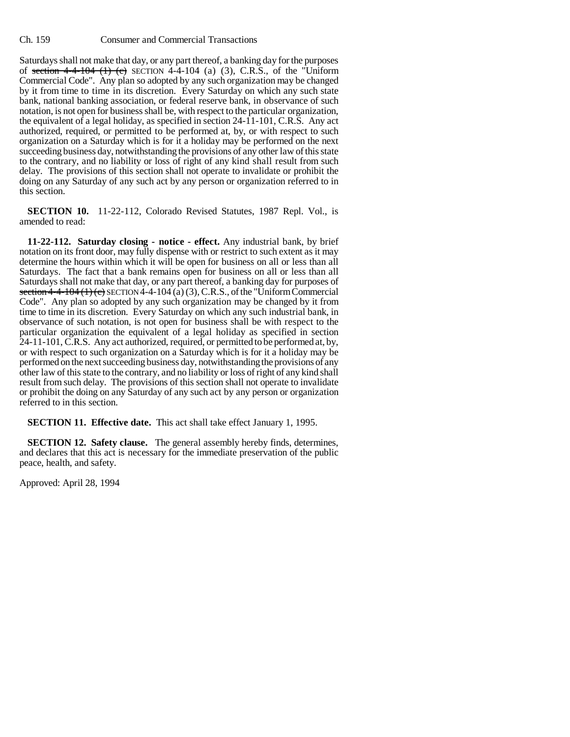Saturdays shall not make that day, or any part thereof, a banking day for the purposes of ~~section 4-4-104 (1) (c)~~ SECTION 4-4-104 (a) (3), C.R.S., of the "Uniform Commercial Code". Any plan so adopted by any such organization may be changed by it from time to time in its discretion. Every Saturday on which any such state bank, national banking association, or federal reserve bank, in observance of such notation, is not open for business shall be, with respect to the particular organization, the equivalent of a legal holiday, as specified in section 24-11-101, C.R.S. Any act authorized, required, or permitted to be performed at, by, or with respect to such organization on a Saturday which is for it a holiday may be performed on the next succeeding business day, notwithstanding the provisions of any other law of this state to the contrary, and no liability or loss of right of any kind shall result from such delay. The provisions of this section shall not operate to invalidate or prohibit the doing on any Saturday of any such act by any person or organization referred to in this section.

**SECTION 10.** 11-22-112, Colorado Revised Statutes, 1987 Repl. Vol., is amended to read:

**11-22-112. Saturday closing - notice - effect.** Any industrial bank, by brief notation on its front door, may fully dispense with or restrict to such extent as it may determine the hours within which it will be open for business on all or less than all Saturdays. The fact that a bank remains open for business on all or less than all Saturdays shall not make that day, or any part thereof, a banking day for purposes of ~~section 4-4-104 (1) (c)~~ SECTION 4-4-104 (a) (3), C.R.S., of the "Uniform Commercial Code". Any plan so adopted by any such organization may be changed by it from time to time in its discretion. Every Saturday on which any such industrial bank, in observance of such notation, is not open for business shall be with respect to the particular organization the equivalent of a legal holiday as specified in section 24-11-101, C.R.S. Any act authorized, required, or permitted to be performed at, by, or with respect to such organization on a Saturday which is for it a holiday may be performed on the next succeeding business day, notwithstanding the provisions of any other law of this state to the contrary, and no liability or loss of right of any kind shall result from such delay. The provisions of this section shall not operate to invalidate or prohibit the doing on any Saturday of any such act by any person or organization referred to in this section.

**SECTION 11. Effective date.** This act shall take effect January 1, 1995.

**SECTION 12. Safety clause.** The general assembly hereby finds, determines, and declares that this act is necessary for the immediate preservation of the public peace, health, and safety.

Approved: April 28, 1994